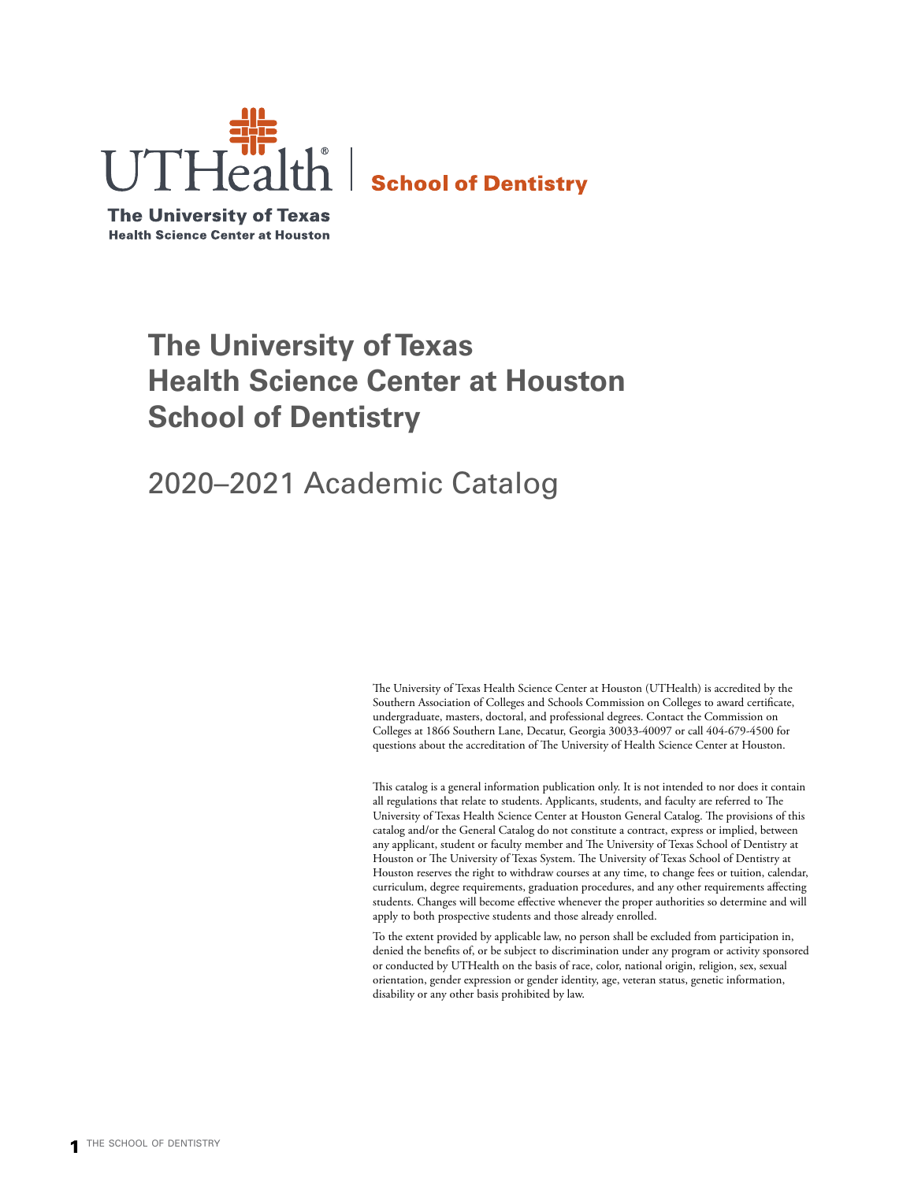UTHealth | School of Dentistry

The University of Texas
Health Science Center at Houston

# The University of Texas Health Science Center at Houston School of Dentistry

## 2020–2021 Academic Catalog

The University of Texas Health Science Center at Houston (UTHealth) is accredited by the Southern Association of Colleges and Schools Commission on Colleges to award certificate, undergraduate, masters, doctoral, and professional degrees. Contact the Commission on Colleges at 1866 Southern Lane, Decatur, Georgia 30033-40097 or call 404-679-4500 for questions about the accreditation of The University of Health Science Center at Houston.

This catalog is a general information publication only. It is not intended to nor does it contain all regulations that relate to students. Applicants, students, and faculty are referred to The University of Texas Health Science Center at Houston General Catalog. The provisions of this catalog and/or the General Catalog do not constitute a contract, express or implied, between any applicant, student or faculty member and The University of Texas School of Dentistry at Houston or The University of Texas System. The University of Texas School of Dentistry at Houston reserves the right to withdraw courses at any time, to change fees or tuition, calendar, curriculum, degree requirements, graduation procedures, and any other requirements affecting students. Changes will become effective whenever the proper authorities so determine and will apply to both prospective students and those already enrolled.

To the extent provided by applicable law, no person shall be excluded from participation in, denied the benefits of, or be subject to discrimination under any program or activity sponsored or conducted by UTHealth on the basis of race, color, national origin, religion, sex, sexual orientation, gender expression or gender identity, age, veteran status, genetic information, disability or any other basis prohibited by law.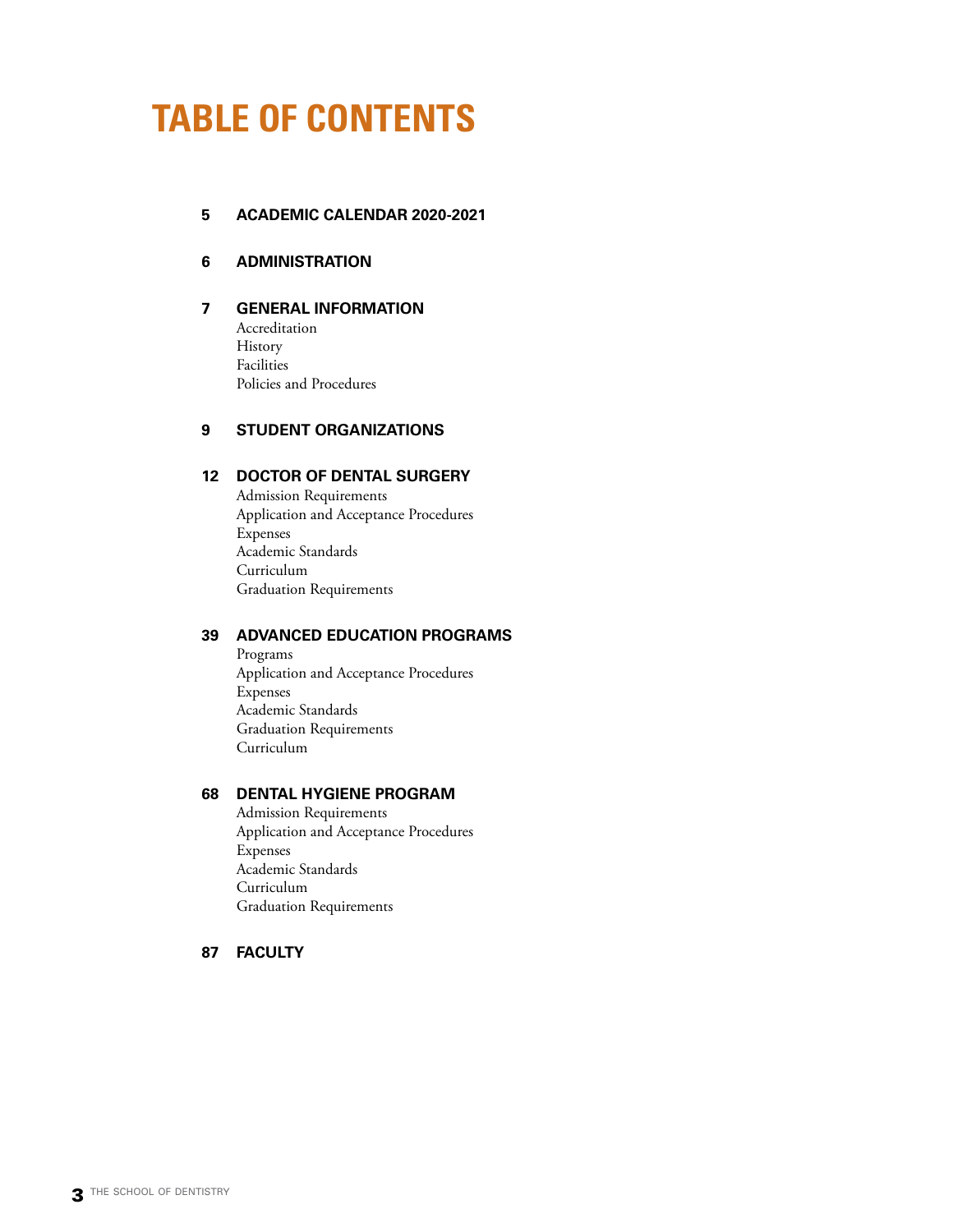# TABLE OF CONTENTS

**5 ACADEMIC CALENDAR 2020-2021**

**6 ADMINISTRATION**

**7 GENERAL INFORMATION**
Accreditation
History
Facilities
Policies and Procedures

**9 STUDENT ORGANIZATIONS**

**12 DOCTOR OF DENTAL SURGERY**
Admission Requirements
Application and Acceptance Procedures
Expenses
Academic Standards
Curriculum
Graduation Requirements

**39 ADVANCED EDUCATION PROGRAMS**
Programs
Application and Acceptance Procedures
Expenses
Academic Standards
Graduation Requirements
Curriculum

**68 DENTAL HYGIENE PROGRAM**
Admission Requirements
Application and Acceptance Procedures
Expenses
Academic Standards
Curriculum
Graduation Requirements

**87 FACULTY**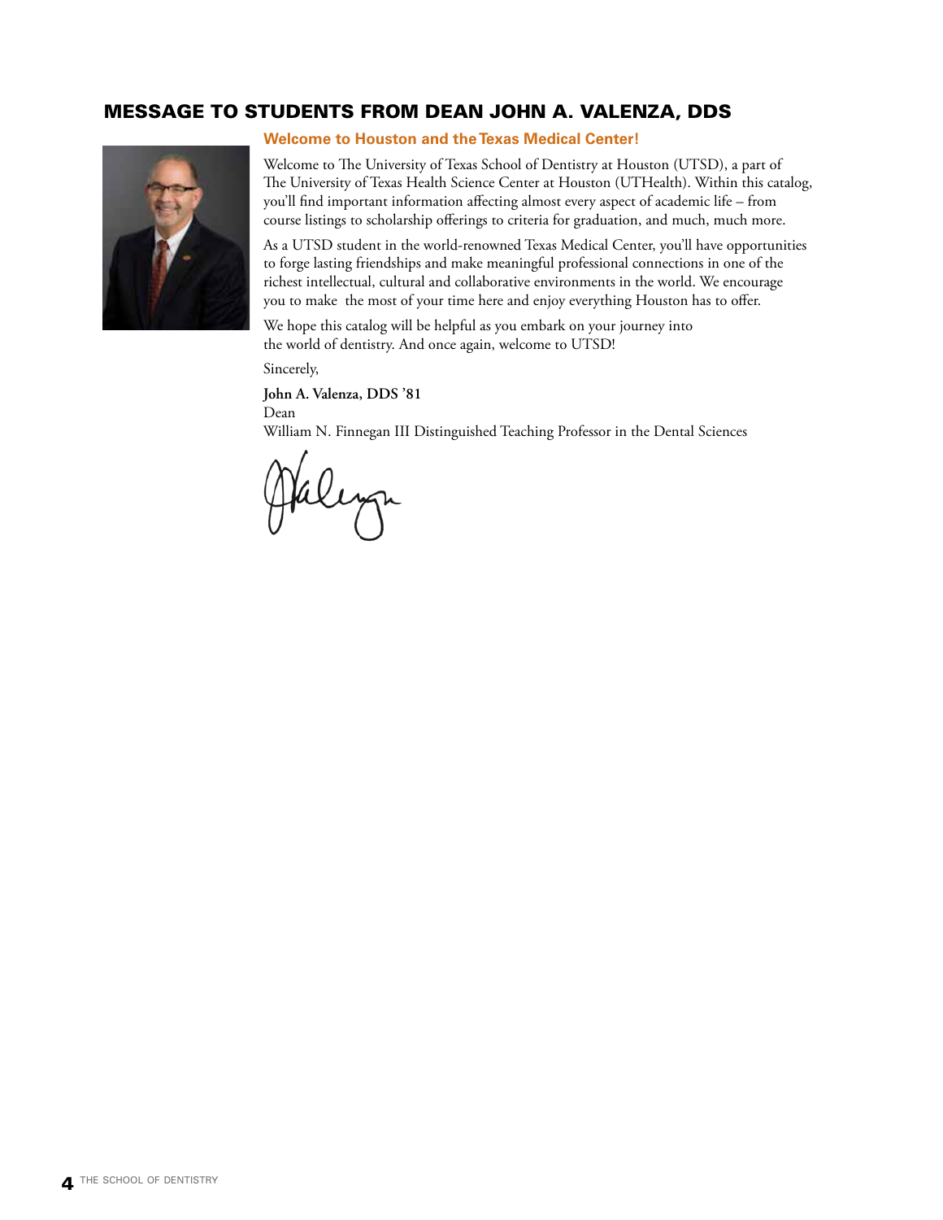# MESSAGE TO STUDENTS FROM DEAN JOHN A. VALENZA, DDS

## Welcome to Houston and the Texas Medical Center!

Welcome to The University of Texas School of Dentistry at Houston (UTSD), a part of The University of Texas Health Science Center at Houston (UTHealth). Within this catalog, you'll find important information affecting almost every aspect of academic life – from course listings to scholarship offerings to criteria for graduation, and much, much more.

As a UTSD student in the world-renowned Texas Medical Center, you'll have opportunities to forge lasting friendships and make meaningful professional connections in one of the richest intellectual, cultural and collaborative environments in the world. We encourage you to make the most of your time here and enjoy everything Houston has to offer.

We hope this catalog will be helpful as you embark on your journey into the world of dentistry. And once again, welcome to UTSD!

Sincerely,

**John A. Valenza, DDS '81**
Dean
William N. Finnegan III Distinguished Teaching Professor in the Dental Sciences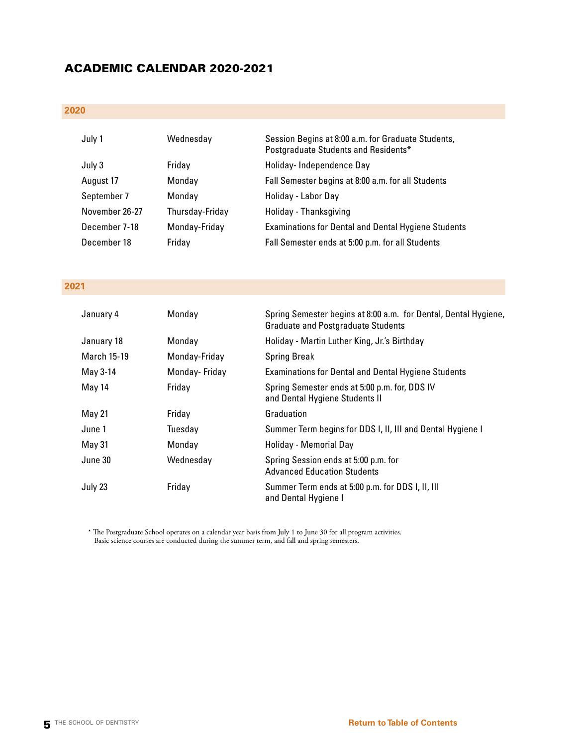# ACADEMIC CALENDAR 2020-2021

## 2020

| | | |
|---|---|---|
| July 1 | Wednesday | Session Begins at 8:00 a.m. for Graduate Students, Postgraduate Students and Residents* |
| July 3 | Friday | Holiday- Independence Day |
| August 17 | Monday | Fall Semester begins at 8:00 a.m. for all Students |
| September 7 | Monday | Holiday - Labor Day |
| November 26-27 | Thursday-Friday | Holiday - Thanksgiving |
| December 7-18 | Monday-Friday | Examinations for Dental and Dental Hygiene Students |
| December 18 | Friday | Fall Semester ends at 5:00 p.m. for all Students |

## 2021

| | | |
|---|---|---|
| January 4 | Monday | Spring Semester begins at 8:00 a.m. for Dental, Dental Hygiene, Graduate and Postgraduate Students |
| January 18 | Monday | Holiday - Martin Luther King, Jr.'s Birthday |
| March 15-19 | Monday-Friday | Spring Break |
| May 3-14 | Monday- Friday | Examinations for Dental and Dental Hygiene Students |
| May 14 | Friday | Spring Semester ends at 5:00 p.m. for, DDS IV and Dental Hygiene Students II |
| May 21 | Friday | Graduation |
| June 1 | Tuesday | Summer Term begins for DDS I, II, III and Dental Hygiene I |
| May 31 | Monday | Holiday - Memorial Day |
| June 30 | Wednesday | Spring Session ends at 5:00 p.m. for Advanced Education Students |
| July 23 | Friday | Summer Term ends at 5:00 p.m. for DDS I, II, III and Dental Hygiene I |

* The Postgraduate School operates on a calendar year basis from July 1 to June 30 for all program activities. Basic science courses are conducted during the summer term, and fall and spring semesters.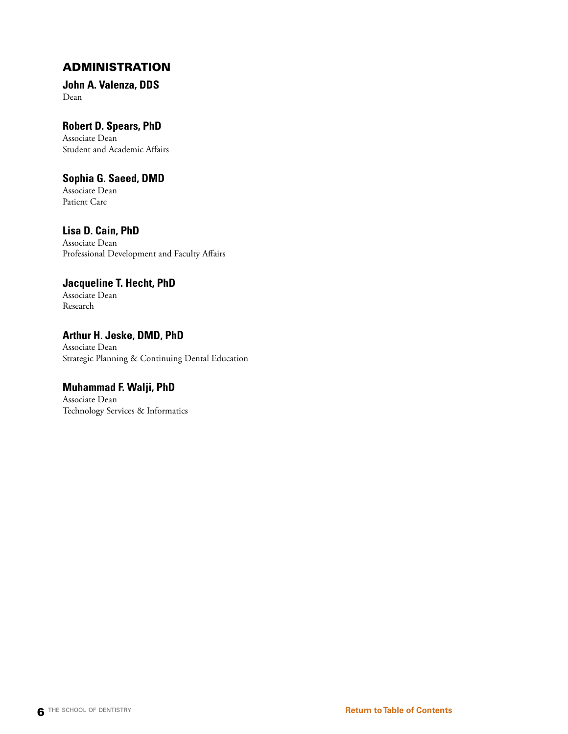## ADMINISTRATION

**John A. Valenza, DDS**
Dean

**Robert D. Spears, PhD**
Associate Dean
Student and Academic Affairs

**Sophia G. Saeed, DMD**
Associate Dean
Patient Care

**Lisa D. Cain, PhD**
Associate Dean
Professional Development and Faculty Affairs

**Jacqueline T. Hecht, PhD**
Associate Dean
Research

**Arthur H. Jeske, DMD, PhD**
Associate Dean
Strategic Planning & Continuing Dental Education

**Muhammad F. Walji, PhD**
Associate Dean
Technology Services & Informatics

Return to Table of Contents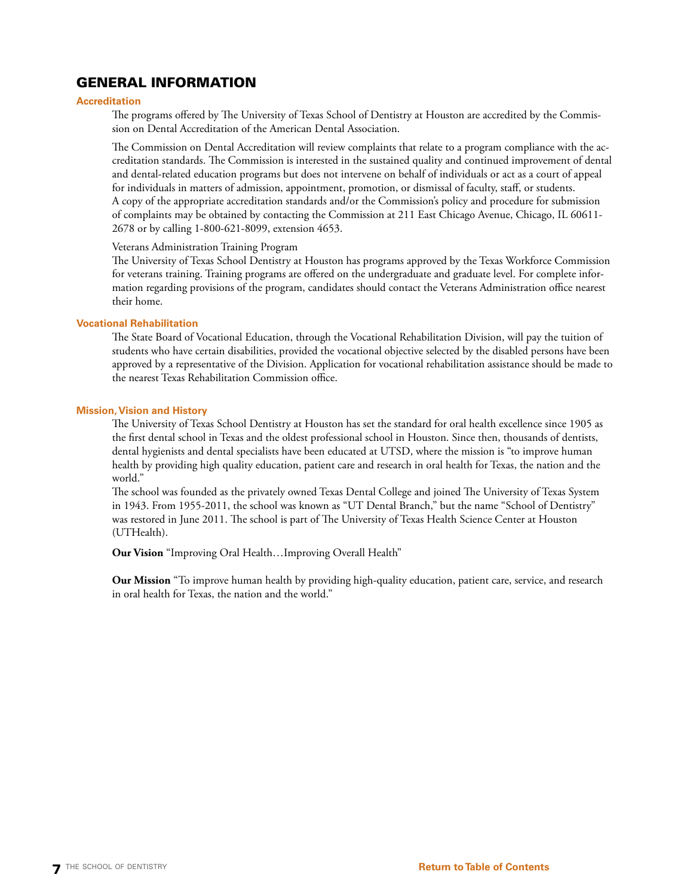# GENERAL INFORMATION

## Accreditation

The programs offered by The University of Texas School of Dentistry at Houston are accredited by the Commission on Dental Accreditation of the American Dental Association.

The Commission on Dental Accreditation will review complaints that relate to a program compliance with the accreditation standards. The Commission is interested in the sustained quality and continued improvement of dental and dental-related education programs but does not intervene on behalf of individuals or act as a court of appeal for individuals in matters of admission, appointment, promotion, or dismissal of faculty, staff, or students. A copy of the appropriate accreditation standards and/or the Commission's policy and procedure for submission of complaints may be obtained by contacting the Commission at 211 East Chicago Avenue, Chicago, IL 60611-2678 or by calling 1-800-621-8099, extension 4653.

Veterans Administration Training Program

The University of Texas School Dentistry at Houston has programs approved by the Texas Workforce Commission for veterans training. Training programs are offered on the undergraduate and graduate level. For complete information regarding provisions of the program, candidates should contact the Veterans Administration office nearest their home.

## Vocational Rehabilitation

The State Board of Vocational Education, through the Vocational Rehabilitation Division, will pay the tuition of students who have certain disabilities, provided the vocational objective selected by the disabled persons have been approved by a representative of the Division. Application for vocational rehabilitation assistance should be made to the nearest Texas Rehabilitation Commission office.

## Mission, Vision and History

The University of Texas School Dentistry at Houston has set the standard for oral health excellence since 1905 as the first dental school in Texas and the oldest professional school in Houston. Since then, thousands of dentists, dental hygienists and dental specialists have been educated at UTSD, where the mission is "to improve human health by providing high quality education, patient care and research in oral health for Texas, the nation and the world."

The school was founded as the privately owned Texas Dental College and joined The University of Texas System in 1943. From 1955-2011, the school was known as "UT Dental Branch," but the name "School of Dentistry" was restored in June 2011. The school is part of The University of Texas Health Science Center at Houston (UTHealth).

**Our Vision** "Improving Oral Health…Improving Overall Health"

**Our Mission** "To improve human health by providing high-quality education, patient care, service, and research in oral health for Texas, the nation and the world."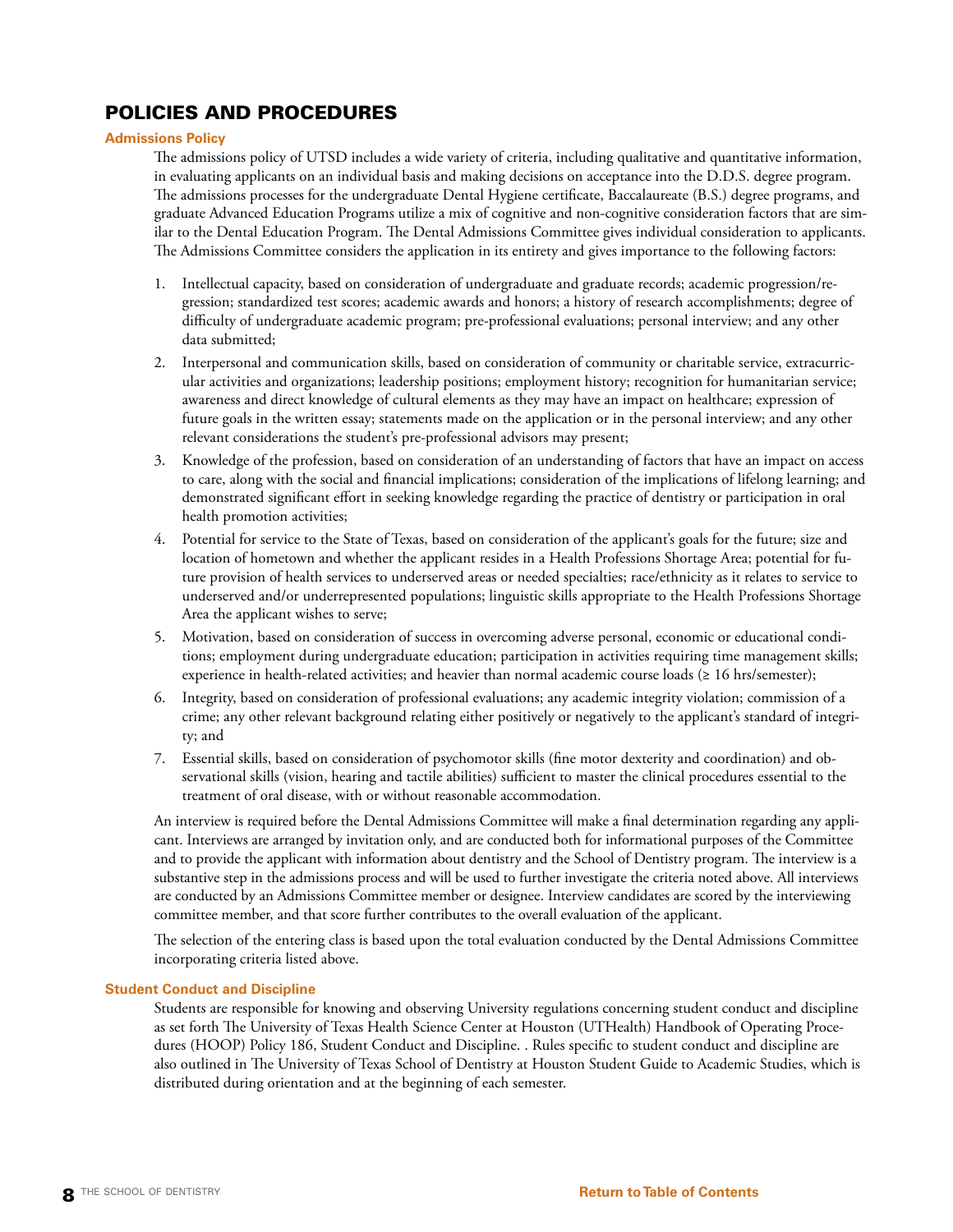# POLICIES AND PROCEDURES

### Admissions Policy

The admissions policy of UTSD includes a wide variety of criteria, including qualitative and quantitative information, in evaluating applicants on an individual basis and making decisions on acceptance into the D.D.S. degree program. The admissions processes for the undergraduate Dental Hygiene certificate, Baccalaureate (B.S.) degree programs, and graduate Advanced Education Programs utilize a mix of cognitive and non-cognitive consideration factors that are similar to the Dental Education Program. The Dental Admissions Committee gives individual consideration to applicants. The Admissions Committee considers the application in its entirety and gives importance to the following factors:

1. Intellectual capacity, based on consideration of undergraduate and graduate records; academic progression/regression; standardized test scores; academic awards and honors; a history of research accomplishments; degree of difficulty of undergraduate academic program; pre-professional evaluations; personal interview; and any other data submitted;
2. Interpersonal and communication skills, based on consideration of community or charitable service, extracurricular activities and organizations; leadership positions; employment history; recognition for humanitarian service; awareness and direct knowledge of cultural elements as they may have an impact on healthcare; expression of future goals in the written essay; statements made on the application or in the personal interview; and any other relevant considerations the student's pre-professional advisors may present;
3. Knowledge of the profession, based on consideration of an understanding of factors that have an impact on access to care, along with the social and financial implications; consideration of the implications of lifelong learning; and demonstrated significant effort in seeking knowledge regarding the practice of dentistry or participation in oral health promotion activities;
4. Potential for service to the State of Texas, based on consideration of the applicant's goals for the future; size and location of hometown and whether the applicant resides in a Health Professions Shortage Area; potential for future provision of health services to underserved areas or needed specialties; race/ethnicity as it relates to service to underserved and/or underrepresented populations; linguistic skills appropriate to the Health Professions Shortage Area the applicant wishes to serve;
5. Motivation, based on consideration of success in overcoming adverse personal, economic or educational conditions; employment during undergraduate education; participation in activities requiring time management skills; experience in health-related activities; and heavier than normal academic course loads (≥ 16 hrs/semester);
6. Integrity, based on consideration of professional evaluations; any academic integrity violation; commission of a crime; any other relevant background relating either positively or negatively to the applicant's standard of integrity; and
7. Essential skills, based on consideration of psychomotor skills (fine motor dexterity and coordination) and observational skills (vision, hearing and tactile abilities) sufficient to master the clinical procedures essential to the treatment of oral disease, with or without reasonable accommodation.

An interview is required before the Dental Admissions Committee will make a final determination regarding any applicant. Interviews are arranged by invitation only, and are conducted both for informational purposes of the Committee and to provide the applicant with information about dentistry and the School of Dentistry program. The interview is a substantive step in the admissions process and will be used to further investigate the criteria noted above. All interviews are conducted by an Admissions Committee member or designee. Interview candidates are scored by the interviewing committee member, and that score further contributes to the overall evaluation of the applicant.

The selection of the entering class is based upon the total evaluation conducted by the Dental Admissions Committee incorporating criteria listed above.

### Student Conduct and Discipline

Students are responsible for knowing and observing University regulations concerning student conduct and discipline as set forth The University of Texas Health Science Center at Houston (UTHealth) Handbook of Operating Procedures (HOOP) Policy 186, Student Conduct and Discipline. . Rules specific to student conduct and discipline are also outlined in The University of Texas School of Dentistry at Houston Student Guide to Academic Studies, which is distributed during orientation and at the beginning of each semester.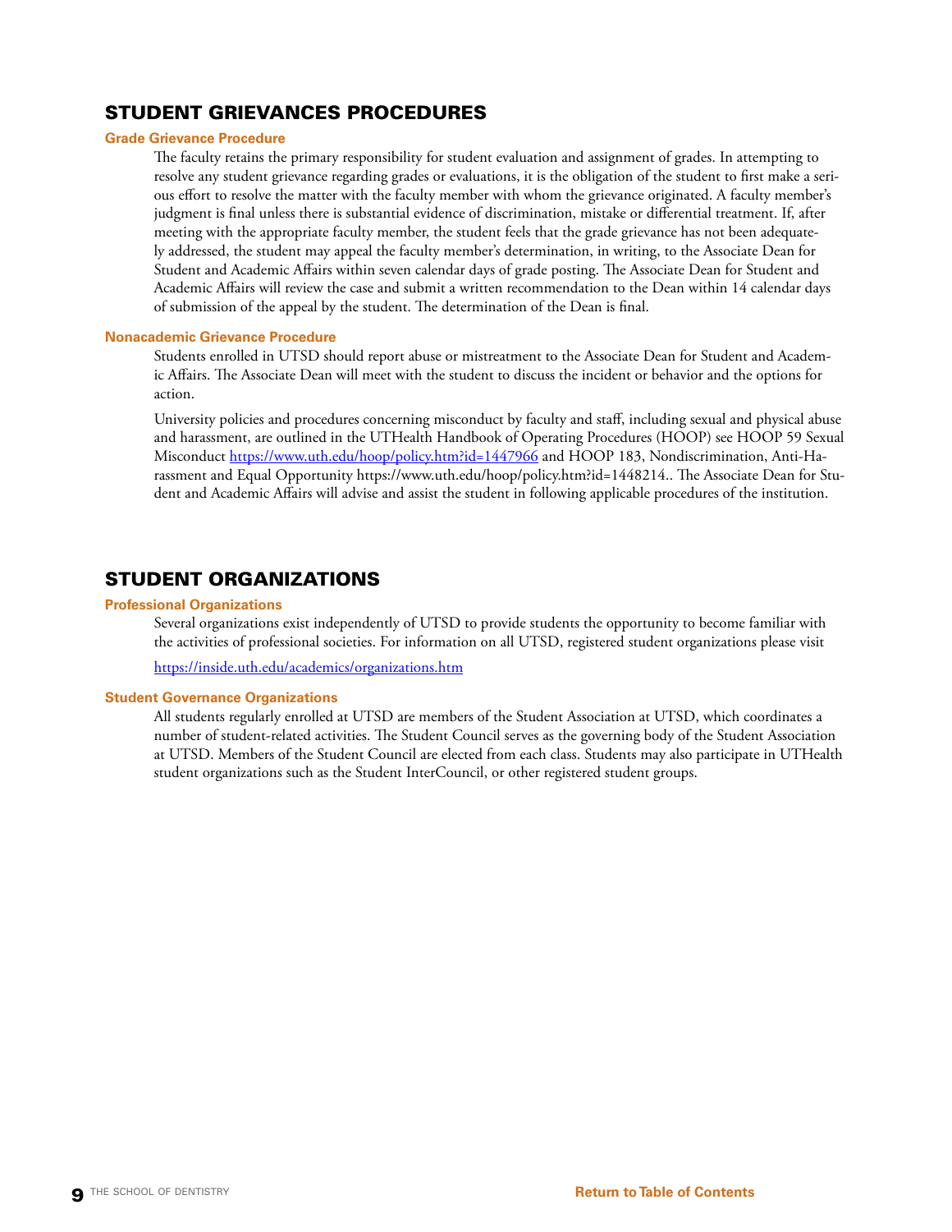## STUDENT GRIEVANCES PROCEDURES

### Grade Grievance Procedure

The faculty retains the primary responsibility for student evaluation and assignment of grades. In attempting to resolve any student grievance regarding grades or evaluations, it is the obligation of the student to first make a serious effort to resolve the matter with the faculty member with whom the grievance originated. A faculty member's judgment is final unless there is substantial evidence of discrimination, mistake or differential treatment. If, after meeting with the appropriate faculty member, the student feels that the grade grievance has not been adequately addressed, the student may appeal the faculty member's determination, in writing, to the Associate Dean for Student and Academic Affairs within seven calendar days of grade posting. The Associate Dean for Student and Academic Affairs will review the case and submit a written recommendation to the Dean within 14 calendar days of submission of the appeal by the student. The determination of the Dean is final.

### Nonacademic Grievance Procedure

Students enrolled in UTSD should report abuse or mistreatment to the Associate Dean for Student and Academic Affairs. The Associate Dean will meet with the student to discuss the incident or behavior and the options for action.

University policies and procedures concerning misconduct by faculty and staff, including sexual and physical abuse and harassment, are outlined in the UTHealth Handbook of Operating Procedures (HOOP) see HOOP 59 Sexual Misconduct https://www.uth.edu/hoop/policy.htm?id=1447966 and HOOP 183, Nondiscrimination, Anti-Harassment and Equal Opportunity https://www.uth.edu/hoop/policy.htm?id=1448214.. The Associate Dean for Student and Academic Affairs will advise and assist the student in following applicable procedures of the institution.

## STUDENT ORGANIZATIONS

### Professional Organizations

Several organizations exist independently of UTSD to provide students the opportunity to become familiar with the activities of professional societies. For information on all UTSD, registered student organizations please visit

https://inside.uth.edu/academics/organizations.htm

### Student Governance Organizations

All students regularly enrolled at UTSD are members of the Student Association at UTSD, which coordinates a number of student-related activities. The Student Council serves as the governing body of the Student Association at UTSD. Members of the Student Council are elected from each class. Students may also participate in UTHealth student organizations such as the Student InterCouncil, or other registered student groups.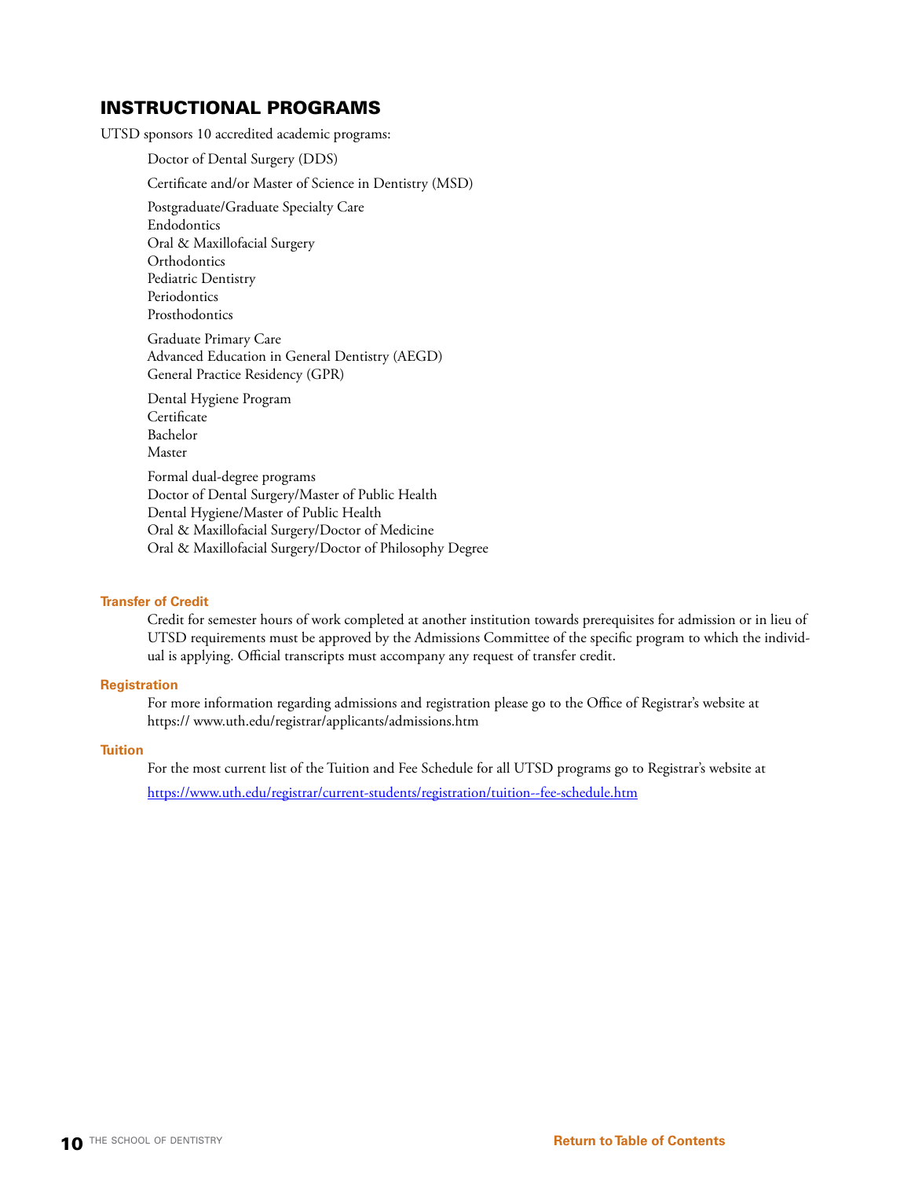## INSTRUCTIONAL PROGRAMS

UTSD sponsors 10 accredited academic programs:

Doctor of Dental Surgery (DDS)

Certificate and/or Master of Science in Dentistry (MSD)

Postgraduate/Graduate Specialty Care
Endodontics
Oral & Maxillofacial Surgery
Orthodontics
Pediatric Dentistry
Periodontics
Prosthodontics

Graduate Primary Care
Advanced Education in General Dentistry (AEGD)
General Practice Residency (GPR)

Dental Hygiene Program
Certificate
Bachelor
Master

Formal dual-degree programs
Doctor of Dental Surgery/Master of Public Health
Dental Hygiene/Master of Public Health
Oral & Maxillofacial Surgery/Doctor of Medicine
Oral & Maxillofacial Surgery/Doctor of Philosophy Degree

#### Transfer of Credit

Credit for semester hours of work completed at another institution towards prerequisites for admission or in lieu of UTSD requirements must be approved by the Admissions Committee of the specific program to which the individual is applying. Official transcripts must accompany any request of transfer credit.

#### Registration

For more information regarding admissions and registration please go to the Office of Registrar's website at https:// www.uth.edu/registrar/applicants/admissions.htm

#### Tuition

For the most current list of the Tuition and Fee Schedule for all UTSD programs go to Registrar's website at

https://www.uth.edu/registrar/current-students/registration/tuition--fee-schedule.htm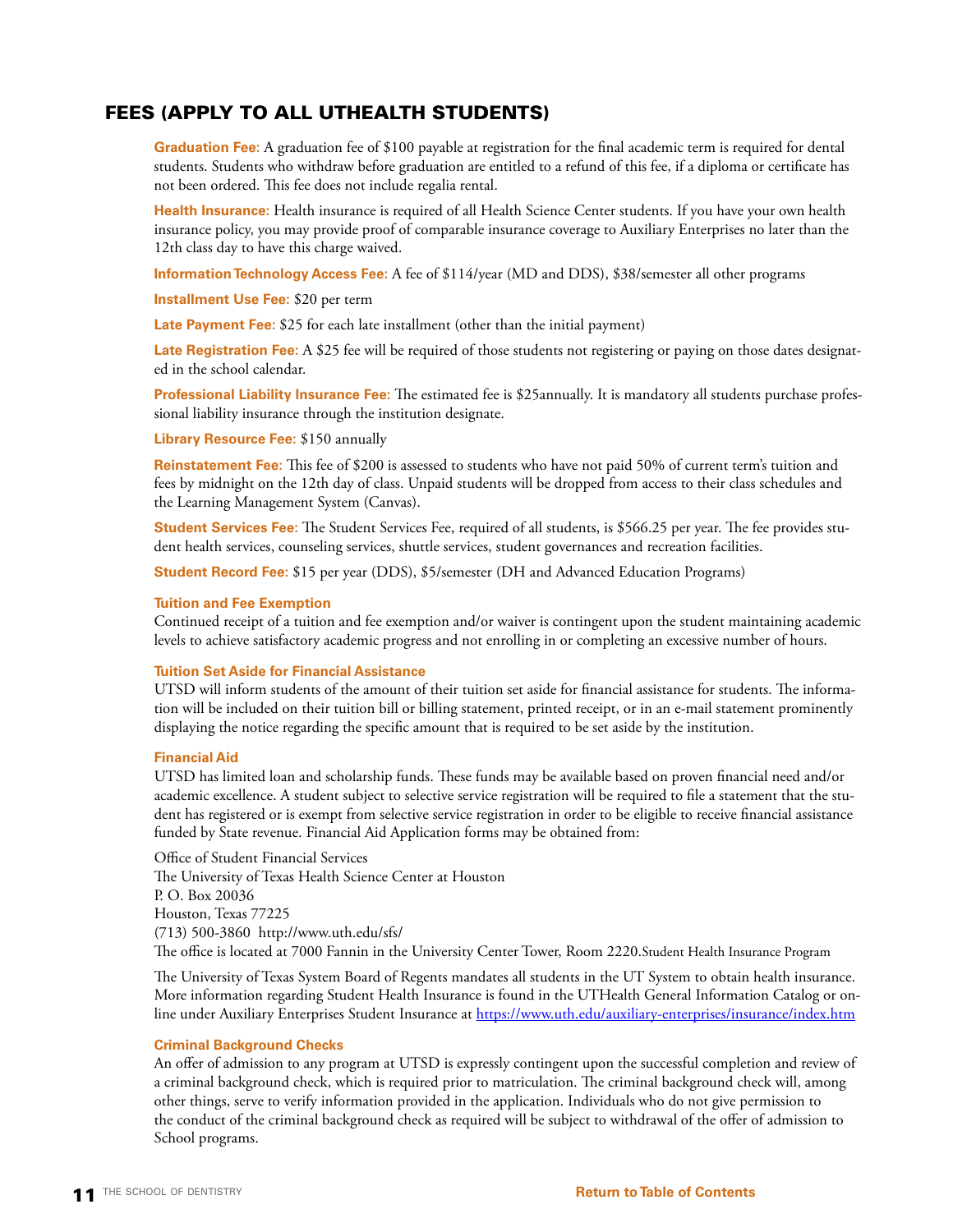## FEES (APPLY TO ALL UTHEALTH STUDENTS)

**Graduation Fee:** A graduation fee of $100 payable at registration for the final academic term is required for dental students. Students who withdraw before graduation are entitled to a refund of this fee, if a diploma or certificate has not been ordered. This fee does not include regalia rental.

**Health Insurance:** Health insurance is required of all Health Science Center students. If you have your own health insurance policy, you may provide proof of comparable insurance coverage to Auxiliary Enterprises no later than the 12th class day to have this charge waived.

**Information Technology Access Fee:** A fee of $114/year (MD and DDS), $38/semester all other programs

**Installment Use Fee:** $20 per term

**Late Payment Fee:** $25 for each late installment (other than the initial payment)

**Late Registration Fee:** A $25 fee will be required of those students not registering or paying on those dates designated in the school calendar.

**Professional Liability Insurance Fee:** The estimated fee is $25annually. It is mandatory all students purchase professional liability insurance through the institution designate.

**Library Resource Fee:** $150 annually

**Reinstatement Fee:** This fee of $200 is assessed to students who have not paid 50% of current term's tuition and fees by midnight on the 12th day of class. Unpaid students will be dropped from access to their class schedules and the Learning Management System (Canvas).

**Student Services Fee:** The Student Services Fee, required of all students, is $566.25 per year. The fee provides student health services, counseling services, shuttle services, student governances and recreation facilities.

**Student Record Fee:** $15 per year (DDS), $5/semester (DH and Advanced Education Programs)

### Tuition and Fee Exemption

Continued receipt of a tuition and fee exemption and/or waiver is contingent upon the student maintaining academic levels to achieve satisfactory academic progress and not enrolling in or completing an excessive number of hours.

### Tuition Set Aside for Financial Assistance

UTSD will inform students of the amount of their tuition set aside for financial assistance for students. The information will be included on their tuition bill or billing statement, printed receipt, or in an e-mail statement prominently displaying the notice regarding the specific amount that is required to be set aside by the institution.

### Financial Aid

UTSD has limited loan and scholarship funds. These funds may be available based on proven financial need and/or academic excellence. A student subject to selective service registration will be required to file a statement that the student has registered or is exempt from selective service registration in order to be eligible to receive financial assistance funded by State revenue. Financial Aid Application forms may be obtained from:

Office of Student Financial Services
The University of Texas Health Science Center at Houston
P. O. Box 20036
Houston, Texas 77225
(713) 500-3860 http://www.uth.edu/sfs/
The office is located at 7000 Fannin in the University Center Tower, Room 2220.Student Health Insurance Program

The University of Texas System Board of Regents mandates all students in the UT System to obtain health insurance. More information regarding Student Health Insurance is found in the UTHealth General Information Catalog or online under Auxiliary Enterprises Student Insurance at https://www.uth.edu/auxiliary-enterprises/insurance/index.htm

### Criminal Background Checks

An offer of admission to any program at UTSD is expressly contingent upon the successful completion and review of a criminal background check, which is required prior to matriculation. The criminal background check will, among other things, serve to verify information provided in the application. Individuals who do not give permission to the conduct of the criminal background check as required will be subject to withdrawal of the offer of admission to School programs.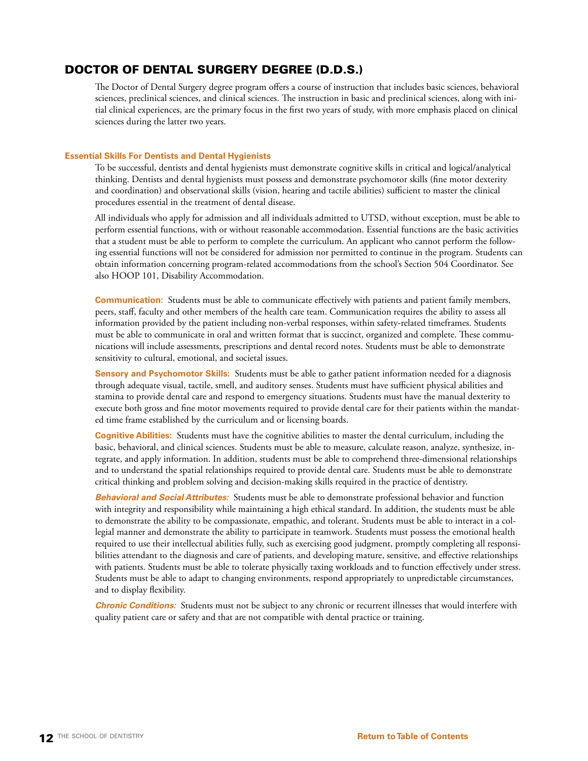## DOCTOR OF DENTAL SURGERY DEGREE (D.D.S.)

The Doctor of Dental Surgery degree program offers a course of instruction that includes basic sciences, behavioral sciences, preclinical sciences, and clinical sciences. The instruction in basic and preclinical sciences, along with initial clinical experiences, are the primary focus in the first two years of study, with more emphasis placed on clinical sciences during the latter two years.

### Essential Skills For Dentists and Dental Hygienists

To be successful, dentists and dental hygienists must demonstrate cognitive skills in critical and logical/analytical thinking. Dentists and dental hygienists must possess and demonstrate psychomotor skills (fine motor dexterity and coordination) and observational skills (vision, hearing and tactile abilities) sufficient to master the clinical procedures essential in the treatment of dental disease.

All individuals who apply for admission and all individuals admitted to UTSD, without exception, must be able to perform essential functions, with or without reasonable accommodation. Essential functions are the basic activities that a student must be able to perform to complete the curriculum. An applicant who cannot perform the following essential functions will not be considered for admission nor permitted to continue in the program. Students can obtain information concerning program-related accommodations from the school's Section 504 Coordinator. See also HOOP 101, Disability Accommodation.

**Communication:** Students must be able to communicate effectively with patients and patient family members, peers, staff, faculty and other members of the health care team. Communication requires the ability to assess all information provided by the patient including non-verbal responses, within safety-related timeframes. Students must be able to communicate in oral and written format that is succinct, organized and complete. These communications will include assessments, prescriptions and dental record notes. Students must be able to demonstrate sensitivity to cultural, emotional, and societal issues.

**Sensory and Psychomotor Skills:** Students must be able to gather patient information needed for a diagnosis through adequate visual, tactile, smell, and auditory senses. Students must have sufficient physical abilities and stamina to provide dental care and respond to emergency situations. Students must have the manual dexterity to execute both gross and fine motor movements required to provide dental care for their patients within the mandated time frame established by the curriculum and or licensing boards.

**Cognitive Abilities:** Students must have the cognitive abilities to master the dental curriculum, including the basic, behavioral, and clinical sciences. Students must be able to measure, calculate reason, analyze, synthesize, integrate, and apply information. In addition, students must be able to comprehend three-dimensional relationships and to understand the spatial relationships required to provide dental care. Students must be able to demonstrate critical thinking and problem solving and decision-making skills required in the practice of dentistry.

***Behavioral and Social Attributes:*** Students must be able to demonstrate professional behavior and function with integrity and responsibility while maintaining a high ethical standard. In addition, the students must be able to demonstrate the ability to be compassionate, empathic, and tolerant. Students must be able to interact in a collegial manner and demonstrate the ability to participate in teamwork. Students must possess the emotional health required to use their intellectual abilities fully, such as exercising good judgment, promptly completing all responsibilities attendant to the diagnosis and care of patients, and developing mature, sensitive, and effective relationships with patients. Students must be able to tolerate physically taxing workloads and to function effectively under stress. Students must be able to adapt to changing environments, respond appropriately to unpredictable circumstances, and to display flexibility.

***Chronic Conditions:*** Students must not be subject to any chronic or recurrent illnesses that would interfere with quality patient care or safety and that are not compatible with dental practice or training.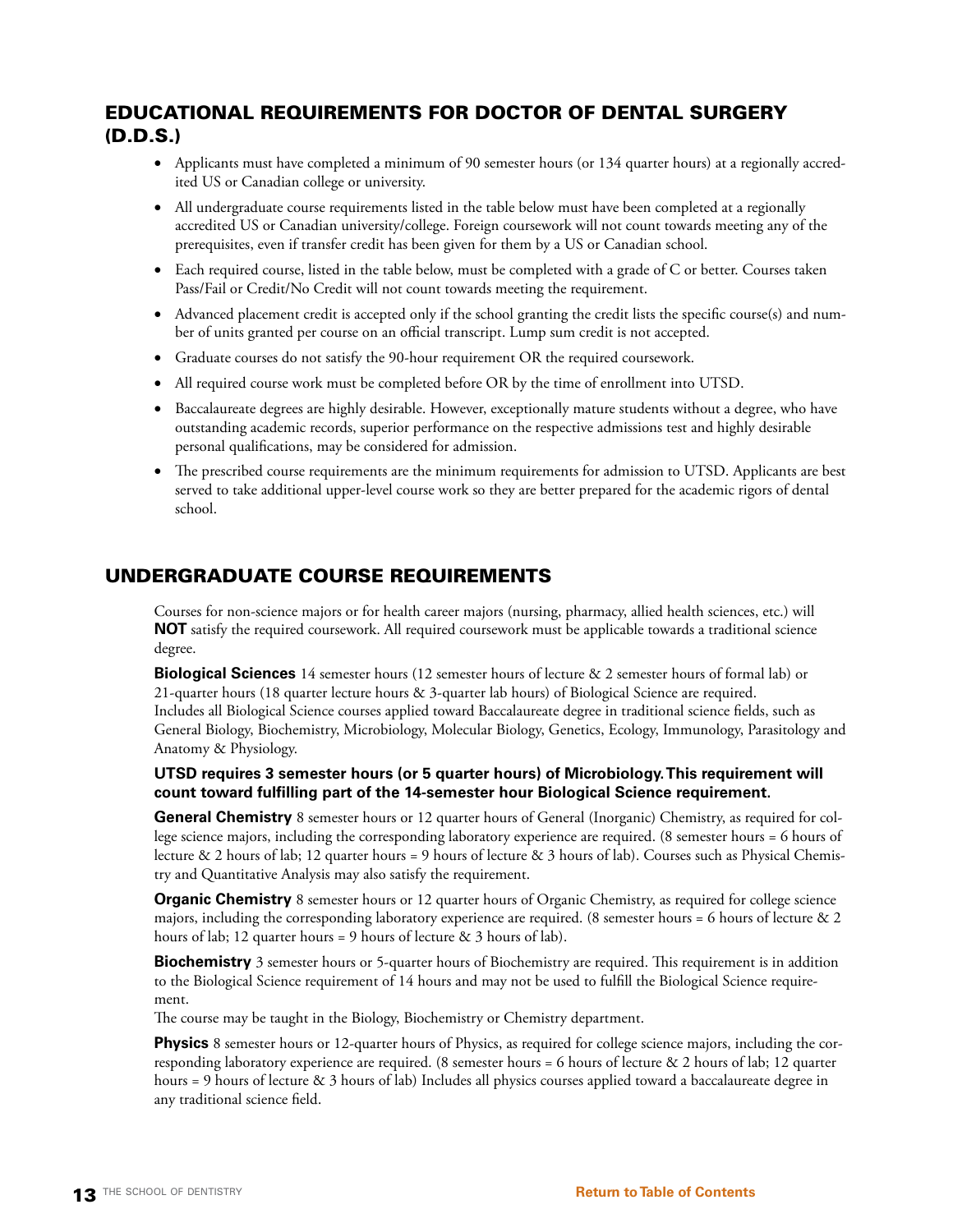## EDUCATIONAL REQUIREMENTS FOR DOCTOR OF DENTAL SURGERY (D.D.S.)

- Applicants must have completed a minimum of 90 semester hours (or 134 quarter hours) at a regionally accredited US or Canadian college or university.
- All undergraduate course requirements listed in the table below must have been completed at a regionally accredited US or Canadian university/college. Foreign coursework will not count towards meeting any of the prerequisites, even if transfer credit has been given for them by a US or Canadian school.
- Each required course, listed in the table below, must be completed with a grade of C or better. Courses taken Pass/Fail or Credit/No Credit will not count towards meeting the requirement.
- Advanced placement credit is accepted only if the school granting the credit lists the specific course(s) and number of units granted per course on an official transcript. Lump sum credit is not accepted.
- Graduate courses do not satisfy the 90-hour requirement OR the required coursework.
- All required course work must be completed before OR by the time of enrollment into UTSD.
- Baccalaureate degrees are highly desirable. However, exceptionally mature students without a degree, who have outstanding academic records, superior performance on the respective admissions test and highly desirable personal qualifications, may be considered for admission.
- The prescribed course requirements are the minimum requirements for admission to UTSD. Applicants are best served to take additional upper-level course work so they are better prepared for the academic rigors of dental school.

## UNDERGRADUATE COURSE REQUIREMENTS

Courses for non-science majors or for health career majors (nursing, pharmacy, allied health sciences, etc.) will **NOT** satisfy the required coursework. All required coursework must be applicable towards a traditional science degree.

**Biological Sciences** 14 semester hours (12 semester hours of lecture & 2 semester hours of formal lab) or 21-quarter hours (18 quarter lecture hours & 3-quarter lab hours) of Biological Science are required. Includes all Biological Science courses applied toward Baccalaureate degree in traditional science fields, such as General Biology, Biochemistry, Microbiology, Molecular Biology, Genetics, Ecology, Immunology, Parasitology and Anatomy & Physiology.

**UTSD requires 3 semester hours (or 5 quarter hours) of Microbiology. This requirement will count toward fulfilling part of the 14-semester hour Biological Science requirement.**

**General Chemistry** 8 semester hours or 12 quarter hours of General (Inorganic) Chemistry, as required for college science majors, including the corresponding laboratory experience are required. (8 semester hours = 6 hours of lecture & 2 hours of lab; 12 quarter hours = 9 hours of lecture & 3 hours of lab). Courses such as Physical Chemistry and Quantitative Analysis may also satisfy the requirement.

**Organic Chemistry** 8 semester hours or 12 quarter hours of Organic Chemistry, as required for college science majors, including the corresponding laboratory experience are required. (8 semester hours = 6 hours of lecture & 2 hours of lab; 12 quarter hours = 9 hours of lecture & 3 hours of lab).

**Biochemistry** 3 semester hours or 5-quarter hours of Biochemistry are required. This requirement is in addition to the Biological Science requirement of 14 hours and may not be used to fulfill the Biological Science requirement.

The course may be taught in the Biology, Biochemistry or Chemistry department.

**Physics** 8 semester hours or 12-quarter hours of Physics, as required for college science majors, including the corresponding laboratory experience are required. (8 semester hours = 6 hours of lecture & 2 hours of lab; 12 quarter hours = 9 hours of lecture & 3 hours of lab) Includes all physics courses applied toward a baccalaureate degree in any traditional science field.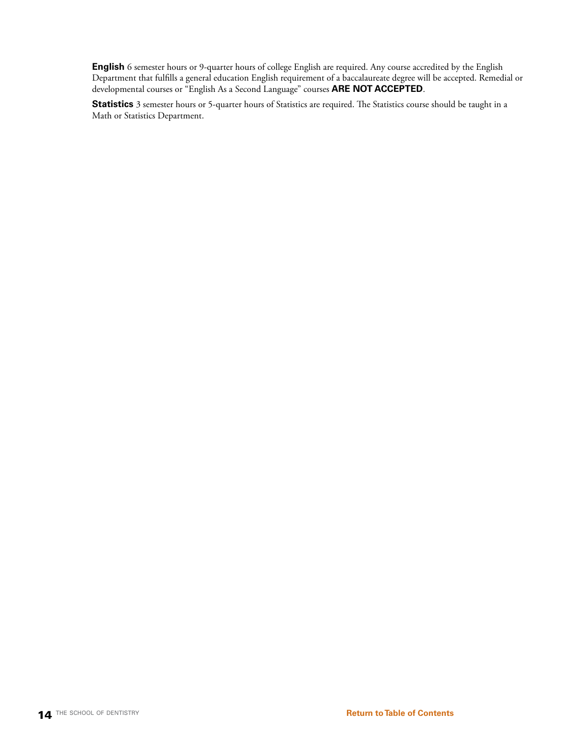**English** 6 semester hours or 9-quarter hours of college English are required. Any course accredited by the English Department that fulfills a general education English requirement of a baccalaureate degree will be accepted. Remedial or developmental courses or "English As a Second Language" courses **ARE NOT ACCEPTED**.

**Statistics** 3 semester hours or 5-quarter hours of Statistics are required. The Statistics course should be taught in a Math or Statistics Department.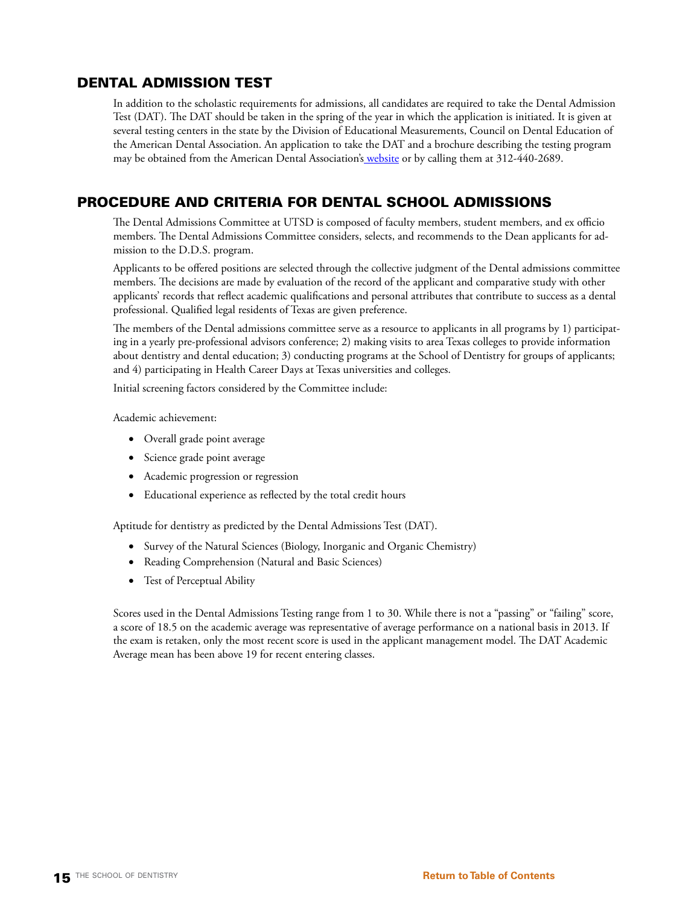## DENTAL ADMISSION TEST

In addition to the scholastic requirements for admissions, all candidates are required to take the Dental Admission Test (DAT). The DAT should be taken in the spring of the year in which the application is initiated. It is given at several testing centers in the state by the Division of Educational Measurements, Council on Dental Education of the American Dental Association. An application to take the DAT and a brochure describing the testing program may be obtained from the American Dental Association's website or by calling them at 312-440-2689.

## PROCEDURE AND CRITERIA FOR DENTAL SCHOOL ADMISSIONS

The Dental Admissions Committee at UTSD is composed of faculty members, student members, and ex officio members. The Dental Admissions Committee considers, selects, and recommends to the Dean applicants for admission to the D.D.S. program.

Applicants to be offered positions are selected through the collective judgment of the Dental admissions committee members. The decisions are made by evaluation of the record of the applicant and comparative study with other applicants' records that reflect academic qualifications and personal attributes that contribute to success as a dental professional. Qualified legal residents of Texas are given preference.

The members of the Dental admissions committee serve as a resource to applicants in all programs by 1) participating in a yearly pre-professional advisors conference; 2) making visits to area Texas colleges to provide information about dentistry and dental education; 3) conducting programs at the School of Dentistry for groups of applicants; and 4) participating in Health Career Days at Texas universities and colleges.

Initial screening factors considered by the Committee include:

Academic achievement:

- Overall grade point average
- Science grade point average
- Academic progression or regression
- Educational experience as reflected by the total credit hours

Aptitude for dentistry as predicted by the Dental Admissions Test (DAT).

- Survey of the Natural Sciences (Biology, Inorganic and Organic Chemistry)
- Reading Comprehension (Natural and Basic Sciences)
- Test of Perceptual Ability

Scores used in the Dental Admissions Testing range from 1 to 30. While there is not a "passing" or "failing" score, a score of 18.5 on the academic average was representative of average performance on a national basis in 2013. If the exam is retaken, only the most recent score is used in the applicant management model. The DAT Academic Average mean has been above 19 for recent entering classes.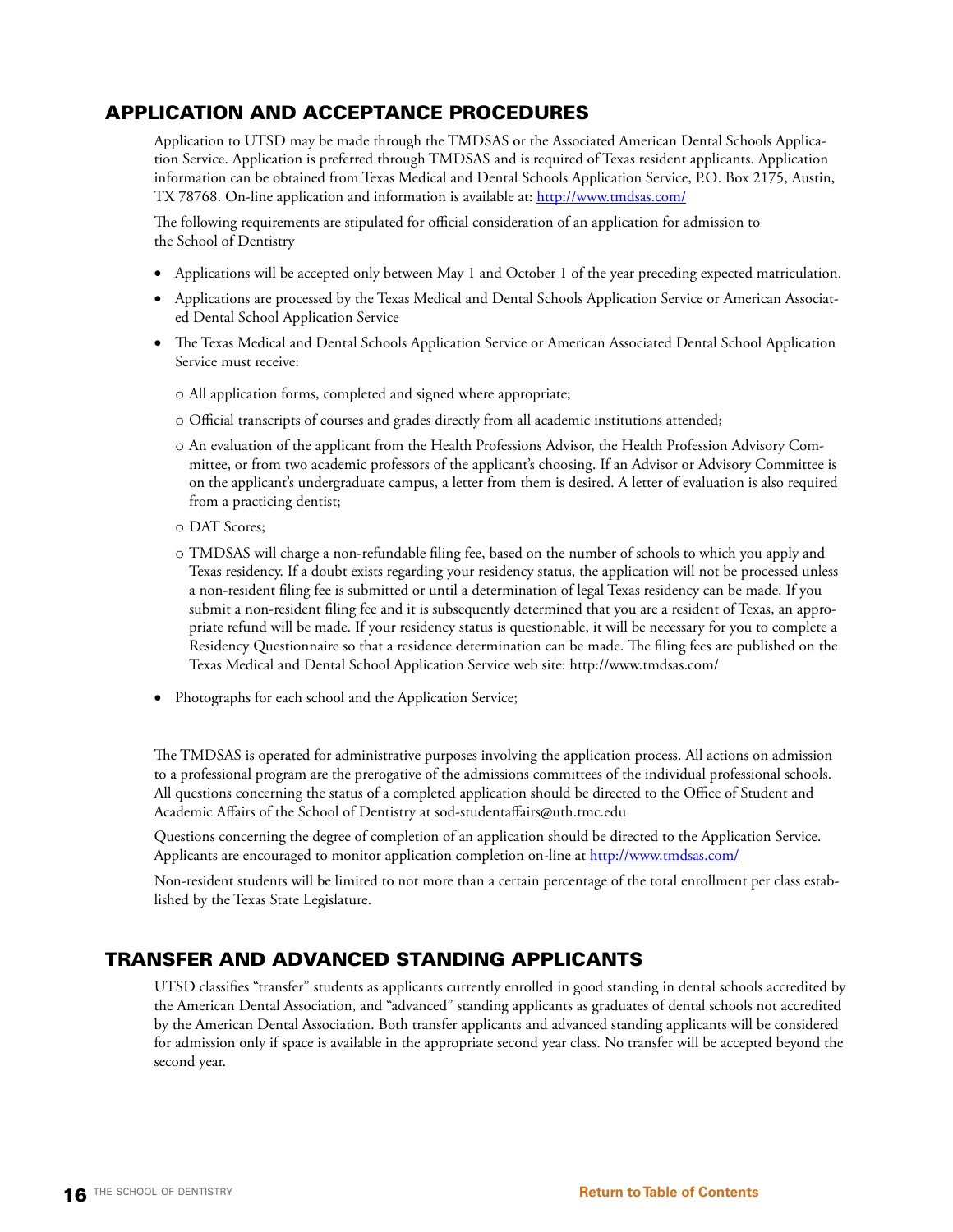## APPLICATION AND ACCEPTANCE PROCEDURES

Application to UTSD may be made through the TMDSAS or the Associated American Dental Schools Application Service. Application is preferred through TMDSAS and is required of Texas resident applicants. Application information can be obtained from Texas Medical and Dental Schools Application Service, P.O. Box 2175, Austin, TX 78768. On-line application and information is available at: [http://www.tmdsas.com/](http://www.tmdsas.com/)

The following requirements are stipulated for official consideration of an application for admission to the School of Dentistry

- Applications will be accepted only between May 1 and October 1 of the year preceding expected matriculation.
- Applications are processed by the Texas Medical and Dental Schools Application Service or American Associated Dental School Application Service
- The Texas Medical and Dental Schools Application Service or American Associated Dental School Application Service must receive:
  - All application forms, completed and signed where appropriate;
  - Official transcripts of courses and grades directly from all academic institutions attended;
  - An evaluation of the applicant from the Health Professions Advisor, the Health Profession Advisory Committee, or from two academic professors of the applicant's choosing. If an Advisor or Advisory Committee is on the applicant's undergraduate campus, a letter from them is desired. A letter of evaluation is also required from a practicing dentist;
  - DAT Scores;
  - TMDSAS will charge a non-refundable filing fee, based on the number of schools to which you apply and Texas residency. If a doubt exists regarding your residency status, the application will not be processed unless a non-resident filing fee is submitted or until a determination of legal Texas residency can be made. If you submit a non-resident filing fee and it is subsequently determined that you are a resident of Texas, an appropriate refund will be made. If your residency status is questionable, it will be necessary for you to complete a Residency Questionnaire so that a residence determination can be made. The filing fees are published on the Texas Medical and Dental School Application Service web site: http://www.tmdsas.com/
- Photographs for each school and the Application Service;

The TMDSAS is operated for administrative purposes involving the application process. All actions on admission to a professional program are the prerogative of the admissions committees of the individual professional schools. All questions concerning the status of a completed application should be directed to the Office of Student and Academic Affairs of the School of Dentistry at sod-studentaffairs@uth.tmc.edu

Questions concerning the degree of completion of an application should be directed to the Application Service. Applicants are encouraged to monitor application completion on-line at [http://www.tmdsas.com/](http://www.tmdsas.com/)

Non-resident students will be limited to not more than a certain percentage of the total enrollment per class established by the Texas State Legislature.

## TRANSFER AND ADVANCED STANDING APPLICANTS

UTSD classifies "transfer" students as applicants currently enrolled in good standing in dental schools accredited by the American Dental Association, and "advanced" standing applicants as graduates of dental schools not accredited by the American Dental Association. Both transfer applicants and advanced standing applicants will be considered for admission only if space is available in the appropriate second year class. No transfer will be accepted beyond the second year.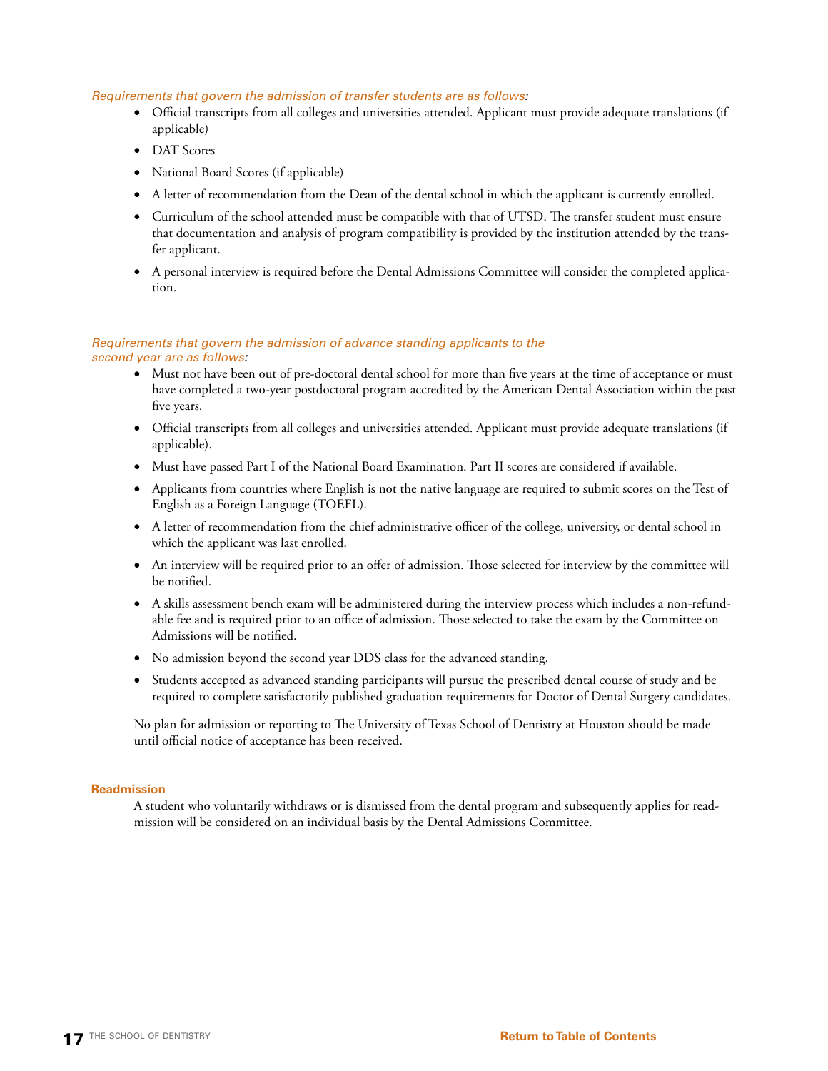*Requirements that govern the admission of transfer students are as follows:*

- Official transcripts from all colleges and universities attended. Applicant must provide adequate translations (if applicable)
- DAT Scores
- National Board Scores (if applicable)
- A letter of recommendation from the Dean of the dental school in which the applicant is currently enrolled.
- Curriculum of the school attended must be compatible with that of UTSD. The transfer student must ensure that documentation and analysis of program compatibility is provided by the institution attended by the transfer applicant.
- A personal interview is required before the Dental Admissions Committee will consider the completed application.

*Requirements that govern the admission of advance standing applicants to the second year are as follows:*

- Must not have been out of pre-doctoral dental school for more than five years at the time of acceptance or must have completed a two-year postdoctoral program accredited by the American Dental Association within the past five years.
- Official transcripts from all colleges and universities attended. Applicant must provide adequate translations (if applicable).
- Must have passed Part I of the National Board Examination. Part II scores are considered if available.
- Applicants from countries where English is not the native language are required to submit scores on the Test of English as a Foreign Language (TOEFL).
- A letter of recommendation from the chief administrative officer of the college, university, or dental school in which the applicant was last enrolled.
- An interview will be required prior to an offer of admission. Those selected for interview by the committee will be notified.
- A skills assessment bench exam will be administered during the interview process which includes a non-refundable fee and is required prior to an office of admission. Those selected to take the exam by the Committee on Admissions will be notified.
- No admission beyond the second year DDS class for the advanced standing.
- Students accepted as advanced standing participants will pursue the prescribed dental course of study and be required to complete satisfactorily published graduation requirements for Doctor of Dental Surgery candidates.

No plan for admission or reporting to The University of Texas School of Dentistry at Houston should be made until official notice of acceptance has been received.

**Readmission**

A student who voluntarily withdraws or is dismissed from the dental program and subsequently applies for readmission will be considered on an individual basis by the Dental Admissions Committee.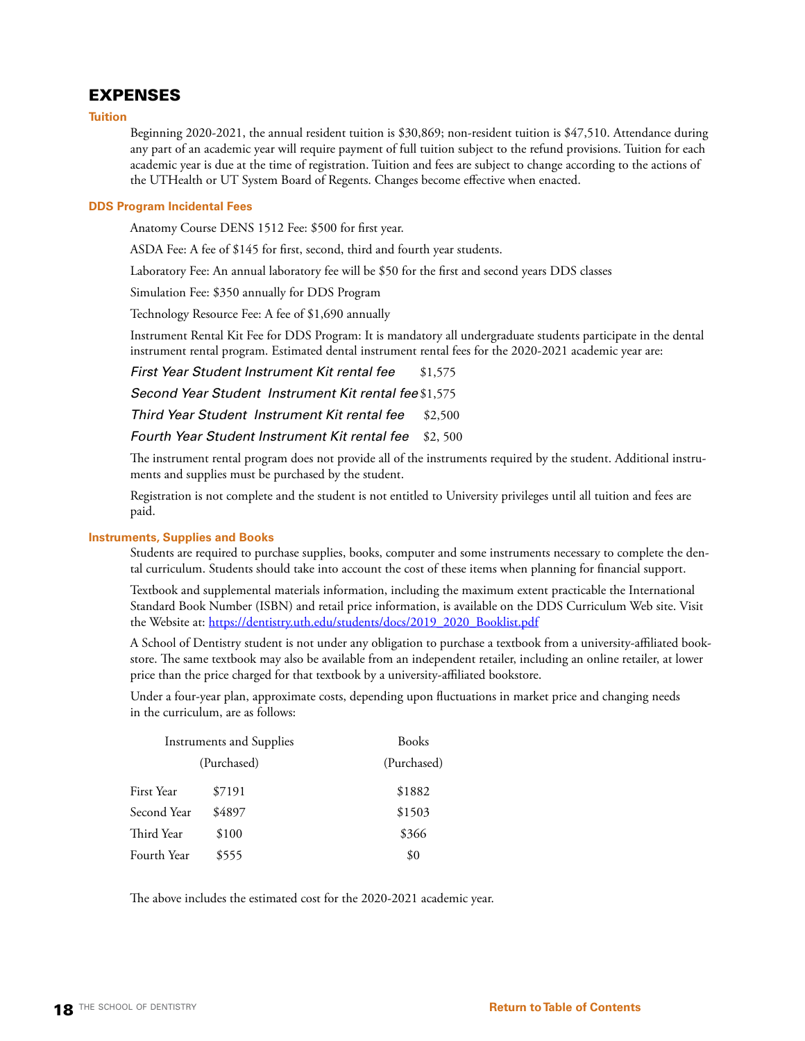# EXPENSES

### Tuition

Beginning 2020-2021, the annual resident tuition is $30,869; non-resident tuition is $47,510. Attendance during any part of an academic year will require payment of full tuition subject to the refund provisions. Tuition for each academic year is due at the time of registration. Tuition and fees are subject to change according to the actions of the UTHealth or UT System Board of Regents. Changes become effective when enacted.

### DDS Program Incidental Fees

Anatomy Course DENS 1512 Fee: $500 for first year.

ASDA Fee: A fee of $145 for first, second, third and fourth year students.

Laboratory Fee: An annual laboratory fee will be $50 for the first and second years DDS classes

Simulation Fee: $350 annually for DDS Program

Technology Resource Fee: A fee of $1,690 annually

Instrument Rental Kit Fee for DDS Program: It is mandatory all undergraduate students participate in the dental instrument rental program. Estimated dental instrument rental fees for the 2020-2021 academic year are:

*First Year Student Instrument Kit rental fee* $1,575

*Second Year Student Instrument Kit rental fee* $1,575

*Third Year Student Instrument Kit rental fee* $2,500

*Fourth Year Student Instrument Kit rental fee* $2, 500

The instrument rental program does not provide all of the instruments required by the student. Additional instruments and supplies must be purchased by the student.

Registration is not complete and the student is not entitled to University privileges until all tuition and fees are paid.

### Instruments, Supplies and Books

Students are required to purchase supplies, books, computer and some instruments necessary to complete the dental curriculum. Students should take into account the cost of these items when planning for financial support.

Textbook and supplemental materials information, including the maximum extent practicable the International Standard Book Number (ISBN) and retail price information, is available on the DDS Curriculum Web site. Visit the Website at: [https://dentistry.uth.edu/students/docs/2019_2020_Booklist.pdf](https://dentistry.uth.edu/students/docs/2019_2020_Booklist.pdf)

A School of Dentistry student is not under any obligation to purchase a textbook from a university-affiliated bookstore. The same textbook may also be available from an independent retailer, including an online retailer, at lower price than the price charged for that textbook by a university-affiliated bookstore.

Under a four-year plan, approximate costs, depending upon fluctuations in market price and changing needs in the curriculum, are as follows:

| | Instruments and Supplies (Purchased) | Books (Purchased) |
|---|---|---|
| First Year | $7191 | $1882 |
| Second Year | $4897 | $1503 |
| Third Year | $100 | $366 |
| Fourth Year | $555 | $0 |

The above includes the estimated cost for the 2020-2021 academic year.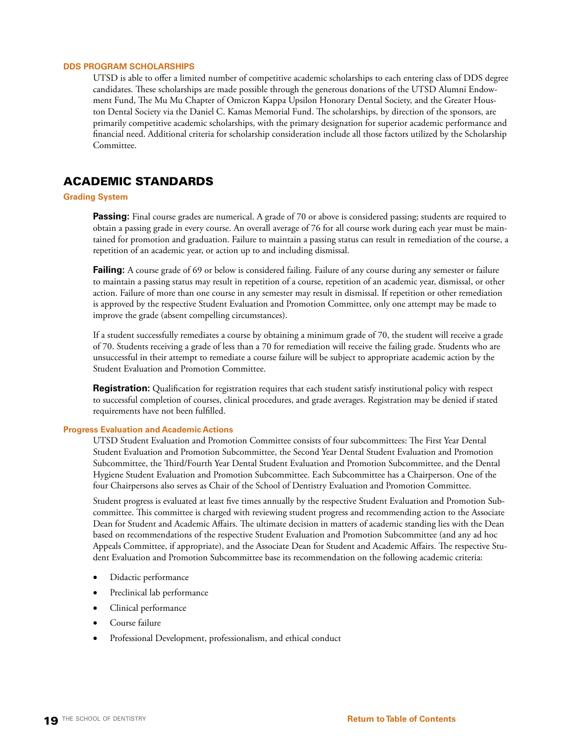### DDS PROGRAM SCHOLARSHIPS

UTSD is able to offer a limited number of competitive academic scholarships to each entering class of DDS degree candidates. These scholarships are made possible through the generous donations of the UTSD Alumni Endowment Fund, The Mu Mu Chapter of Omicron Kappa Upsilon Honorary Dental Society, and the Greater Houston Dental Society via the Daniel C. Kamas Memorial Fund. The scholarships, by direction of the sponsors, are primarily competitive academic scholarships, with the primary designation for superior academic performance and financial need. Additional criteria for scholarship consideration include all those factors utilized by the Scholarship Committee.

## ACADEMIC STANDARDS

### Grading System

**Passing:** Final course grades are numerical. A grade of 70 or above is considered passing; students are required to obtain a passing grade in every course. An overall average of 76 for all course work during each year must be maintained for promotion and graduation. Failure to maintain a passing status can result in remediation of the course, a repetition of an academic year, or action up to and including dismissal.

**Failing:** A course grade of 69 or below is considered failing. Failure of any course during any semester or failure to maintain a passing status may result in repetition of a course, repetition of an academic year, dismissal, or other action. Failure of more than one course in any semester may result in dismissal. If repetition or other remediation is approved by the respective Student Evaluation and Promotion Committee, only one attempt may be made to improve the grade (absent compelling circumstances).

If a student successfully remediates a course by obtaining a minimum grade of 70, the student will receive a grade of 70. Students receiving a grade of less than a 70 for remediation will receive the failing grade. Students who are unsuccessful in their attempt to remediate a course failure will be subject to appropriate academic action by the Student Evaluation and Promotion Committee.

**Registration:** Qualification for registration requires that each student satisfy institutional policy with respect to successful completion of courses, clinical procedures, and grade averages. Registration may be denied if stated requirements have not been fulfilled.

### Progress Evaluation and Academic Actions

UTSD Student Evaluation and Promotion Committee consists of four subcommittees: The First Year Dental Student Evaluation and Promotion Subcommittee, the Second Year Dental Student Evaluation and Promotion Subcommittee, the Third/Fourth Year Dental Student Evaluation and Promotion Subcommittee, and the Dental Hygiene Student Evaluation and Promotion Subcommittee. Each Subcommittee has a Chairperson. One of the four Chairpersons also serves as Chair of the School of Dentistry Evaluation and Promotion Committee.

Student progress is evaluated at least five times annually by the respective Student Evaluation and Promotion Subcommittee. This committee is charged with reviewing student progress and recommending action to the Associate Dean for Student and Academic Affairs. The ultimate decision in matters of academic standing lies with the Dean based on recommendations of the respective Student Evaluation and Promotion Subcommittee (and any ad hoc Appeals Committee, if appropriate), and the Associate Dean for Student and Academic Affairs. The respective Student Evaluation and Promotion Subcommittee base its recommendation on the following academic criteria:

- Didactic performance
- Preclinical lab performance
- Clinical performance
- Course failure
- Professional Development, professionalism, and ethical conduct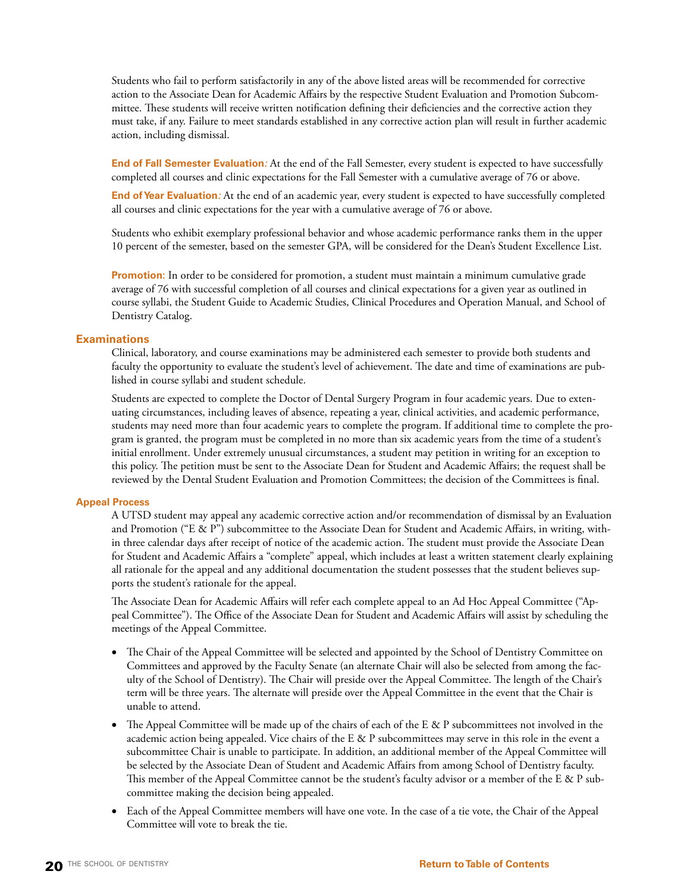Students who fail to perform satisfactorily in any of the above listed areas will be recommended for corrective action to the Associate Dean for Academic Affairs by the respective Student Evaluation and Promotion Subcommittee. These students will receive written notification defining their deficiencies and the corrective action they must take, if any. Failure to meet standards established in any corrective action plan will result in further academic action, including dismissal.

**End of Fall Semester Evaluation***:* At the end of the Fall Semester, every student is expected to have successfully completed all courses and clinic expectations for the Fall Semester with a cumulative average of 76 or above.

**End of Year Evaluation***:* At the end of an academic year, every student is expected to have successfully completed all courses and clinic expectations for the year with a cumulative average of 76 or above.

Students who exhibit exemplary professional behavior and whose academic performance ranks them in the upper 10 percent of the semester, based on the semester GPA, will be considered for the Dean's Student Excellence List.

**Promotion:** In order to be considered for promotion, a student must maintain a minimum cumulative grade average of 76 with successful completion of all courses and clinical expectations for a given year as outlined in course syllabi, the Student Guide to Academic Studies, Clinical Procedures and Operation Manual, and School of Dentistry Catalog.

## Examinations

Clinical, laboratory, and course examinations may be administered each semester to provide both students and faculty the opportunity to evaluate the student's level of achievement. The date and time of examinations are published in course syllabi and student schedule.

Students are expected to complete the Doctor of Dental Surgery Program in four academic years. Due to extenuating circumstances, including leaves of absence, repeating a year, clinical activities, and academic performance, students may need more than four academic years to complete the program. If additional time to complete the program is granted, the program must be completed in no more than six academic years from the time of a student's initial enrollment. Under extremely unusual circumstances, a student may petition in writing for an exception to this policy. The petition must be sent to the Associate Dean for Student and Academic Affairs; the request shall be reviewed by the Dental Student Evaluation and Promotion Committees; the decision of the Committees is final.

### Appeal Process

A UTSD student may appeal any academic corrective action and/or recommendation of dismissal by an Evaluation and Promotion ("E & P") subcommittee to the Associate Dean for Student and Academic Affairs, in writing, within three calendar days after receipt of notice of the academic action. The student must provide the Associate Dean for Student and Academic Affairs a "complete" appeal, which includes at least a written statement clearly explaining all rationale for the appeal and any additional documentation the student possesses that the student believes supports the student's rationale for the appeal.

The Associate Dean for Academic Affairs will refer each complete appeal to an Ad Hoc Appeal Committee ("Appeal Committee"). The Office of the Associate Dean for Student and Academic Affairs will assist by scheduling the meetings of the Appeal Committee.

- The Chair of the Appeal Committee will be selected and appointed by the School of Dentistry Committee on Committees and approved by the Faculty Senate (an alternate Chair will also be selected from among the faculty of the School of Dentistry). The Chair will preside over the Appeal Committee. The length of the Chair's term will be three years. The alternate will preside over the Appeal Committee in the event that the Chair is unable to attend.
- The Appeal Committee will be made up of the chairs of each of the E & P subcommittees not involved in the academic action being appealed. Vice chairs of the E & P subcommittees may serve in this role in the event a subcommittee Chair is unable to participate. In addition, an additional member of the Appeal Committee will be selected by the Associate Dean of Student and Academic Affairs from among School of Dentistry faculty. This member of the Appeal Committee cannot be the student's faculty advisor or a member of the E & P subcommittee making the decision being appealed.
- Each of the Appeal Committee members will have one vote. In the case of a tie vote, the Chair of the Appeal Committee will vote to break the tie.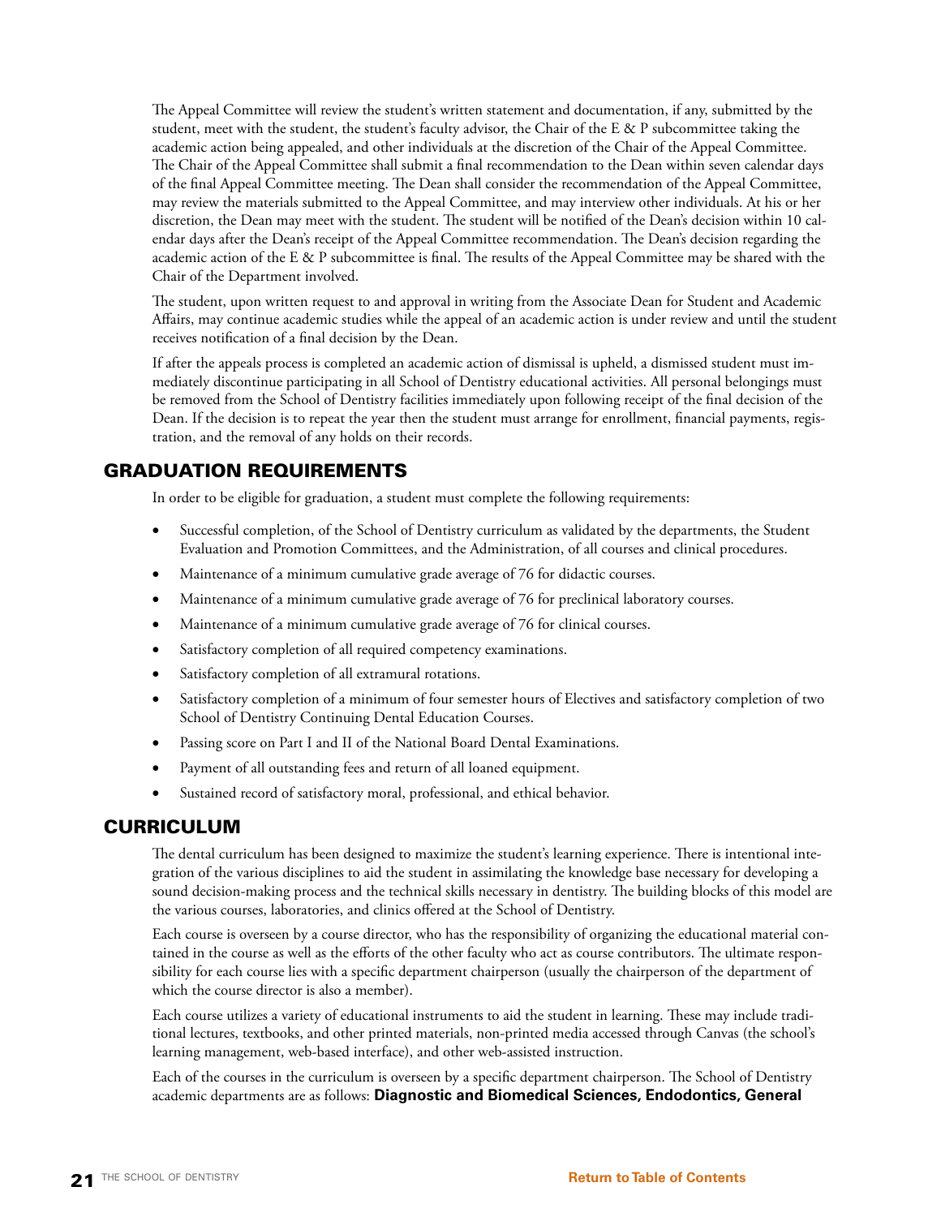The Appeal Committee will review the student's written statement and documentation, if any, submitted by the student, meet with the student, the student's faculty advisor, the Chair of the E & P subcommittee taking the academic action being appealed, and other individuals at the discretion of the Chair of the Appeal Committee. The Chair of the Appeal Committee shall submit a final recommendation to the Dean within seven calendar days of the final Appeal Committee meeting. The Dean shall consider the recommendation of the Appeal Committee, may review the materials submitted to the Appeal Committee, and may interview other individuals. At his or her discretion, the Dean may meet with the student. The student will be notified of the Dean's decision within 10 calendar days after the Dean's receipt of the Appeal Committee recommendation. The Dean's decision regarding the academic action of the E & P subcommittee is final. The results of the Appeal Committee may be shared with the Chair of the Department involved.

The student, upon written request to and approval in writing from the Associate Dean for Student and Academic Affairs, may continue academic studies while the appeal of an academic action is under review and until the student receives notification of a final decision by the Dean.

If after the appeals process is completed an academic action of dismissal is upheld, a dismissed student must immediately discontinue participating in all School of Dentistry educational activities. All personal belongings must be removed from the School of Dentistry facilities immediately upon following receipt of the final decision of the Dean. If the decision is to repeat the year then the student must arrange for enrollment, financial payments, registration, and the removal of any holds on their records.

## GRADUATION REQUIREMENTS

In order to be eligible for graduation, a student must complete the following requirements:

- Successful completion, of the School of Dentistry curriculum as validated by the departments, the Student Evaluation and Promotion Committees, and the Administration, of all courses and clinical procedures.
- Maintenance of a minimum cumulative grade average of 76 for didactic courses.
- Maintenance of a minimum cumulative grade average of 76 for preclinical laboratory courses.
- Maintenance of a minimum cumulative grade average of 76 for clinical courses.
- Satisfactory completion of all required competency examinations.
- Satisfactory completion of all extramural rotations.
- Satisfactory completion of a minimum of four semester hours of Electives and satisfactory completion of two School of Dentistry Continuing Dental Education Courses.
- Passing score on Part I and II of the National Board Dental Examinations.
- Payment of all outstanding fees and return of all loaned equipment.
- Sustained record of satisfactory moral, professional, and ethical behavior.

## CURRICULUM

The dental curriculum has been designed to maximize the student's learning experience. There is intentional integration of the various disciplines to aid the student in assimilating the knowledge base necessary for developing a sound decision-making process and the technical skills necessary in dentistry. The building blocks of this model are the various courses, laboratories, and clinics offered at the School of Dentistry.

Each course is overseen by a course director, who has the responsibility of organizing the educational material contained in the course as well as the efforts of the other faculty who act as course contributors. The ultimate responsibility for each course lies with a specific department chairperson (usually the chairperson of the department of which the course director is also a member).

Each course utilizes a variety of educational instruments to aid the student in learning. These may include traditional lectures, textbooks, and other printed materials, non-printed media accessed through Canvas (the school's learning management, web-based interface), and other web-assisted instruction.

Each of the courses in the curriculum is overseen by a specific department chairperson. The School of Dentistry academic departments are as follows: **Diagnostic and Biomedical Sciences, Endodontics, General**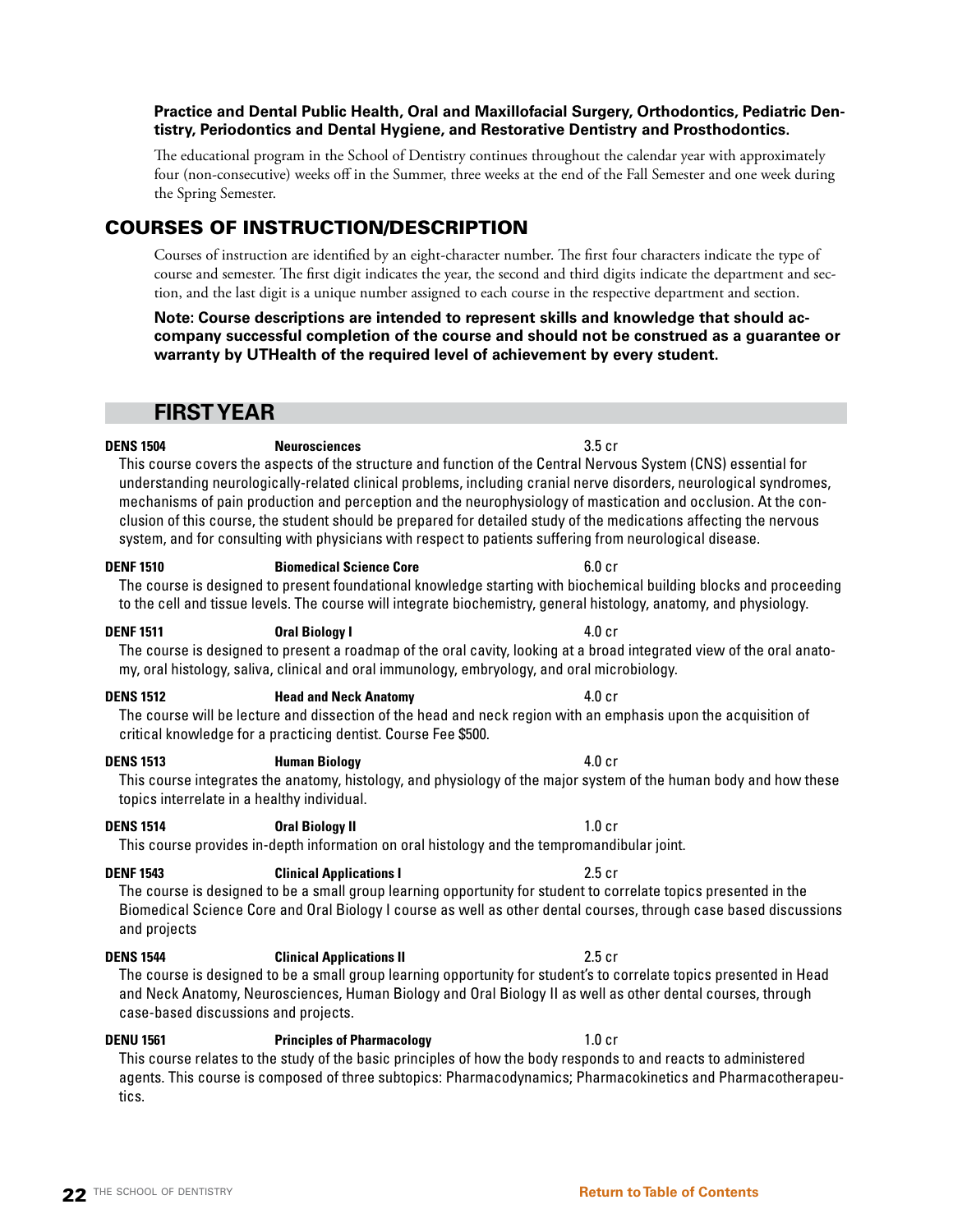**Practice and Dental Public Health, Oral and Maxillofacial Surgery, Orthodontics, Pediatric Dentistry, Periodontics and Dental Hygiene, and Restorative Dentistry and Prosthodontics.**

The educational program in the School of Dentistry continues throughout the calendar year with approximately four (non-consecutive) weeks off in the Summer, three weeks at the end of the Fall Semester and one week during the Spring Semester.

## COURSES OF INSTRUCTION/DESCRIPTION

Courses of instruction are identified by an eight-character number. The first four characters indicate the type of course and semester. The first digit indicates the year, the second and third digits indicate the department and section, and the last digit is a unique number assigned to each course in the respective department and section.

**Note: Course descriptions are intended to represent skills and knowledge that should accompany successful completion of the course and should not be construed as a guarantee or warranty by UTHealth of the required level of achievement by every student.**

## FIRST YEAR

**DENS 1504** **Neurosciences** 3.5 cr

This course covers the aspects of the structure and function of the Central Nervous System (CNS) essential for understanding neurologically-related clinical problems, including cranial nerve disorders, neurological syndromes, mechanisms of pain production and perception and the neurophysiology of mastication and occlusion. At the conclusion of this course, the student should be prepared for detailed study of the medications affecting the nervous system, and for consulting with physicians with respect to patients suffering from neurological disease.

**DENF 1510** **Biomedical Science Core** 6.0 cr

The course is designed to present foundational knowledge starting with biochemical building blocks and proceeding to the cell and tissue levels. The course will integrate biochemistry, general histology, anatomy, and physiology.

**DENF 1511** **Oral Biology I** 4.0 cr

The course is designed to present a roadmap of the oral cavity, looking at a broad integrated view of the oral anatomy, oral histology, saliva, clinical and oral immunology, embryology, and oral microbiology.

**DENS 1512** **Head and Neck Anatomy** 4.0 cr

The course will be lecture and dissection of the head and neck region with an emphasis upon the acquisition of critical knowledge for a practicing dentist. Course Fee $500.

**DENS 1513** **Human Biology** 4.0 cr

This course integrates the anatomy, histology, and physiology of the major system of the human body and how these topics interrelate in a healthy individual.

**DENS 1514** **Oral Biology II** 1.0 cr

This course provides in-depth information on oral histology and the tempromandibular joint.

**DENF 1543** **Clinical Applications I** 2.5 cr

The course is designed to be a small group learning opportunity for student to correlate topics presented in the Biomedical Science Core and Oral Biology I course as well as other dental courses, through case based discussions and projects

**DENS 1544** **Clinical Applications II** 2.5 cr

The course is designed to be a small group learning opportunity for student's to correlate topics presented in Head and Neck Anatomy, Neurosciences, Human Biology and Oral Biology II as well as other dental courses, through case-based discussions and projects.

**DENU 1561** **Principles of Pharmacology** 1.0 cr

This course relates to the study of the basic principles of how the body responds to and reacts to administered agents. This course is composed of three subtopics: Pharmacodynamics; Pharmacokinetics and Pharmacotherapeutics.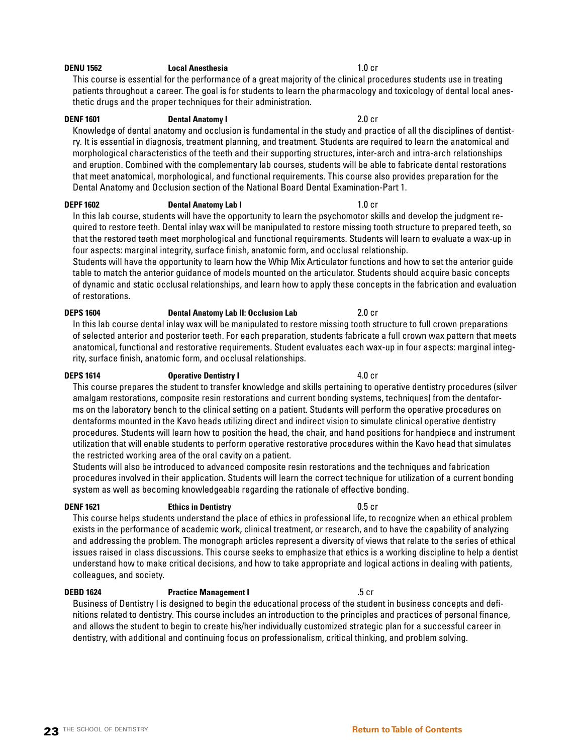**DENU 1562** **Local Anesthesia** 1.0 cr

This course is essential for the performance of a great majority of the clinical procedures students use in treating patients throughout a career. The goal is for students to learn the pharmacology and toxicology of dental local anesthetic drugs and the proper techniques for their administration.

**DENF 1601** **Dental Anatomy I** 2.0 cr

Knowledge of dental anatomy and occlusion is fundamental in the study and practice of all the disciplines of dentistry. It is essential in diagnosis, treatment planning, and treatment. Students are required to learn the anatomical and morphological characteristics of the teeth and their supporting structures, inter-arch and intra-arch relationships and eruption. Combined with the complementary lab courses, students will be able to fabricate dental restorations that meet anatomical, morphological, and functional requirements. This course also provides preparation for the Dental Anatomy and Occlusion section of the National Board Dental Examination-Part 1.

**DEPF 1602** **Dental Anatomy Lab I** 1.0 cr

In this lab course, students will have the opportunity to learn the psychomotor skills and develop the judgment required to restore teeth. Dental inlay wax will be manipulated to restore missing tooth structure to prepared teeth, so that the restored teeth meet morphological and functional requirements. Students will learn to evaluate a wax-up in four aspects: marginal integrity, surface finish, anatomic form, and occlusal relationship.

Students will have the opportunity to learn how the Whip Mix Articulator functions and how to set the anterior guide table to match the anterior guidance of models mounted on the articulator. Students should acquire basic concepts of dynamic and static occlusal relationships, and learn how to apply these concepts in the fabrication and evaluation of restorations.

**DEPS 1604** **Dental Anatomy Lab II: Occlusion Lab** 2.0 cr

In this lab course dental inlay wax will be manipulated to restore missing tooth structure to full crown preparations of selected anterior and posterior teeth. For each preparation, students fabricate a full crown wax pattern that meets anatomical, functional and restorative requirements. Student evaluates each wax-up in four aspects: marginal integrity, surface finish, anatomic form, and occlusal relationships.

**DEPS 1614** **Operative Dentistry I** 4.0 cr

This course prepares the student to transfer knowledge and skills pertaining to operative dentistry procedures (silver amalgam restorations, composite resin restorations and current bonding systems, techniques) from the dentaforms on the laboratory bench to the clinical setting on a patient. Students will perform the operative procedures on dentaforms mounted in the Kavo heads utilizing direct and indirect vision to simulate clinical operative dentistry procedures. Students will learn how to position the head, the chair, and hand positions for handpiece and instrument utilization that will enable students to perform operative restorative procedures within the Kavo head that simulates the restricted working area of the oral cavity on a patient.

Students will also be introduced to advanced composite resin restorations and the techniques and fabrication procedures involved in their application. Students will learn the correct technique for utilization of a current bonding system as well as becoming knowledgeable regarding the rationale of effective bonding.

**DENF 1621** **Ethics in Dentistry** 0.5 cr

This course helps students understand the place of ethics in professional life, to recognize when an ethical problem exists in the performance of academic work, clinical treatment, or research, and to have the capability of analyzing and addressing the problem. The monograph articles represent a diversity of views that relate to the series of ethical issues raised in class discussions. This course seeks to emphasize that ethics is a working discipline to help a dentist understand how to make critical decisions, and how to take appropriate and logical actions in dealing with patients, colleagues, and society.

**DEBD 1624** **Practice Management I** .5 cr

Business of Dentistry I is designed to begin the educational process of the student in business concepts and definitions related to dentistry. This course includes an introduction to the principles and practices of personal finance, and allows the student to begin to create his/her individually customized strategic plan for a successful career in dentistry, with additional and continuing focus on professionalism, critical thinking, and problem solving.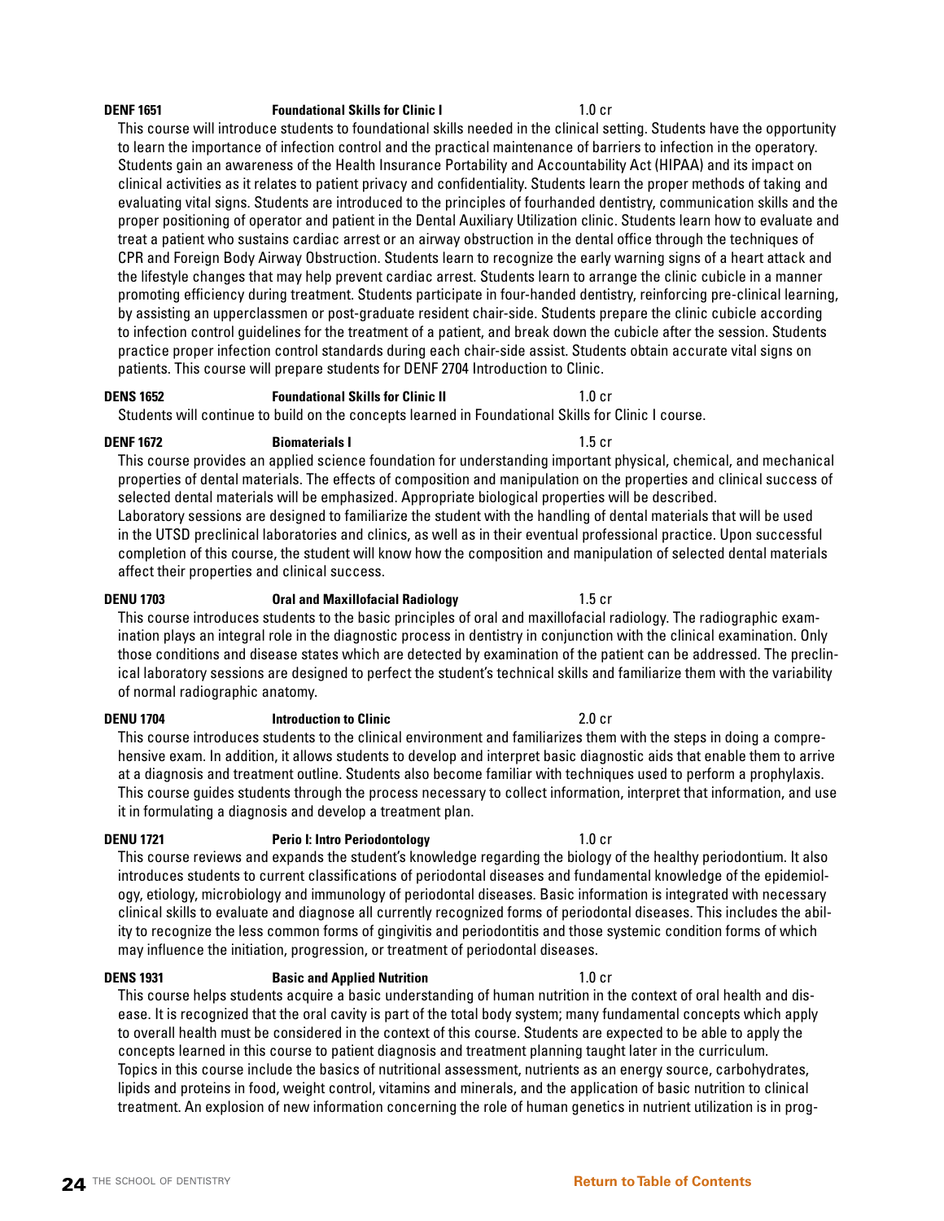**DENF 1651** **Foundational Skills for Clinic I** 1.0 cr

This course will introduce students to foundational skills needed in the clinical setting. Students have the opportunity to learn the importance of infection control and the practical maintenance of barriers to infection in the operatory. Students gain an awareness of the Health Insurance Portability and Accountability Act (HIPAA) and its impact on clinical activities as it relates to patient privacy and confidentiality. Students learn the proper methods of taking and evaluating vital signs. Students are introduced to the principles of fourhanded dentistry, communication skills and the proper positioning of operator and patient in the Dental Auxiliary Utilization clinic. Students learn how to evaluate and treat a patient who sustains cardiac arrest or an airway obstruction in the dental office through the techniques of CPR and Foreign Body Airway Obstruction. Students learn to recognize the early warning signs of a heart attack and the lifestyle changes that may help prevent cardiac arrest. Students learn to arrange the clinic cubicle in a manner promoting efficiency during treatment. Students participate in four-handed dentistry, reinforcing pre-clinical learning, by assisting an upperclassmen or post-graduate resident chair-side. Students prepare the clinic cubicle according to infection control guidelines for the treatment of a patient, and break down the cubicle after the session. Students practice proper infection control standards during each chair-side assist. Students obtain accurate vital signs on patients. This course will prepare students for DENF 2704 Introduction to Clinic.

**DENS 1652** **Foundational Skills for Clinic II** 1.0 cr

Students will continue to build on the concepts learned in Foundational Skills for Clinic I course.

**DENF 1672** **Biomaterials I** 1.5 cr

This course provides an applied science foundation for understanding important physical, chemical, and mechanical properties of dental materials. The effects of composition and manipulation on the properties and clinical success of selected dental materials will be emphasized. Appropriate biological properties will be described.
Laboratory sessions are designed to familiarize the student with the handling of dental materials that will be used in the UTSD preclinical laboratories and clinics, as well as in their eventual professional practice. Upon successful completion of this course, the student will know how the composition and manipulation of selected dental materials affect their properties and clinical success.

**DENU 1703** **Oral and Maxillofacial Radiology** 1.5 cr

This course introduces students to the basic principles of oral and maxillofacial radiology. The radiographic examination plays an integral role in the diagnostic process in dentistry in conjunction with the clinical examination. Only those conditions and disease states which are detected by examination of the patient can be addressed. The preclinical laboratory sessions are designed to perfect the student's technical skills and familiarize them with the variability of normal radiographic anatomy.

**DENU 1704** **Introduction to Clinic** 2.0 cr

This course introduces students to the clinical environment and familiarizes them with the steps in doing a comprehensive exam. In addition, it allows students to develop and interpret basic diagnostic aids that enable them to arrive at a diagnosis and treatment outline. Students also become familiar with techniques used to perform a prophylaxis. This course guides students through the process necessary to collect information, interpret that information, and use it in formulating a diagnosis and develop a treatment plan.

**DENU 1721** **Perio I: Intro Periodontology** 1.0 cr

This course reviews and expands the student's knowledge regarding the biology of the healthy periodontium. It also introduces students to current classifications of periodontal diseases and fundamental knowledge of the epidemiology, etiology, microbiology and immunology of periodontal diseases. Basic information is integrated with necessary clinical skills to evaluate and diagnose all currently recognized forms of periodontal diseases. This includes the ability to recognize the less common forms of gingivitis and periodontitis and those systemic condition forms of which may influence the initiation, progression, or treatment of periodontal diseases.

**DENS 1931** **Basic and Applied Nutrition** 1.0 cr

This course helps students acquire a basic understanding of human nutrition in the context of oral health and disease. It is recognized that the oral cavity is part of the total body system; many fundamental concepts which apply to overall health must be considered in the context of this course. Students are expected to be able to apply the concepts learned in this course to patient diagnosis and treatment planning taught later in the curriculum.
Topics in this course include the basics of nutritional assessment, nutrients as an energy source, carbohydrates, lipids and proteins in food, weight control, vitamins and minerals, and the application of basic nutrition to clinical treatment. An explosion of new information concerning the role of human genetics in nutrient utilization is in prog-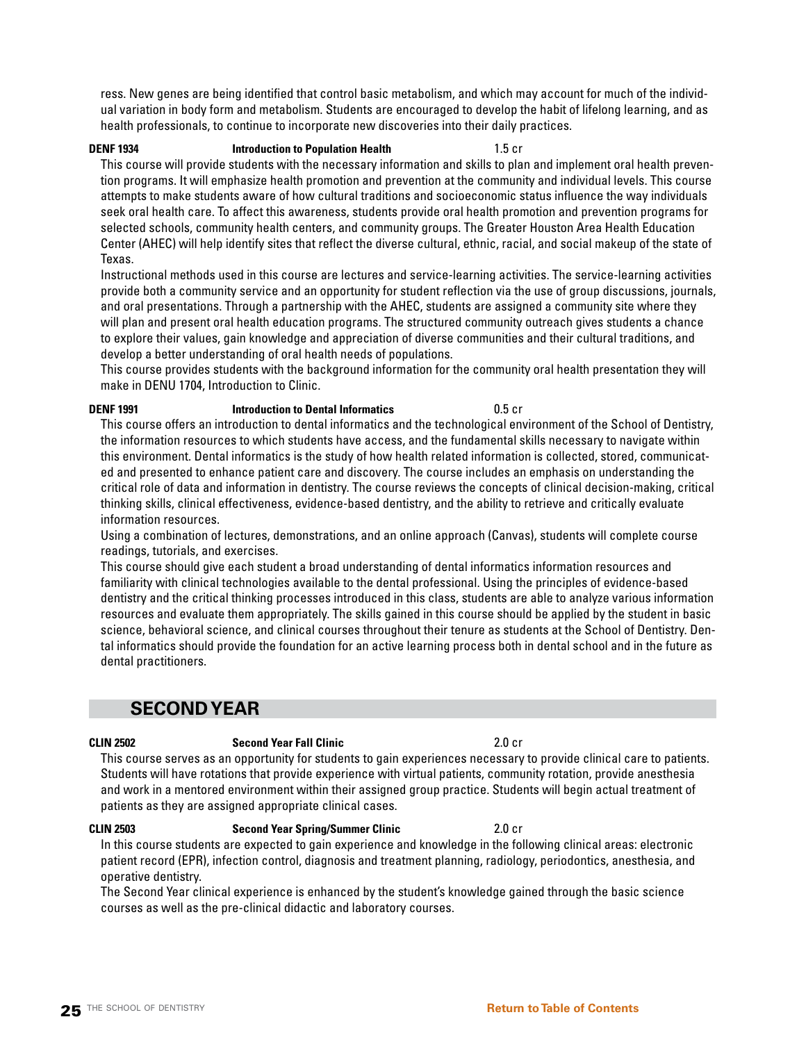ress. New genes are being identified that control basic metabolism, and which may account for much of the individual variation in body form and metabolism. Students are encouraged to develop the habit of lifelong learning, and as health professionals, to continue to incorporate new discoveries into their daily practices.

**DENF 1934** **Introduction to Population Health** 1.5 cr

This course will provide students with the necessary information and skills to plan and implement oral health prevention programs. It will emphasize health promotion and prevention at the community and individual levels. This course attempts to make students aware of how cultural traditions and socioeconomic status influence the way individuals seek oral health care. To affect this awareness, students provide oral health promotion and prevention programs for selected schools, community health centers, and community groups. The Greater Houston Area Health Education Center (AHEC) will help identify sites that reflect the diverse cultural, ethnic, racial, and social makeup of the state of Texas.

Instructional methods used in this course are lectures and service-learning activities. The service-learning activities provide both a community service and an opportunity for student reflection via the use of group discussions, journals, and oral presentations. Through a partnership with the AHEC, students are assigned a community site where they will plan and present oral health education programs. The structured community outreach gives students a chance to explore their values, gain knowledge and appreciation of diverse communities and their cultural traditions, and develop a better understanding of oral health needs of populations.

This course provides students with the background information for the community oral health presentation they will make in DENU 1704, Introduction to Clinic.

**DENF 1991** **Introduction to Dental Informatics** 0.5 cr

This course offers an introduction to dental informatics and the technological environment of the School of Dentistry, the information resources to which students have access, and the fundamental skills necessary to navigate within this environment. Dental informatics is the study of how health related information is collected, stored, communicated and presented to enhance patient care and discovery. The course includes an emphasis on understanding the critical role of data and information in dentistry. The course reviews the concepts of clinical decision-making, critical thinking skills, clinical effectiveness, evidence-based dentistry, and the ability to retrieve and critically evaluate information resources.

Using a combination of lectures, demonstrations, and an online approach (Canvas), students will complete course readings, tutorials, and exercises.

This course should give each student a broad understanding of dental informatics information resources and familiarity with clinical technologies available to the dental professional. Using the principles of evidence-based dentistry and the critical thinking processes introduced in this class, students are able to analyze various information resources and evaluate them appropriately. The skills gained in this course should be applied by the student in basic science, behavioral science, and clinical courses throughout their tenure as students at the School of Dentistry. Dental informatics should provide the foundation for an active learning process both in dental school and in the future as dental practitioners.

## SECOND YEAR

**CLIN 2502** **Second Year Fall Clinic** 2.0 cr

This course serves as an opportunity for students to gain experiences necessary to provide clinical care to patients. Students will have rotations that provide experience with virtual patients, community rotation, provide anesthesia and work in a mentored environment within their assigned group practice. Students will begin actual treatment of patients as they are assigned appropriate clinical cases.

**CLIN 2503** **Second Year Spring/Summer Clinic** 2.0 cr

In this course students are expected to gain experience and knowledge in the following clinical areas: electronic patient record (EPR), infection control, diagnosis and treatment planning, radiology, periodontics, anesthesia, and operative dentistry.

The Second Year clinical experience is enhanced by the student's knowledge gained through the basic science courses as well as the pre-clinical didactic and laboratory courses.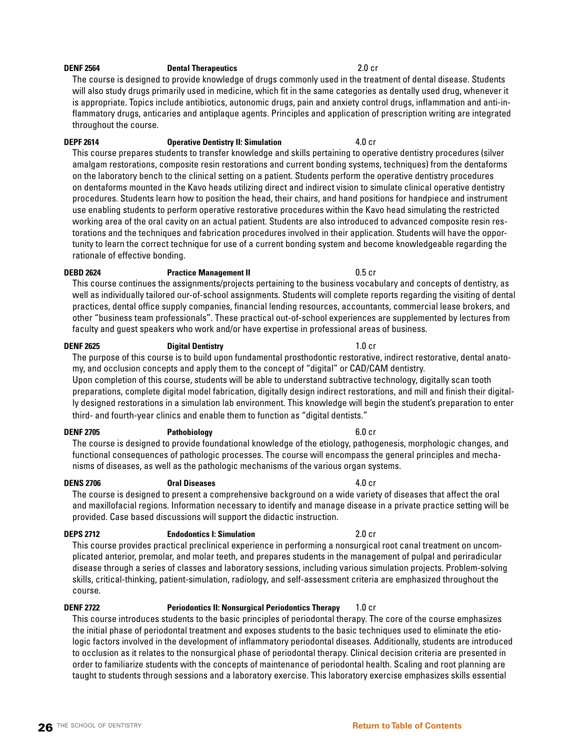**DENF 2564 Dental Therapeutics 2.0 cr**

The course is designed to provide knowledge of drugs commonly used in the treatment of dental disease. Students will also study drugs primarily used in medicine, which fit in the same categories as dentally used drug, whenever it is appropriate. Topics include antibiotics, autonomic drugs, pain and anxiety control drugs, inflammation and anti-inflammatory drugs, anticaries and antiplaque agents. Principles and application of prescription writing are integrated throughout the course.

**DEPF 2614 Operative Dentistry II: Simulation 4.0 cr**

This course prepares students to transfer knowledge and skills pertaining to operative dentistry procedures (silver amalgam restorations, composite resin restorations and current bonding systems, techniques) from the dentaforms on the laboratory bench to the clinical setting on a patient. Students perform the operative dentistry procedures on dentaforms mounted in the Kavo heads utilizing direct and indirect vision to simulate clinical operative dentistry procedures. Students learn how to position the head, their chairs, and hand positions for handpiece and instrument use enabling students to perform operative restorative procedures within the Kavo head simulating the restricted working area of the oral cavity on an actual patient. Students are also introduced to advanced composite resin restorations and the techniques and fabrication procedures involved in their application. Students will have the opportunity to learn the correct technique for use of a current bonding system and become knowledgeable regarding the rationale of effective bonding.

**DEBD 2624 Practice Management II 0.5 cr**

This course continues the assignments/projects pertaining to the business vocabulary and concepts of dentistry, as well as individually tailored our-of-school assignments. Students will complete reports regarding the visiting of dental practices, dental office supply companies, financial lending resources, accountants, commercial lease brokers, and other "business team professionals". These practical out-of-school experiences are supplemented by lectures from faculty and guest speakers who work and/or have expertise in professional areas of business.

**DENF 2625 Digital Dentistry 1.0 cr**

The purpose of this course is to build upon fundamental prosthodontic restorative, indirect restorative, dental anatomy, and occlusion concepts and apply them to the concept of "digital" or CAD/CAM dentistry.
Upon completion of this course, students will be able to understand subtractive technology, digitally scan tooth preparations, complete digital model fabrication, digitally design indirect restorations, and mill and finish their digitally designed restorations in a simulation lab environment. This knowledge will begin the student's preparation to enter third- and fourth-year clinics and enable them to function as "digital dentists."

**DENF 2705 Pathobiology 6.0 cr**

The course is designed to provide foundational knowledge of the etiology, pathogenesis, morphologic changes, and functional consequences of pathologic processes. The course will encompass the general principles and mechanisms of diseases, as well as the pathologic mechanisms of the various organ systems.

**DENS 2706 Oral Diseases 4.0 cr**

The course is designed to present a comprehensive background on a wide variety of diseases that affect the oral and maxillofacial regions. Information necessary to identify and manage disease in a private practice setting will be provided. Case based discussions will support the didactic instruction.

**DEPS 2712 Endodontics I: Simulation 2.0 cr**

This course provides practical preclinical experience in performing a nonsurgical root canal treatment on uncomplicated anterior, premolar, and molar teeth, and prepares students in the management of pulpal and periradicular disease through a series of classes and laboratory sessions, including various simulation projects. Problem-solving skills, critical-thinking, patient-simulation, radiology, and self-assessment criteria are emphasized throughout the course.

**DENF 2722 Periodontics II: Nonsurgical Periodontics Therapy 1.0 cr**

This course introduces students to the basic principles of periodontal therapy. The core of the course emphasizes the initial phase of periodontal treatment and exposes students to the basic techniques used to eliminate the etiologic factors involved in the development of inflammatory periodontal diseases. Additionally, students are introduced to occlusion as it relates to the nonsurgical phase of periodontal therapy. Clinical decision criteria are presented in order to familiarize students with the concepts of maintenance of periodontal health. Scaling and root planning are taught to students through sessions and a laboratory exercise. This laboratory exercise emphasizes skills essential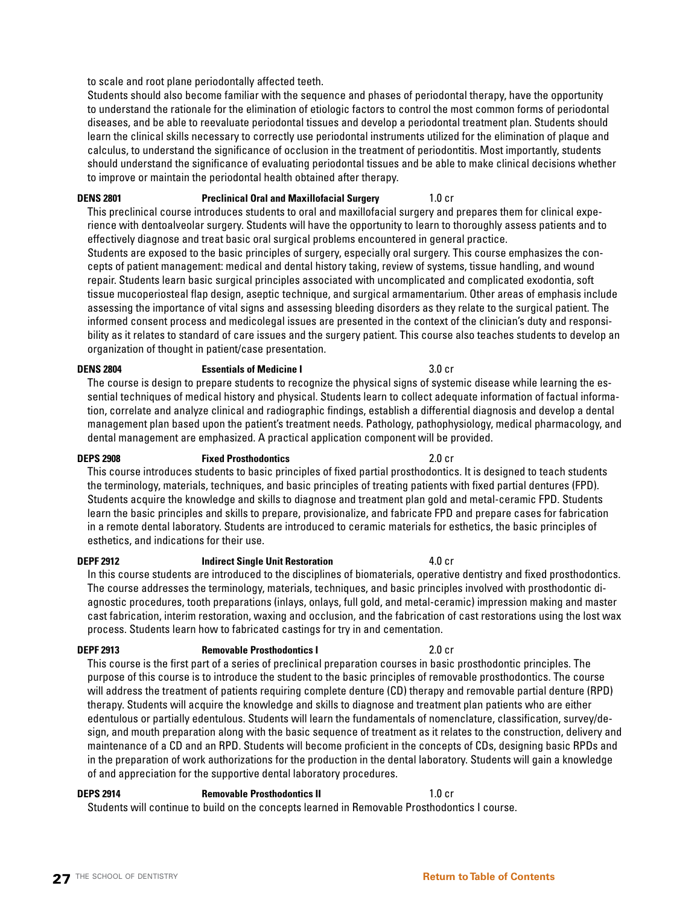to scale and root plane periodontally affected teeth.

Students should also become familiar with the sequence and phases of periodontal therapy, have the opportunity to understand the rationale for the elimination of etiologic factors to control the most common forms of periodontal diseases, and be able to reevaluate periodontal tissues and develop a periodontal treatment plan. Students should learn the clinical skills necessary to correctly use periodontal instruments utilized for the elimination of plaque and calculus, to understand the significance of occlusion in the treatment of periodontitis. Most importantly, students should understand the significance of evaluating periodontal tissues and be able to make clinical decisions whether to improve or maintain the periodontal health obtained after therapy.

**DENS 2801 — Preclinical Oral and Maxillofacial Surgery — 1.0 cr**

This preclinical course introduces students to oral and maxillofacial surgery and prepares them for clinical experience with dentoalveolar surgery. Students will have the opportunity to learn to thoroughly assess patients and to effectively diagnose and treat basic oral surgical problems encountered in general practice.

Students are exposed to the basic principles of surgery, especially oral surgery. This course emphasizes the concepts of patient management: medical and dental history taking, review of systems, tissue handling, and wound repair. Students learn basic surgical principles associated with uncomplicated and complicated exodontia, soft tissue mucoperiosteal flap design, aseptic technique, and surgical armamentarium. Other areas of emphasis include assessing the importance of vital signs and assessing bleeding disorders as they relate to the surgical patient. The informed consent process and medicolegal issues are presented in the context of the clinician's duty and responsibility as it relates to standard of care issues and the surgery patient. This course also teaches students to develop an organization of thought in patient/case presentation.

**DENS 2804 — Essentials of Medicine I — 3.0 cr**

The course is design to prepare students to recognize the physical signs of systemic disease while learning the essential techniques of medical history and physical. Students learn to collect adequate information of factual information, correlate and analyze clinical and radiographic findings, establish a differential diagnosis and develop a dental management plan based upon the patient's treatment needs. Pathology, pathophysiology, medical pharmacology, and dental management are emphasized. A practical application component will be provided.

**DEPS 2908 — Fixed Prosthodontics — 2.0 cr**

This course introduces students to basic principles of fixed partial prosthodontics. It is designed to teach students the terminology, materials, techniques, and basic principles of treating patients with fixed partial dentures (FPD). Students acquire the knowledge and skills to diagnose and treatment plan gold and metal-ceramic FPD. Students learn the basic principles and skills to prepare, provisionalize, and fabricate FPD and prepare cases for fabrication in a remote dental laboratory. Students are introduced to ceramic materials for esthetics, the basic principles of esthetics, and indications for their use.

**DEPF 2912 — Indirect Single Unit Restoration — 4.0 cr**

In this course students are introduced to the disciplines of biomaterials, operative dentistry and fixed prosthodontics. The course addresses the terminology, materials, techniques, and basic principles involved with prosthodontic diagnostic procedures, tooth preparations (inlays, onlays, full gold, and metal-ceramic) impression making and master cast fabrication, interim restoration, waxing and occlusion, and the fabrication of cast restorations using the lost wax process. Students learn how to fabricated castings for try in and cementation.

**DEPF 2913 — Removable Prosthodontics I — 2.0 cr**

This course is the first part of a series of preclinical preparation courses in basic prosthodontic principles. The purpose of this course is to introduce the student to the basic principles of removable prosthodontics. The course will address the treatment of patients requiring complete denture (CD) therapy and removable partial denture (RPD) therapy. Students will acquire the knowledge and skills to diagnose and treatment plan patients who are either edentulous or partially edentulous. Students will learn the fundamentals of nomenclature, classification, survey/design, and mouth preparation along with the basic sequence of treatment as it relates to the construction, delivery and maintenance of a CD and an RPD. Students will become proficient in the concepts of CDs, designing basic RPDs and in the preparation of work authorizations for the production in the dental laboratory. Students will gain a knowledge of and appreciation for the supportive dental laboratory procedures.

**DEPS 2914 — Removable Prosthodontics II — 1.0 cr**

Students will continue to build on the concepts learned in Removable Prosthodontics I course.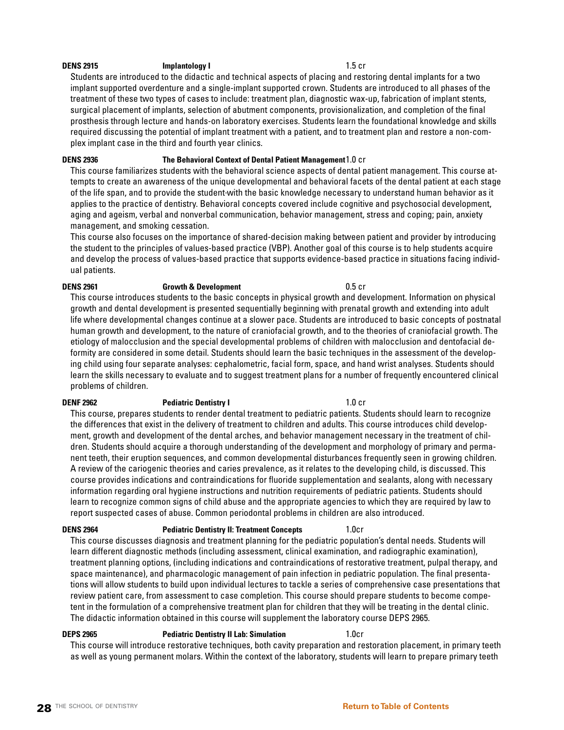**DENS 2915 Implantology I 1.5 cr**

Students are introduced to the didactic and technical aspects of placing and restoring dental implants for a two implant supported overdenture and a single-implant supported crown. Students are introduced to all phases of the treatment of these two types of cases to include: treatment plan, diagnostic wax-up, fabrication of implant stents, surgical placement of implants, selection of abutment components, provisionalization, and completion of the final prosthesis through lecture and hands-on laboratory exercises. Students learn the foundational knowledge and skills required discussing the potential of implant treatment with a patient, and to treatment plan and restore a non-complex implant case in the third and fourth year clinics.

**DENS 2936 The Behavioral Context of Dental Patient Management 1.0 cr**

This course familiarizes students with the behavioral science aspects of dental patient management. This course attempts to create an awareness of the unique developmental and behavioral facets of the dental patient at each stage of the life span, and to provide the student-with the basic knowledge necessary to understand human behavior as it applies to the practice of dentistry. Behavioral concepts covered include cognitive and psychosocial development, aging and ageism, verbal and nonverbal communication, behavior management, stress and coping; pain, anxiety management, and smoking cessation.

This course also focuses on the importance of shared-decision making between patient and provider by introducing the student to the principles of values-based practice (VBP). Another goal of this course is to help students acquire and develop the process of values-based practice that supports evidence-based practice in situations facing individual patients.

**DENS 2961 Growth & Development 0.5 cr**

This course introduces students to the basic concepts in physical growth and development. Information on physical growth and dental development is presented sequentially beginning with prenatal growth and extending into adult life where developmental changes continue at a slower pace. Students are introduced to basic concepts of postnatal human growth and development, to the nature of craniofacial growth, and to the theories of craniofacial growth. The etiology of malocclusion and the special developmental problems of children with malocclusion and dentofacial deformity are considered in some detail. Students should learn the basic techniques in the assessment of the developing child using four separate analyses: cephalometric, facial form, space, and hand wrist analyses. Students should learn the skills necessary to evaluate and to suggest treatment plans for a number of frequently encountered clinical problems of children.

**DENF 2962 Pediatric Dentistry I 1.0 cr**

This course, prepares students to render dental treatment to pediatric patients. Students should learn to recognize the differences that exist in the delivery of treatment to children and adults. This course introduces child development, growth and development of the dental arches, and behavior management necessary in the treatment of children. Students should acquire a thorough understanding of the development and morphology of primary and permanent teeth, their eruption sequences, and common developmental disturbances frequently seen in growing children. A review of the cariogenic theories and caries prevalence, as it relates to the developing child, is discussed. This course provides indications and contraindications for fluoride supplementation and sealants, along with necessary information regarding oral hygiene instructions and nutrition requirements of pediatric patients. Students should learn to recognize common signs of child abuse and the appropriate agencies to which they are required by law to report suspected cases of abuse. Common periodontal problems in children are also introduced.

**DENS 2964 Pediatric Dentistry II: Treatment Concepts 1.0cr**

This course discusses diagnosis and treatment planning for the pediatric population's dental needs. Students will learn different diagnostic methods (including assessment, clinical examination, and radiographic examination), treatment planning options, (including indications and contraindications of restorative treatment, pulpal therapy, and space maintenance), and pharmacologic management of pain infection in pediatric population. The final presentations will allow students to build upon individual lectures to tackle a series of comprehensive case presentations that review patient care, from assessment to case completion. This course should prepare students to become competent in the formulation of a comprehensive treatment plan for children that they will be treating in the dental clinic. The didactic information obtained in this course will supplement the laboratory course DEPS 2965.

**DEPS 2965 Pediatric Dentistry II Lab: Simulation 1.0cr**

This course will introduce restorative techniques, both cavity preparation and restoration placement, in primary teeth as well as young permanent molars. Within the context of the laboratory, students will learn to prepare primary teeth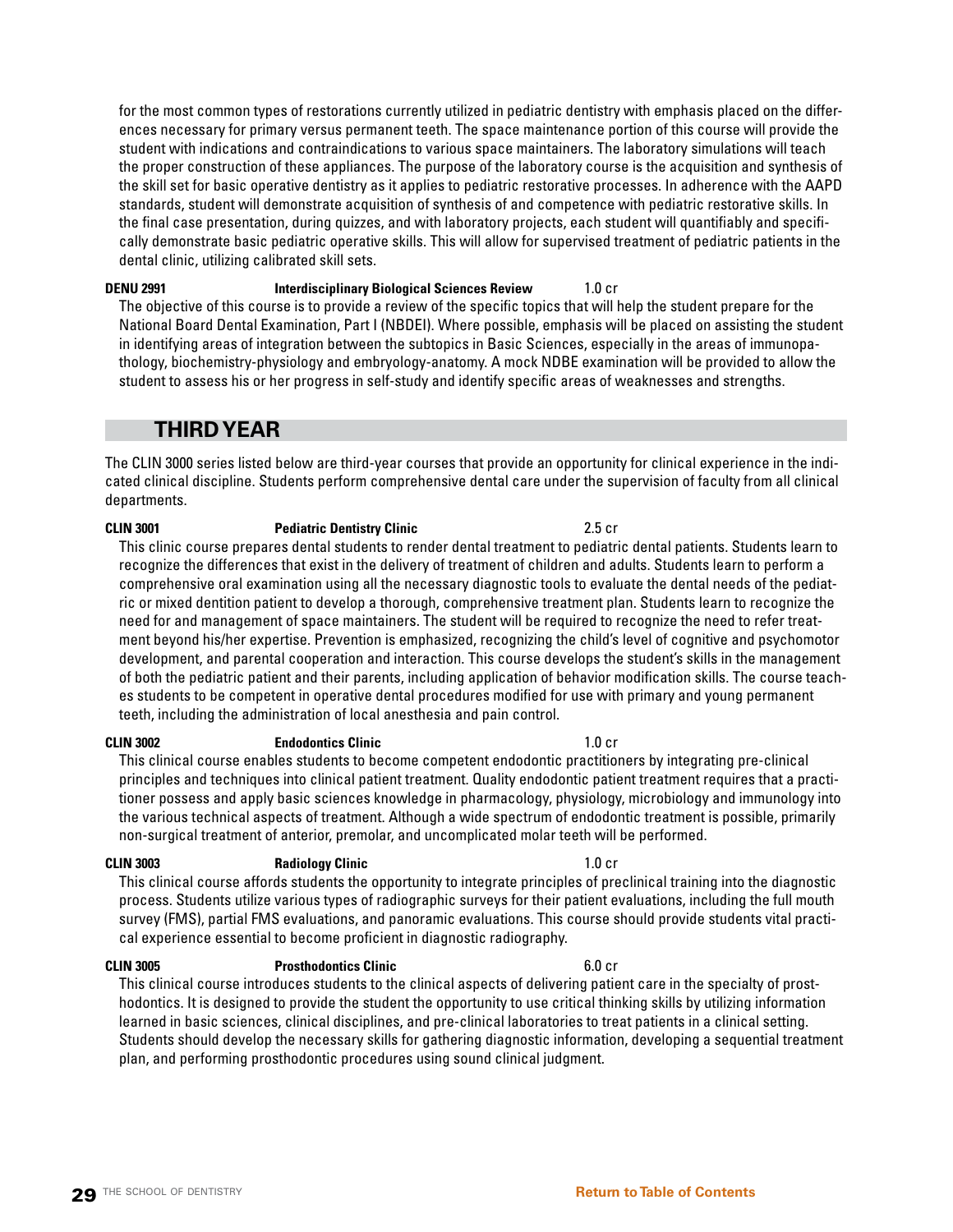for the most common types of restorations currently utilized in pediatric dentistry with emphasis placed on the differences necessary for primary versus permanent teeth. The space maintenance portion of this course will provide the student with indications and contraindications to various space maintainers. The laboratory simulations will teach the proper construction of these appliances. The purpose of the laboratory course is the acquisition and synthesis of the skill set for basic operative dentistry as it applies to pediatric restorative processes. In adherence with the AAPD standards, student will demonstrate acquisition of synthesis of and competence with pediatric restorative skills. In the final case presentation, during quizzes, and with laboratory projects, each student will quantifiably and specifically demonstrate basic pediatric operative skills. This will allow for supervised treatment of pediatric patients in the dental clinic, utilizing calibrated skill sets.

**DENU 2991 Interdisciplinary Biological Sciences Review 1.0 cr**

The objective of this course is to provide a review of the specific topics that will help the student prepare for the National Board Dental Examination, Part I (NBDEI). Where possible, emphasis will be placed on assisting the student in identifying areas of integration between the subtopics in Basic Sciences, especially in the areas of immunopathology, biochemistry-physiology and embryology-anatomy. A mock NDBE examination will be provided to allow the student to assess his or her progress in self-study and identify specific areas of weaknesses and strengths.

## THIRD YEAR

The CLIN 3000 series listed below are third-year courses that provide an opportunity for clinical experience in the indicated clinical discipline. Students perform comprehensive dental care under the supervision of faculty from all clinical departments.

**CLIN 3001 Pediatric Dentistry Clinic 2.5 cr**

This clinic course prepares dental students to render dental treatment to pediatric dental patients. Students learn to recognize the differences that exist in the delivery of treatment of children and adults. Students learn to perform a comprehensive oral examination using all the necessary diagnostic tools to evaluate the dental needs of the pediatric or mixed dentition patient to develop a thorough, comprehensive treatment plan. Students learn to recognize the need for and management of space maintainers. The student will be required to recognize the need to refer treatment beyond his/her expertise. Prevention is emphasized, recognizing the child's level of cognitive and psychomotor development, and parental cooperation and interaction. This course develops the student's skills in the management of both the pediatric patient and their parents, including application of behavior modification skills. The course teaches students to be competent in operative dental procedures modified for use with primary and young permanent teeth, including the administration of local anesthesia and pain control.

**CLIN 3002 Endodontics Clinic 1.0 cr**

This clinical course enables students to become competent endodontic practitioners by integrating pre-clinical principles and techniques into clinical patient treatment. Quality endodontic patient treatment requires that a practitioner possess and apply basic sciences knowledge in pharmacology, physiology, microbiology and immunology into the various technical aspects of treatment. Although a wide spectrum of endodontic treatment is possible, primarily non-surgical treatment of anterior, premolar, and uncomplicated molar teeth will be performed.

**CLIN 3003 Radiology Clinic 1.0 cr**

This clinical course affords students the opportunity to integrate principles of preclinical training into the diagnostic process. Students utilize various types of radiographic surveys for their patient evaluations, including the full mouth survey (FMS), partial FMS evaluations, and panoramic evaluations. This course should provide students vital practical experience essential to become proficient in diagnostic radiography.

**CLIN 3005 Prosthodontics Clinic 6.0 cr**

This clinical course introduces students to the clinical aspects of delivering patient care in the specialty of prosthodontics. It is designed to provide the student the opportunity to use critical thinking skills by utilizing information learned in basic sciences, clinical disciplines, and pre-clinical laboratories to treat patients in a clinical setting. Students should develop the necessary skills for gathering diagnostic information, developing a sequential treatment plan, and performing prosthodontic procedures using sound clinical judgment.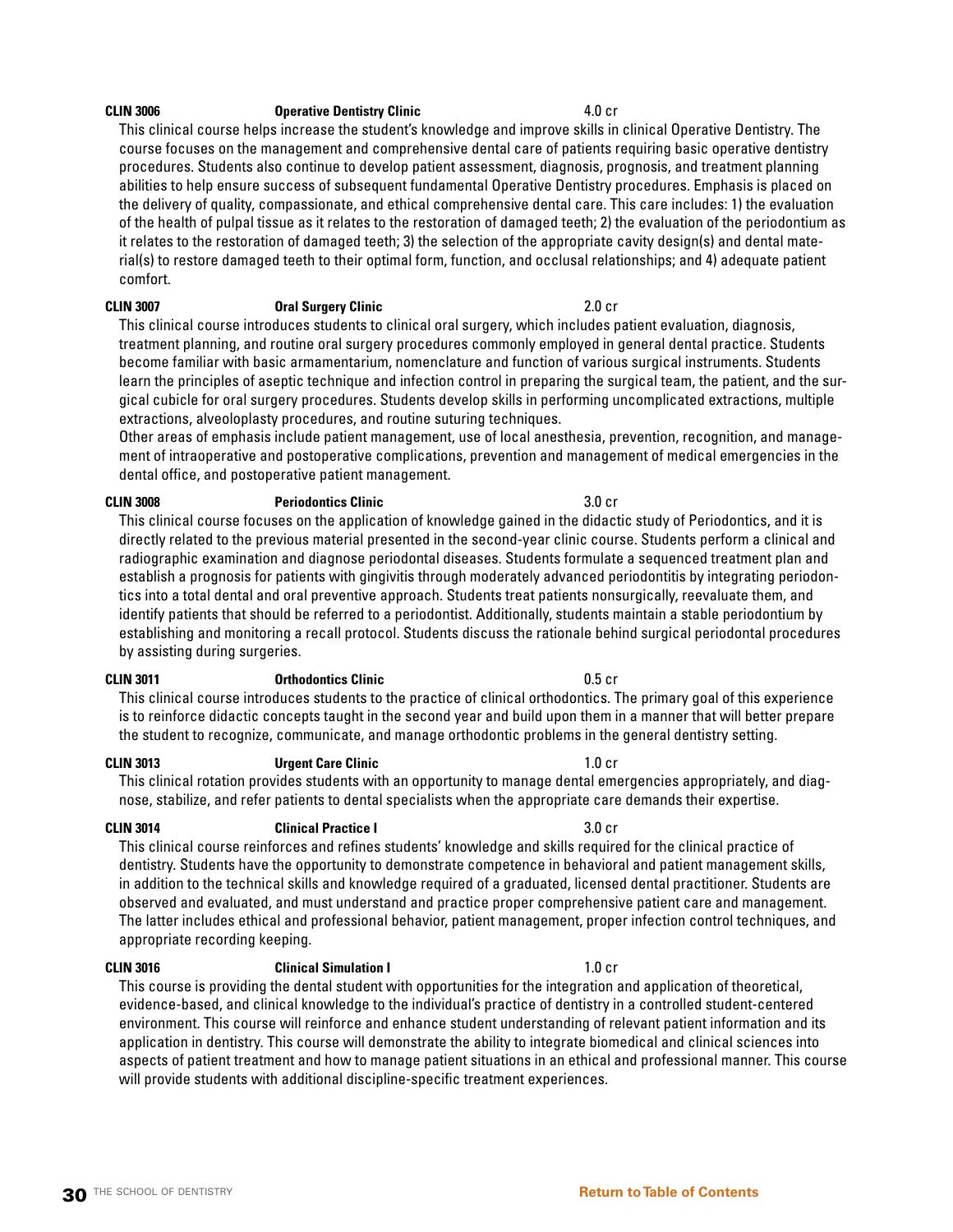**CLIN 3006 Operative Dentistry Clinic 4.0 cr**

This clinical course helps increase the student's knowledge and improve skills in clinical Operative Dentistry. The course focuses on the management and comprehensive dental care of patients requiring basic operative dentistry procedures. Students also continue to develop patient assessment, diagnosis, prognosis, and treatment planning abilities to help ensure success of subsequent fundamental Operative Dentistry procedures. Emphasis is placed on the delivery of quality, compassionate, and ethical comprehensive dental care. This care includes: 1) the evaluation of the health of pulpal tissue as it relates to the restoration of damaged teeth; 2) the evaluation of the periodontium as it relates to the restoration of damaged teeth; 3) the selection of the appropriate cavity design(s) and dental material(s) to restore damaged teeth to their optimal form, function, and occlusal relationships; and 4) adequate patient comfort.

**CLIN 3007 Oral Surgery Clinic 2.0 cr**

This clinical course introduces students to clinical oral surgery, which includes patient evaluation, diagnosis, treatment planning, and routine oral surgery procedures commonly employed in general dental practice. Students become familiar with basic armamentarium, nomenclature and function of various surgical instruments. Students learn the principles of aseptic technique and infection control in preparing the surgical team, the patient, and the surgical cubicle for oral surgery procedures. Students develop skills in performing uncomplicated extractions, multiple extractions, alveoloplasty procedures, and routine suturing techniques.

Other areas of emphasis include patient management, use of local anesthesia, prevention, recognition, and management of intraoperative and postoperative complications, prevention and management of medical emergencies in the dental office, and postoperative patient management.

**CLIN 3008 Periodontics Clinic 3.0 cr**

This clinical course focuses on the application of knowledge gained in the didactic study of Periodontics, and it is directly related to the previous material presented in the second-year clinic course. Students perform a clinical and radiographic examination and diagnose periodontal diseases. Students formulate a sequenced treatment plan and establish a prognosis for patients with gingivitis through moderately advanced periodontitis by integrating periodontics into a total dental and oral preventive approach. Students treat patients nonsurgically, reevaluate them, and identify patients that should be referred to a periodontist. Additionally, students maintain a stable periodontium by establishing and monitoring a recall protocol. Students discuss the rationale behind surgical periodontal procedures by assisting during surgeries.

**CLIN 3011 Orthodontics Clinic 0.5 cr**

This clinical course introduces students to the practice of clinical orthodontics. The primary goal of this experience is to reinforce didactic concepts taught in the second year and build upon them in a manner that will better prepare the student to recognize, communicate, and manage orthodontic problems in the general dentistry setting.

**CLIN 3013 Urgent Care Clinic 1.0 cr**

This clinical rotation provides students with an opportunity to manage dental emergencies appropriately, and diagnose, stabilize, and refer patients to dental specialists when the appropriate care demands their expertise.

**CLIN 3014 Clinical Practice I 3.0 cr**

This clinical course reinforces and refines students' knowledge and skills required for the clinical practice of dentistry. Students have the opportunity to demonstrate competence in behavioral and patient management skills, in addition to the technical skills and knowledge required of a graduated, licensed dental practitioner. Students are observed and evaluated, and must understand and practice proper comprehensive patient care and management. The latter includes ethical and professional behavior, patient management, proper infection control techniques, and appropriate recording keeping.

**CLIN 3016 Clinical Simulation I 1.0 cr**

This course is providing the dental student with opportunities for the integration and application of theoretical, evidence-based, and clinical knowledge to the individual's practice of dentistry in a controlled student-centered environment. This course will reinforce and enhance student understanding of relevant patient information and its application in dentistry. This course will demonstrate the ability to integrate biomedical and clinical sciences into aspects of patient treatment and how to manage patient situations in an ethical and professional manner. This course will provide students with additional discipline-specific treatment experiences.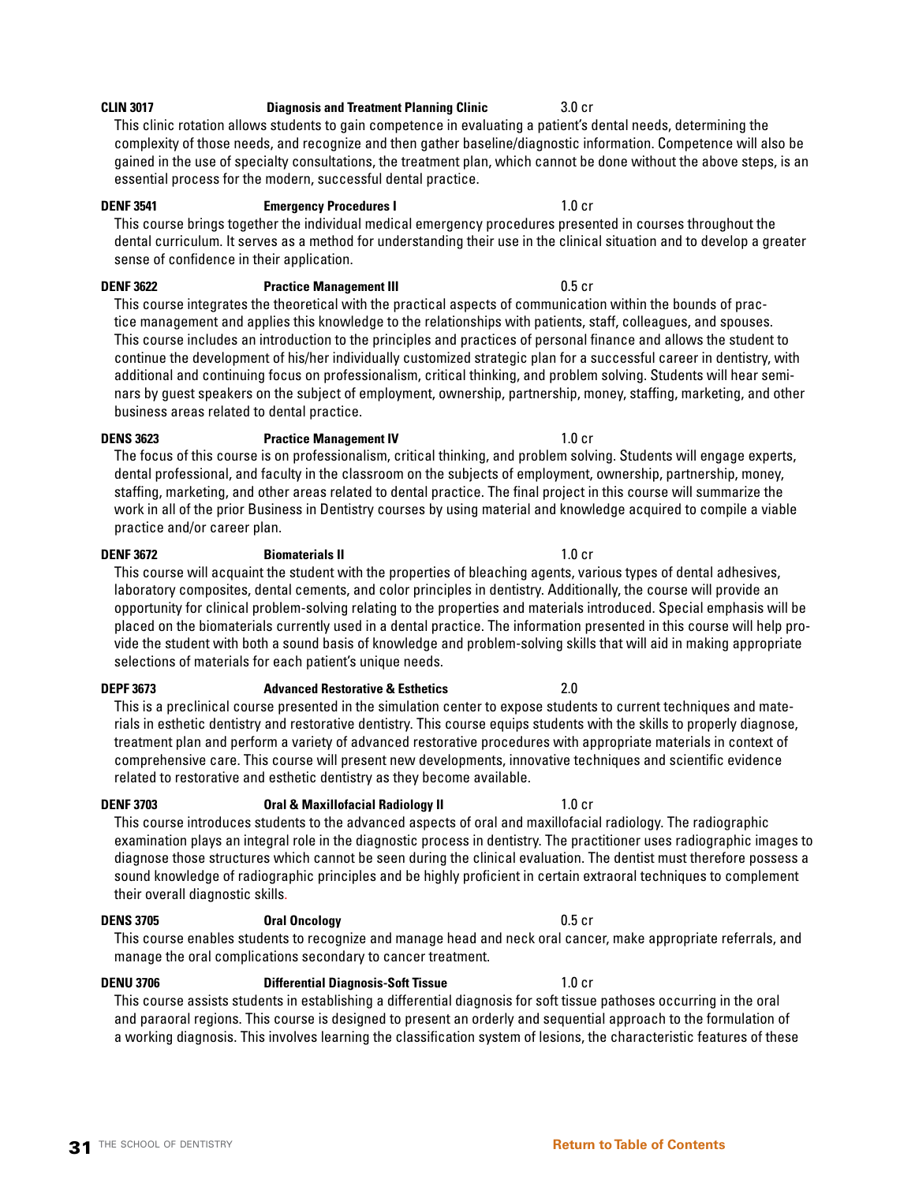**CLIN 3017 Diagnosis and Treatment Planning Clinic 3.0 cr**

This clinic rotation allows students to gain competence in evaluating a patient's dental needs, determining the complexity of those needs, and recognize and then gather baseline/diagnostic information. Competence will also be gained in the use of specialty consultations, the treatment plan, which cannot be done without the above steps, is an essential process for the modern, successful dental practice.

**DENF 3541 Emergency Procedures I 1.0 cr**

This course brings together the individual medical emergency procedures presented in courses throughout the dental curriculum. It serves as a method for understanding their use in the clinical situation and to develop a greater sense of confidence in their application.

**DENF 3622 Practice Management III 0.5 cr**

This course integrates the theoretical with the practical aspects of communication within the bounds of practice management and applies this knowledge to the relationships with patients, staff, colleagues, and spouses. This course includes an introduction to the principles and practices of personal finance and allows the student to continue the development of his/her individually customized strategic plan for a successful career in dentistry, with additional and continuing focus on professionalism, critical thinking, and problem solving. Students will hear seminars by guest speakers on the subject of employment, ownership, partnership, money, staffing, marketing, and other business areas related to dental practice.

**DENS 3623 Practice Management IV 1.0 cr**

The focus of this course is on professionalism, critical thinking, and problem solving. Students will engage experts, dental professional, and faculty in the classroom on the subjects of employment, ownership, partnership, money, staffing, marketing, and other areas related to dental practice. The final project in this course will summarize the work in all of the prior Business in Dentistry courses by using material and knowledge acquired to compile a viable practice and/or career plan.

**DENF 3672 Biomaterials II 1.0 cr**

This course will acquaint the student with the properties of bleaching agents, various types of dental adhesives, laboratory composites, dental cements, and color principles in dentistry. Additionally, the course will provide an opportunity for clinical problem-solving relating to the properties and materials introduced. Special emphasis will be placed on the biomaterials currently used in a dental practice. The information presented in this course will help provide the student with both a sound basis of knowledge and problem-solving skills that will aid in making appropriate selections of materials for each patient's unique needs.

**DEPF 3673 Advanced Restorative & Esthetics 2.0**

This is a preclinical course presented in the simulation center to expose students to current techniques and materials in esthetic dentistry and restorative dentistry. This course equips students with the skills to properly diagnose, treatment plan and perform a variety of advanced restorative procedures with appropriate materials in context of comprehensive care. This course will present new developments, innovative techniques and scientific evidence related to restorative and esthetic dentistry as they become available.

**DENF 3703 Oral & Maxillofacial Radiology II 1.0 cr**

This course introduces students to the advanced aspects of oral and maxillofacial radiology. The radiographic examination plays an integral role in the diagnostic process in dentistry. The practitioner uses radiographic images to diagnose those structures which cannot be seen during the clinical evaluation. The dentist must therefore possess a sound knowledge of radiographic principles and be highly proficient in certain extraoral techniques to complement their overall diagnostic skills.

**DENS 3705 Oral Oncology 0.5 cr**

This course enables students to recognize and manage head and neck oral cancer, make appropriate referrals, and manage the oral complications secondary to cancer treatment.

**DENU 3706 Differential Diagnosis-Soft Tissue 1.0 cr**

This course assists students in establishing a differential diagnosis for soft tissue pathoses occurring in the oral and paraoral regions. This course is designed to present an orderly and sequential approach to the formulation of a working diagnosis. This involves learning the classification system of lesions, the characteristic features of these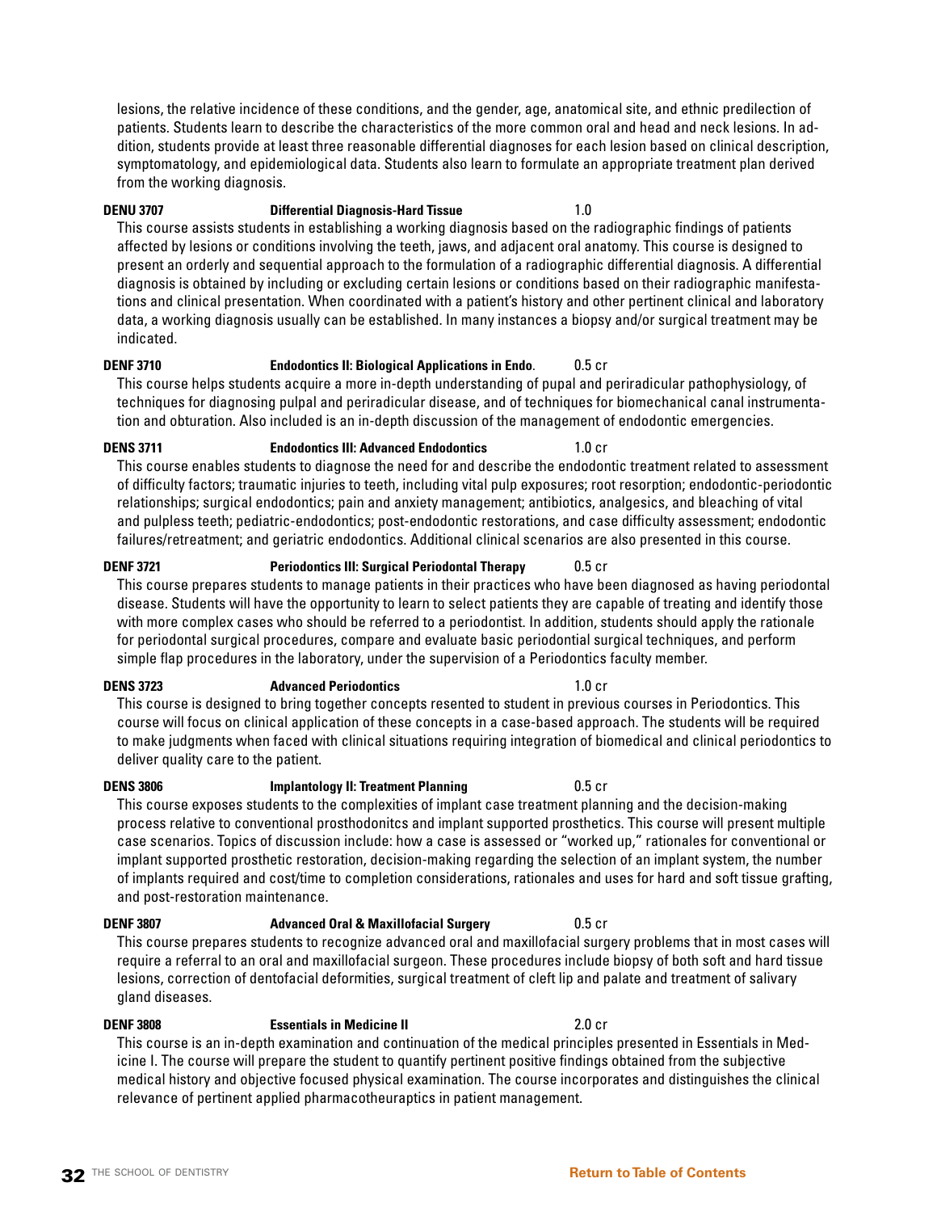lesions, the relative incidence of these conditions, and the gender, age, anatomical site, and ethnic predilection of patients. Students learn to describe the characteristics of the more common oral and head and neck lesions. In addition, students provide at least three reasonable differential diagnoses for each lesion based on clinical description, symptomatology, and epidemiological data. Students also learn to formulate an appropriate treatment plan derived from the working diagnosis.

**DENU 3707 Differential Diagnosis-Hard Tissue 1.0**

This course assists students in establishing a working diagnosis based on the radiographic findings of patients affected by lesions or conditions involving the teeth, jaws, and adjacent oral anatomy. This course is designed to present an orderly and sequential approach to the formulation of a radiographic differential diagnosis. A differential diagnosis is obtained by including or excluding certain lesions or conditions based on their radiographic manifestations and clinical presentation. When coordinated with a patient's history and other pertinent clinical and laboratory data, a working diagnosis usually can be established. In many instances a biopsy and/or surgical treatment may be indicated.

**DENF 3710 Endodontics II: Biological Applications in Endo. 0.5 cr**

This course helps students acquire a more in-depth understanding of pupal and periradicular pathophysiology, of techniques for diagnosing pulpal and periradicular disease, and of techniques for biomechanical canal instrumentation and obturation. Also included is an in-depth discussion of the management of endodontic emergencies.

**DENS 3711 Endodontics III: Advanced Endodontics 1.0 cr**

This course enables students to diagnose the need for and describe the endodontic treatment related to assessment of difficulty factors; traumatic injuries to teeth, including vital pulp exposures; root resorption; endodontic-periodontic relationships; surgical endodontics; pain and anxiety management; antibiotics, analgesics, and bleaching of vital and pulpless teeth; pediatric-endodontics; post-endodontic restorations, and case difficulty assessment; endodontic failures/retreatment; and geriatric endodontics. Additional clinical scenarios are also presented in this course.

**DENF 3721 Periodontics III: Surgical Periodontal Therapy 0.5 cr**

This course prepares students to manage patients in their practices who have been diagnosed as having periodontal disease. Students will have the opportunity to learn to select patients they are capable of treating and identify those with more complex cases who should be referred to a periodontist. In addition, students should apply the rationale for periodontal surgical procedures, compare and evaluate basic periodontial surgical techniques, and perform simple flap procedures in the laboratory, under the supervision of a Periodontics faculty member.

**DENS 3723 Advanced Periodontics 1.0 cr**

This course is designed to bring together concepts resented to student in previous courses in Periodontics. This course will focus on clinical application of these concepts in a case-based approach. The students will be required to make judgments when faced with clinical situations requiring integration of biomedical and clinical periodontics to deliver quality care to the patient.

**DENS 3806 Implantology II: Treatment Planning 0.5 cr**

This course exposes students to the complexities of implant case treatment planning and the decision-making process relative to conventional prosthodonitcs and implant supported prosthetics. This course will present multiple case scenarios. Topics of discussion include: how a case is assessed or "worked up," rationales for conventional or implant supported prosthetic restoration, decision-making regarding the selection of an implant system, the number of implants required and cost/time to completion considerations, rationales and uses for hard and soft tissue grafting, and post-restoration maintenance.

**DENF 3807 Advanced Oral & Maxillofacial Surgery 0.5 cr**

This course prepares students to recognize advanced oral and maxillofacial surgery problems that in most cases will require a referral to an oral and maxillofacial surgeon. These procedures include biopsy of both soft and hard tissue lesions, correction of dentofacial deformities, surgical treatment of cleft lip and palate and treatment of salivary gland diseases.

**DENF 3808 Essentials in Medicine II 2.0 cr**

This course is an in-depth examination and continuation of the medical principles presented in Essentials in Medicine I. The course will prepare the student to quantify pertinent positive findings obtained from the subjective medical history and objective focused physical examination. The course incorporates and distinguishes the clinical relevance of pertinent applied pharmacotheuraptics in patient management.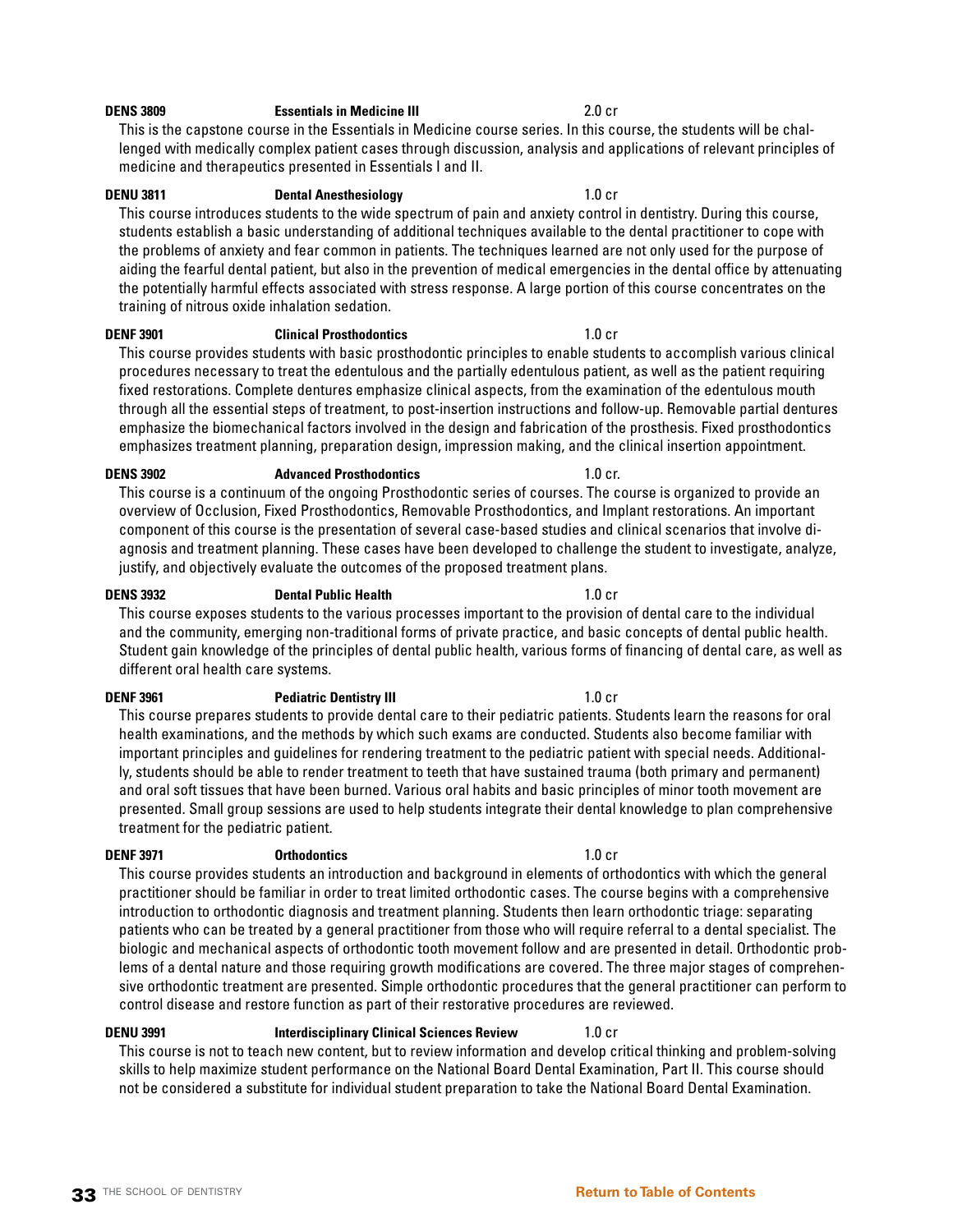**DENS 3809 Essentials in Medicine III 2.0 cr**

This is the capstone course in the Essentials in Medicine course series. In this course, the students will be challenged with medically complex patient cases through discussion, analysis and applications of relevant principles of medicine and therapeutics presented in Essentials I and II.

**DENU 3811 Dental Anesthesiology 1.0 cr**

This course introduces students to the wide spectrum of pain and anxiety control in dentistry. During this course, students establish a basic understanding of additional techniques available to the dental practitioner to cope with the problems of anxiety and fear common in patients. The techniques learned are not only used for the purpose of aiding the fearful dental patient, but also in the prevention of medical emergencies in the dental office by attenuating the potentially harmful effects associated with stress response. A large portion of this course concentrates on the training of nitrous oxide inhalation sedation.

**DENF 3901 Clinical Prosthodontics 1.0 cr**

This course provides students with basic prosthodontic principles to enable students to accomplish various clinical procedures necessary to treat the edentulous and the partially edentulous patient, as well as the patient requiring fixed restorations. Complete dentures emphasize clinical aspects, from the examination of the edentulous mouth through all the essential steps of treatment, to post-insertion instructions and follow-up. Removable partial dentures emphasize the biomechanical factors involved in the design and fabrication of the prosthesis. Fixed prosthodontics emphasizes treatment planning, preparation design, impression making, and the clinical insertion appointment.

**DENS 3902 Advanced Prosthodontics 1.0 cr.**

This course is a continuum of the ongoing Prosthodontic series of courses. The course is organized to provide an overview of Occlusion, Fixed Prosthodontics, Removable Prosthodontics, and Implant restorations. An important component of this course is the presentation of several case-based studies and clinical scenarios that involve diagnosis and treatment planning. These cases have been developed to challenge the student to investigate, analyze, justify, and objectively evaluate the outcomes of the proposed treatment plans.

**DENS 3932 Dental Public Health 1.0 cr**

This course exposes students to the various processes important to the provision of dental care to the individual and the community, emerging non-traditional forms of private practice, and basic concepts of dental public health. Student gain knowledge of the principles of dental public health, various forms of financing of dental care, as well as different oral health care systems.

**DENF 3961 Pediatric Dentistry III 1.0 cr**

This course prepares students to provide dental care to their pediatric patients. Students learn the reasons for oral health examinations, and the methods by which such exams are conducted. Students also become familiar with important principles and guidelines for rendering treatment to the pediatric patient with special needs. Additionally, students should be able to render treatment to teeth that have sustained trauma (both primary and permanent) and oral soft tissues that have been burned. Various oral habits and basic principles of minor tooth movement are presented. Small group sessions are used to help students integrate their dental knowledge to plan comprehensive treatment for the pediatric patient.

**DENF 3971 Orthodontics 1.0 cr**

This course provides students an introduction and background in elements of orthodontics with which the general practitioner should be familiar in order to treat limited orthodontic cases. The course begins with a comprehensive introduction to orthodontic diagnosis and treatment planning. Students then learn orthodontic triage: separating patients who can be treated by a general practitioner from those who will require referral to a dental specialist. The biologic and mechanical aspects of orthodontic tooth movement follow and are presented in detail. Orthodontic problems of a dental nature and those requiring growth modifications are covered. The three major stages of comprehensive orthodontic treatment are presented. Simple orthodontic procedures that the general practitioner can perform to control disease and restore function as part of their restorative procedures are reviewed.

**DENU 3991 Interdisciplinary Clinical Sciences Review 1.0 cr**

This course is not to teach new content, but to review information and develop critical thinking and problem-solving skills to help maximize student performance on the National Board Dental Examination, Part II. This course should not be considered a substitute for individual student preparation to take the National Board Dental Examination.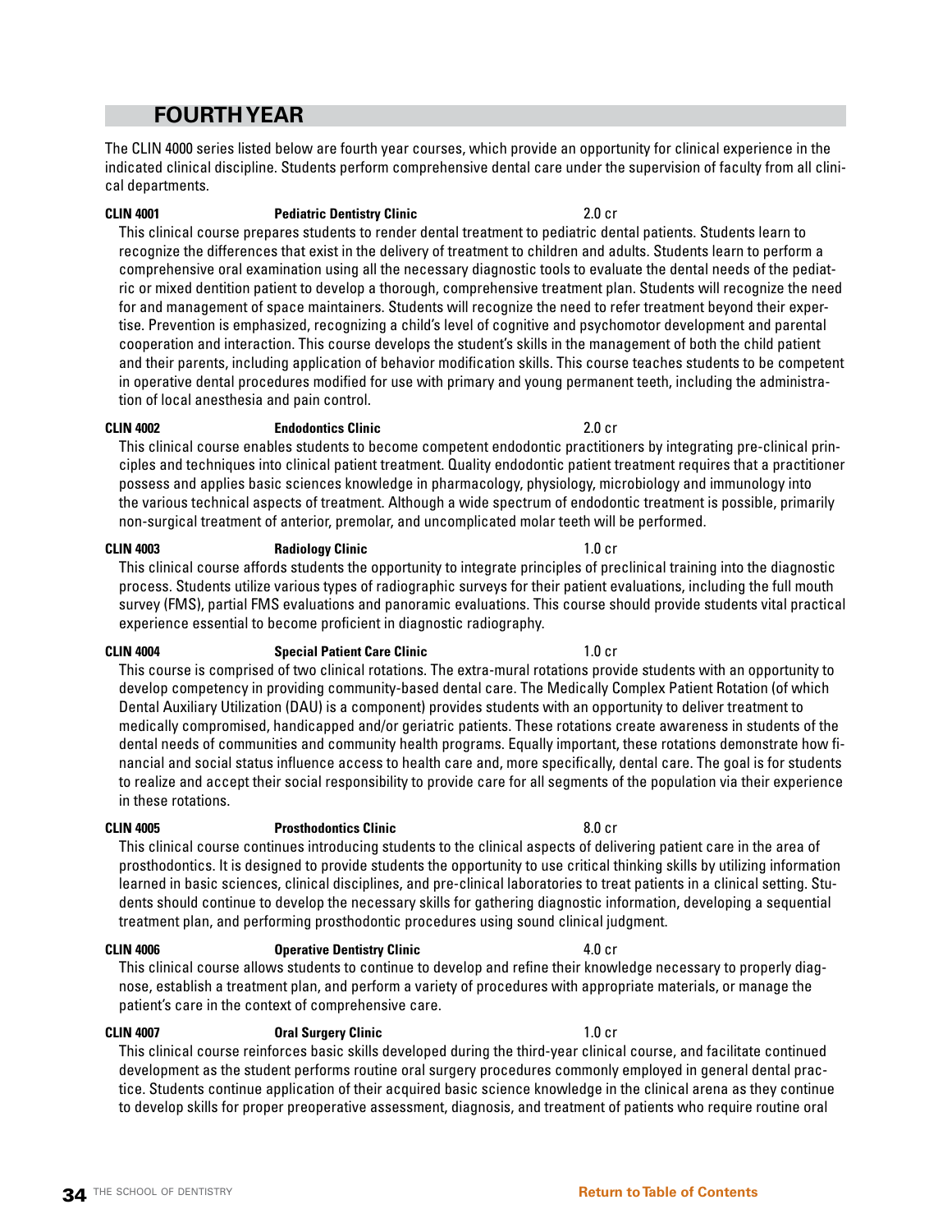## FOURTH YEAR

The CLIN 4000 series listed below are fourth year courses, which provide an opportunity for clinical experience in the indicated clinical discipline. Students perform comprehensive dental care under the supervision of faculty from all clinical departments.

**CLIN 4001 — Pediatric Dentistry Clinic — 2.0 cr**

This clinical course prepares students to render dental treatment to pediatric dental patients. Students learn to recognize the differences that exist in the delivery of treatment to children and adults. Students learn to perform a comprehensive oral examination using all the necessary diagnostic tools to evaluate the dental needs of the pediatric or mixed dentition patient to develop a thorough, comprehensive treatment plan. Students will recognize the need for and management of space maintainers. Students will recognize the need to refer treatment beyond their expertise. Prevention is emphasized, recognizing a child's level of cognitive and psychomotor development and parental cooperation and interaction. This course develops the student's skills in the management of both the child patient and their parents, including application of behavior modification skills. This course teaches students to be competent in operative dental procedures modified for use with primary and young permanent teeth, including the administration of local anesthesia and pain control.

**CLIN 4002 — Endodontics Clinic — 2.0 cr**

This clinical course enables students to become competent endodontic practitioners by integrating pre-clinical principles and techniques into clinical patient treatment. Quality endodontic patient treatment requires that a practitioner possess and applies basic sciences knowledge in pharmacology, physiology, microbiology and immunology into the various technical aspects of treatment. Although a wide spectrum of endodontic treatment is possible, primarily non-surgical treatment of anterior, premolar, and uncomplicated molar teeth will be performed.

**CLIN 4003 — Radiology Clinic — 1.0 cr**

This clinical course affords students the opportunity to integrate principles of preclinical training into the diagnostic process. Students utilize various types of radiographic surveys for their patient evaluations, including the full mouth survey (FMS), partial FMS evaluations and panoramic evaluations. This course should provide students vital practical experience essential to become proficient in diagnostic radiography.

**CLIN 4004 — Special Patient Care Clinic — 1.0 cr**

This course is comprised of two clinical rotations. The extra-mural rotations provide students with an opportunity to develop competency in providing community-based dental care. The Medically Complex Patient Rotation (of which Dental Auxiliary Utilization (DAU) is a component) provides students with an opportunity to deliver treatment to medically compromised, handicapped and/or geriatric patients. These rotations create awareness in students of the dental needs of communities and community health programs. Equally important, these rotations demonstrate how financial and social status influence access to health care and, more specifically, dental care. The goal is for students to realize and accept their social responsibility to provide care for all segments of the population via their experience in these rotations.

**CLIN 4005 — Prosthodontics Clinic — 8.0 cr**

This clinical course continues introducing students to the clinical aspects of delivering patient care in the area of prosthodontics. It is designed to provide students the opportunity to use critical thinking skills by utilizing information learned in basic sciences, clinical disciplines, and pre-clinical laboratories to treat patients in a clinical setting. Students should continue to develop the necessary skills for gathering diagnostic information, developing a sequential treatment plan, and performing prosthodontic procedures using sound clinical judgment.

**CLIN 4006 — Operative Dentistry Clinic — 4.0 cr**

This clinical course allows students to continue to develop and refine their knowledge necessary to properly diagnose, establish a treatment plan, and perform a variety of procedures with appropriate materials, or manage the patient's care in the context of comprehensive care.

**CLIN 4007 — Oral Surgery Clinic — 1.0 cr**

This clinical course reinforces basic skills developed during the third-year clinical course, and facilitate continued development as the student performs routine oral surgery procedures commonly employed in general dental practice. Students continue application of their acquired basic science knowledge in the clinical arena as they continue to develop skills for proper preoperative assessment, diagnosis, and treatment of patients who require routine oral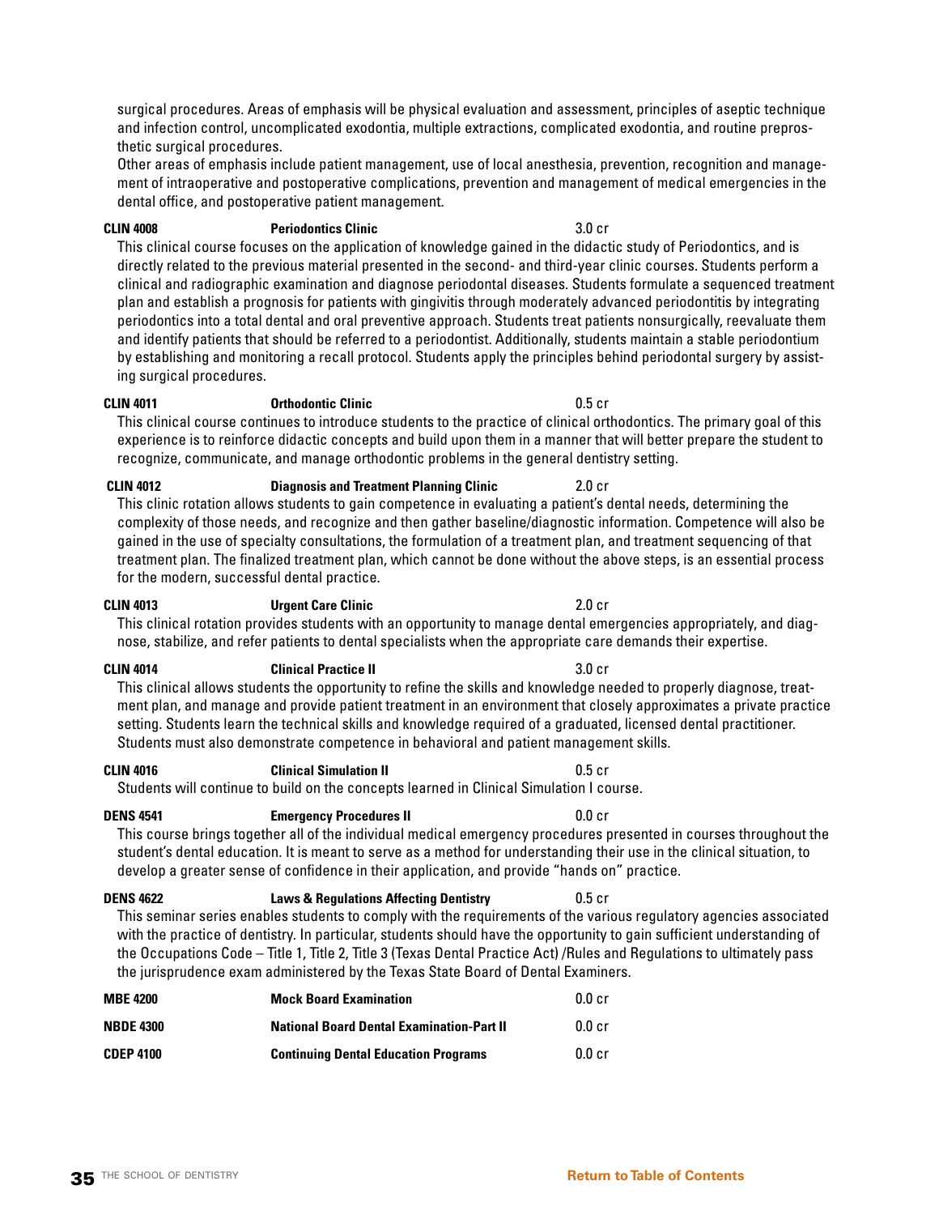surgical procedures. Areas of emphasis will be physical evaluation and assessment, principles of aseptic technique and infection control, uncomplicated exodontia, multiple extractions, complicated exodontia, and routine preprosthetic surgical procedures.

Other areas of emphasis include patient management, use of local anesthesia, prevention, recognition and management of intraoperative and postoperative complications, prevention and management of medical emergencies in the dental office, and postoperative patient management.

**CLIN 4008 Periodontics Clinic 3.0 cr**

This clinical course focuses on the application of knowledge gained in the didactic study of Periodontics, and is directly related to the previous material presented in the second- and third-year clinic courses. Students perform a clinical and radiographic examination and diagnose periodontal diseases. Students formulate a sequenced treatment plan and establish a prognosis for patients with gingivitis through moderately advanced periodontitis by integrating periodontics into a total dental and oral preventive approach. Students treat patients nonsurgically, reevaluate them and identify patients that should be referred to a periodontist. Additionally, students maintain a stable periodontium by establishing and monitoring a recall protocol. Students apply the principles behind periodontal surgery by assisting surgical procedures.

**CLIN 4011 Orthodontic Clinic 0.5 cr**

This clinical course continues to introduce students to the practice of clinical orthodontics. The primary goal of this experience is to reinforce didactic concepts and build upon them in a manner that will better prepare the student to recognize, communicate, and manage orthodontic problems in the general dentistry setting.

**CLIN 4012 Diagnosis and Treatment Planning Clinic 2.0 cr**

This clinic rotation allows students to gain competence in evaluating a patient's dental needs, determining the complexity of those needs, and recognize and then gather baseline/diagnostic information. Competence will also be gained in the use of specialty consultations, the formulation of a treatment plan, and treatment sequencing of that treatment plan. The finalized treatment plan, which cannot be done without the above steps, is an essential process for the modern, successful dental practice.

**CLIN 4013 Urgent Care Clinic 2.0 cr**

This clinical rotation provides students with an opportunity to manage dental emergencies appropriately, and diagnose, stabilize, and refer patients to dental specialists when the appropriate care demands their expertise.

**CLIN 4014 Clinical Practice II 3.0 cr**

This clinical allows students the opportunity to refine the skills and knowledge needed to properly diagnose, treatment plan, and manage and provide patient treatment in an environment that closely approximates a private practice setting. Students learn the technical skills and knowledge required of a graduated, licensed dental practitioner. Students must also demonstrate competence in behavioral and patient management skills.

**CLIN 4016 Clinical Simulation II 0.5 cr**

Students will continue to build on the concepts learned in Clinical Simulation I course.

**DENS 4541 Emergency Procedures II 0.0 cr**

This course brings together all of the individual medical emergency procedures presented in courses throughout the student's dental education. It is meant to serve as a method for understanding their use in the clinical situation, to develop a greater sense of confidence in their application, and provide "hands on" practice.

**DENS 4622 Laws & Regulations Affecting Dentistry 0.5 cr**

This seminar series enables students to comply with the requirements of the various regulatory agencies associated with the practice of dentistry. In particular, students should have the opportunity to gain sufficient understanding of the Occupations Code – Title 1, Title 2, Title 3 (Texas Dental Practice Act) /Rules and Regulations to ultimately pass the jurisprudence exam administered by the Texas State Board of Dental Examiners.

**MBE 4200 Mock Board Examination 0.0 cr**

**NBDE 4300 National Board Dental Examination-Part II 0.0 cr**

**CDEP 4100 Continuing Dental Education Programs 0.0 cr**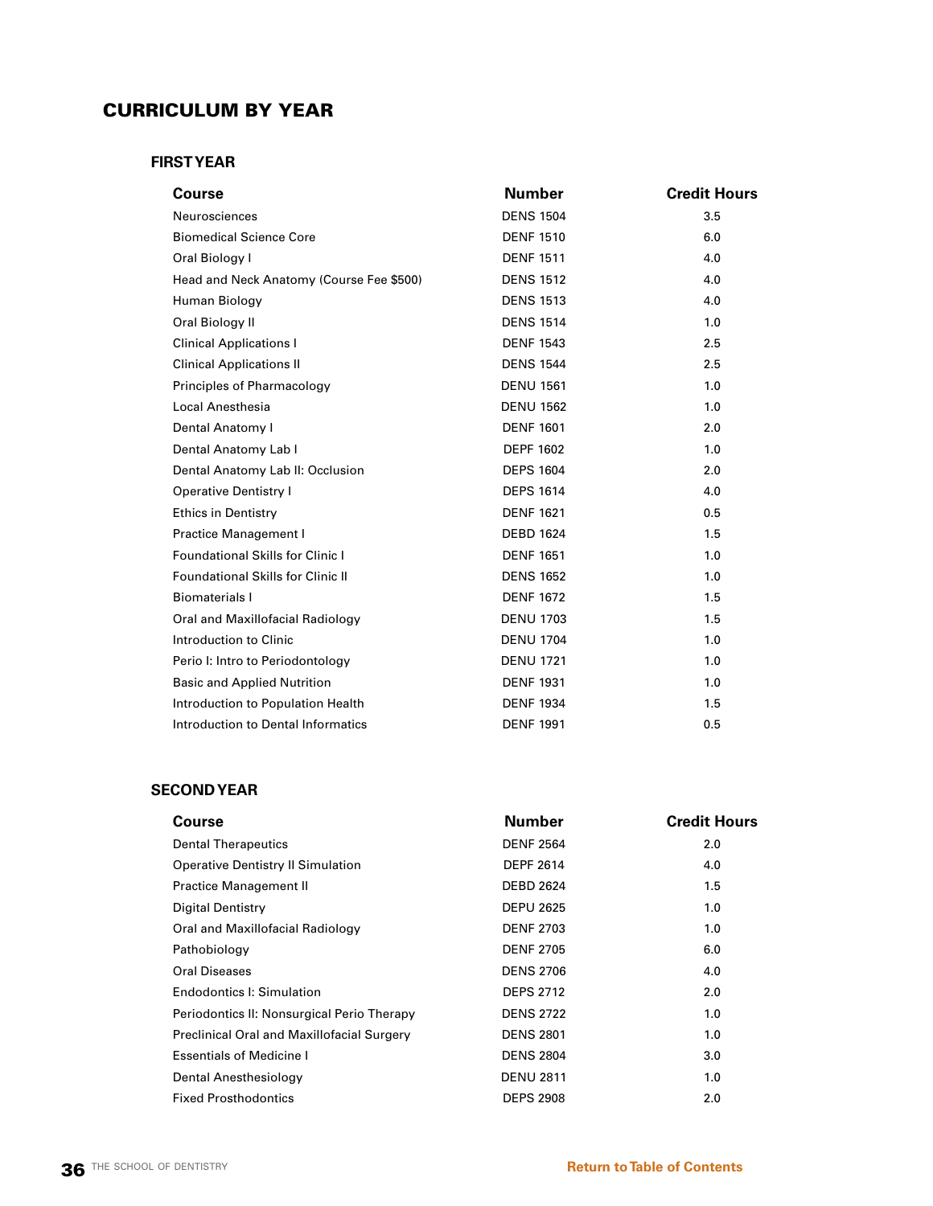# CURRICULUM BY YEAR

## FIRST YEAR

| Course | Number | Credit Hours |
|---|---|---|
| Neurosciences | DENS 1504 | 3.5 |
| Biomedical Science Core | DENF 1510 | 6.0 |
| Oral Biology I | DENF 1511 | 4.0 |
| Head and Neck Anatomy (Course Fee $500) | DENS 1512 | 4.0 |
| Human Biology | DENS 1513 | 4.0 |
| Oral Biology II | DENS 1514 | 1.0 |
| Clinical Applications I | DENF 1543 | 2.5 |
| Clinical Applications II | DENS 1544 | 2.5 |
| Principles of Pharmacology | DENU 1561 | 1.0 |
| Local Anesthesia | DENU 1562 | 1.0 |
| Dental Anatomy I | DENF 1601 | 2.0 |
| Dental Anatomy Lab I | DEPF 1602 | 1.0 |
| Dental Anatomy Lab II: Occlusion | DEPS 1604 | 2.0 |
| Operative Dentistry I | DEPS 1614 | 4.0 |
| Ethics in Dentistry | DENF 1621 | 0.5 |
| Practice Management I | DEBD 1624 | 1.5 |
| Foundational Skills for Clinic I | DENF 1651 | 1.0 |
| Foundational Skills for Clinic II | DENS 1652 | 1.0 |
| Biomaterials I | DENF 1672 | 1.5 |
| Oral and Maxillofacial Radiology | DENU 1703 | 1.5 |
| Introduction to Clinic | DENU 1704 | 1.0 |
| Perio I: Intro to Periodontology | DENU 1721 | 1.0 |
| Basic and Applied Nutrition | DENF 1931 | 1.0 |
| Introduction to Population Health | DENF 1934 | 1.5 |
| Introduction to Dental Informatics | DENF 1991 | 0.5 |

## SECOND YEAR

| Course | Number | Credit Hours |
|---|---|---|
| Dental Therapeutics | DENF 2564 | 2.0 |
| Operative Dentistry II Simulation | DEPF 2614 | 4.0 |
| Practice Management II | DEBD 2624 | 1.5 |
| Digital Dentistry | DEPU 2625 | 1.0 |
| Oral and Maxillofacial Radiology | DENF 2703 | 1.0 |
| Pathobiology | DENF 2705 | 6.0 |
| Oral Diseases | DENS 2706 | 4.0 |
| Endodontics I: Simulation | DEPS 2712 | 2.0 |
| Periodontics II: Nonsurgical Perio Therapy | DENS 2722 | 1.0 |
| Preclinical Oral and Maxillofacial Surgery | DENS 2801 | 1.0 |
| Essentials of Medicine I | DENS 2804 | 3.0 |
| Dental Anesthesiology | DENU 2811 | 1.0 |
| Fixed Prosthodontics | DEPS 2908 | 2.0 |

Return to Table of Contents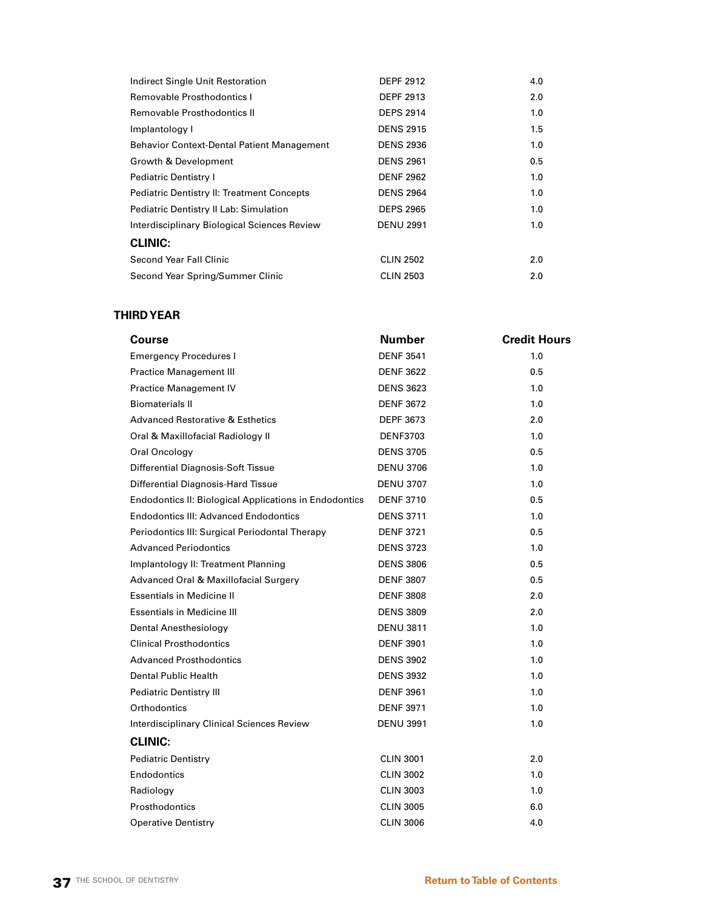| | | |
|---|---|---|
| Indirect Single Unit Restoration | DEPF 2912 | 4.0 |
| Removable Prosthodontics I | DEPF 2913 | 2.0 |
| Removable Prosthodontics II | DEPS 2914 | 1.0 |
| Implantology I | DENS 2915 | 1.5 |
| Behavior Context-Dental Patient Management | DENS 2936 | 1.0 |
| Growth & Development | DENS 2961 | 0.5 |
| Pediatric Dentistry I | DENF 2962 | 1.0 |
| Pediatric Dentistry II: Treatment Concepts | DENS 2964 | 1.0 |
| Pediatric Dentistry II Lab: Simulation | DEPS 2965 | 1.0 |
| Interdisciplinary Biological Sciences Review | DENU 2991 | 1.0 |
| **CLINIC:** | | |
| Second Year Fall Clinic | CLIN 2502 | 2.0 |
| Second Year Spring/Summer Clinic | CLIN 2503 | 2.0 |

## THIRD YEAR

| Course | Number | Credit Hours |
|---|---|---|
| Emergency Procedures I | DENF 3541 | 1.0 |
| Practice Management III | DENF 3622 | 0.5 |
| Practice Management IV | DENS 3623 | 1.0 |
| Biomaterials II | DENF 3672 | 1.0 |
| Advanced Restorative & Esthetics | DEPF 3673 | 2.0 |
| Oral & Maxillofacial Radiology II | DENF3703 | 1.0 |
| Oral Oncology | DENS 3705 | 0.5 |
| Differential Diagnosis-Soft Tissue | DENU 3706 | 1.0 |
| Differential Diagnosis-Hard Tissue | DENU 3707 | 1.0 |
| Endodontics II: Biological Applications in Endodontics | DENF 3710 | 0.5 |
| Endodontics III: Advanced Endodontics | DENS 3711 | 1.0 |
| Periodontics III: Surgical Periodontal Therapy | DENF 3721 | 0.5 |
| Advanced Periodontics | DENS 3723 | 1.0 |
| Implantology II: Treatment Planning | DENS 3806 | 0.5 |
| Advanced Oral & Maxillofacial Surgery | DENF 3807 | 0.5 |
| Essentials in Medicine II | DENF 3808 | 2.0 |
| Essentials in Medicine III | DENS 3809 | 2.0 |
| Dental Anesthesiology | DENU 3811 | 1.0 |
| Clinical Prosthodontics | DENF 3901 | 1.0 |
| Advanced Prosthodontics | DENS 3902 | 1.0 |
| Dental Public Health | DENS 3932 | 1.0 |
| Pediatric Dentistry III | DENF 3961 | 1.0 |
| Orthodontics | DENF 3971 | 1.0 |
| Interdisciplinary Clinical Sciences Review | DENU 3991 | 1.0 |
| **CLINIC:** | | |
| Pediatric Dentistry | CLIN 3001 | 2.0 |
| Endodontics | CLIN 3002 | 1.0 |
| Radiology | CLIN 3003 | 1.0 |
| Prosthodontics | CLIN 3005 | 6.0 |
| Operative Dentistry | CLIN 3006 | 4.0 |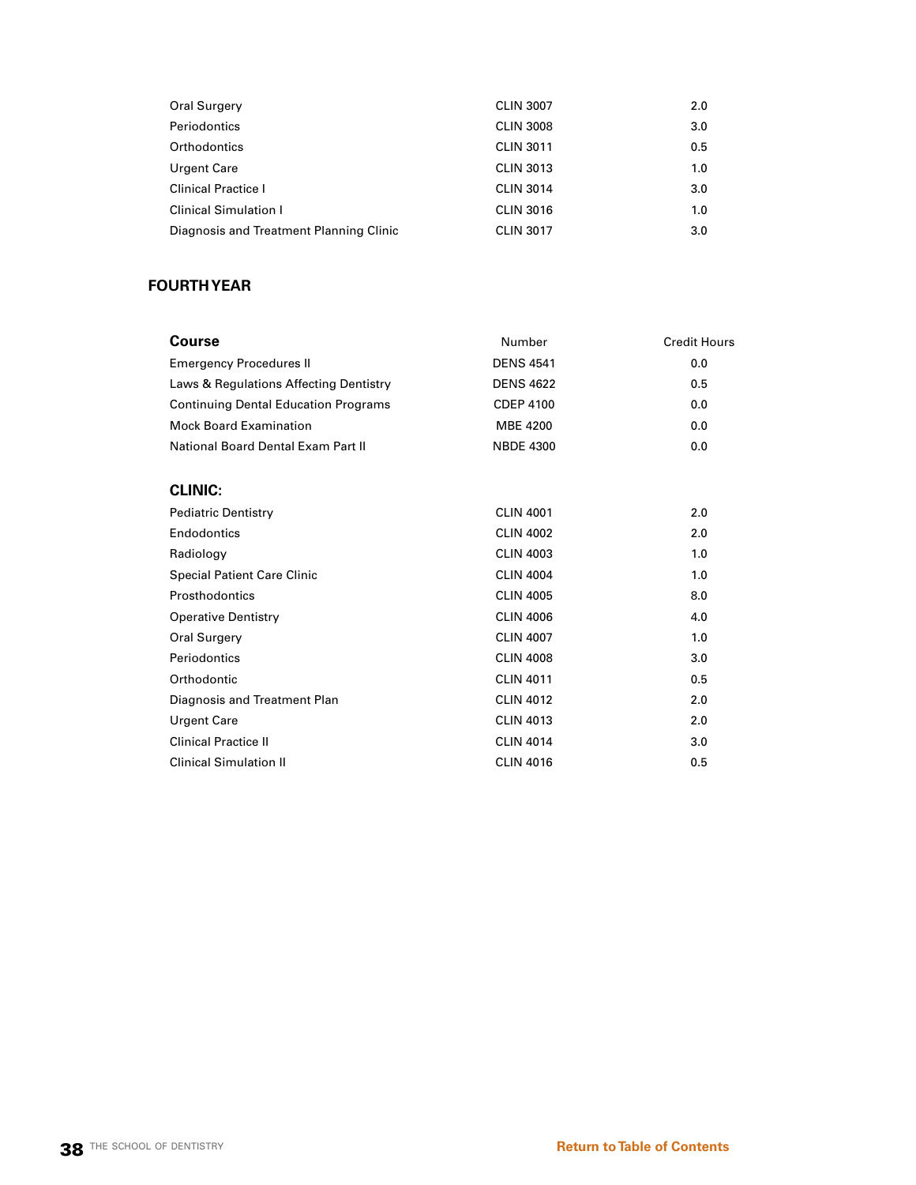| | | |
|---|---|---|
| Oral Surgery | CLIN 3007 | 2.0 |
| Periodontics | CLIN 3008 | 3.0 |
| Orthodontics | CLIN 3011 | 0.5 |
| Urgent Care | CLIN 3013 | 1.0 |
| Clinical Practice I | CLIN 3014 | 3.0 |
| Clinical Simulation I | CLIN 3016 | 1.0 |
| Diagnosis and Treatment Planning Clinic | CLIN 3017 | 3.0 |

## FOURTH YEAR

| Course | Number | Credit Hours |
|---|---|---|
| Emergency Procedures II | DENS 4541 | 0.0 |
| Laws & Regulations Affecting Dentistry | DENS 4622 | 0.5 |
| Continuing Dental Education Programs | CDEP 4100 | 0.0 |
| Mock Board Examination | MBE 4200 | 0.0 |
| National Board Dental Exam Part II | NBDE 4300 | 0.0 |
| **CLINIC:** | | |
| Pediatric Dentistry | CLIN 4001 | 2.0 |
| Endodontics | CLIN 4002 | 2.0 |
| Radiology | CLIN 4003 | 1.0 |
| Special Patient Care Clinic | CLIN 4004 | 1.0 |
| Prosthodontics | CLIN 4005 | 8.0 |
| Operative Dentistry | CLIN 4006 | 4.0 |
| Oral Surgery | CLIN 4007 | 1.0 |
| Periodontics | CLIN 4008 | 3.0 |
| Orthodontic | CLIN 4011 | 0.5 |
| Diagnosis and Treatment Plan | CLIN 4012 | 2.0 |
| Urgent Care | CLIN 4013 | 2.0 |
| Clinical Practice II | CLIN 4014 | 3.0 |
| Clinical Simulation II | CLIN 4016 | 0.5 |

Return to Table of Contents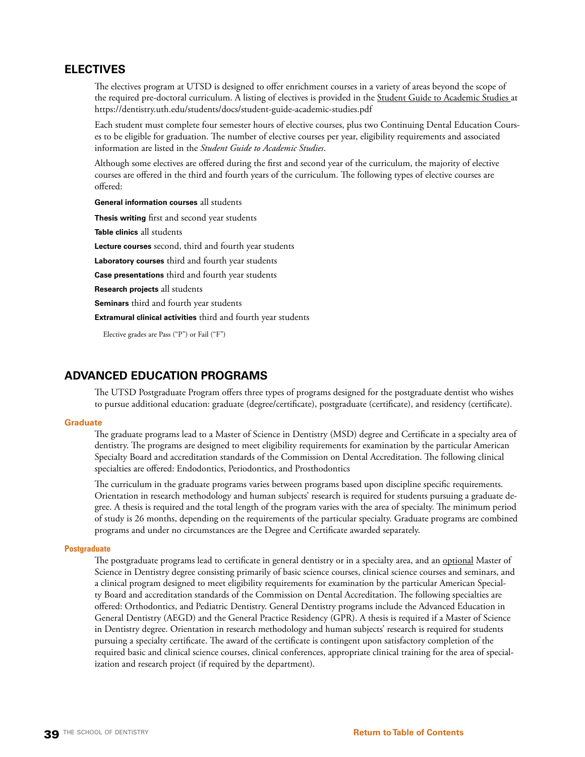## ELECTIVES

The electives program at UTSD is designed to offer enrichment courses in a variety of areas beyond the scope of the required pre-doctoral curriculum. A listing of electives is provided in the Student Guide to Academic Studies at https://dentistry.uth.edu/students/docs/student-guide-academic-studies.pdf

Each student must complete four semester hours of elective courses, plus two Continuing Dental Education Courses to be eligible for graduation. The number of elective courses per year, eligibility requirements and associated information are listed in the *Student Guide to Academic Studies*.

Although some electives are offered during the first and second year of the curriculum, the majority of elective courses are offered in the third and fourth years of the curriculum. The following types of elective courses are offered:

**General information courses** all students

**Thesis writing** first and second year students

**Table clinics** all students

**Lecture courses** second, third and fourth year students

**Laboratory courses** third and fourth year students

**Case presentations** third and fourth year students

**Research projects** all students

**Seminars** third and fourth year students

**Extramural clinical activities** third and fourth year students

Elective grades are Pass ("P") or Fail ("F")

## ADVANCED EDUCATION PROGRAMS

The UTSD Postgraduate Program offers three types of programs designed for the postgraduate dentist who wishes to pursue additional education: graduate (degree/certificate), postgraduate (certificate), and residency (certificate).

### Graduate

The graduate programs lead to a Master of Science in Dentistry (MSD) degree and Certificate in a specialty area of dentistry. The programs are designed to meet eligibility requirements for examination by the particular American Specialty Board and accreditation standards of the Commission on Dental Accreditation. The following clinical specialties are offered: Endodontics, Periodontics, and Prosthodontics

The curriculum in the graduate programs varies between programs based upon discipline specific requirements. Orientation in research methodology and human subjects' research is required for students pursuing a graduate degree. A thesis is required and the total length of the program varies with the area of specialty. The minimum period of study is 26 months, depending on the requirements of the particular specialty. Graduate programs are combined programs and under no circumstances are the Degree and Certificate awarded separately.

### Postgraduate

The postgraduate programs lead to certificate in general dentistry or in a specialty area, and an optional Master of Science in Dentistry degree consisting primarily of basic science courses, clinical science courses and seminars, and a clinical program designed to meet eligibility requirements for examination by the particular American Specialty Board and accreditation standards of the Commission on Dental Accreditation. The following specialties are offered: Orthodontics, and Pediatric Dentistry. General Dentistry programs include the Advanced Education in General Dentistry (AEGD) and the General Practice Residency (GPR). A thesis is required if a Master of Science in Dentistry degree. Orientation in research methodology and human subjects' research is required for students pursuing a specialty certificate. The award of the certificate is contingent upon satisfactory completion of the required basic and clinical science courses, clinical conferences, appropriate clinical training for the area of specialization and research project (if required by the department).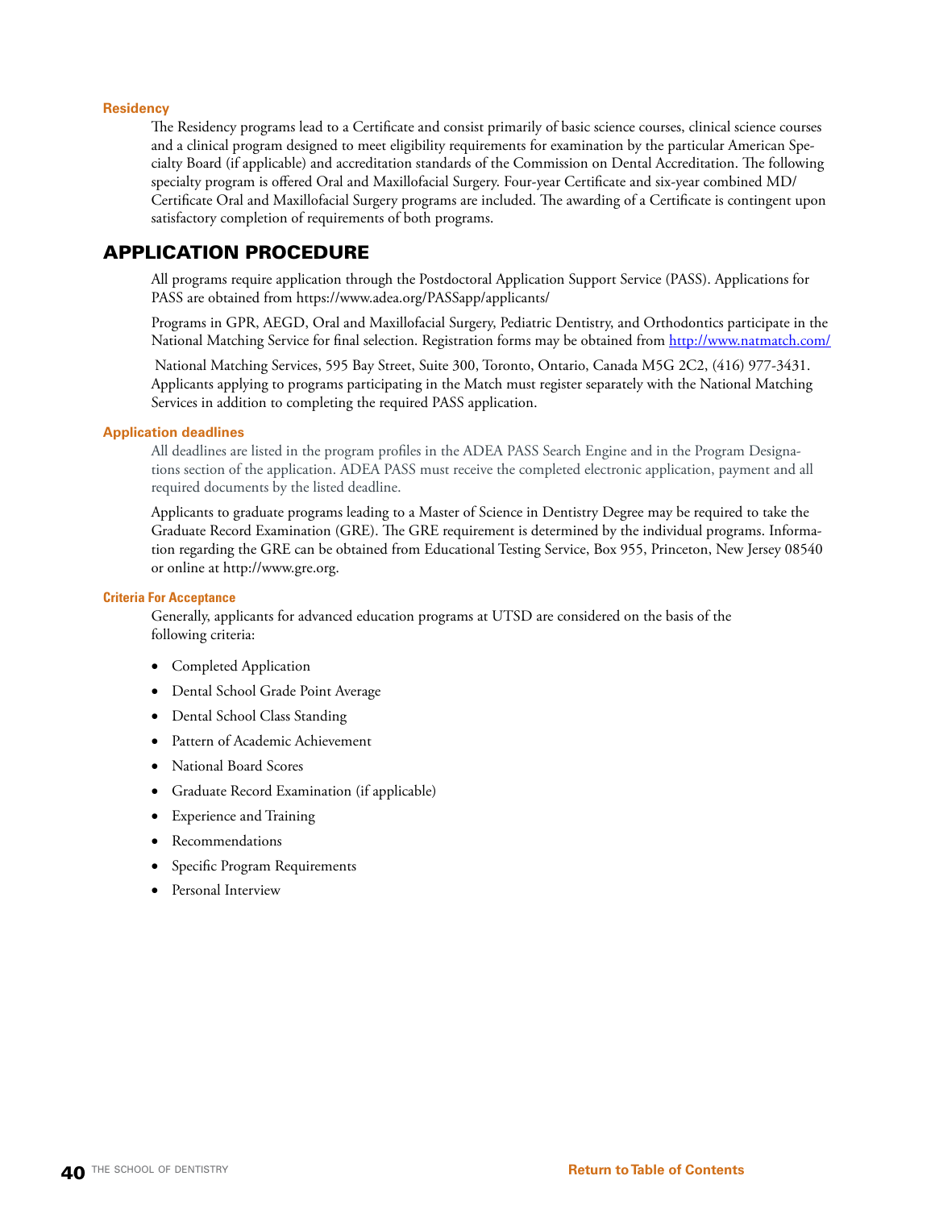### Residency

The Residency programs lead to a Certificate and consist primarily of basic science courses, clinical science courses and a clinical program designed to meet eligibility requirements for examination by the particular American Specialty Board (if applicable) and accreditation standards of the Commission on Dental Accreditation. The following specialty program is offered Oral and Maxillofacial Surgery. Four-year Certificate and six-year combined MD/ Certificate Oral and Maxillofacial Surgery programs are included. The awarding of a Certificate is contingent upon satisfactory completion of requirements of both programs.

## APPLICATION PROCEDURE

All programs require application through the Postdoctoral Application Support Service (PASS). Applications for PASS are obtained from https://www.adea.org/PASSapp/applicants/

Programs in GPR, AEGD, Oral and Maxillofacial Surgery, Pediatric Dentistry, and Orthodontics participate in the National Matching Service for final selection. Registration forms may be obtained from http://www.natmatch.com/

National Matching Services, 595 Bay Street, Suite 300, Toronto, Ontario, Canada M5G 2C2, (416) 977-3431. Applicants applying to programs participating in the Match must register separately with the National Matching Services in addition to completing the required PASS application.

### Application deadlines

All deadlines are listed in the program profiles in the ADEA PASS Search Engine and in the Program Designations section of the application. ADEA PASS must receive the completed electronic application, payment and all required documents by the listed deadline.

Applicants to graduate programs leading to a Master of Science in Dentistry Degree may be required to take the Graduate Record Examination (GRE). The GRE requirement is determined by the individual programs. Information regarding the GRE can be obtained from Educational Testing Service, Box 955, Princeton, New Jersey 08540 or online at http://www.gre.org.

### Criteria For Acceptance

Generally, applicants for advanced education programs at UTSD are considered on the basis of the following criteria:

- Completed Application
- Dental School Grade Point Average
- Dental School Class Standing
- Pattern of Academic Achievement
- National Board Scores
- Graduate Record Examination (if applicable)
- Experience and Training
- Recommendations
- Specific Program Requirements
- Personal Interview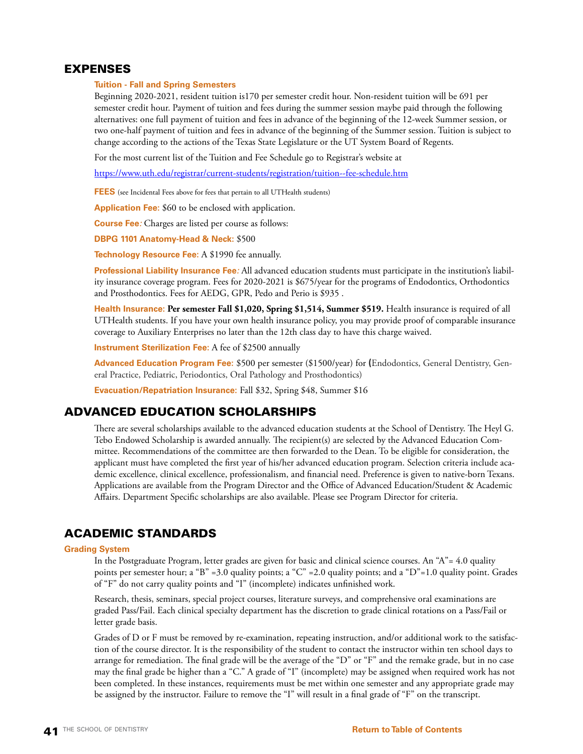## EXPENSES

**Tuition - Fall and Spring Semesters**

Beginning 2020-2021, resident tuition is170 per semester credit hour. Non-resident tuition will be 691 per semester credit hour. Payment of tuition and fees during the summer session maybe paid through the following alternatives: one full payment of tuition and fees in advance of the beginning of the 12-week Summer session, or two one-half payment of tuition and fees in advance of the beginning of the Summer session. Tuition is subject to change according to the actions of the Texas State Legislature or the UT System Board of Regents.

For the most current list of the Tuition and Fee Schedule go to Registrar's website at

https://www.uth.edu/registrar/current-students/registration/tuition--fee-schedule.htm

**FEES** (see Incidental Fees above for fees that pertain to all UTHealth students)

**Application Fee:** $60 to be enclosed with application.

**Course Fee:** Charges are listed per course as follows:

**DBPG 1101 Anatomy-Head & Neck:** $500

**Technology Resource Fee:** A $1990 fee annually.

**Professional Liability Insurance Fee:** All advanced education students must participate in the institution's liability insurance coverage program. Fees for 2020-2021 is $675/year for the programs of Endodontics, Orthodontics and Prosthodontics. Fees for AEDG, GPR, Pedo and Perio is $935 .

**Health Insurance:** **Per semester Fall $1,020, Spring $1,514, Summer $519.** Health insurance is required of all UTHealth students. If you have your own health insurance policy, you may provide proof of comparable insurance coverage to Auxiliary Enterprises no later than the 12th class day to have this charge waived.

**Instrument Sterilization Fee:** A fee of $2500 annually

**Advanced Education Program Fee:** $500 per semester ($1500/year) for **(**Endodontics, General Dentistry, General Practice, Pediatric, Periodontics, Oral Pathology and Prosthodontics)

**Evacuation/Repatriation Insurance:** Fall $32, Spring $48, Summer $16

## ADVANCED EDUCATION SCHOLARSHIPS

There are several scholarships available to the advanced education students at the School of Dentistry. The Heyl G. Tebo Endowed Scholarship is awarded annually. The recipient(s) are selected by the Advanced Education Committee. Recommendations of the committee are then forwarded to the Dean. To be eligible for consideration, the applicant must have completed the first year of his/her advanced education program. Selection criteria include academic excellence, clinical excellence, professionalism, and financial need. Preference is given to native-born Texans. Applications are available from the Program Director and the Office of Advanced Education/Student & Academic Affairs. Department Specific scholarships are also available. Please see Program Director for criteria.

## ACADEMIC STANDARDS

### Grading System

In the Postgraduate Program, letter grades are given for basic and clinical science courses. An "A"= 4.0 quality points per semester hour; a "B" =3.0 quality points; a "C" =2.0 quality points; and a "D"=1.0 quality point. Grades of "F" do not carry quality points and "I" (incomplete) indicates unfinished work.

Research, thesis, seminars, special project courses, literature surveys, and comprehensive oral examinations are graded Pass/Fail. Each clinical specialty department has the discretion to grade clinical rotations on a Pass/Fail or letter grade basis.

Grades of D or F must be removed by re-examination, repeating instruction, and/or additional work to the satisfaction of the course director. It is the responsibility of the student to contact the instructor within ten school days to arrange for remediation. The final grade will be the average of the "D" or "F" and the remake grade, but in no case may the final grade be higher than a "C." A grade of "I" (incomplete) may be assigned when required work has not been completed. In these instances, requirements must be met within one semester and any appropriate grade may be assigned by the instructor. Failure to remove the "I" will result in a final grade of "F" on the transcript.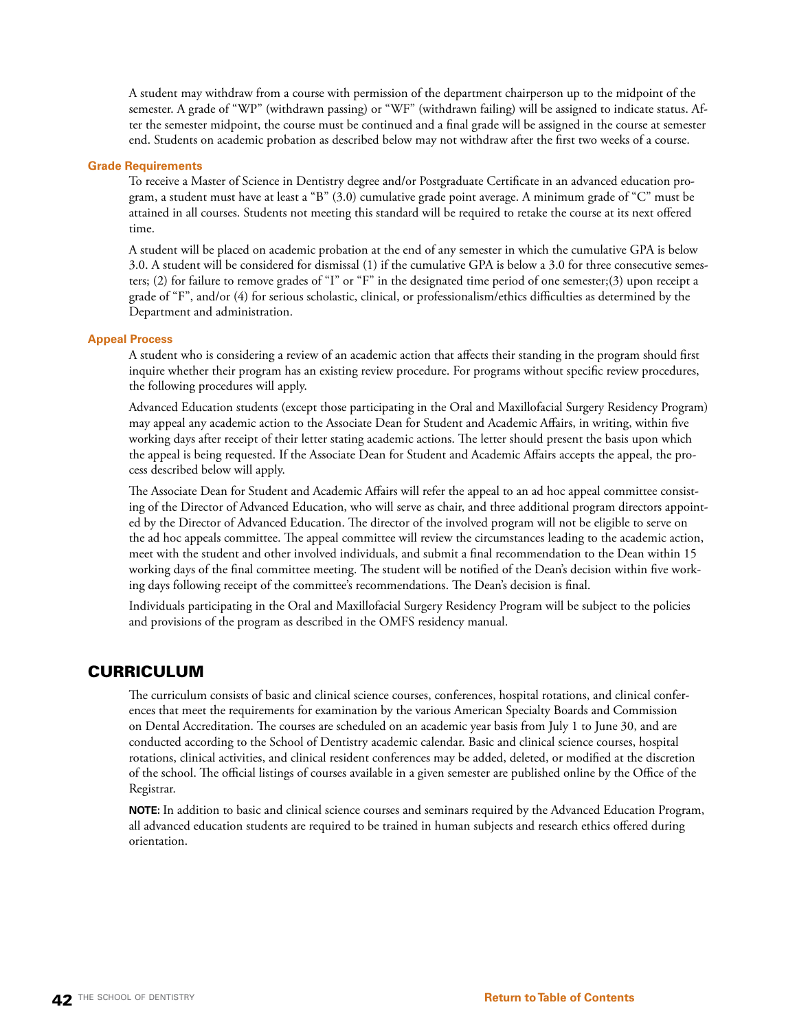A student may withdraw from a course with permission of the department chairperson up to the midpoint of the semester. A grade of "WP" (withdrawn passing) or "WF" (withdrawn failing) will be assigned to indicate status. After the semester midpoint, the course must be continued and a final grade will be assigned in the course at semester end. Students on academic probation as described below may not withdraw after the first two weeks of a course.

### Grade Requirements

To receive a Master of Science in Dentistry degree and/or Postgraduate Certificate in an advanced education program, a student must have at least a "B" (3.0) cumulative grade point average. A minimum grade of "C" must be attained in all courses. Students not meeting this standard will be required to retake the course at its next offered time.

A student will be placed on academic probation at the end of any semester in which the cumulative GPA is below 3.0. A student will be considered for dismissal (1) if the cumulative GPA is below a 3.0 for three consecutive semesters; (2) for failure to remove grades of "I" or "F" in the designated time period of one semester;(3) upon receipt a grade of "F", and/or (4) for serious scholastic, clinical, or professionalism/ethics difficulties as determined by the Department and administration.

### Appeal Process

A student who is considering a review of an academic action that affects their standing in the program should first inquire whether their program has an existing review procedure. For programs without specific review procedures, the following procedures will apply.

Advanced Education students (except those participating in the Oral and Maxillofacial Surgery Residency Program) may appeal any academic action to the Associate Dean for Student and Academic Affairs, in writing, within five working days after receipt of their letter stating academic actions. The letter should present the basis upon which the appeal is being requested. If the Associate Dean for Student and Academic Affairs accepts the appeal, the process described below will apply.

The Associate Dean for Student and Academic Affairs will refer the appeal to an ad hoc appeal committee consisting of the Director of Advanced Education, who will serve as chair, and three additional program directors appointed by the Director of Advanced Education. The director of the involved program will not be eligible to serve on the ad hoc appeals committee. The appeal committee will review the circumstances leading to the academic action, meet with the student and other involved individuals, and submit a final recommendation to the Dean within 15 working days of the final committee meeting. The student will be notified of the Dean's decision within five working days following receipt of the committee's recommendations. The Dean's decision is final.

Individuals participating in the Oral and Maxillofacial Surgery Residency Program will be subject to the policies and provisions of the program as described in the OMFS residency manual.

## CURRICULUM

The curriculum consists of basic and clinical science courses, conferences, hospital rotations, and clinical conferences that meet the requirements for examination by the various American Specialty Boards and Commission on Dental Accreditation. The courses are scheduled on an academic year basis from July 1 to June 30, and are conducted according to the School of Dentistry academic calendar. Basic and clinical science courses, hospital rotations, clinical activities, and clinical resident conferences may be added, deleted, or modified at the discretion of the school. The official listings of courses available in a given semester are published online by the Office of the Registrar.

**NOTE:** In addition to basic and clinical science courses and seminars required by the Advanced Education Program, all advanced education students are required to be trained in human subjects and research ethics offered during orientation.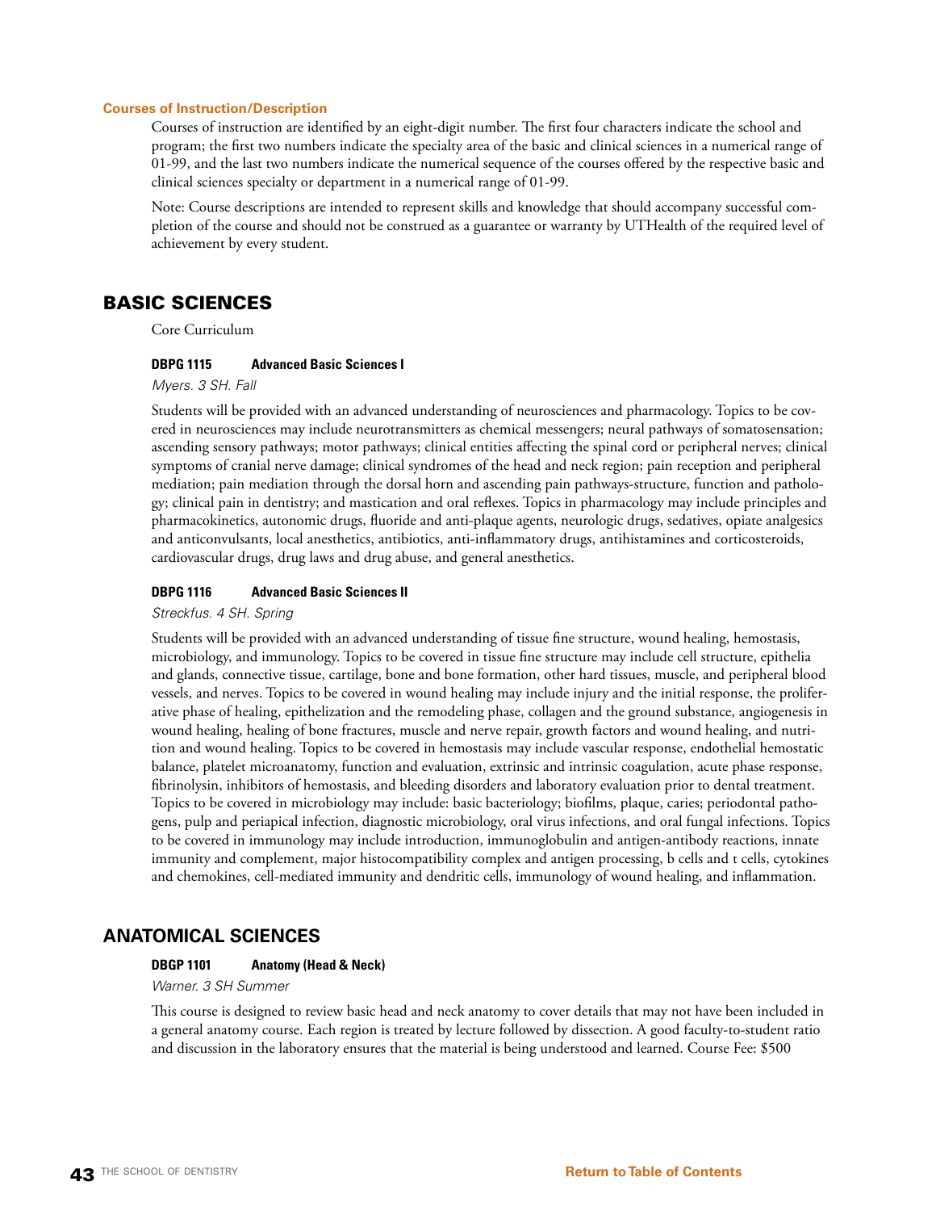### Courses of Instruction/Description

Courses of instruction are identified by an eight-digit number. The first four characters indicate the school and program; the first two numbers indicate the specialty area of the basic and clinical sciences in a numerical range of 01-99, and the last two numbers indicate the numerical sequence of the courses offered by the respective basic and clinical sciences specialty or department in a numerical range of 01-99.

Note: Course descriptions are intended to represent skills and knowledge that should accompany successful completion of the course and should not be construed as a guarantee or warranty by UTHealth of the required level of achievement by every student.

## BASIC SCIENCES

Core Curriculum

**DBPG 1115 Advanced Basic Sciences I**

*Myers. 3 SH. Fall*

Students will be provided with an advanced understanding of neurosciences and pharmacology. Topics to be covered in neurosciences may include neurotransmitters as chemical messengers; neural pathways of somatosensation; ascending sensory pathways; motor pathways; clinical entities affecting the spinal cord or peripheral nerves; clinical symptoms of cranial nerve damage; clinical syndromes of the head and neck region; pain reception and peripheral mediation; pain mediation through the dorsal horn and ascending pain pathways-structure, function and pathology; clinical pain in dentistry; and mastication and oral reflexes. Topics in pharmacology may include principles and pharmacokinetics, autonomic drugs, fluoride and anti-plaque agents, neurologic drugs, sedatives, opiate analgesics and anticonvulsants, local anesthetics, antibiotics, anti-inflammatory drugs, antihistamines and corticosteroids, cardiovascular drugs, drug laws and drug abuse, and general anesthetics.

**DBPG 1116 Advanced Basic Sciences II**

*Streckfus. 4 SH. Spring*

Students will be provided with an advanced understanding of tissue fine structure, wound healing, hemostasis, microbiology, and immunology. Topics to be covered in tissue fine structure may include cell structure, epithelia and glands, connective tissue, cartilage, bone and bone formation, other hard tissues, muscle, and peripheral blood vessels, and nerves. Topics to be covered in wound healing may include injury and the initial response, the proliferative phase of healing, epithelization and the remodeling phase, collagen and the ground substance, angiogenesis in wound healing, healing of bone fractures, muscle and nerve repair, growth factors and wound healing, and nutrition and wound healing. Topics to be covered in hemostasis may include vascular response, endothelial hemostatic balance, platelet microanatomy, function and evaluation, extrinsic and intrinsic coagulation, acute phase response, fibrinolysin, inhibitors of hemostasis, and bleeding disorders and laboratory evaluation prior to dental treatment. Topics to be covered in microbiology may include: basic bacteriology; biofilms, plaque, caries; periodontal pathogens, pulp and periapical infection, diagnostic microbiology, oral virus infections, and oral fungal infections. Topics to be covered in immunology may include introduction, immunoglobulin and antigen-antibody reactions, innate immunity and complement, major histocompatibility complex and antigen processing, b cells and t cells, cytokines and chemokines, cell-mediated immunity and dendritic cells, immunology of wound healing, and inflammation.

## ANATOMICAL SCIENCES

**DBGP 1101 Anatomy (Head & Neck)**

*Warner. 3 SH Summer*

This course is designed to review basic head and neck anatomy to cover details that may not have been included in a general anatomy course. Each region is treated by lecture followed by dissection. A good faculty-to-student ratio and discussion in the laboratory ensures that the material is being understood and learned. Course Fee: $500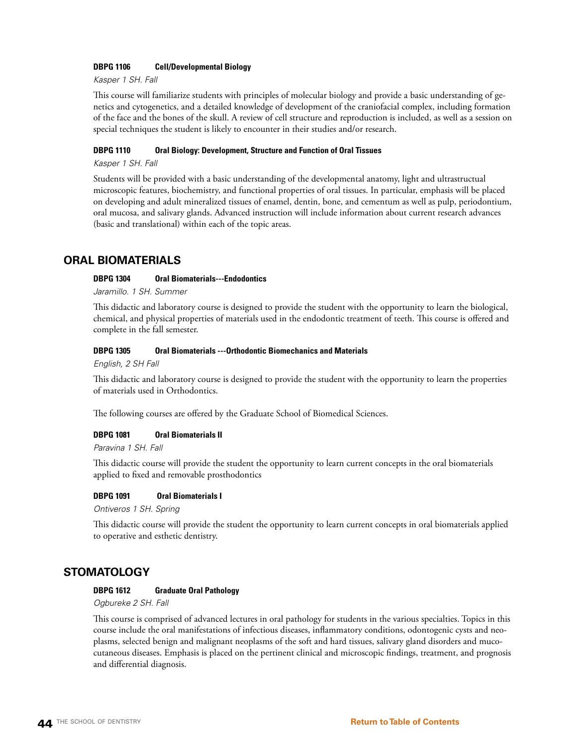**DBPG 1106 Cell/Developmental Biology**

*Kasper 1 SH. Fall*

This course will familiarize students with principles of molecular biology and provide a basic understanding of genetics and cytogenetics, and a detailed knowledge of development of the craniofacial complex, including formation of the face and the bones of the skull. A review of cell structure and reproduction is included, as well as a session on special techniques the student is likely to encounter in their studies and/or research.

**DBPG 1110 Oral Biology: Development, Structure and Function of Oral Tissues**

*Kasper 1 SH. Fall*

Students will be provided with a basic understanding of the developmental anatomy, light and ultrastructual microscopic features, biochemistry, and functional properties of oral tissues. In particular, emphasis will be placed on developing and adult mineralized tissues of enamel, dentin, bone, and cementum as well as pulp, periodontium, oral mucosa, and salivary glands. Advanced instruction will include information about current research advances (basic and translational) within each of the topic areas.

## ORAL BIOMATERIALS

**DBPG 1304 Oral Biomaterials---Endodontics**

*Jaramillo. 1 SH. Summer*

This didactic and laboratory course is designed to provide the student with the opportunity to learn the biological, chemical, and physical properties of materials used in the endodontic treatment of teeth. This course is offered and complete in the fall semester.

**DBPG 1305 Oral Biomaterials ---Orthodontic Biomechanics and Materials**

*English, 2 SH Fall*

This didactic and laboratory course is designed to provide the student with the opportunity to learn the properties of materials used in Orthodontics.

The following courses are offered by the Graduate School of Biomedical Sciences.

**DBPG 1081 Oral Biomaterials II**

*Paravina 1 SH. Fall*

This didactic course will provide the student the opportunity to learn current concepts in the oral biomaterials applied to fixed and removable prosthodontics

**DBPG 1091 Oral Biomaterials I**

*Ontiveros 1 SH. Spring*

This didactic course will provide the student the opportunity to learn current concepts in oral biomaterials applied to operative and esthetic dentistry.

## STOMATOLOGY

**DBPG 1612 Graduate Oral Pathology**

*Ogbureke 2 SH. Fall*

This course is comprised of advanced lectures in oral pathology for students in the various specialties. Topics in this course include the oral manifestations of infectious diseases, inflammatory conditions, odontogenic cysts and neoplasms, selected benign and malignant neoplasms of the soft and hard tissues, salivary gland disorders and mucocutaneous diseases. Emphasis is placed on the pertinent clinical and microscopic findings, treatment, and prognosis and differential diagnosis.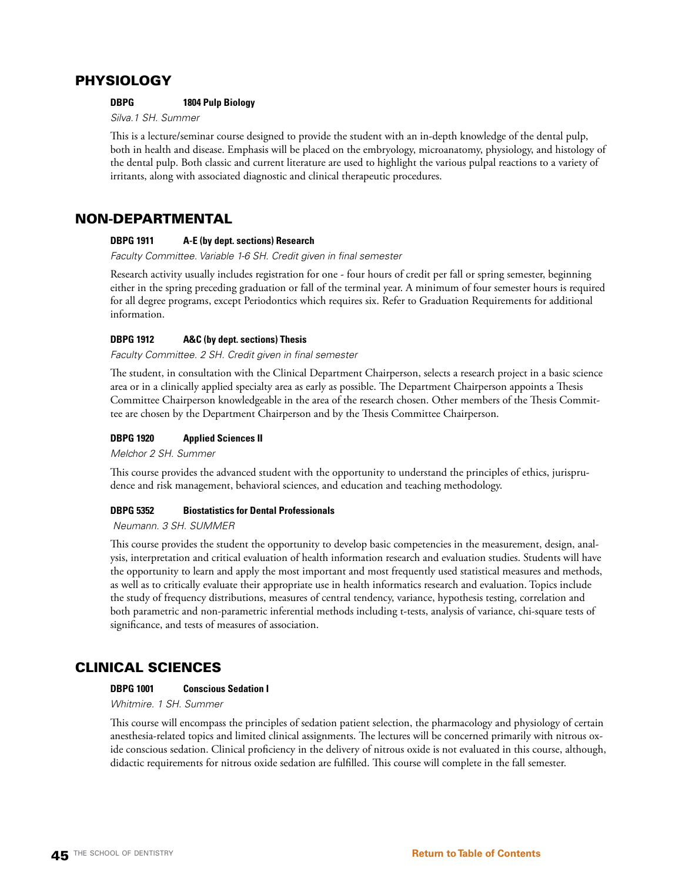## PHYSIOLOGY

**DBPG 1804 Pulp Biology**

*Silva.1 SH. Summer*

This is a lecture/seminar course designed to provide the student with an in-depth knowledge of the dental pulp, both in health and disease. Emphasis will be placed on the embryology, microanatomy, physiology, and histology of the dental pulp. Both classic and current literature are used to highlight the various pulpal reactions to a variety of irritants, along with associated diagnostic and clinical therapeutic procedures.

## NON-DEPARTMENTAL

**DBPG 1911 A-E (by dept. sections) Research**

*Faculty Committee. Variable 1-6 SH. Credit given in final semester*

Research activity usually includes registration for one - four hours of credit per fall or spring semester, beginning either in the spring preceding graduation or fall of the terminal year. A minimum of four semester hours is required for all degree programs, except Periodontics which requires six. Refer to Graduation Requirements for additional information.

**DBPG 1912 A&C (by dept. sections) Thesis**

*Faculty Committee. 2 SH. Credit given in final semester*

The student, in consultation with the Clinical Department Chairperson, selects a research project in a basic science area or in a clinically applied specialty area as early as possible. The Department Chairperson appoints a Thesis Committee Chairperson knowledgeable in the area of the research chosen. Other members of the Thesis Committee are chosen by the Department Chairperson and by the Thesis Committee Chairperson.

**DBPG 1920 Applied Sciences II**

*Melchor 2 SH. Summer*

This course provides the advanced student with the opportunity to understand the principles of ethics, jurisprudence and risk management, behavioral sciences, and education and teaching methodology.

**DBPG 5352 Biostatistics for Dental Professionals**

*Neumann. 3 SH. SUMMER*

This course provides the student the opportunity to develop basic competencies in the measurement, design, analysis, interpretation and critical evaluation of health information research and evaluation studies. Students will have the opportunity to learn and apply the most important and most frequently used statistical measures and methods, as well as to critically evaluate their appropriate use in health informatics research and evaluation. Topics include the study of frequency distributions, measures of central tendency, variance, hypothesis testing, correlation and both parametric and non-parametric inferential methods including t-tests, analysis of variance, chi-square tests of significance, and tests of measures of association.

## CLINICAL SCIENCES

**DBPG 1001 Conscious Sedation I**

*Whitmire. 1 SH. Summer*

This course will encompass the principles of sedation patient selection, the pharmacology and physiology of certain anesthesia-related topics and limited clinical assignments. The lectures will be concerned primarily with nitrous oxide conscious sedation. Clinical proficiency in the delivery of nitrous oxide is not evaluated in this course, although, didactic requirements for nitrous oxide sedation are fulfilled. This course will complete in the fall semester.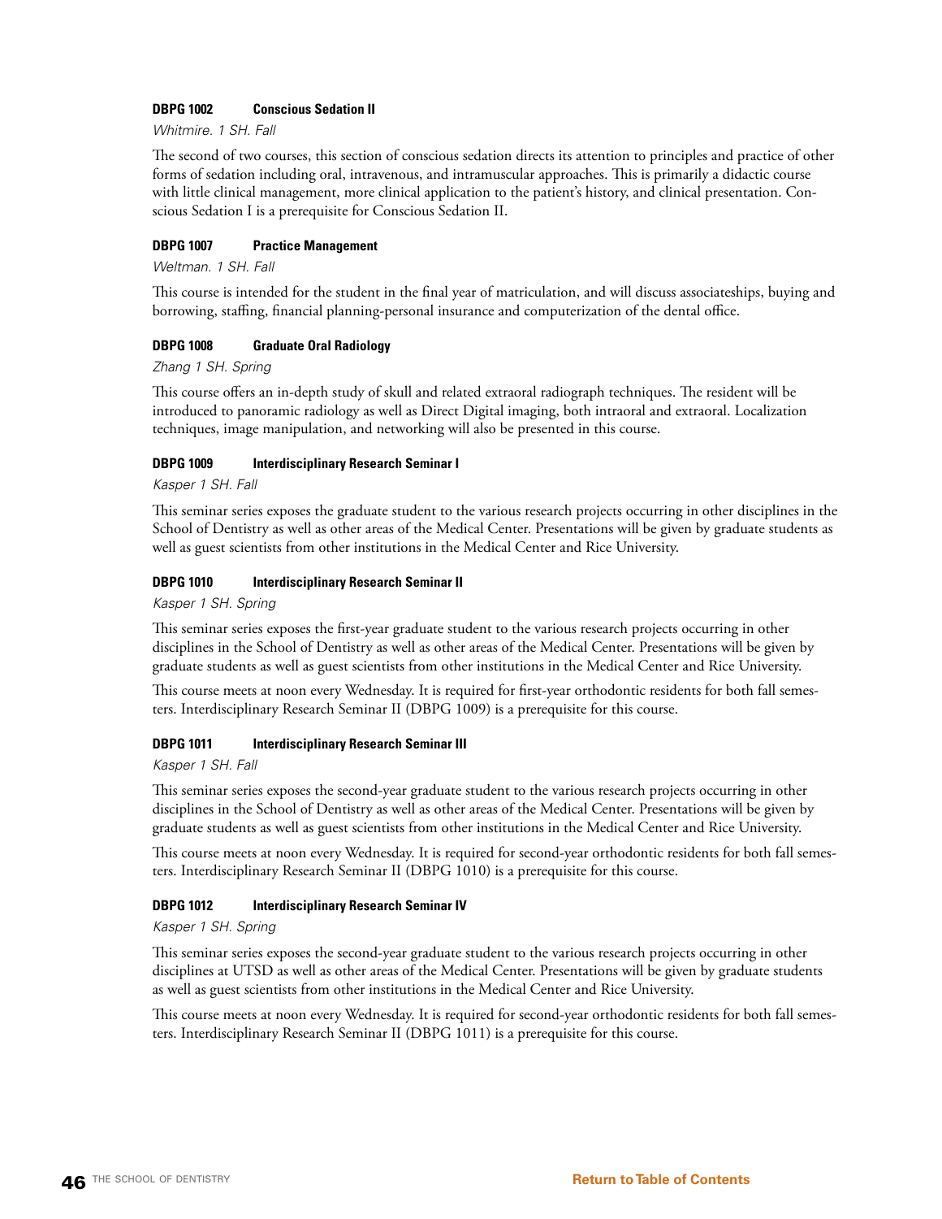#### DBPG 1002 Conscious Sedation II

*Whitmire. 1 SH. Fall*

The second of two courses, this section of conscious sedation directs its attention to principles and practice of other forms of sedation including oral, intravenous, and intramuscular approaches. This is primarily a didactic course with little clinical management, more clinical application to the patient's history, and clinical presentation. Conscious Sedation I is a prerequisite for Conscious Sedation II.

#### DBPG 1007 Practice Management

*Weltman. 1 SH. Fall*

This course is intended for the student in the final year of matriculation, and will discuss associateships, buying and borrowing, staffing, financial planning-personal insurance and computerization of the dental office.

#### DBPG 1008 Graduate Oral Radiology

*Zhang 1 SH. Spring*

This course offers an in-depth study of skull and related extraoral radiograph techniques. The resident will be introduced to panoramic radiology as well as Direct Digital imaging, both intraoral and extraoral. Localization techniques, image manipulation, and networking will also be presented in this course.

#### DBPG 1009 Interdisciplinary Research Seminar I

*Kasper 1 SH. Fall*

This seminar series exposes the graduate student to the various research projects occurring in other disciplines in the School of Dentistry as well as other areas of the Medical Center. Presentations will be given by graduate students as well as guest scientists from other institutions in the Medical Center and Rice University.

#### DBPG 1010 Interdisciplinary Research Seminar II

*Kasper 1 SH. Spring*

This seminar series exposes the first-year graduate student to the various research projects occurring in other disciplines in the School of Dentistry as well as other areas of the Medical Center. Presentations will be given by graduate students as well as guest scientists from other institutions in the Medical Center and Rice University.

This course meets at noon every Wednesday. It is required for first-year orthodontic residents for both fall semesters. Interdisciplinary Research Seminar II (DBPG 1009) is a prerequisite for this course.

#### DBPG 1011 Interdisciplinary Research Seminar III

*Kasper 1 SH. Fall*

This seminar series exposes the second-year graduate student to the various research projects occurring in other disciplines in the School of Dentistry as well as other areas of the Medical Center. Presentations will be given by graduate students as well as guest scientists from other institutions in the Medical Center and Rice University.

This course meets at noon every Wednesday. It is required for second-year orthodontic residents for both fall semesters. Interdisciplinary Research Seminar II (DBPG 1010) is a prerequisite for this course.

#### DBPG 1012 Interdisciplinary Research Seminar IV

*Kasper 1 SH. Spring*

This seminar series exposes the second-year graduate student to the various research projects occurring in other disciplines at UTSD as well as other areas of the Medical Center. Presentations will be given by graduate students as well as guest scientists from other institutions in the Medical Center and Rice University.

This course meets at noon every Wednesday. It is required for second-year orthodontic residents for both fall semesters. Interdisciplinary Research Seminar II (DBPG 1011) is a prerequisite for this course.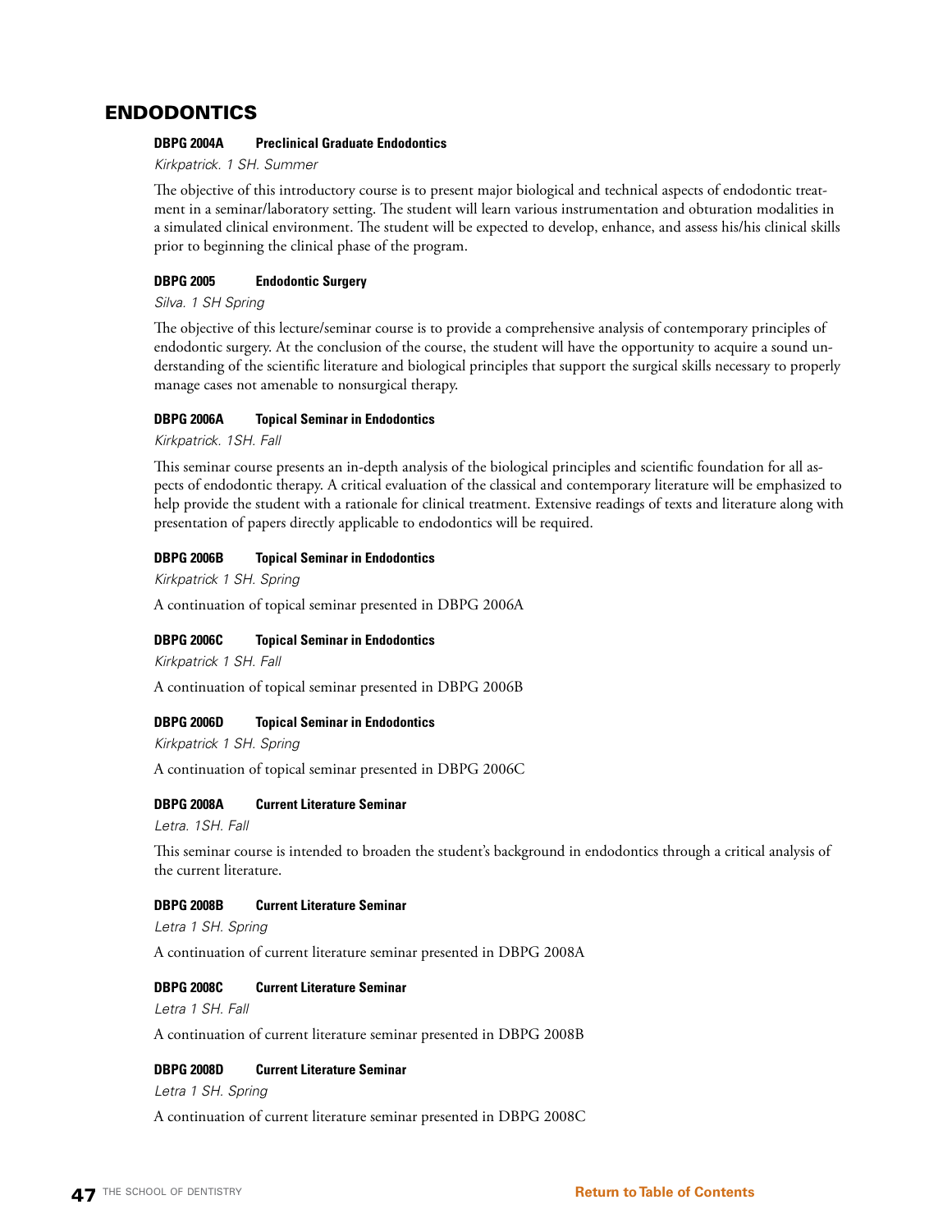## ENDODONTICS

**DBPG 2004A Preclinical Graduate Endodontics**

*Kirkpatrick. 1 SH. Summer*

The objective of this introductory course is to present major biological and technical aspects of endodontic treatment in a seminar/laboratory setting. The student will learn various instrumentation and obturation modalities in a simulated clinical environment. The student will be expected to develop, enhance, and assess his/his clinical skills prior to beginning the clinical phase of the program.

**DBPG 2005 Endodontic Surgery**

*Silva. 1 SH Spring*

The objective of this lecture/seminar course is to provide a comprehensive analysis of contemporary principles of endodontic surgery. At the conclusion of the course, the student will have the opportunity to acquire a sound understanding of the scientific literature and biological principles that support the surgical skills necessary to properly manage cases not amenable to nonsurgical therapy.

**DBPG 2006A Topical Seminar in Endodontics**

*Kirkpatrick. 1SH. Fall*

This seminar course presents an in-depth analysis of the biological principles and scientific foundation for all aspects of endodontic therapy. A critical evaluation of the classical and contemporary literature will be emphasized to help provide the student with a rationale for clinical treatment. Extensive readings of texts and literature along with presentation of papers directly applicable to endodontics will be required.

**DBPG 2006B Topical Seminar in Endodontics**

*Kirkpatrick 1 SH. Spring*

A continuation of topical seminar presented in DBPG 2006A

**DBPG 2006C Topical Seminar in Endodontics**

*Kirkpatrick 1 SH. Fall*

A continuation of topical seminar presented in DBPG 2006B

**DBPG 2006D Topical Seminar in Endodontics**

*Kirkpatrick 1 SH. Spring*

A continuation of topical seminar presented in DBPG 2006C

**DBPG 2008A Current Literature Seminar**

*Letra. 1SH. Fall*

This seminar course is intended to broaden the student's background in endodontics through a critical analysis of the current literature.

**DBPG 2008B Current Literature Seminar**

*Letra 1 SH. Spring*

A continuation of current literature seminar presented in DBPG 2008A

**DBPG 2008C Current Literature Seminar**

*Letra 1 SH. Fall*

A continuation of current literature seminar presented in DBPG 2008B

**DBPG 2008D Current Literature Seminar**

*Letra 1 SH. Spring*

A continuation of current literature seminar presented in DBPG 2008C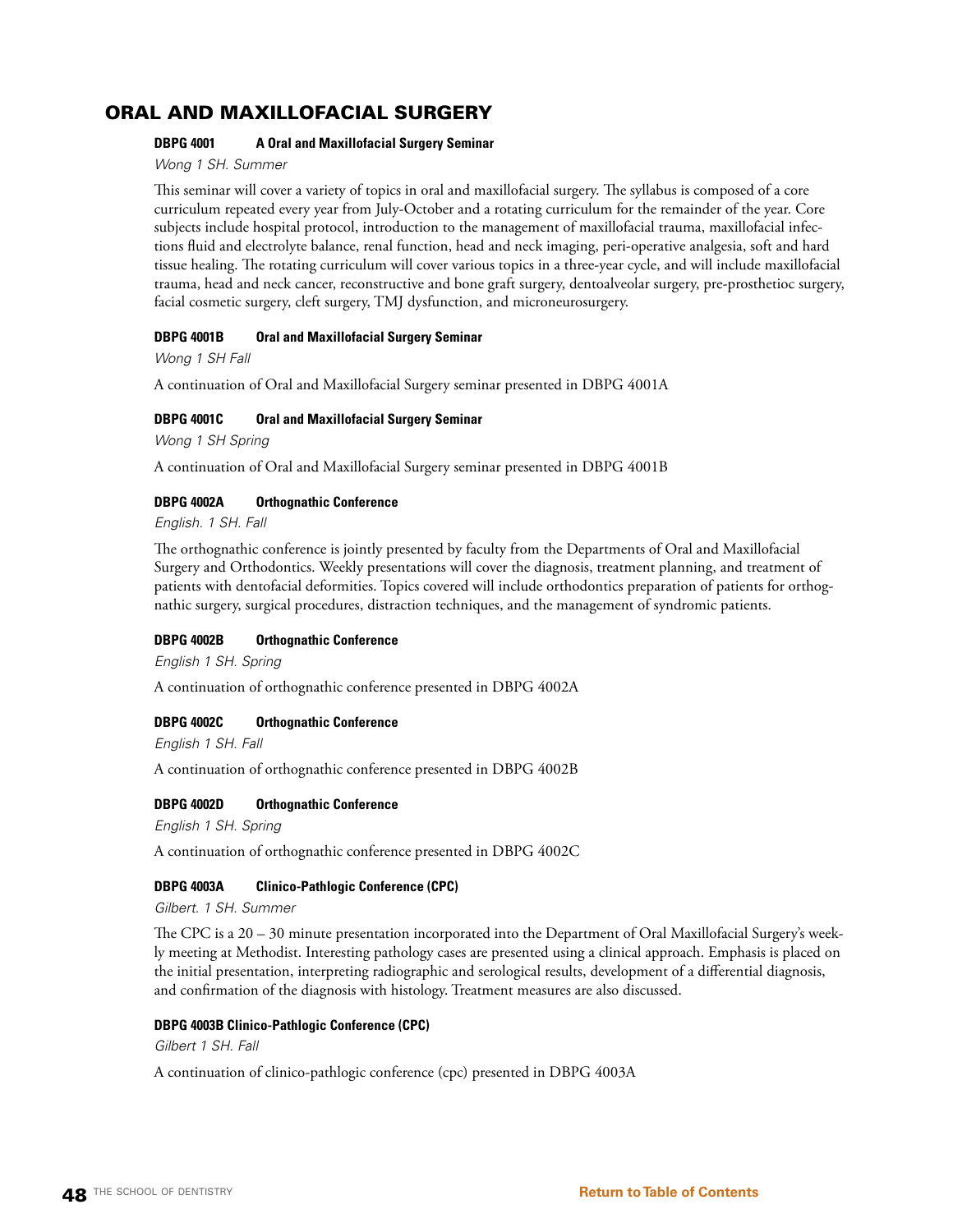## ORAL AND MAXILLOFACIAL SURGERY

**DBPG 4001 A Oral and Maxillofacial Surgery Seminar**

*Wong 1 SH. Summer*

This seminar will cover a variety of topics in oral and maxillofacial surgery. The syllabus is composed of a core curriculum repeated every year from July-October and a rotating curriculum for the remainder of the year. Core subjects include hospital protocol, introduction to the management of maxillofacial trauma, maxillofacial infections fluid and electrolyte balance, renal function, head and neck imaging, peri-operative analgesia, soft and hard tissue healing. The rotating curriculum will cover various topics in a three-year cycle, and will include maxillofacial trauma, head and neck cancer, reconstructive and bone graft surgery, dentoalveolar surgery, pre-prosthetioc surgery, facial cosmetic surgery, cleft surgery, TMJ dysfunction, and microneurosurgery.

**DBPG 4001B Oral and Maxillofacial Surgery Seminar**

*Wong 1 SH Fall*

A continuation of Oral and Maxillofacial Surgery seminar presented in DBPG 4001A

**DBPG 4001C Oral and Maxillofacial Surgery Seminar**

*Wong 1 SH Spring*

A continuation of Oral and Maxillofacial Surgery seminar presented in DBPG 4001B

**DBPG 4002A Orthognathic Conference**

*English. 1 SH. Fall*

The orthognathic conference is jointly presented by faculty from the Departments of Oral and Maxillofacial Surgery and Orthodontics. Weekly presentations will cover the diagnosis, treatment planning, and treatment of patients with dentofacial deformities. Topics covered will include orthodontics preparation of patients for orthognathic surgery, surgical procedures, distraction techniques, and the management of syndromic patients.

**DBPG 4002B Orthognathic Conference**

*English 1 SH. Spring*

A continuation of orthognathic conference presented in DBPG 4002A

**DBPG 4002C Orthognathic Conference**

*English 1 SH. Fall*

A continuation of orthognathic conference presented in DBPG 4002B

**DBPG 4002D Orthognathic Conference**

*English 1 SH. Spring*

A continuation of orthognathic conference presented in DBPG 4002C

**DBPG 4003A Clinico-Pathlogic Conference (CPC)**

*Gilbert. 1 SH. Summer*

The CPC is a 20 – 30 minute presentation incorporated into the Department of Oral Maxillofacial Surgery's weekly meeting at Methodist. Interesting pathology cases are presented using a clinical approach. Emphasis is placed on the initial presentation, interpreting radiographic and serological results, development of a differential diagnosis, and confirmation of the diagnosis with histology. Treatment measures are also discussed.

**DBPG 4003B Clinico-Pathlogic Conference (CPC)**

*Gilbert 1 SH. Fall*

A continuation of clinico-pathlogic conference (cpc) presented in DBPG 4003A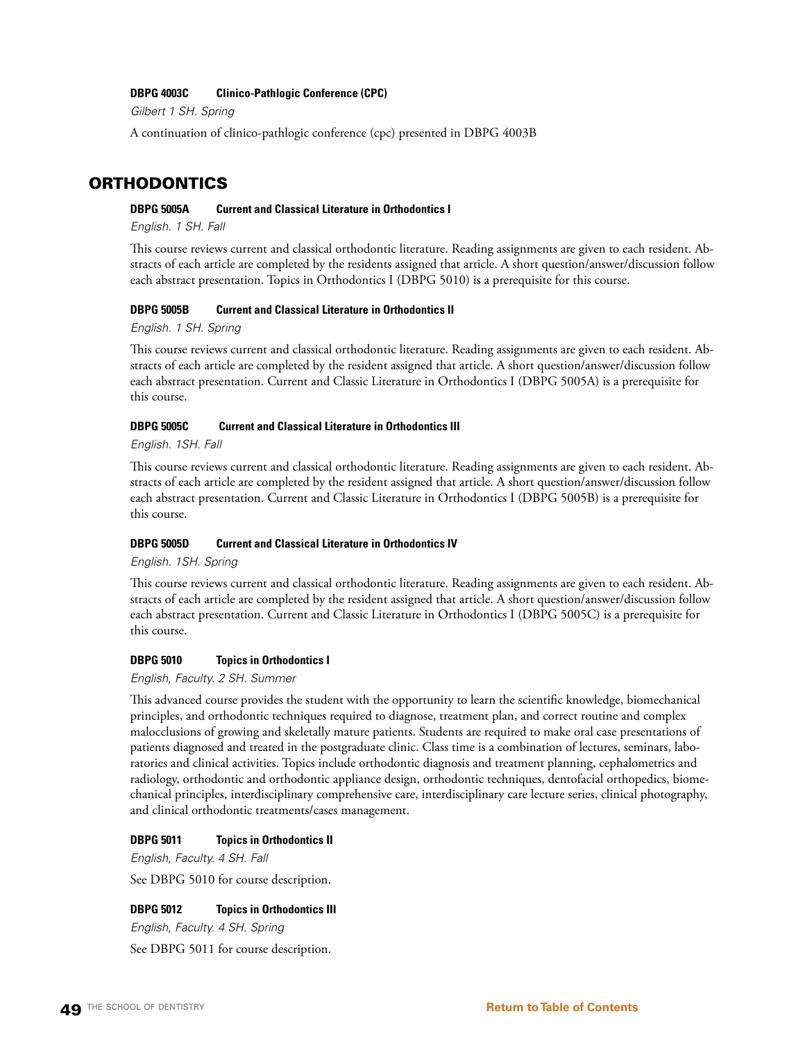**DBPG 4003C Clinico-Pathlogic Conference (CPC)**

*Gilbert 1 SH. Spring*

A continuation of clinico-pathlogic conference (cpc) presented in DBPG 4003B

## ORTHODONTICS

**DBPG 5005A Current and Classical Literature in Orthodontics I**

*English. 1 SH. Fall*

This course reviews current and classical orthodontic literature. Reading assignments are given to each resident. Abstracts of each article are completed by the residents assigned that article. A short question/answer/discussion follow each abstract presentation. Topics in Orthodontics I (DBPG 5010) is a prerequisite for this course.

**DBPG 5005B Current and Classical Literature in Orthodontics II**

*English. 1 SH. Spring*

This course reviews current and classical orthodontic literature. Reading assignments are given to each resident. Abstracts of each article are completed by the resident assigned that article. A short question/answer/discussion follow each abstract presentation. Current and Classic Literature in Orthodontics I (DBPG 5005A) is a prerequisite for this course.

**DBPG 5005C Current and Classical Literature in Orthodontics III**

*English. 1SH. Fall*

This course reviews current and classical orthodontic literature. Reading assignments are given to each resident. Abstracts of each article are completed by the resident assigned that article. A short question/answer/discussion follow each abstract presentation. Current and Classic Literature in Orthodontics I (DBPG 5005B) is a prerequisite for this course.

**DBPG 5005D Current and Classical Literature in Orthodontics IV**

*English. 1SH. Spring*

This course reviews current and classical orthodontic literature. Reading assignments are given to each resident. Abstracts of each article are completed by the resident assigned that article. A short question/answer/discussion follow each abstract presentation. Current and Classic Literature in Orthodontics I (DBPG 5005C) is a prerequisite for this course.

**DBPG 5010 Topics in Orthodontics I**

*English, Faculty. 2 SH. Summer*

This advanced course provides the student with the opportunity to learn the scientific knowledge, biomechanical principles, and orthodontic techniques required to diagnose, treatment plan, and correct routine and complex malocclusions of growing and skeletally mature patients. Students are required to make oral case presentations of patients diagnosed and treated in the postgraduate clinic. Class time is a combination of lectures, seminars, laboratories and clinical activities. Topics include orthodontic diagnosis and treatment planning, cephalometrics and radiology, orthodontic and orthodontic appliance design, orthodontic techniques, dentofacial orthopedics, biomechanical principles, interdisciplinary comprehensive care, interdisciplinary care lecture series, clinical photography, and clinical orthodontic treatments/cases management.

**DBPG 5011 Topics in Orthodontics II**

*English, Faculty. 4 SH. Fall*

See DBPG 5010 for course description.

**DBPG 5012 Topics in Orthodontics III**

*English, Faculty. 4 SH. Spring*

See DBPG 5011 for course description.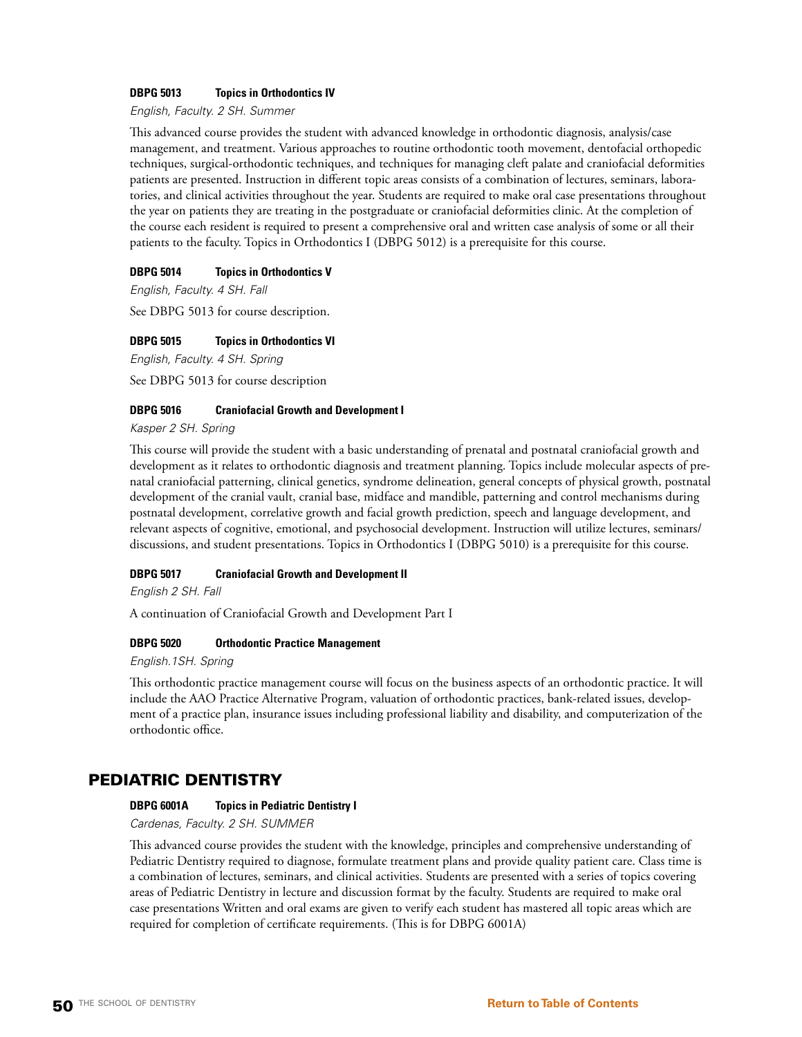**DBPG 5013 Topics in Orthodontics IV**

*English, Faculty. 2 SH. Summer*

This advanced course provides the student with advanced knowledge in orthodontic diagnosis, analysis/case management, and treatment. Various approaches to routine orthodontic tooth movement, dentofacial orthopedic techniques, surgical-orthodontic techniques, and techniques for managing cleft palate and craniofacial deformities patients are presented. Instruction in different topic areas consists of a combination of lectures, seminars, laboratories, and clinical activities throughout the year. Students are required to make oral case presentations throughout the year on patients they are treating in the postgraduate or craniofacial deformities clinic. At the completion of the course each resident is required to present a comprehensive oral and written case analysis of some or all their patients to the faculty. Topics in Orthodontics I (DBPG 5012) is a prerequisite for this course.

**DBPG 5014 Topics in Orthodontics V**

*English, Faculty. 4 SH. Fall*

See DBPG 5013 for course description.

**DBPG 5015 Topics in Orthodontics VI**

*English, Faculty. 4 SH. Spring*

See DBPG 5013 for course description

**DBPG 5016 Craniofacial Growth and Development I**

*Kasper 2 SH. Spring*

This course will provide the student with a basic understanding of prenatal and postnatal craniofacial growth and development as it relates to orthodontic diagnosis and treatment planning. Topics include molecular aspects of prenatal craniofacial patterning, clinical genetics, syndrome delineation, general concepts of physical growth, postnatal development of the cranial vault, cranial base, midface and mandible, patterning and control mechanisms during postnatal development, correlative growth and facial growth prediction, speech and language development, and relevant aspects of cognitive, emotional, and psychosocial development. Instruction will utilize lectures, seminars/discussions, and student presentations. Topics in Orthodontics I (DBPG 5010) is a prerequisite for this course.

**DBPG 5017 Craniofacial Growth and Development II**

*English 2 SH. Fall*

A continuation of Craniofacial Growth and Development Part I

**DBPG 5020 Orthodontic Practice Management**

*English.1SH. Spring*

This orthodontic practice management course will focus on the business aspects of an orthodontic practice. It will include the AAO Practice Alternative Program, valuation of orthodontic practices, bank-related issues, development of a practice plan, insurance issues including professional liability and disability, and computerization of the orthodontic office.

## PEDIATRIC DENTISTRY

**DBPG 6001A Topics in Pediatric Dentistry I**

*Cardenas, Faculty. 2 SH. SUMMER*

This advanced course provides the student with the knowledge, principles and comprehensive understanding of Pediatric Dentistry required to diagnose, formulate treatment plans and provide quality patient care. Class time is a combination of lectures, seminars, and clinical activities. Students are presented with a series of topics covering areas of Pediatric Dentistry in lecture and discussion format by the faculty. Students are required to make oral case presentations Written and oral exams are given to verify each student has mastered all topic areas which are required for completion of certificate requirements. (This is for DBPG 6001A)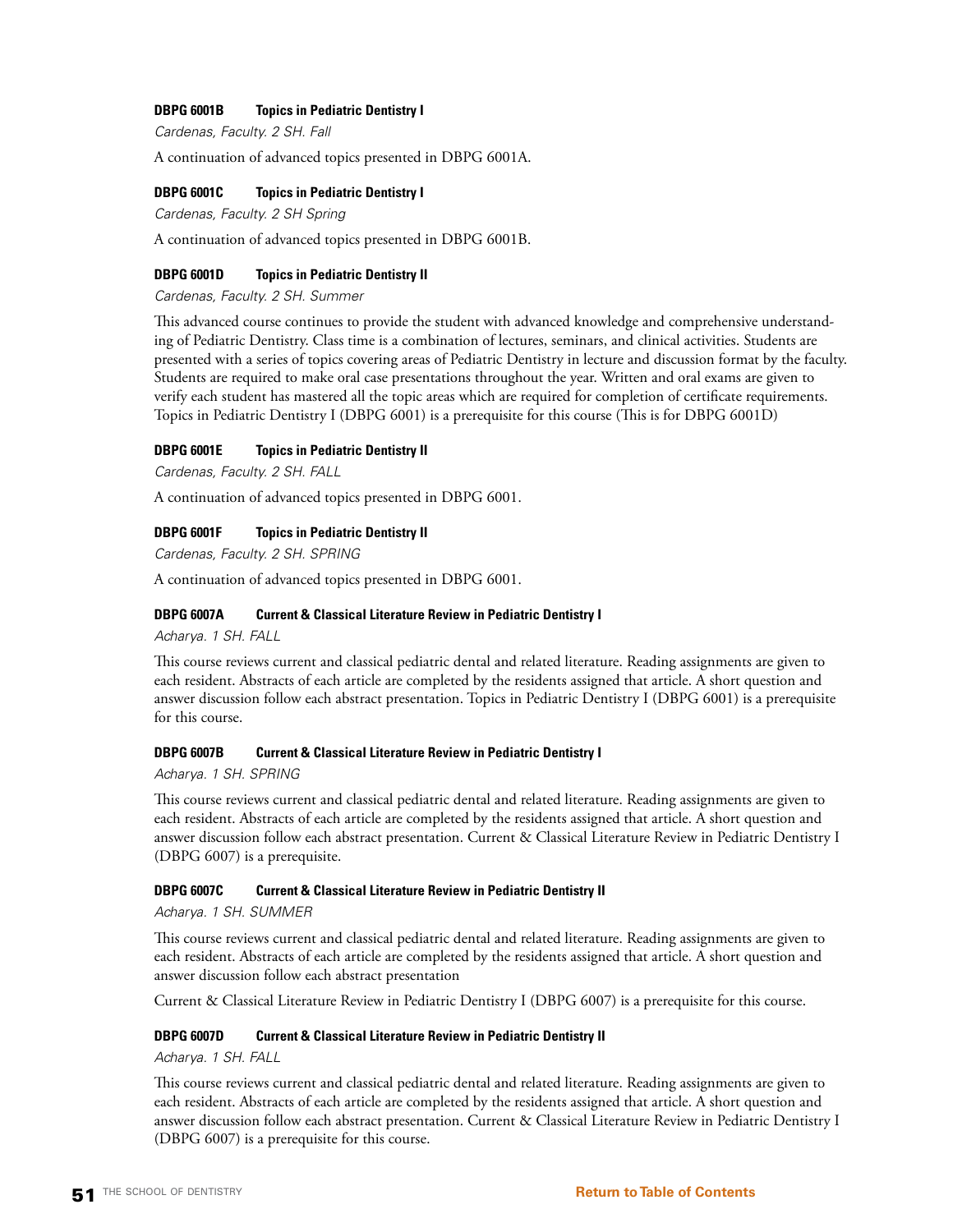**DBPG 6001B Topics in Pediatric Dentistry I**

*Cardenas, Faculty. 2 SH. Fall*

A continuation of advanced topics presented in DBPG 6001A.

**DBPG 6001C Topics in Pediatric Dentistry I**

*Cardenas, Faculty. 2 SH Spring*

A continuation of advanced topics presented in DBPG 6001B.

**DBPG 6001D Topics in Pediatric Dentistry II**

*Cardenas, Faculty. 2 SH. Summer*

This advanced course continues to provide the student with advanced knowledge and comprehensive understanding of Pediatric Dentistry. Class time is a combination of lectures, seminars, and clinical activities. Students are presented with a series of topics covering areas of Pediatric Dentistry in lecture and discussion format by the faculty. Students are required to make oral case presentations throughout the year. Written and oral exams are given to verify each student has mastered all the topic areas which are required for completion of certificate requirements. Topics in Pediatric Dentistry I (DBPG 6001) is a prerequisite for this course (This is for DBPG 6001D)

**DBPG 6001E Topics in Pediatric Dentistry II**

*Cardenas, Faculty. 2 SH. FALL*

A continuation of advanced topics presented in DBPG 6001.

**DBPG 6001F Topics in Pediatric Dentistry II**

*Cardenas, Faculty. 2 SH. SPRING*

A continuation of advanced topics presented in DBPG 6001.

**DBPG 6007A Current & Classical Literature Review in Pediatric Dentistry I**

*Acharya. 1 SH. FALL*

This course reviews current and classical pediatric dental and related literature. Reading assignments are given to each resident. Abstracts of each article are completed by the residents assigned that article. A short question and answer discussion follow each abstract presentation. Topics in Pediatric Dentistry I (DBPG 6001) is a prerequisite for this course.

**DBPG 6007B Current & Classical Literature Review in Pediatric Dentistry I**

*Acharya. 1 SH. SPRING*

This course reviews current and classical pediatric dental and related literature. Reading assignments are given to each resident. Abstracts of each article are completed by the residents assigned that article. A short question and answer discussion follow each abstract presentation. Current & Classical Literature Review in Pediatric Dentistry I (DBPG 6007) is a prerequisite.

**DBPG 6007C Current & Classical Literature Review in Pediatric Dentistry II**

*Acharya. 1 SH. SUMMER*

This course reviews current and classical pediatric dental and related literature. Reading assignments are given to each resident. Abstracts of each article are completed by the residents assigned that article. A short question and answer discussion follow each abstract presentation

Current & Classical Literature Review in Pediatric Dentistry I (DBPG 6007) is a prerequisite for this course.

**DBPG 6007D Current & Classical Literature Review in Pediatric Dentistry II**

*Acharya. 1 SH. FALL*

This course reviews current and classical pediatric dental and related literature. Reading assignments are given to each resident. Abstracts of each article are completed by the residents assigned that article. A short question and answer discussion follow each abstract presentation. Current & Classical Literature Review in Pediatric Dentistry I (DBPG 6007) is a prerequisite for this course.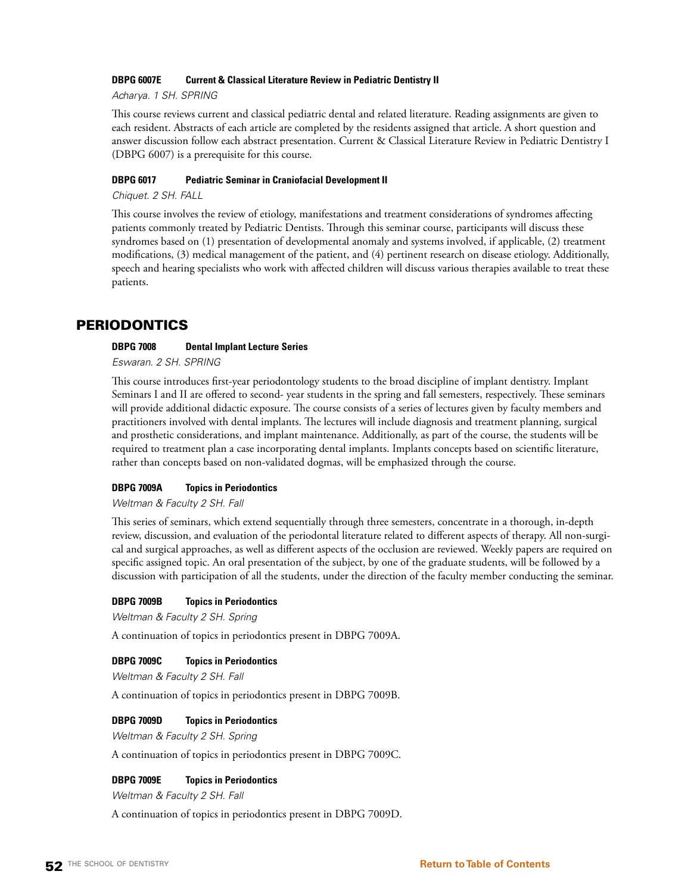**DBPG 6007E Current & Classical Literature Review in Pediatric Dentistry II**

*Acharya. 1 SH. SPRING*

This course reviews current and classical pediatric dental and related literature. Reading assignments are given to each resident. Abstracts of each article are completed by the residents assigned that article. A short question and answer discussion follow each abstract presentation. Current & Classical Literature Review in Pediatric Dentistry I (DBPG 6007) is a prerequisite for this course.

**DBPG 6017 Pediatric Seminar in Craniofacial Development II**

*Chiquet. 2 SH. FALL*

This course involves the review of etiology, manifestations and treatment considerations of syndromes affecting patients commonly treated by Pediatric Dentists. Through this seminar course, participants will discuss these syndromes based on (1) presentation of developmental anomaly and systems involved, if applicable, (2) treatment modifications, (3) medical management of the patient, and (4) pertinent research on disease etiology. Additionally, speech and hearing specialists who work with affected children will discuss various therapies available to treat these patients.

## PERIODONTICS

**DBPG 7008 Dental Implant Lecture Series**

*Eswaran. 2 SH. SPRING*

This course introduces first-year periodontology students to the broad discipline of implant dentistry. Implant Seminars I and II are offered to second- year students in the spring and fall semesters, respectively. These seminars will provide additional didactic exposure. The course consists of a series of lectures given by faculty members and practitioners involved with dental implants. The lectures will include diagnosis and treatment planning, surgical and prosthetic considerations, and implant maintenance. Additionally, as part of the course, the students will be required to treatment plan a case incorporating dental implants. Implants concepts based on scientific literature, rather than concepts based on non-validated dogmas, will be emphasized through the course.

**DBPG 7009A Topics in Periodontics**

*Weltman & Faculty 2 SH. Fall*

This series of seminars, which extend sequentially through three semesters, concentrate in a thorough, in-depth review, discussion, and evaluation of the periodontal literature related to different aspects of therapy. All non-surgical and surgical approaches, as well as different aspects of the occlusion are reviewed. Weekly papers are required on specific assigned topic. An oral presentation of the subject, by one of the graduate students, will be followed by a discussion with participation of all the students, under the direction of the faculty member conducting the seminar.

**DBPG 7009B Topics in Periodontics**

*Weltman & Faculty 2 SH. Spring*

A continuation of topics in periodontics present in DBPG 7009A.

**DBPG 7009C Topics in Periodontics**

*Weltman & Faculty 2 SH. Fall*

A continuation of topics in periodontics present in DBPG 7009B.

**DBPG 7009D Topics in Periodontics**

*Weltman & Faculty 2 SH. Spring*

A continuation of topics in periodontics present in DBPG 7009C.

**DBPG 7009E Topics in Periodontics**

*Weltman & Faculty 2 SH. Fall*

A continuation of topics in periodontics present in DBPG 7009D.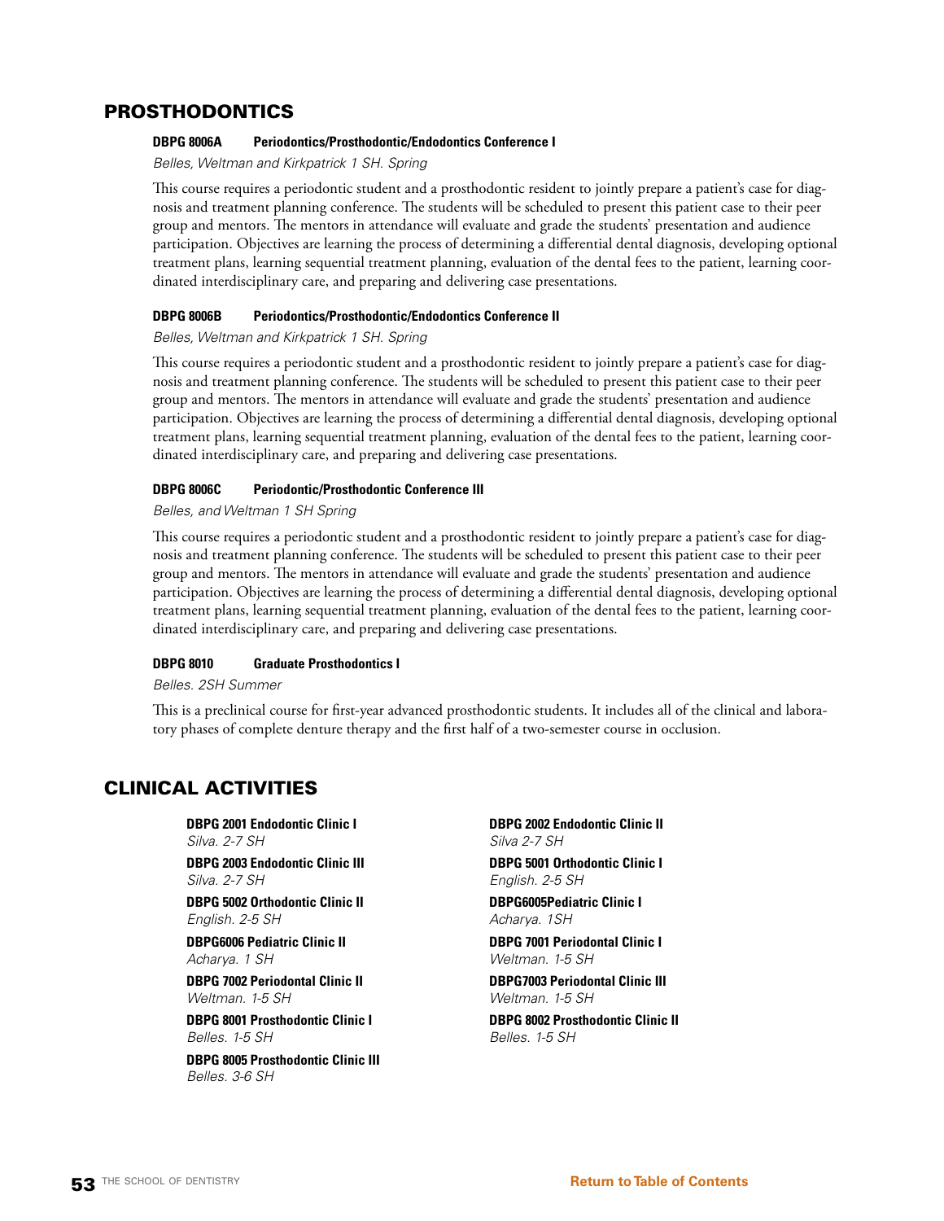## PROSTHODONTICS

**DBPG 8006A Periodontics/Prosthodontic/Endodontics Conference I**

*Belles, Weltman and Kirkpatrick 1 SH. Spring*

This course requires a periodontic student and a prosthodontic resident to jointly prepare a patient's case for diagnosis and treatment planning conference. The students will be scheduled to present this patient case to their peer group and mentors. The mentors in attendance will evaluate and grade the students' presentation and audience participation. Objectives are learning the process of determining a differential dental diagnosis, developing optional treatment plans, learning sequential treatment planning, evaluation of the dental fees to the patient, learning coordinated interdisciplinary care, and preparing and delivering case presentations.

**DBPG 8006B Periodontics/Prosthodontic/Endodontics Conference II**

*Belles, Weltman and Kirkpatrick 1 SH. Spring*

This course requires a periodontic student and a prosthodontic resident to jointly prepare a patient's case for diagnosis and treatment planning conference. The students will be scheduled to present this patient case to their peer group and mentors. The mentors in attendance will evaluate and grade the students' presentation and audience participation. Objectives are learning the process of determining a differential dental diagnosis, developing optional treatment plans, learning sequential treatment planning, evaluation of the dental fees to the patient, learning coordinated interdisciplinary care, and preparing and delivering case presentations.

**DBPG 8006C Periodontic/Prosthodontic Conference III**

*Belles, and Weltman 1 SH Spring*

This course requires a periodontic student and a prosthodontic resident to jointly prepare a patient's case for diagnosis and treatment planning conference. The students will be scheduled to present this patient case to their peer group and mentors. The mentors in attendance will evaluate and grade the students' presentation and audience participation. Objectives are learning the process of determining a differential dental diagnosis, developing optional treatment plans, learning sequential treatment planning, evaluation of the dental fees to the patient, learning coordinated interdisciplinary care, and preparing and delivering case presentations.

**DBPG 8010 Graduate Prosthodontics I**

*Belles. 2SH Summer*

This is a preclinical course for first-year advanced prosthodontic students. It includes all of the clinical and laboratory phases of complete denture therapy and the first half of a two-semester course in occlusion.

## CLINICAL ACTIVITIES

**DBPG 2001 Endodontic Clinic I**
*Silva. 2-7 SH*

**DBPG 2003 Endodontic Clinic III**
*Silva. 2-7 SH*

**DBPG 5002 Orthodontic Clinic II**
*English. 2-5 SH*

**DBPG6006 Pediatric Clinic II**
*Acharya. 1 SH*

**DBPG 7002 Periodontal Clinic II**
*Weltman. 1-5 SH*

**DBPG 8001 Prosthodontic Clinic I**
*Belles. 1-5 SH*

**DBPG 8005 Prosthodontic Clinic III**
*Belles. 3-6 SH*

**DBPG 2002 Endodontic Clinic II**
*Silva 2-7 SH*

**DBPG 5001 Orthodontic Clinic I**
*English. 2-5 SH*

**DBPG6005Pediatric Clinic I**
*Acharya. 1SH*

**DBPG 7001 Periodontal Clinic I**
*Weltman. 1-5 SH*

**DBPG7003 Periodontal Clinic III**
*Weltman. 1-5 SH*

**DBPG 8002 Prosthodontic Clinic II**
*Belles. 1-5 SH*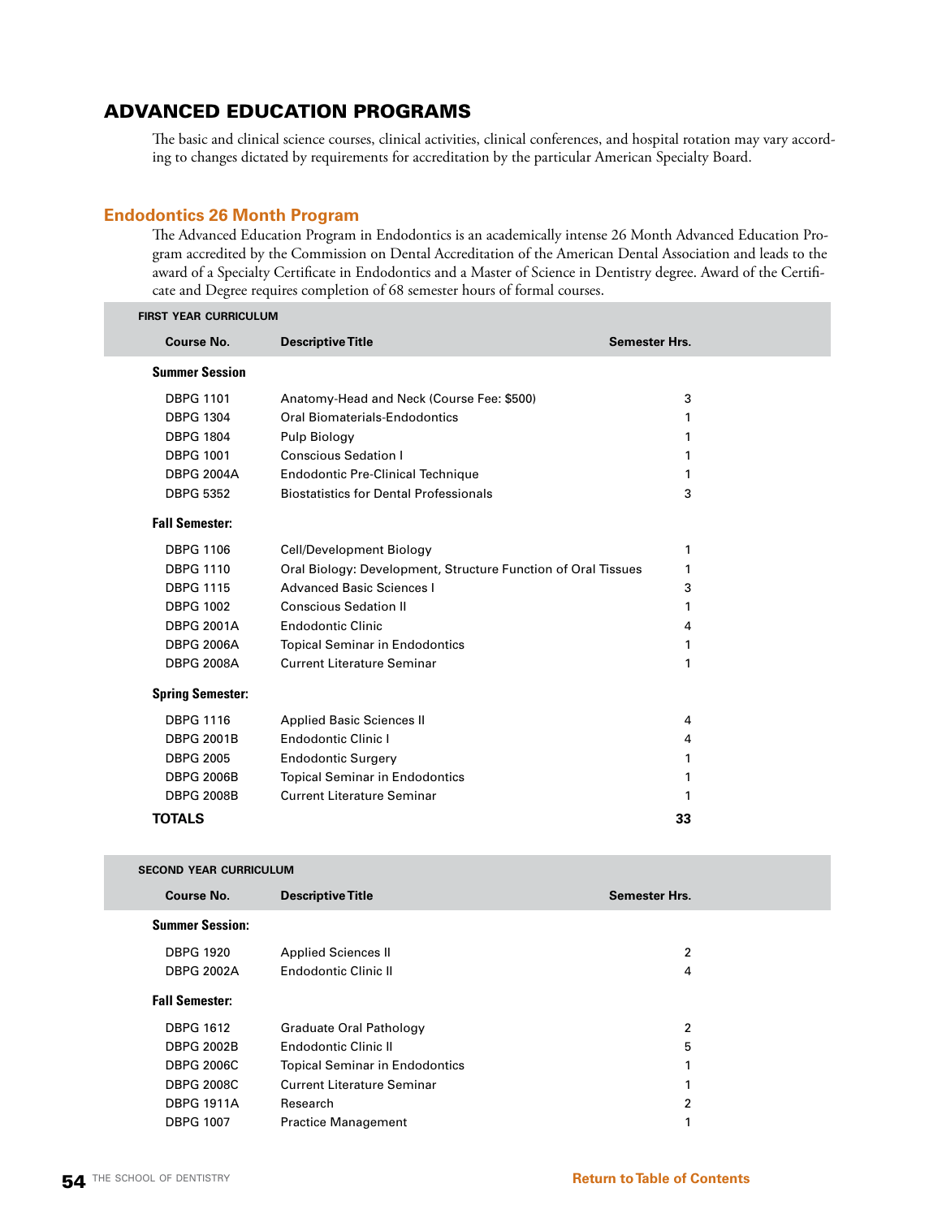## ADVANCED EDUCATION PROGRAMS

The basic and clinical science courses, clinical activities, clinical conferences, and hospital rotation may vary according to changes dictated by requirements for accreditation by the particular American Specialty Board.

### Endodontics 26 Month Program

The Advanced Education Program in Endodontics is an academically intense 26 Month Advanced Education Program accredited by the Commission on Dental Accreditation of the American Dental Association and leads to the award of a Specialty Certificate in Endodontics and a Master of Science in Dentistry degree. Award of the Certificate and Degree requires completion of 68 semester hours of formal courses.

**FIRST YEAR CURRICULUM**

| Course No. | Descriptive Title | Semester Hrs. |
|---|---|---|
| **Summer Session** | | |
| DBPG 1101 | Anatomy-Head and Neck (Course Fee: $500) | 3 |
| DBPG 1304 | Oral Biomaterials-Endodontics | 1 |
| DBPG 1804 | Pulp Biology | 1 |
| DBPG 1001 | Conscious Sedation I | 1 |
| DBPG 2004A | Endodontic Pre-Clinical Technique | 1 |
| DBPG 5352 | Biostatistics for Dental Professionals | 3 |
| **Fall Semester:** | | |
| DBPG 1106 | Cell/Development Biology | 1 |
| DBPG 1110 | Oral Biology: Development, Structure Function of Oral Tissues | 1 |
| DBPG 1115 | Advanced Basic Sciences I | 3 |
| DBPG 1002 | Conscious Sedation II | 1 |
| DBPG 2001A | Endodontic Clinic | 4 |
| DBPG 2006A | Topical Seminar in Endodontics | 1 |
| DBPG 2008A | Current Literature Seminar | 1 |
| **Spring Semester:** | | |
| DBPG 1116 | Applied Basic Sciences II | 4 |
| DBPG 2001B | Endodontic Clinic I | 4 |
| DBPG 2005 | Endodontic Surgery | 1 |
| DBPG 2006B | Topical Seminar in Endodontics | 1 |
| DBPG 2008B | Current Literature Seminar | 1 |
| **TOTALS** | | **33** |

**SECOND YEAR CURRICULUM**

| Course No. | Descriptive Title | Semester Hrs. |
|---|---|---|
| **Summer Session:** | | |
| DBPG 1920 | Applied Sciences II | 2 |
| DBPG 2002A | Endodontic Clinic II | 4 |
| **Fall Semester:** | | |
| DBPG 1612 | Graduate Oral Pathology | 2 |
| DBPG 2002B | Endodontic Clinic II | 5 |
| DBPG 2006C | Topical Seminar in Endodontics | 1 |
| DBPG 2008C | Current Literature Seminar | 1 |
| DBPG 1911A | Research | 2 |
| DBPG 1007 | Practice Management | 1 |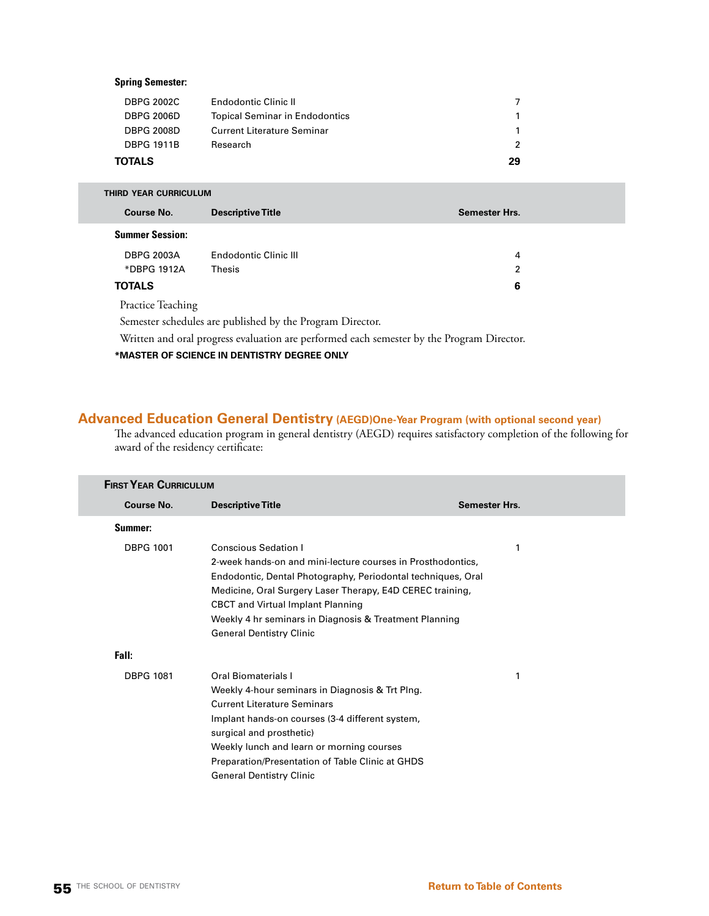**Spring Semester:**

| | | |
|---|---|---|
| DBPG 2002C | Endodontic Clinic II | 7 |
| DBPG 2006D | Topical Seminar in Endodontics | 1 |
| DBPG 2008D | Current Literature Seminar | 1 |
| DBPG 1911B | Research | 2 |
| **TOTALS** | | **29** |

**THIRD YEAR CURRICULUM**

| Course No. | Descriptive Title | Semester Hrs. |
|---|---|---|
| **Summer Session:** | | |
| DBPG 2003A | Endodontic Clinic III | 4 |
| *DBPG 1912A | Thesis | 2 |
| **TOTALS** | | **6** |

Practice Teaching

Semester schedules are published by the Program Director.

Written and oral progress evaluation are performed each semester by the Program Director.

***MASTER OF SCIENCE IN DENTISTRY DEGREE ONLY**

## Advanced Education General Dentistry (AEGD)One-Year Program (with optional second year)

The advanced education program in general dentistry (AEGD) requires satisfactory completion of the following for award of the residency certificate:

**FIRST YEAR CURRICULUM**

| Course No. | Descriptive Title | Semester Hrs. |
|---|---|---|
| **Summer:** | | |
| DBPG 1001 | Conscious Sedation I<br>2-week hands-on and mini-lecture courses in Prosthodontics, Endodontic, Dental Photography, Periodontal techniques, Oral Medicine, Oral Surgery Laser Therapy, E4D CEREC training, CBCT and Virtual Implant Planning<br>Weekly 4 hr seminars in Diagnosis & Treatment Planning<br>General Dentistry Clinic | 1 |
| **Fall:** | | |
| DBPG 1081 | Oral Biomaterials I<br>Weekly 4-hour seminars in Diagnosis & Trt Plng.<br>Current Literature Seminars<br>Implant hands-on courses (3-4 different system, surgical and prosthetic)<br>Weekly lunch and learn or morning courses<br>Preparation/Presentation of Table Clinic at GHDS<br>General Dentistry Clinic | 1 |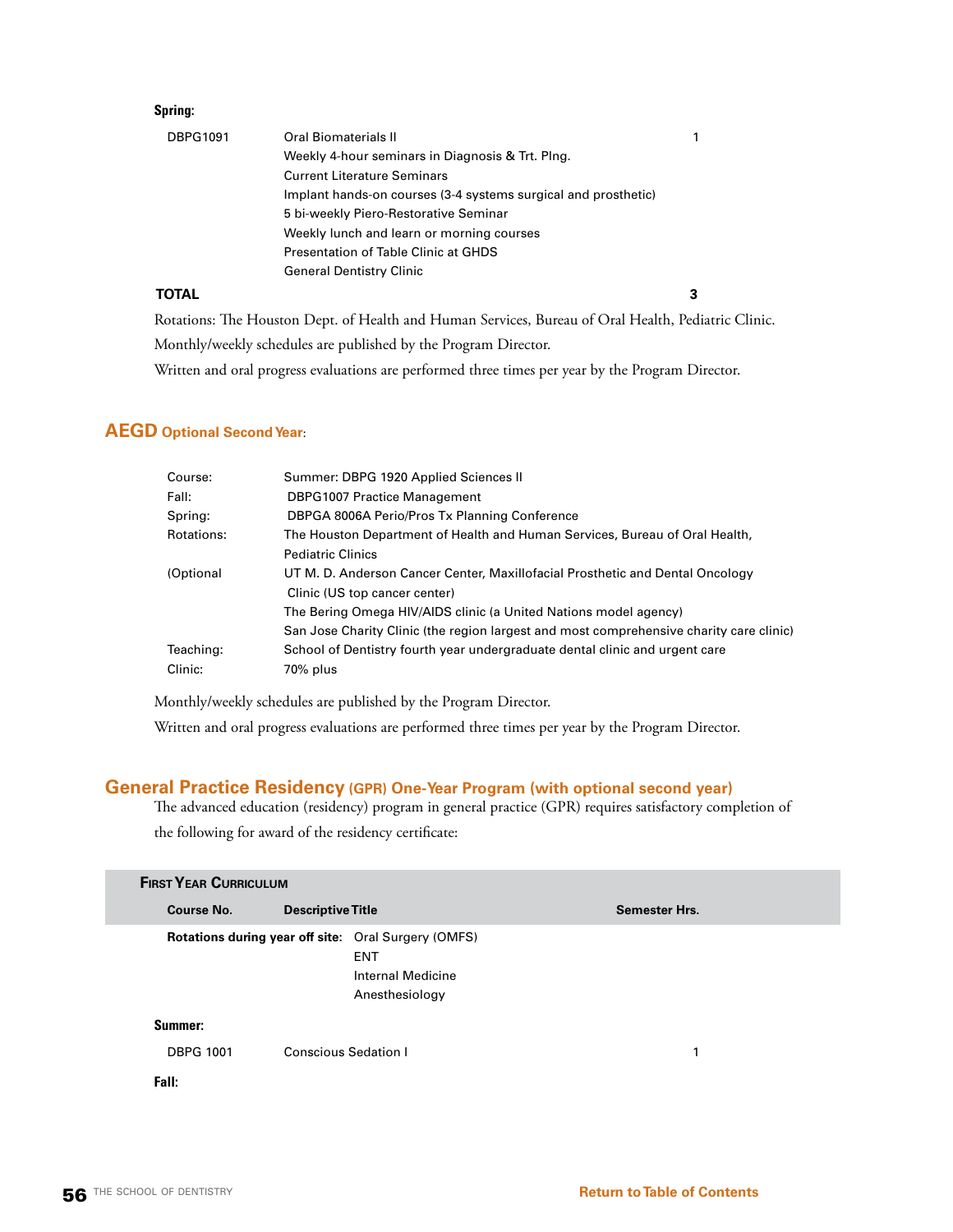**Spring:**

| | | |
|---|---|---|
| DBPG1091 | Oral Biomaterials II | 1 |
| | Weekly 4-hour seminars in Diagnosis & Trt. Plng. | |
| | Current Literature Seminars | |
| | Implant hands-on courses (3-4 systems surgical and prosthetic) | |
| | 5 bi-weekly Piero-Restorative Seminar | |
| | Weekly lunch and learn or morning courses | |
| | Presentation of Table Clinic at GHDS | |
| | General Dentistry Clinic | |
| **TOTAL** | | **3** |

Rotations: The Houston Dept. of Health and Human Services, Bureau of Oral Health, Pediatric Clinic.

Monthly/weekly schedules are published by the Program Director.

Written and oral progress evaluations are performed three times per year by the Program Director.

## AEGD Optional Second Year:

| | |
|---|---|
| Course: | Summer: DBPG 1920 Applied Sciences II |
| Fall: | DBPG1007 Practice Management |
| Spring: | DBPGA 8006A Perio/Pros Tx Planning Conference |
| Rotations: | The Houston Department of Health and Human Services, Bureau of Oral Health, Pediatric Clinics |
| (Optional | UT M. D. Anderson Cancer Center, Maxillofacial Prosthetic and Dental Oncology Clinic (US top cancer center) |
| | The Bering Omega HIV/AIDS clinic (a United Nations model agency) |
| | San Jose Charity Clinic (the region largest and most comprehensive charity care clinic) |
| Teaching: | School of Dentistry fourth year undergraduate dental clinic and urgent care |
| Clinic: | 70% plus |

Monthly/weekly schedules are published by the Program Director.

Written and oral progress evaluations are performed three times per year by the Program Director.

## General Practice Residency (GPR) One-Year Program (with optional second year)

The advanced education (residency) program in general practice (GPR) requires satisfactory completion of the following for award of the residency certificate:

**First Year Curriculum**

| Course No. | Descriptive Title | Semester Hrs. |
|---|---|---|
| **Rotations during year off site:** | Oral Surgery (OMFS) | |
| | ENT | |
| | Internal Medicine | |
| | Anesthesiology | |
| **Summer:** | | |
| DBPG 1001 | Conscious Sedation I | 1 |
| **Fall:** | | |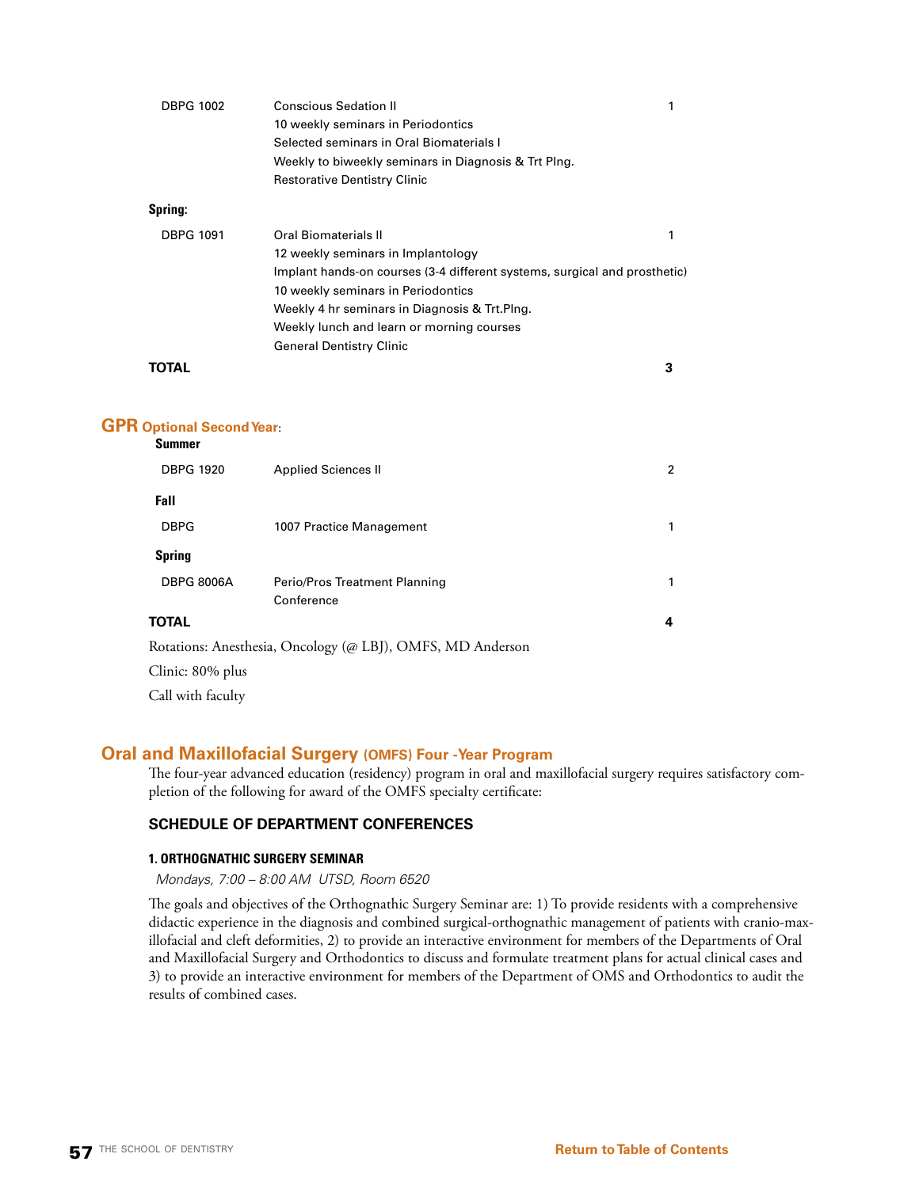| | | |
|---|---|---|
| DBPG 1002 | Conscious Sedation II | 1 |
| | 10 weekly seminars in Periodontics | |
| | Selected seminars in Oral Biomaterials I | |
| | Weekly to biweekly seminars in Diagnosis & Trt Plng. | |
| | Restorative Dentistry Clinic | |
| **Spring:** | | |
| DBPG 1091 | Oral Biomaterials II | 1 |
| | 12 weekly seminars in Implantology | |
| | Implant hands-on courses (3-4 different systems, surgical and prosthetic) | |
| | 10 weekly seminars in Periodontics | |
| | Weekly 4 hr seminars in Diagnosis & Trt.Plng. | |
| | Weekly lunch and learn or morning courses | |
| | General Dentistry Clinic | |
| **TOTAL** | | **3** |

## GPR Optional Second Year:

| | | |
|---|---|---|
| **Summer** | | |
| DBPG 1920 | Applied Sciences II | 2 |
| **Fall** | | |
| DBPG | 1007 Practice Management | 1 |
| **Spring** | | |
| DBPG 8006A | Perio/Pros Treatment Planning Conference | 1 |
| **TOTAL** | | **4** |

Rotations: Anesthesia, Oncology (@ LBJ), OMFS, MD Anderson

Clinic: 80% plus

Call with faculty

## Oral and Maxillofacial Surgery (OMFS) Four -Year Program

The four-year advanced education (residency) program in oral and maxillofacial surgery requires satisfactory completion of the following for award of the OMFS specialty certificate:

### SCHEDULE OF DEPARTMENT CONFERENCES

#### 1. ORTHOGNATHIC SURGERY SEMINAR

*Mondays, 7:00 – 8:00 AM UTSD, Room 6520*

The goals and objectives of the Orthognathic Surgery Seminar are: 1) To provide residents with a comprehensive didactic experience in the diagnosis and combined surgical-orthognathic management of patients with cranio-maxillofacial and cleft deformities, 2) to provide an interactive environment for members of the Departments of Oral and Maxillofacial Surgery and Orthodontics to discuss and formulate treatment plans for actual clinical cases and 3) to provide an interactive environment for members of the Department of OMS and Orthodontics to audit the results of combined cases.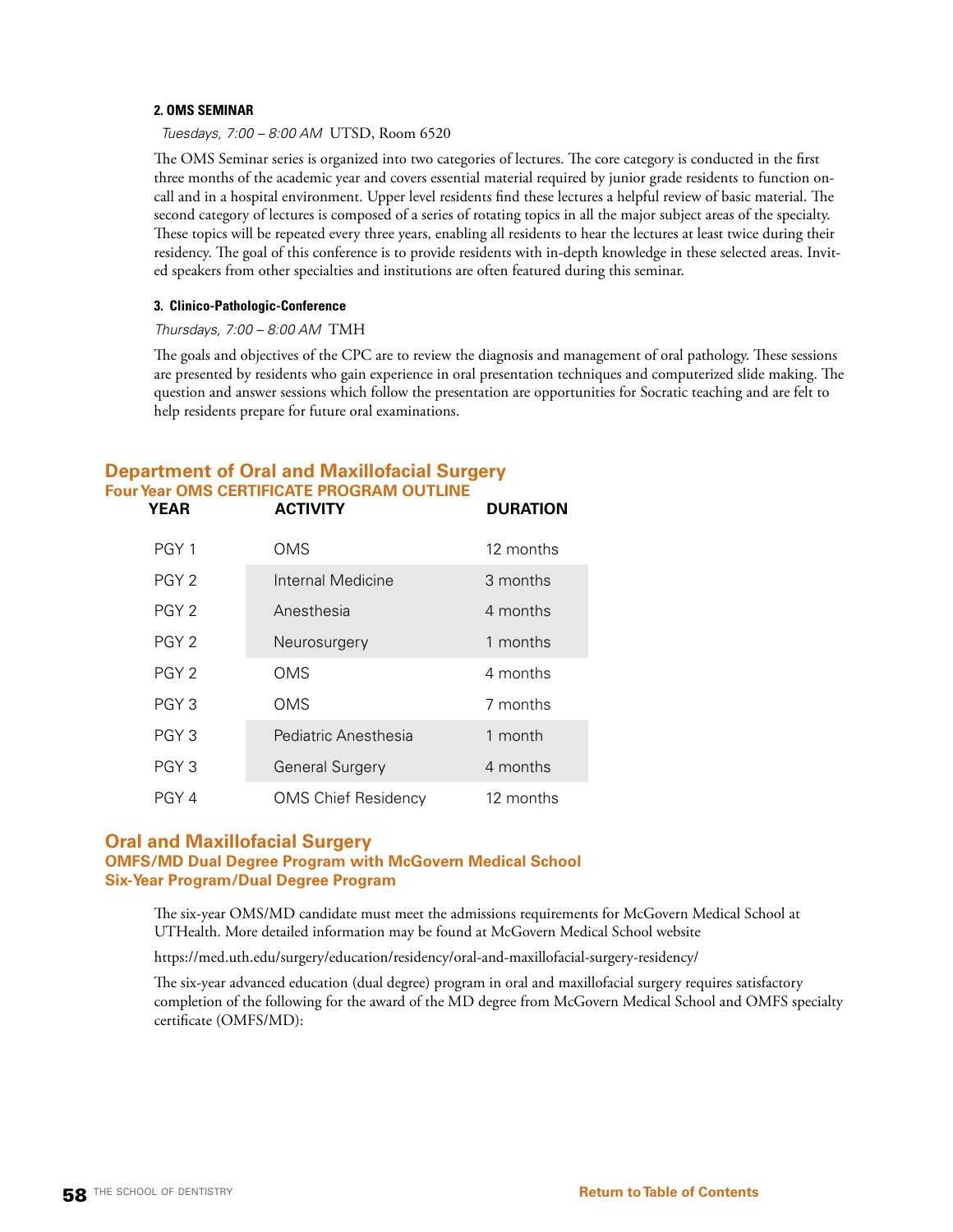#### 2. OMS SEMINAR

*Tuesdays, 7:00 – 8:00 AM* UTSD, Room 6520

The OMS Seminar series is organized into two categories of lectures. The core category is conducted in the first three months of the academic year and covers essential material required by junior grade residents to function on-call and in a hospital environment. Upper level residents find these lectures a helpful review of basic material. The second category of lectures is composed of a series of rotating topics in all the major subject areas of the specialty. These topics will be repeated every three years, enabling all residents to hear the lectures at least twice during their residency. The goal of this conference is to provide residents with in-depth knowledge in these selected areas. Invited speakers from other specialties and institutions are often featured during this seminar.

#### 3. Clinico-Pathologic-Conference

*Thursdays, 7:00 – 8:00 AM* TMH

The goals and objectives of the CPC are to review the diagnosis and management of oral pathology. These sessions are presented by residents who gain experience in oral presentation techniques and computerized slide making. The question and answer sessions which follow the presentation are opportunities for Socratic teaching and are felt to help residents prepare for future oral examinations.

## Department of Oral and Maxillofacial Surgery

### Four Year OMS CERTIFICATE PROGRAM OUTLINE

| YEAR | ACTIVITY | DURATION |
|---|---|---|
| PGY 1 | OMS | 12 months |
| PGY 2 | Internal Medicine | 3 months |
| PGY 2 | Anesthesia | 4 months |
| PGY 2 | Neurosurgery | 1 months |
| PGY 2 | OMS | 4 months |
| PGY 3 | OMS | 7 months |
| PGY 3 | Pediatric Anesthesia | 1 month |
| PGY 3 | General Surgery | 4 months |
| PGY 4 | OMS Chief Residency | 12 months |

## Oral and Maxillofacial Surgery

### OMFS/MD Dual Degree Program with McGovern Medical School
### Six-Year Program/Dual Degree Program

The six-year OMS/MD candidate must meet the admissions requirements for McGovern Medical School at UTHealth. More detailed information may be found at McGovern Medical School website

https://med.uth.edu/surgery/education/residency/oral-and-maxillofacial-surgery-residency/

The six-year advanced education (dual degree) program in oral and maxillofacial surgery requires satisfactory completion of the following for the award of the MD degree from McGovern Medical School and OMFS specialty certificate (OMFS/MD):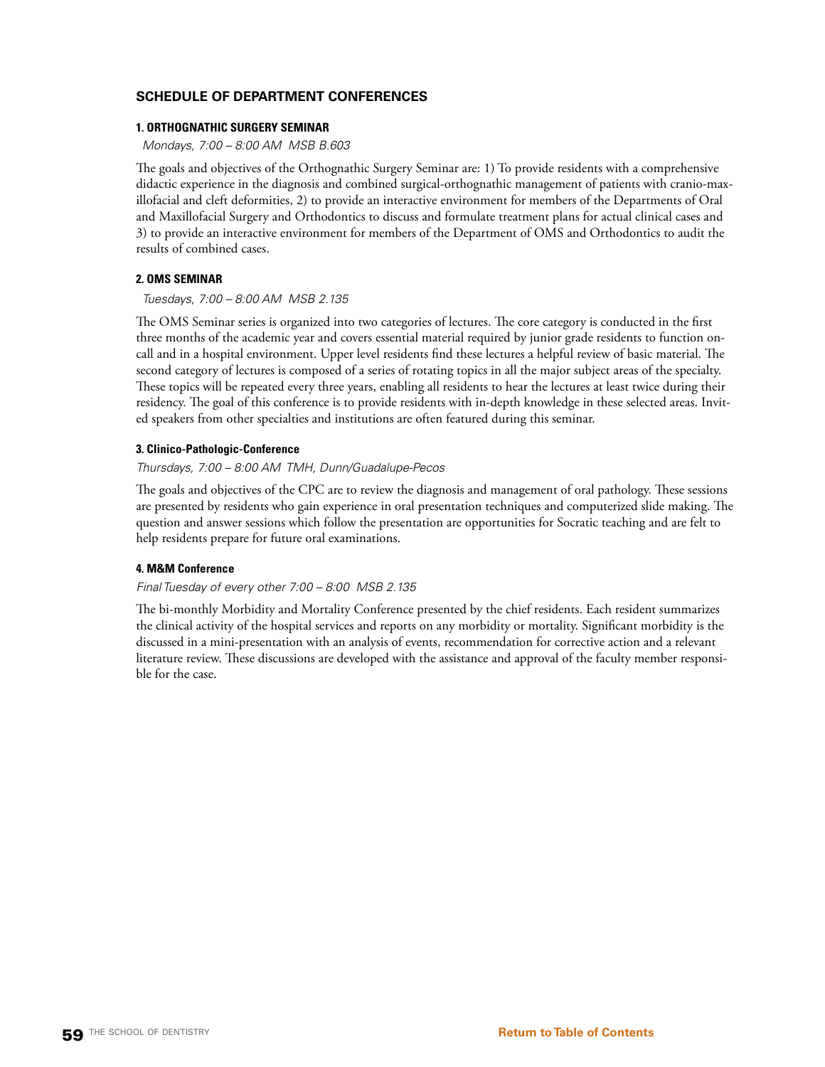## SCHEDULE OF DEPARTMENT CONFERENCES

### 1. ORTHOGNATHIC SURGERY SEMINAR

*Mondays, 7:00 – 8:00 AM MSB B.603*

The goals and objectives of the Orthognathic Surgery Seminar are: 1) To provide residents with a comprehensive didactic experience in the diagnosis and combined surgical-orthognathic management of patients with cranio-maxillofacial and cleft deformities, 2) to provide an interactive environment for members of the Departments of Oral and Maxillofacial Surgery and Orthodontics to discuss and formulate treatment plans for actual clinical cases and 3) to provide an interactive environment for members of the Department of OMS and Orthodontics to audit the results of combined cases.

### 2. OMS SEMINAR

*Tuesdays, 7:00 – 8:00 AM MSB 2.135*

The OMS Seminar series is organized into two categories of lectures. The core category is conducted in the first three months of the academic year and covers essential material required by junior grade residents to function on-call and in a hospital environment. Upper level residents find these lectures a helpful review of basic material. The second category of lectures is composed of a series of rotating topics in all the major subject areas of the specialty. These topics will be repeated every three years, enabling all residents to hear the lectures at least twice during their residency. The goal of this conference is to provide residents with in-depth knowledge in these selected areas. Invited speakers from other specialties and institutions are often featured during this seminar.

### 3. Clinico-Pathologic-Conference

*Thursdays, 7:00 – 8:00 AM TMH, Dunn/Guadalupe-Pecos*

The goals and objectives of the CPC are to review the diagnosis and management of oral pathology. These sessions are presented by residents who gain experience in oral presentation techniques and computerized slide making. The question and answer sessions which follow the presentation are opportunities for Socratic teaching and are felt to help residents prepare for future oral examinations.

### 4. M&M Conference

*Final Tuesday of every other 7:00 – 8:00 MSB 2.135*

The bi-monthly Morbidity and Mortality Conference presented by the chief residents. Each resident summarizes the clinical activity of the hospital services and reports on any morbidity or mortality. Significant morbidity is the discussed in a mini-presentation with an analysis of events, recommendation for corrective action and a relevant literature review. These discussions are developed with the assistance and approval of the faculty member responsible for the case.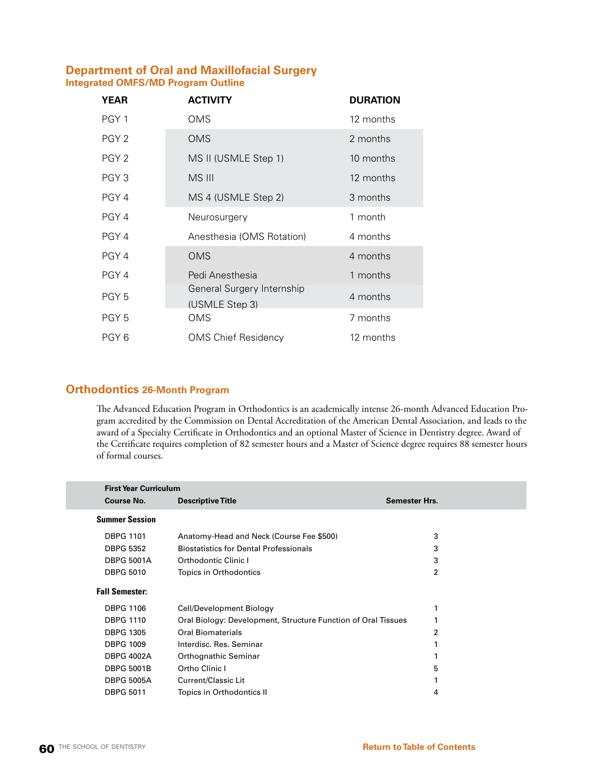## Department of Oral and Maxillofacial Surgery

### Integrated OMFS/MD Program Outline

| YEAR | ACTIVITY | DURATION |
|---|---|---|
| PGY 1 | OMS | 12 months |
| PGY 2 | OMS | 2 months |
| PGY 2 | MS II (USMLE Step 1) | 10 months |
| PGY 3 | MS III | 12 months |
| PGY 4 | MS 4 (USMLE Step 2) | 3 months |
| PGY 4 | Neurosurgery | 1 month |
| PGY 4 | Anesthesia (OMS Rotation) | 4 months |
| PGY 4 | OMS | 4 months |
| PGY 4 | Pedi Anesthesia | 1 months |
| PGY 5 | General Surgery Internship (USMLE Step 3) | 4 months |
| PGY 5 | OMS | 7 months |
| PGY 6 | OMS Chief Residency | 12 months |

## Orthodontics 26-Month Program

The Advanced Education Program in Orthodontics is an academically intense 26-month Advanced Education Program accredited by the Commission on Dental Accreditation of the American Dental Association, and leads to the award of a Specialty Certificate in Orthodontics and an optional Master of Science in Dentistry degree. Award of the Certificate requires completion of 82 semester hours and a Master of Science degree requires 88 semester hours of formal courses.

| First Year Curriculum | | |
|---|---|---|
| **Course No.** | **Descriptive Title** | **Semester Hrs.** |
| **Summer Session** | | |
| DBPG 1101 | Anatomy-Head and Neck (Course Fee $500) | 3 |
| DBPG 5352 | Biostatistics for Dental Professionals | 3 |
| DBPG 5001A | Orthodontic Clinic I | 3 |
| DBPG 5010 | Topics in Orthodontics | 2 |
| **Fall Semester:** | | |
| DBPG 1106 | Cell/Development Biology | 1 |
| DBPG 1110 | Oral Biology: Development, Structure Function of Oral Tissues | 1 |
| DBPG 1305 | Oral Biomaterials | 2 |
| DBPG 1009 | Interdisc. Res. Seminar | 1 |
| DBPG 4002A | Orthognathic Seminar | 1 |
| DBPG 5001B | Ortho Clinic I | 5 |
| DBPG 5005A | Current/Classic Lit | 1 |
| DBPG 5011 | Topics in Orthodontics II | 4 |

Return to Table of Contents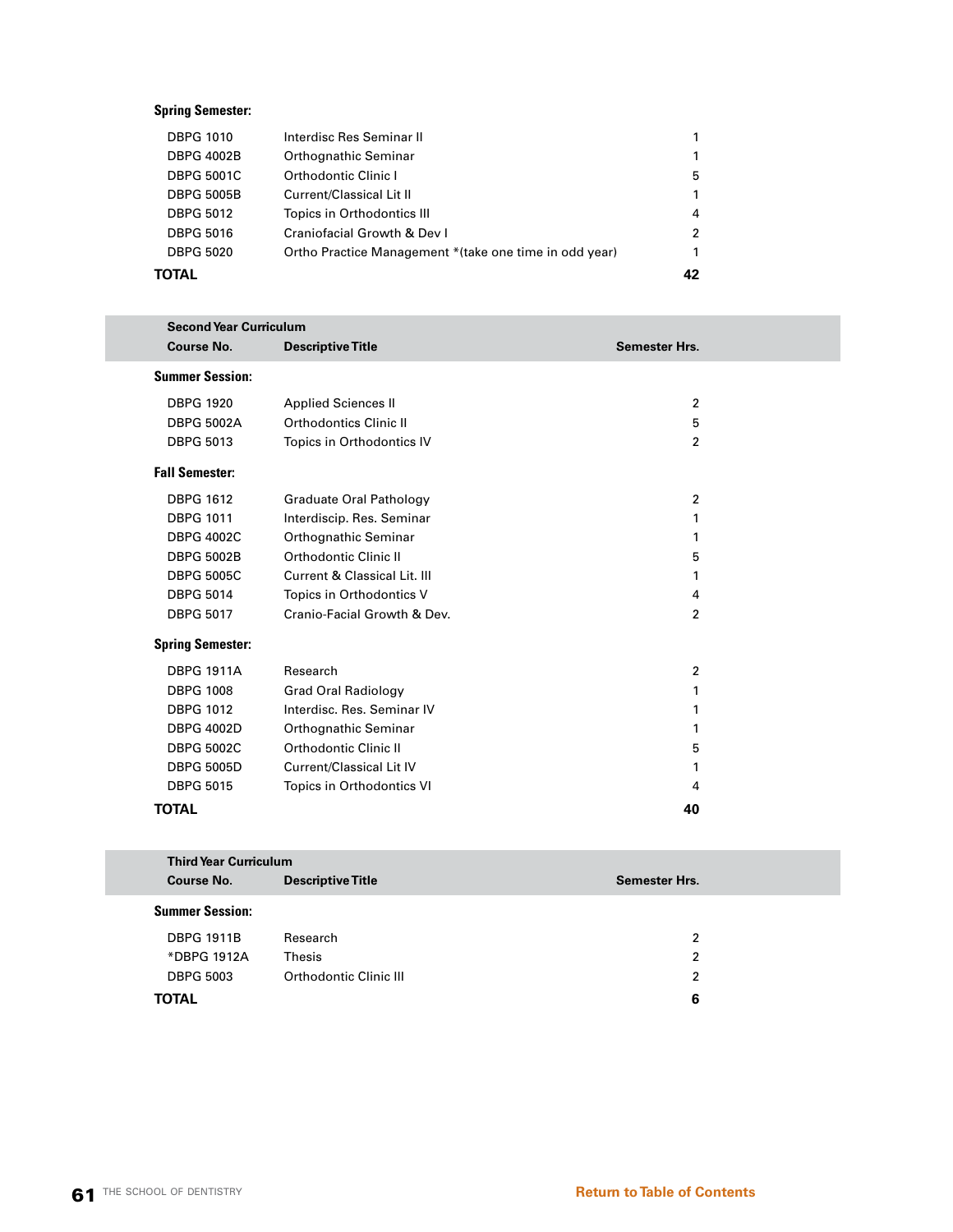**Spring Semester:**

| | | |
|---|---|---|
| DBPG 1010 | Interdisc Res Seminar II | 1 |
| DBPG 4002B | Orthognathic Seminar | 1 |
| DBPG 5001C | Orthodontic Clinic I | 5 |
| DBPG 5005B | Current/Classical Lit II | 1 |
| DBPG 5012 | Topics in Orthodontics III | 4 |
| DBPG 5016 | Craniofacial Growth & Dev I | 2 |
| DBPG 5020 | Ortho Practice Management *(take one time in odd year) | 1 |
| **TOTAL** | | **42** |

**Second Year Curriculum**

| Course No. | Descriptive Title | Semester Hrs. |
|---|---|---|
| **Summer Session:** | | |
| DBPG 1920 | Applied Sciences II | 2 |
| DBPG 5002A | Orthodontics Clinic II | 5 |
| DBPG 5013 | Topics in Orthodontics IV | 2 |
| **Fall Semester:** | | |
| DBPG 1612 | Graduate Oral Pathology | 2 |
| DBPG 1011 | Interdiscip. Res. Seminar | 1 |
| DBPG 4002C | Orthognathic Seminar | 1 |
| DBPG 5002B | Orthodontic Clinic II | 5 |
| DBPG 5005C | Current & Classical Lit. III | 1 |
| DBPG 5014 | Topics in Orthodontics V | 4 |
| DBPG 5017 | Cranio-Facial Growth & Dev. | 2 |
| **Spring Semester:** | | |
| DBPG 1911A | Research | 2 |
| DBPG 1008 | Grad Oral Radiology | 1 |
| DBPG 1012 | Interdisc. Res. Seminar IV | 1 |
| DBPG 4002D | Orthognathic Seminar | 1 |
| DBPG 5002C | Orthodontic Clinic II | 5 |
| DBPG 5005D | Current/Classical Lit IV | 1 |
| DBPG 5015 | Topics in Orthodontics VI | 4 |
| **TOTAL** | | **40** |

**Third Year Curriculum**

| Course No. | Descriptive Title | Semester Hrs. |
|---|---|---|
| **Summer Session:** | | |
| DBPG 1911B | Research | 2 |
| *DBPG 1912A | Thesis | 2 |
| DBPG 5003 | Orthodontic Clinic III | 2 |
| **TOTAL** | | **6** |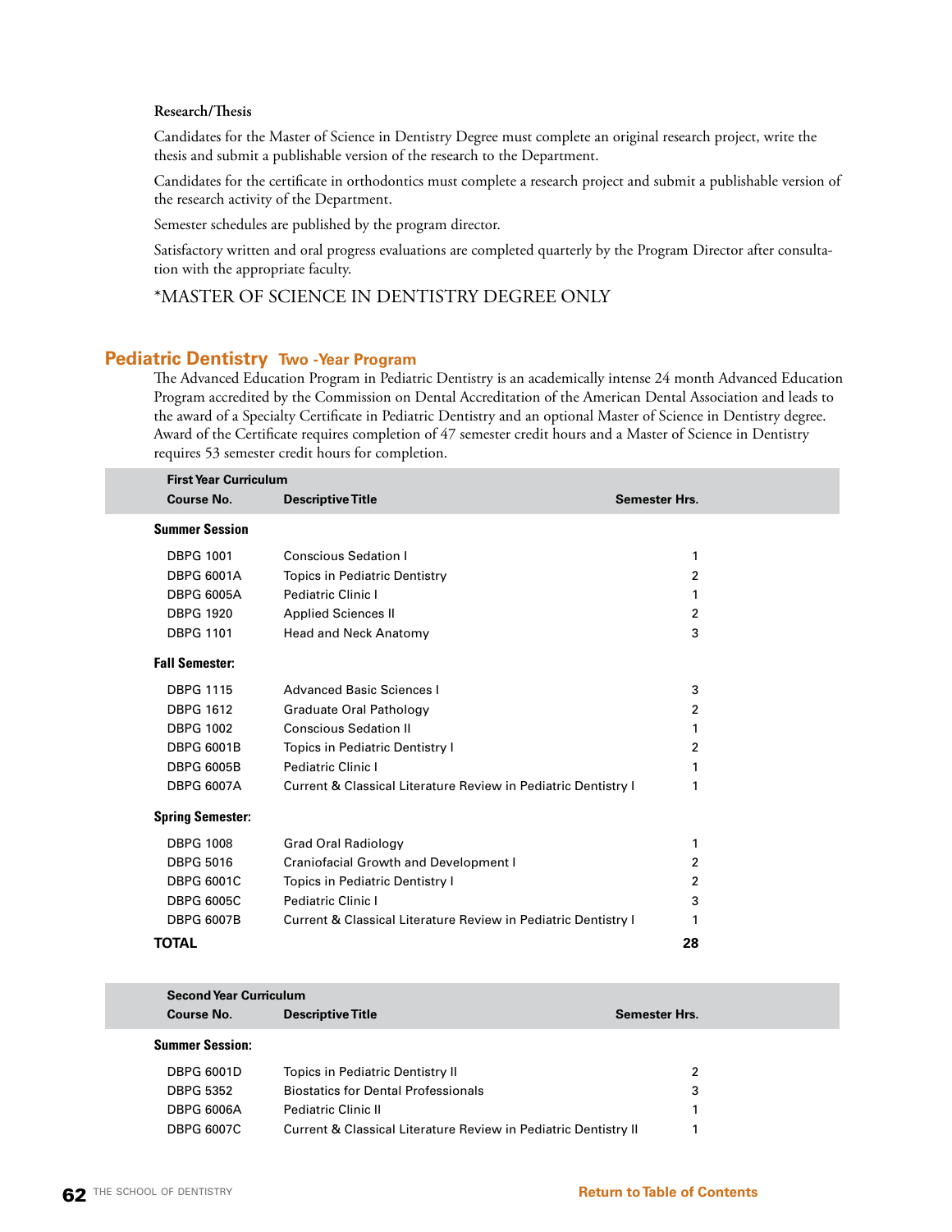**Research/Thesis**

Candidates for the Master of Science in Dentistry Degree must complete an original research project, write the thesis and submit a publishable version of the research to the Department.

Candidates for the certificate in orthodontics must complete a research project and submit a publishable version of the research activity of the Department.

Semester schedules are published by the program director.

Satisfactory written and oral progress evaluations are completed quarterly by the Program Director after consultation with the appropriate faculty.

*MASTER OF SCIENCE IN DENTISTRY DEGREE ONLY

## Pediatric Dentistry Two -Year Program

The Advanced Education Program in Pediatric Dentistry is an academically intense 24 month Advanced Education Program accredited by the Commission on Dental Accreditation of the American Dental Association and leads to the award of a Specialty Certificate in Pediatric Dentistry and an optional Master of Science in Dentistry degree. Award of the Certificate requires completion of 47 semester credit hours and a Master of Science in Dentistry requires 53 semester credit hours for completion.

**First Year Curriculum**

| Course No. | Descriptive Title | Semester Hrs. |
|---|---|---|
| **Summer Session** | | |
| DBPG 1001 | Conscious Sedation I | 1 |
| DBPG 6001A | Topics in Pediatric Dentistry | 2 |
| DBPG 6005A | Pediatric Clinic I | 1 |
| DBPG 1920 | Applied Sciences II | 2 |
| DBPG 1101 | Head and Neck Anatomy | 3 |
| **Fall Semester:** | | |
| DBPG 1115 | Advanced Basic Sciences I | 3 |
| DBPG 1612 | Graduate Oral Pathology | 2 |
| DBPG 1002 | Conscious Sedation II | 1 |
| DBPG 6001B | Topics in Pediatric Dentistry I | 2 |
| DBPG 6005B | Pediatric Clinic I | 1 |
| DBPG 6007A | Current & Classical Literature Review in Pediatric Dentistry I | 1 |
| **Spring Semester:** | | |
| DBPG 1008 | Grad Oral Radiology | 1 |
| DBPG 5016 | Craniofacial Growth and Development I | 2 |
| DBPG 6001C | Topics in Pediatric Dentistry I | 2 |
| DBPG 6005C | Pediatric Clinic I | 3 |
| DBPG 6007B | Current & Classical Literature Review in Pediatric Dentistry I | 1 |
| **TOTAL** | | **28** |

**Second Year Curriculum**

| Course No. | Descriptive Title | Semester Hrs. |
|---|---|---|
| **Summer Session:** | | |
| DBPG 6001D | Topics in Pediatric Dentistry II | 2 |
| DBPG 5352 | Biostatics for Dental Professionals | 3 |
| DBPG 6006A | Pediatric Clinic II | 1 |
| DBPG 6007C | Current & Classical Literature Review in Pediatric Dentistry II | 1 |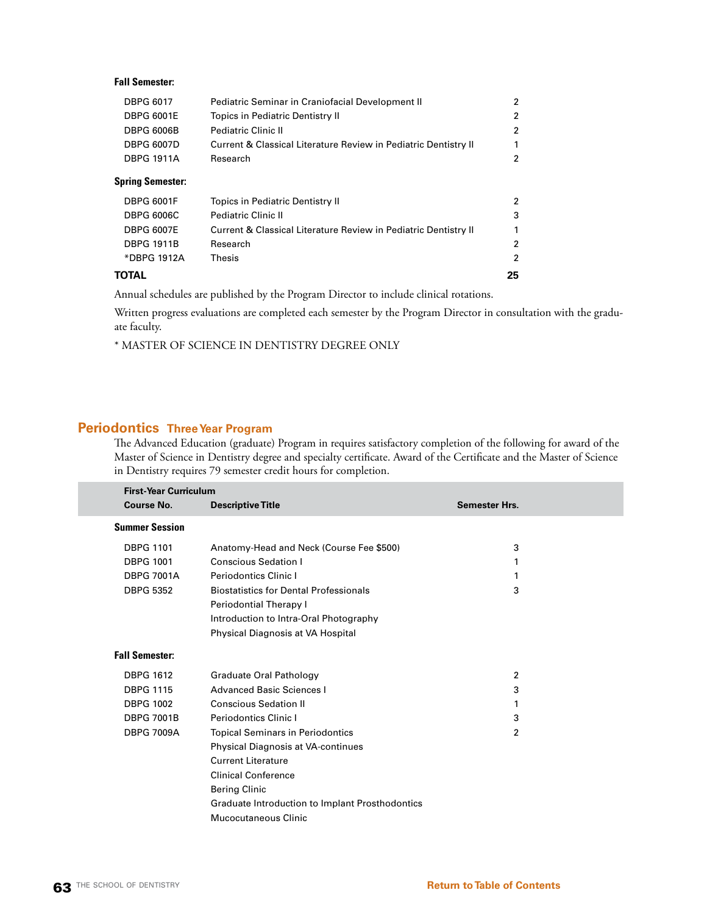**Fall Semester:**

| | | |
|---|---|---|
| DBPG 6017 | Pediatric Seminar in Craniofacial Development II | 2 |
| DBPG 6001E | Topics in Pediatric Dentistry II | 2 |
| DBPG 6006B | Pediatric Clinic II | 2 |
| DBPG 6007D | Current & Classical Literature Review in Pediatric Dentistry II | 1 |
| DBPG 1911A | Research | 2 |

**Spring Semester:**

| | | |
|---|---|---|
| DBPG 6001F | Topics in Pediatric Dentistry II | 2 |
| DBPG 6006C | Pediatric Clinic II | 3 |
| DBPG 6007E | Current & Classical Literature Review in Pediatric Dentistry II | 1 |
| DBPG 1911B | Research | 2 |
| *DBPG 1912A | Thesis | 2 |
| **TOTAL** | | **25** |

Annual schedules are published by the Program Director to include clinical rotations.

Written progress evaluations are completed each semester by the Program Director in consultation with the graduate faculty.

* MASTER OF SCIENCE IN DENTISTRY DEGREE ONLY

## Periodontics Three Year Program

The Advanced Education (graduate) Program in requires satisfactory completion of the following for award of the Master of Science in Dentistry degree and specialty certificate. Award of the Certificate and the Master of Science in Dentistry requires 79 semester credit hours for completion.

| First-Year Curriculum Course No. | Descriptive Title | Semester Hrs. |
|---|---|---|
| **Summer Session** | | |
| DBPG 1101 | Anatomy-Head and Neck (Course Fee $500) | 3 |
| DBPG 1001 | Conscious Sedation I | 1 |
| DBPG 7001A | Periodontics Clinic I | 1 |
| DBPG 5352 | Biostatistics for Dental Professionals | 3 |
| | Periodontial Therapy I | |
| | Introduction to Intra-Oral Photography | |
| | Physical Diagnosis at VA Hospital | |
| **Fall Semester:** | | |
| DBPG 1612 | Graduate Oral Pathology | 2 |
| DBPG 1115 | Advanced Basic Sciences I | 3 |
| DBPG 1002 | Conscious Sedation II | 1 |
| DBPG 7001B | Periodontics Clinic I | 3 |
| DBPG 7009A | Topical Seminars in Periodontics | 2 |
| | Physical Diagnosis at VA-continues | |
| | Current Literature | |
| | Clinical Conference | |
| | Bering Clinic | |
| | Graduate Introduction to Implant Prosthodontics | |
| | Mucocutaneous Clinic | |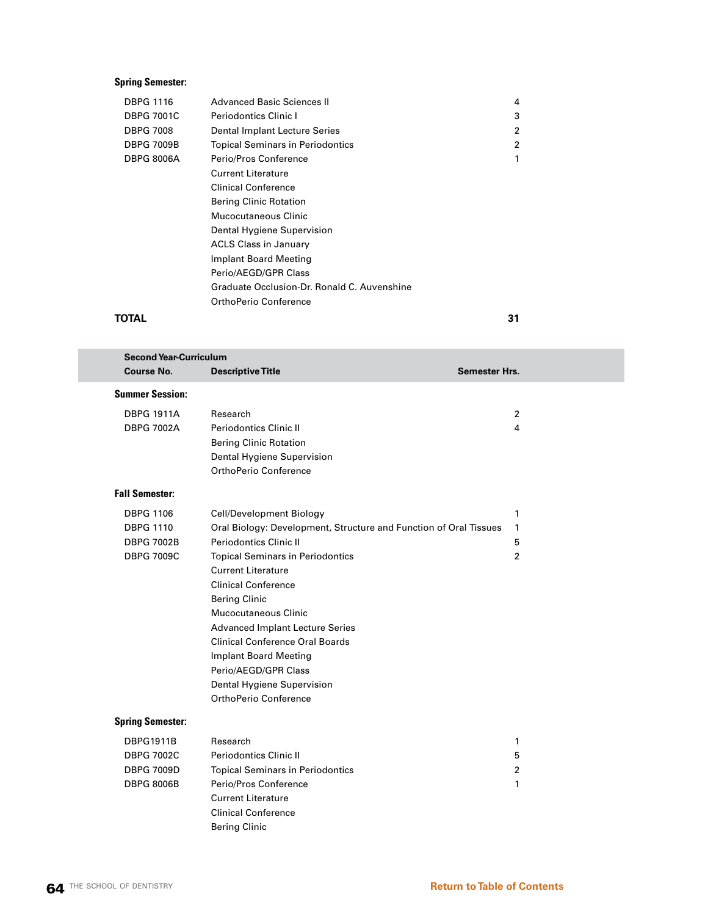**Spring Semester:**

| | | |
|---|---|---|
| DBPG 1116 | Advanced Basic Sciences II | 4 |
| DBPG 7001C | Periodontics Clinic I | 3 |
| DBPG 7008 | Dental Implant Lecture Series | 2 |
| DBPG 7009B | Topical Seminars in Periodontics | 2 |
| DBPG 8006A | Perio/Pros Conference | 1 |
| | Current Literature | |
| | Clinical Conference | |
| | Bering Clinic Rotation | |
| | Mucocutaneous Clinic | |
| | Dental Hygiene Supervision | |
| | ACLS Class in January | |
| | Implant Board Meeting | |
| | Perio/AEGD/GPR Class | |
| | Graduate Occlusion-Dr. Ronald C. Auvenshine | |
| | OrthoPerio Conference | |
| **TOTAL** | | **31** |

**Second Year-Curriculum**

| Course No. | Descriptive Title | Semester Hrs. |
|---|---|---|
| **Summer Session:** | | |
| DBPG 1911A | Research | 2 |
| DBPG 7002A | Periodontics Clinic II | 4 |
| | Bering Clinic Rotation | |
| | Dental Hygiene Supervision | |
| | OrthoPerio Conference | |
| **Fall Semester:** | | |
| DBPG 1106 | Cell/Development Biology | 1 |
| DBPG 1110 | Oral Biology: Development, Structure and Function of Oral Tissues | 1 |
| DBPG 7002B | Periodontics Clinic II | 5 |
| DBPG 7009C | Topical Seminars in Periodontics | 2 |
| | Current Literature | |
| | Clinical Conference | |
| | Bering Clinic | |
| | Mucocutaneous Clinic | |
| | Advanced Implant Lecture Series | |
| | Clinical Conference Oral Boards | |
| | Implant Board Meeting | |
| | Perio/AEGD/GPR Class | |
| | Dental Hygiene Supervision | |
| | OrthoPerio Conference | |
| **Spring Semester:** | | |
| DBPG1911B | Research | 1 |
| DBPG 7002C | Periodontics Clinic II | 5 |
| DBPG 7009D | Topical Seminars in Periodontics | 2 |
| DBPG 8006B | Perio/Pros Conference | 1 |
| | Current Literature | |
| | Clinical Conference | |
| | Bering Clinic | |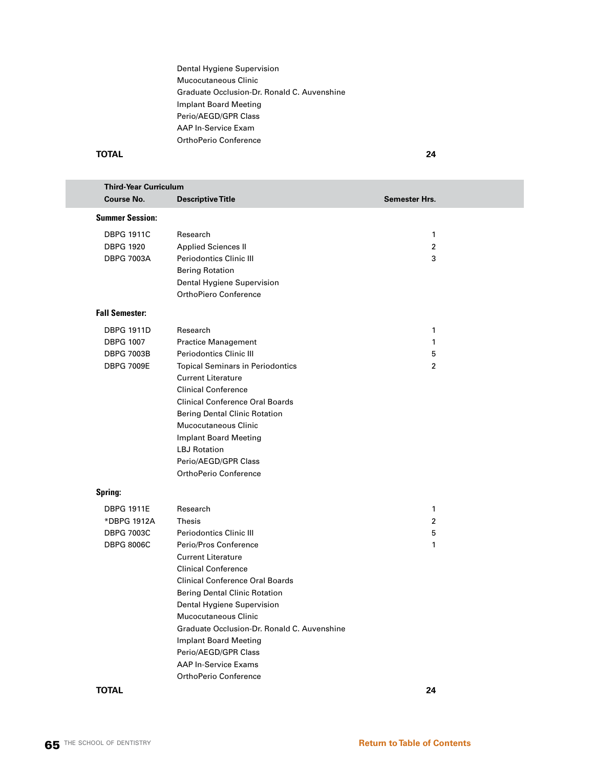| | | |
|---|---|---|
| | Dental Hygiene Supervision | |
| | Mucocutaneous Clinic | |
| | Graduate Occlusion-Dr. Ronald C. Auvenshine | |
| | Implant Board Meeting | |
| | Perio/AEGD/GPR Class | |
| | AAP In-Service Exam | |
| | OrthoPerio Conference | |
| **TOTAL** | | **24** |

**Third-Year Curriculum**

| Course No. | Descriptive Title | Semester Hrs. |
|---|---|---|
| **Summer Session:** | | |
| DBPG 1911C | Research | 1 |
| DBPG 1920 | Applied Sciences II | 2 |
| DBPG 7003A | Periodontics Clinic III | 3 |
| | Bering Rotation | |
| | Dental Hygiene Supervision | |
| | OrthoPiero Conference | |
| **Fall Semester:** | | |
| DBPG 1911D | Research | 1 |
| DBPG 1007 | Practice Management | 1 |
| DBPG 7003B | Periodontics Clinic III | 5 |
| DBPG 7009E | Topical Seminars in Periodontics | 2 |
| | Current Literature | |
| | Clinical Conference | |
| | Clinical Conference Oral Boards | |
| | Bering Dental Clinic Rotation | |
| | Mucocutaneous Clinic | |
| | Implant Board Meeting | |
| | LBJ Rotation | |
| | Perio/AEGD/GPR Class | |
| | OrthoPerio Conference | |
| **Spring:** | | |
| DBPG 1911E | Research | 1 |
| *DBPG 1912A | Thesis | 2 |
| DBPG 7003C | Periodontics Clinic III | 5 |
| DBPG 8006C | Perio/Pros Conference | 1 |
| | Current Literature | |
| | Clinical Conference | |
| | Clinical Conference Oral Boards | |
| | Bering Dental Clinic Rotation | |
| | Dental Hygiene Supervision | |
| | Mucocutaneous Clinic | |
| | Graduate Occlusion-Dr. Ronald C. Auvenshine | |
| | Implant Board Meeting | |
| | Perio/AEGD/GPR Class | |
| | AAP In-Service Exams | |
| | OrthoPerio Conference | |
| **TOTAL** | | **24** |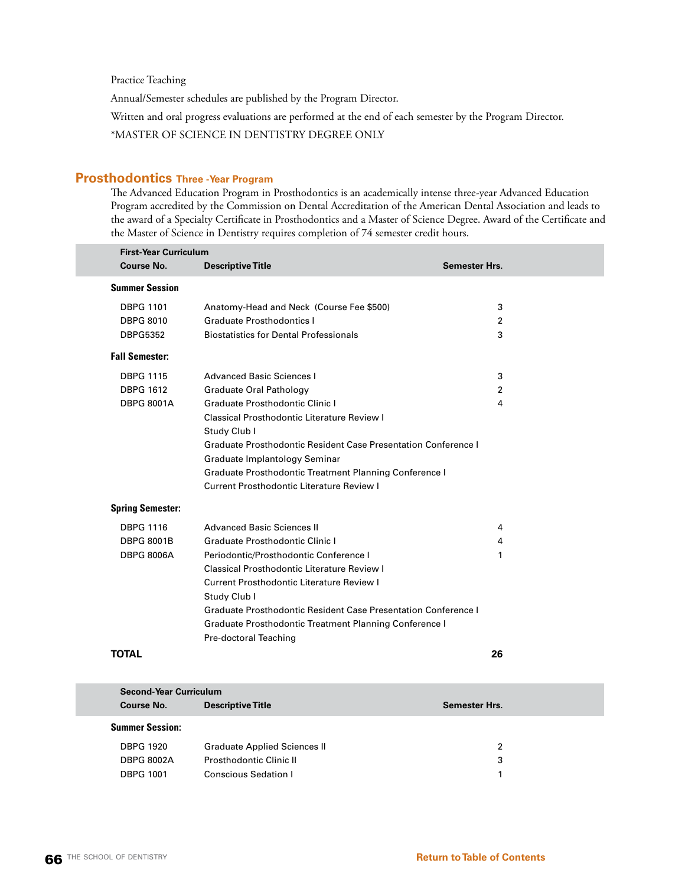Practice Teaching

Annual/Semester schedules are published by the Program Director.

Written and oral progress evaluations are performed at the end of each semester by the Program Director.

*MASTER OF SCIENCE IN DENTISTRY DEGREE ONLY

## Prosthodontics Three -Year Program

The Advanced Education Program in Prosthodontics is an academically intense three-year Advanced Education Program accredited by the Commission on Dental Accreditation of the American Dental Association and leads to the award of a Specialty Certificate in Prosthodontics and a Master of Science Degree. Award of the Certificate and the Master of Science in Dentistry requires completion of 74 semester credit hours.

**First-Year Curriculum**

| Course No. | Descriptive Title | Semester Hrs. |
|---|---|---|
| **Summer Session** | | |
| DBPG 1101 | Anatomy-Head and Neck (Course Fee $500) | 3 |
| DBPG 8010 | Graduate Prosthodontics I | 2 |
| DBPG5352 | Biostatistics for Dental Professionals | 3 |
| **Fall Semester:** | | |
| DBPG 1115 | Advanced Basic Sciences I | 3 |
| DBPG 1612 | Graduate Oral Pathology | 2 |
| DBPG 8001A | Graduate Prosthodontic Clinic I | 4 |
| | Classical Prosthodontic Literature Review I | |
| | Study Club I | |
| | Graduate Prosthodontic Resident Case Presentation Conference I | |
| | Graduate Implantology Seminar | |
| | Graduate Prosthodontic Treatment Planning Conference I | |
| | Current Prosthodontic Literature Review I | |
| **Spring Semester:** | | |
| DBPG 1116 | Advanced Basic Sciences II | 4 |
| DBPG 8001B | Graduate Prosthodontic Clinic I | 4 |
| DBPG 8006A | Periodontic/Prosthodontic Conference I | 1 |
| | Classical Prosthodontic Literature Review I | |
| | Current Prosthodontic Literature Review I | |
| | Study Club I | |
| | Graduate Prosthodontic Resident Case Presentation Conference I | |
| | Graduate Prosthodontic Treatment Planning Conference I | |
| | Pre-doctoral Teaching | |
| **TOTAL** | | **26** |

**Second-Year Curriculum**

| Course No. | Descriptive Title | Semester Hrs. |
|---|---|---|
| **Summer Session:** | | |
| DBPG 1920 | Graduate Applied Sciences II | 2 |
| DBPG 8002A | Prosthodontic Clinic II | 3 |
| DBPG 1001 | Conscious Sedation I | 1 |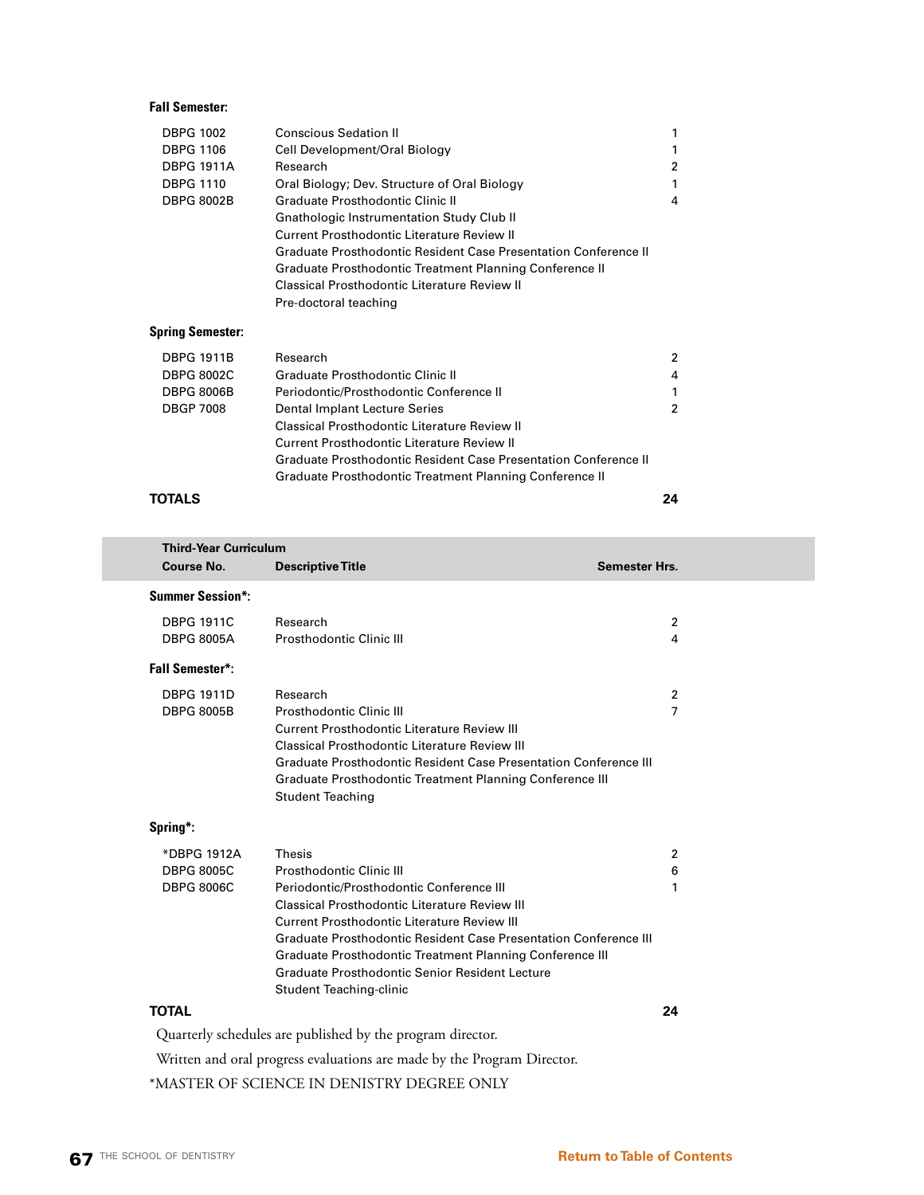**Fall Semester:**

| | | |
|---|---|---|
| DBPG 1002 | Conscious Sedation II | 1 |
| DBPG 1106 | Cell Development/Oral Biology | 1 |
| DBPG 1911A | Research | 2 |
| DBPG 1110 | Oral Biology; Dev. Structure of Oral Biology | 1 |
| DBPG 8002B | Graduate Prosthodontic Clinic II | 4 |
| | Gnathologic Instrumentation Study Club II | |
| | Current Prosthodontic Literature Review II | |
| | Graduate Prosthodontic Resident Case Presentation Conference II | |
| | Graduate Prosthodontic Treatment Planning Conference II | |
| | Classical Prosthodontic Literature Review II | |
| | Pre-doctoral teaching | |

**Spring Semester:**

| | | |
|---|---|---|
| DBPG 1911B | Research | 2 |
| DBPG 8002C | Graduate Prosthodontic Clinic II | 4 |
| DBPG 8006B | Periodontic/Prosthodontic Conference II | 1 |
| DBGP 7008 | Dental Implant Lecture Series | 2 |
| | Classical Prosthodontic Literature Review II | |
| | Current Prosthodontic Literature Review II | |
| | Graduate Prosthodontic Resident Case Presentation Conference II | |
| | Graduate Prosthodontic Treatment Planning Conference II | |

**TOTALS** **24**

**Third-Year Curriculum**

| Course No. | Descriptive Title | Semester Hrs. |
|---|---|---|
| **Summer Session*:** | | |
| DBPG 1911C | Research | 2 |
| DBPG 8005A | Prosthodontic Clinic III | 4 |
| **Fall Semester*:** | | |
| DBPG 1911D | Research | 2 |
| DBPG 8005B | Prosthodontic Clinic III | 7 |
| | Current Prosthodontic Literature Review III | |
| | Classical Prosthodontic Literature Review III | |
| | Graduate Prosthodontic Resident Case Presentation Conference III | |
| | Graduate Prosthodontic Treatment Planning Conference III | |
| | Student Teaching | |
| **Spring*:** | | |
| *DBPG 1912A | Thesis | 2 |
| DBPG 8005C | Prosthodontic Clinic III | 6 |
| DBPG 8006C | Periodontic/Prosthodontic Conference III | 1 |
| | Classical Prosthodontic Literature Review III | |
| | Current Prosthodontic Literature Review III | |
| | Graduate Prosthodontic Resident Case Presentation Conference III | |
| | Graduate Prosthodontic Treatment Planning Conference III | |
| | Graduate Prosthodontic Senior Resident Lecture | |
| | Student Teaching-clinic | |
| **TOTAL** | | **24** |

Quarterly schedules are published by the program director.

Written and oral progress evaluations are made by the Program Director.

*MASTER OF SCIENCE IN DENISTRY DEGREE ONLY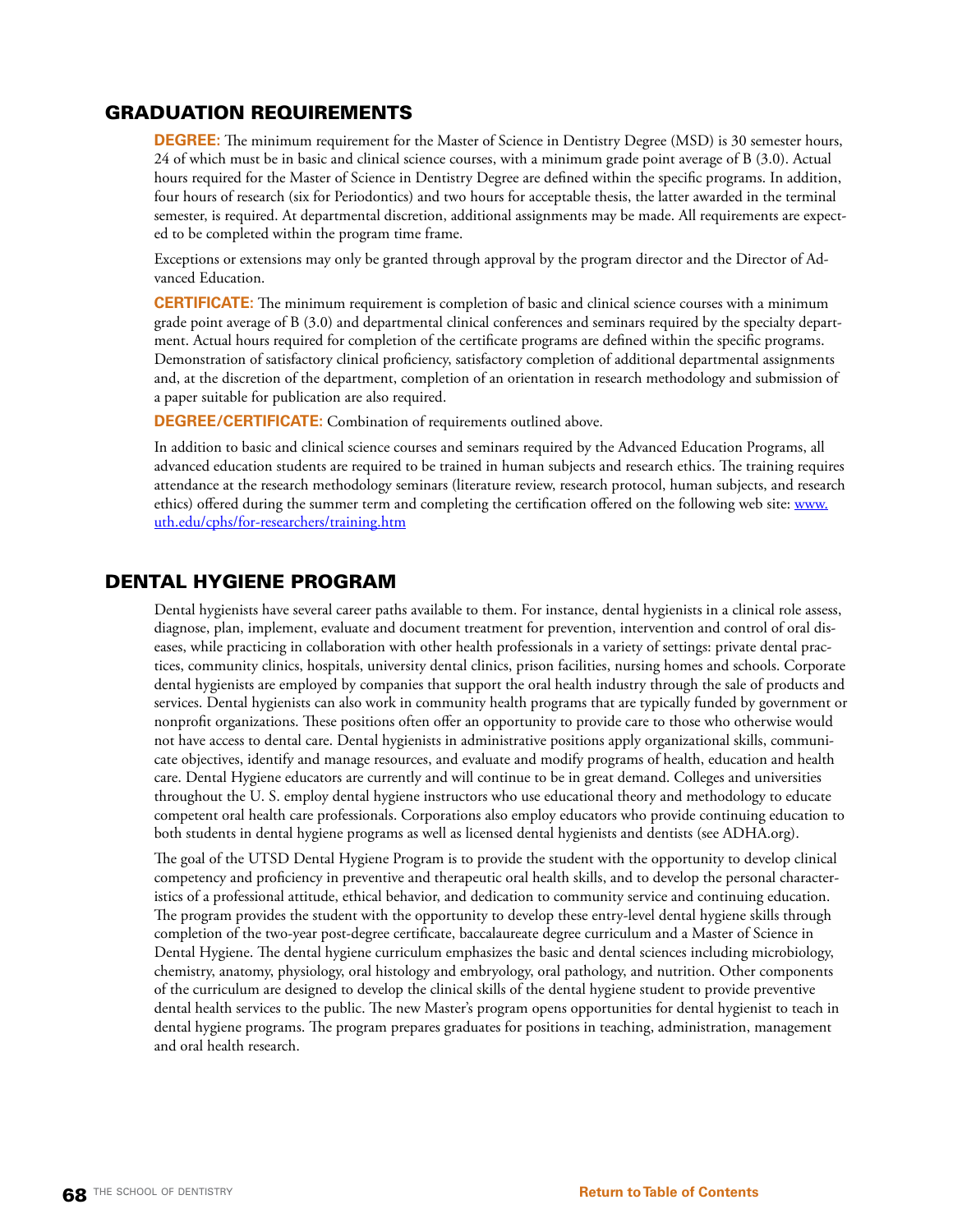## GRADUATION REQUIREMENTS

**DEGREE:** The minimum requirement for the Master of Science in Dentistry Degree (MSD) is 30 semester hours, 24 of which must be in basic and clinical science courses, with a minimum grade point average of B (3.0). Actual hours required for the Master of Science in Dentistry Degree are defined within the specific programs. In addition, four hours of research (six for Periodontics) and two hours for acceptable thesis, the latter awarded in the terminal semester, is required. At departmental discretion, additional assignments may be made. All requirements are expected to be completed within the program time frame.

Exceptions or extensions may only be granted through approval by the program director and the Director of Advanced Education.

**CERTIFICATE:** The minimum requirement is completion of basic and clinical science courses with a minimum grade point average of B (3.0) and departmental clinical conferences and seminars required by the specialty department. Actual hours required for completion of the certificate programs are defined within the specific programs. Demonstration of satisfactory clinical proficiency, satisfactory completion of additional departmental assignments and, at the discretion of the department, completion of an orientation in research methodology and submission of a paper suitable for publication are also required.

**DEGREE/CERTIFICATE:** Combination of requirements outlined above.

In addition to basic and clinical science courses and seminars required by the Advanced Education Programs, all advanced education students are required to be trained in human subjects and research ethics. The training requires attendance at the research methodology seminars (literature review, research protocol, human subjects, and research ethics) offered during the summer term and completing the certification offered on the following web site: [www.uth.edu/cphs/for-researchers/training.htm](www.uth.edu/cphs/for-researchers/training.htm)

## DENTAL HYGIENE PROGRAM

Dental hygienists have several career paths available to them. For instance, dental hygienists in a clinical role assess, diagnose, plan, implement, evaluate and document treatment for prevention, intervention and control of oral diseases, while practicing in collaboration with other health professionals in a variety of settings: private dental practices, community clinics, hospitals, university dental clinics, prison facilities, nursing homes and schools. Corporate dental hygienists are employed by companies that support the oral health industry through the sale of products and services. Dental hygienists can also work in community health programs that are typically funded by government or nonprofit organizations. These positions often offer an opportunity to provide care to those who otherwise would not have access to dental care. Dental hygienists in administrative positions apply organizational skills, communicate objectives, identify and manage resources, and evaluate and modify programs of health, education and health care. Dental Hygiene educators are currently and will continue to be in great demand. Colleges and universities throughout the U. S. employ dental hygiene instructors who use educational theory and methodology to educate competent oral health care professionals. Corporations also employ educators who provide continuing education to both students in dental hygiene programs as well as licensed dental hygienists and dentists (see ADHA.org).

The goal of the UTSD Dental Hygiene Program is to provide the student with the opportunity to develop clinical competency and proficiency in preventive and therapeutic oral health skills, and to develop the personal characteristics of a professional attitude, ethical behavior, and dedication to community service and continuing education. The program provides the student with the opportunity to develop these entry-level dental hygiene skills through completion of the two-year post-degree certificate, baccalaureate degree curriculum and a Master of Science in Dental Hygiene. The dental hygiene curriculum emphasizes the basic and dental sciences including microbiology, chemistry, anatomy, physiology, oral histology and embryology, oral pathology, and nutrition. Other components of the curriculum are designed to develop the clinical skills of the dental hygiene student to provide preventive dental health services to the public. The new Master's program opens opportunities for dental hygienist to teach in dental hygiene programs. The program prepares graduates for positions in teaching, administration, management and oral health research.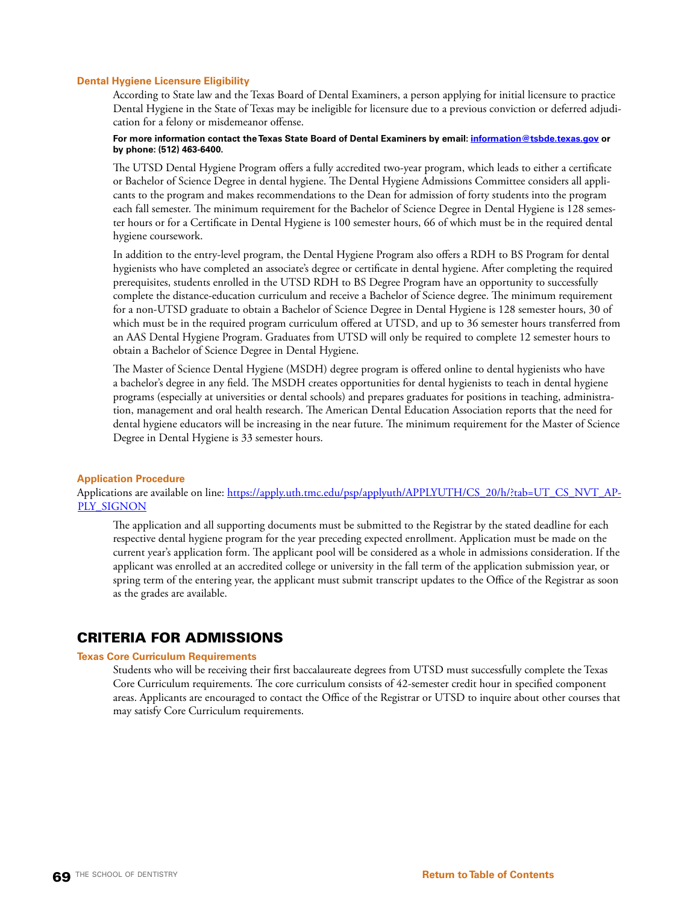### Dental Hygiene Licensure Eligibility

According to State law and the Texas Board of Dental Examiners, a person applying for initial licensure to practice Dental Hygiene in the State of Texas may be ineligible for licensure due to a previous conviction or deferred adjudication for a felony or misdemeanor offense.

**For more information contact the Texas State Board of Dental Examiners by email: information@tsbde.texas.gov or by phone: (512) 463-6400.**

The UTSD Dental Hygiene Program offers a fully accredited two-year program, which leads to either a certificate or Bachelor of Science Degree in dental hygiene. The Dental Hygiene Admissions Committee considers all applicants to the program and makes recommendations to the Dean for admission of forty students into the program each fall semester. The minimum requirement for the Bachelor of Science Degree in Dental Hygiene is 128 semester hours or for a Certificate in Dental Hygiene is 100 semester hours, 66 of which must be in the required dental hygiene coursework.

In addition to the entry-level program, the Dental Hygiene Program also offers a RDH to BS Program for dental hygienists who have completed an associate's degree or certificate in dental hygiene. After completing the required prerequisites, students enrolled in the UTSD RDH to BS Degree Program have an opportunity to successfully complete the distance-education curriculum and receive a Bachelor of Science degree. The minimum requirement for a non-UTSD graduate to obtain a Bachelor of Science Degree in Dental Hygiene is 128 semester hours, 30 of which must be in the required program curriculum offered at UTSD, and up to 36 semester hours transferred from an AAS Dental Hygiene Program. Graduates from UTSD will only be required to complete 12 semester hours to obtain a Bachelor of Science Degree in Dental Hygiene.

The Master of Science Dental Hygiene (MSDH) degree program is offered online to dental hygienists who have a bachelor's degree in any field. The MSDH creates opportunities for dental hygienists to teach in dental hygiene programs (especially at universities or dental schools) and prepares graduates for positions in teaching, administration, management and oral health research. The American Dental Education Association reports that the need for dental hygiene educators will be increasing in the near future. The minimum requirement for the Master of Science Degree in Dental Hygiene is 33 semester hours.

### Application Procedure

Applications are available on line: https://apply.uth.tmc.edu/psp/applyuth/APPLYUTH/CS_20/h/?tab=UT_CS_NVT_APPLY_SIGNON

The application and all supporting documents must be submitted to the Registrar by the stated deadline for each respective dental hygiene program for the year preceding expected enrollment. Application must be made on the current year's application form. The applicant pool will be considered as a whole in admissions consideration. If the applicant was enrolled at an accredited college or university in the fall term of the application submission year, or spring term of the entering year, the applicant must submit transcript updates to the Office of the Registrar as soon as the grades are available.

## CRITERIA FOR ADMISSIONS

### Texas Core Curriculum Requirements

Students who will be receiving their first baccalaureate degrees from UTSD must successfully complete the Texas Core Curriculum requirements. The core curriculum consists of 42-semester credit hour in specified component areas. Applicants are encouraged to contact the Office of the Registrar or UTSD to inquire about other courses that may satisfy Core Curriculum requirements.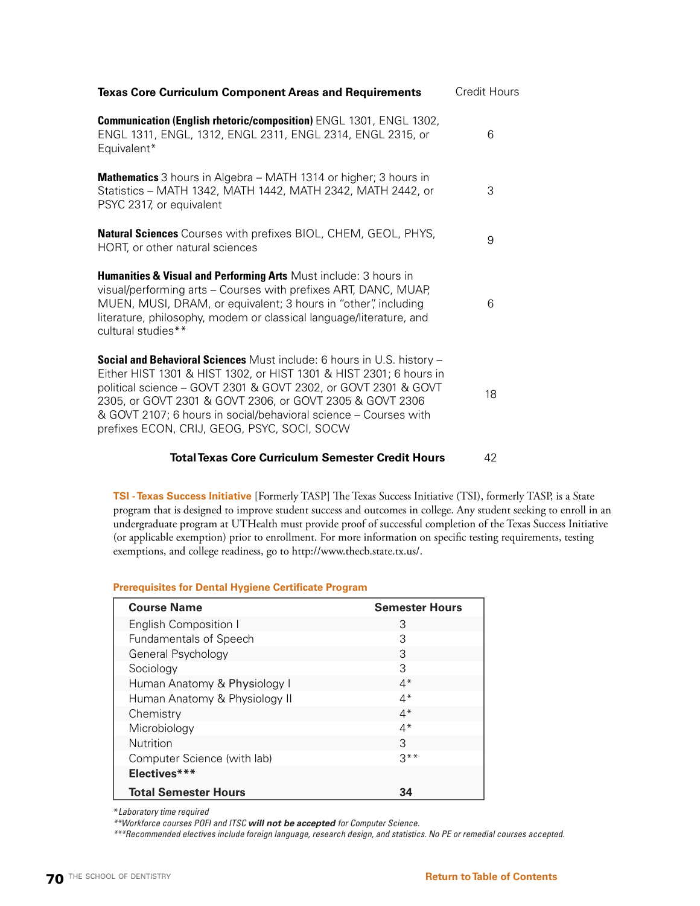| Texas Core Curriculum Component Areas and Requirements | Credit Hours |
|---|---|
| **Communication (English rhetoric/composition)** ENGL 1301, ENGL 1302, ENGL 1311, ENGL, 1312, ENGL 2311, ENGL 2314, ENGL 2315, or Equivalent* | 6 |
| **Mathematics** 3 hours in Algebra – MATH 1314 or higher; 3 hours in Statistics – MATH 1342, MATH 1442, MATH 2342, MATH 2442, or PSYC 2317, or equivalent | 3 |
| **Natural Sciences** Courses with prefixes BIOL, CHEM, GEOL, PHYS, HORT, or other natural sciences | 9 |
| **Humanities & Visual and Performing Arts** Must include: 3 hours in visual/performing arts – Courses with prefixes ART, DANC, MUAP, MUEN, MUSI, DRAM, or equivalent; 3 hours in "other", including literature, philosophy, modem or classical language/literature, and cultural studies** | 6 |
| **Social and Behavioral Sciences** Must include: 6 hours in U.S. history – Either HIST 1301 & HIST 1302, or HIST 1301 & HIST 2301; 6 hours in political science – GOVT 2301 & GOVT 2302, or GOVT 2301 & GOVT 2305, or GOVT 2301 & GOVT 2306, or GOVT 2305 & GOVT 2306 & GOVT 2107; 6 hours in social/behavioral science – Courses with prefixes ECON, CRIJ, GEOG, PSYC, SOCI, SOCW | 18 |
| **Total Texas Core Curriculum Semester Credit Hours** | 42 |

**TSI - Texas Success Initiative** [Formerly TASP] The Texas Success Initiative (TSI), formerly TASP, is a State program that is designed to improve student success and outcomes in college. Any student seeking to enroll in an undergraduate program at UTHealth must provide proof of successful completion of the Texas Success Initiative (or applicable exemption) prior to enrollment. For more information on specific testing requirements, testing exemptions, and college readiness, go to http://www.thecb.state.tx.us/.

**Prerequisites for Dental Hygiene Certificate Program**

| Course Name | Semester Hours |
|---|---|
| English Composition I | 3 |
| Fundamentals of Speech | 3 |
| General Psychology | 3 |
| Sociology | 3 |
| Human Anatomy & Physiology I | 4* |
| Human Anatomy & Physiology II | 4* |
| Chemistry | 4* |
| Microbiology | 4* |
| Nutrition | 3 |
| Computer Science (with lab) | 3** |
| **Electives*** ** | |
| **Total Semester Hours** | **34** |

*\*Laboratory time required*

*\*\*Workforce courses POFI and ITSC **will not be accepted** for Computer Science.*

*\*\*\*Recommended electives include foreign language, research design, and statistics. No PE or remedial courses accepted.*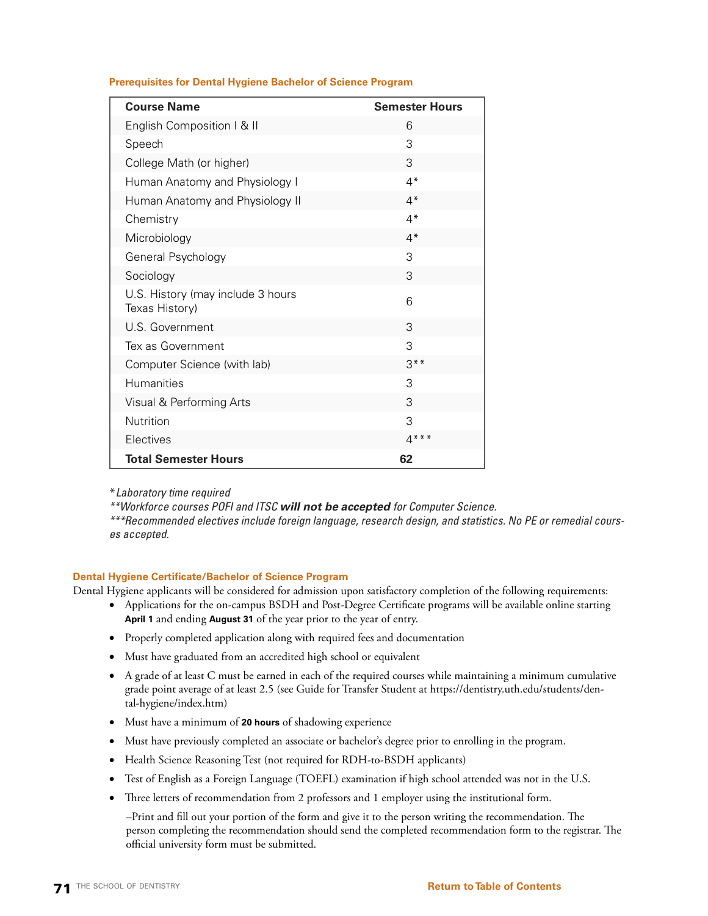### Prerequisites for Dental Hygiene Bachelor of Science Program

| Course Name | Semester Hours |
| --- | --- |
| English Composition I & II | 6 |
| Speech | 3 |
| College Math (or higher) | 3 |
| Human Anatomy and Physiology I | 4* |
| Human Anatomy and Physiology II | 4* |
| Chemistry | 4* |
| Microbiology | 4* |
| General Psychology | 3 |
| Sociology | 3 |
| U.S. History (may include 3 hours Texas History) | 6 |
| U.S. Government | 3 |
| Tex as Government | 3 |
| Computer Science (with lab) | 3** |
| Humanities | 3 |
| Visual & Performing Arts | 3 |
| Nutrition | 3 |
| Electives | 4*** |
| **Total Semester Hours** | **62** |

*\*Laboratory time required*
*\*\*Workforce courses POFI and ITSC **will not be accepted** for Computer Science.*
*\*\*\*Recommended electives include foreign language, research design, and statistics. No PE or remedial courses accepted.*

### Dental Hygiene Certificate/Bachelor of Science Program

Dental Hygiene applicants will be considered for admission upon satisfactory completion of the following requirements:

- Applications for the on-campus BSDH and Post-Degree Certificate programs will be available online starting **April 1** and ending **August 31** of the year prior to the year of entry.
- Properly completed application along with required fees and documentation
- Must have graduated from an accredited high school or equivalent
- A grade of at least C must be earned in each of the required courses while maintaining a minimum cumulative grade point average of at least 2.5 (see Guide for Transfer Student at https://dentistry.uth.edu/students/dental-hygiene/index.htm)
- Must have a minimum of **20 hours** of shadowing experience
- Must have previously completed an associate or bachelor's degree prior to enrolling in the program.
- Health Science Reasoning Test (not required for RDH-to-BSDH applicants)
- Test of English as a Foreign Language (TOEFL) examination if high school attended was not in the U.S.
- Three letters of recommendation from 2 professors and 1 employer using the institutional form.

  –Print and fill out your portion of the form and give it to the person writing the recommendation. The person completing the recommendation should send the completed recommendation form to the registrar. The official university form must be submitted.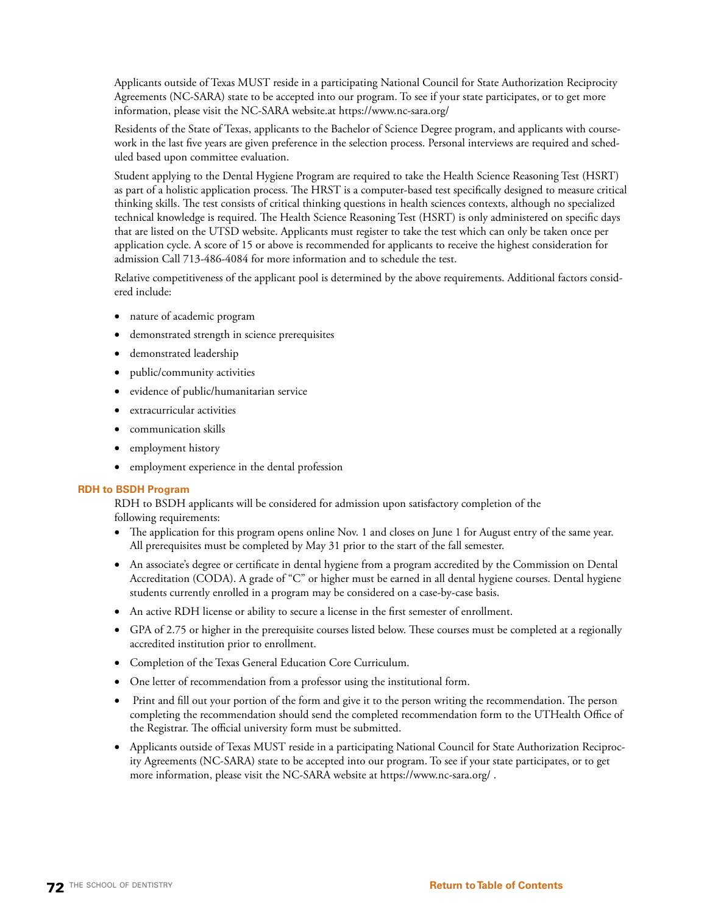Applicants outside of Texas MUST reside in a participating National Council for State Authorization Reciprocity Agreements (NC-SARA) state to be accepted into our program. To see if your state participates, or to get more information, please visit the NC-SARA website.at https://www.nc-sara.org/

Residents of the State of Texas, applicants to the Bachelor of Science Degree program, and applicants with course-work in the last five years are given preference in the selection process. Personal interviews are required and scheduled based upon committee evaluation.

Student applying to the Dental Hygiene Program are required to take the Health Science Reasoning Test (HSRT) as part of a holistic application process. The HRST is a computer-based test specifically designed to measure critical thinking skills. The test consists of critical thinking questions in health sciences contexts, although no specialized technical knowledge is required. The Health Science Reasoning Test (HSRT) is only administered on specific days that are listed on the UTSD website. Applicants must register to take the test which can only be taken once per application cycle. A score of 15 or above is recommended for applicants to receive the highest consideration for admission Call 713-486-4084 for more information and to schedule the test.

Relative competitiveness of the applicant pool is determined by the above requirements. Additional factors considered include:

- nature of academic program
- demonstrated strength in science prerequisites
- demonstrated leadership
- public/community activities
- evidence of public/humanitarian service
- extracurricular activities
- communication skills
- employment history
- employment experience in the dental profession

### RDH to BSDH Program

RDH to BSDH applicants will be considered for admission upon satisfactory completion of the following requirements:

- The application for this program opens online Nov. 1 and closes on June 1 for August entry of the same year. All prerequisites must be completed by May 31 prior to the start of the fall semester.
- An associate's degree or certificate in dental hygiene from a program accredited by the Commission on Dental Accreditation (CODA). A grade of "C" or higher must be earned in all dental hygiene courses. Dental hygiene students currently enrolled in a program may be considered on a case-by-case basis.
- An active RDH license or ability to secure a license in the first semester of enrollment.
- GPA of 2.75 or higher in the prerequisite courses listed below. These courses must be completed at a regionally accredited institution prior to enrollment.
- Completion of the Texas General Education Core Curriculum.
- One letter of recommendation from a professor using the institutional form.
- Print and fill out your portion of the form and give it to the person writing the recommendation. The person completing the recommendation should send the completed recommendation form to the UTHealth Office of the Registrar. The official university form must be submitted.
- Applicants outside of Texas MUST reside in a participating National Council for State Authorization Reciprocity Agreements (NC-SARA) state to be accepted into our program. To see if your state participates, or to get more information, please visit the NC-SARA website at https://www.nc-sara.org/ .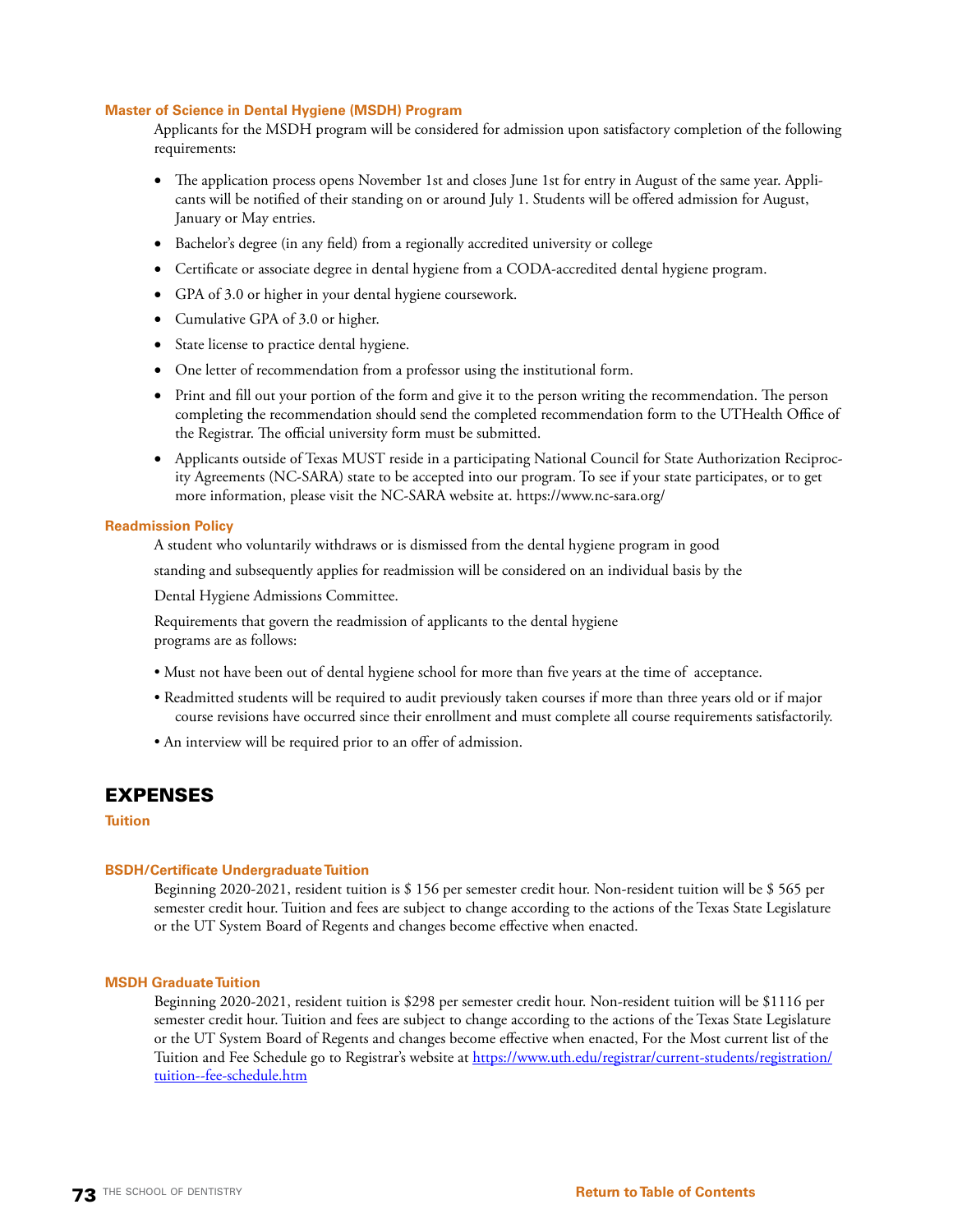### Master of Science in Dental Hygiene (MSDH) Program

Applicants for the MSDH program will be considered for admission upon satisfactory completion of the following requirements:

- The application process opens November 1st and closes June 1st for entry in August of the same year. Applicants will be notified of their standing on or around July 1. Students will be offered admission for August, January or May entries.
- Bachelor's degree (in any field) from a regionally accredited university or college
- Certificate or associate degree in dental hygiene from a CODA-accredited dental hygiene program.
- GPA of 3.0 or higher in your dental hygiene coursework.
- Cumulative GPA of 3.0 or higher.
- State license to practice dental hygiene.
- One letter of recommendation from a professor using the institutional form.
- Print and fill out your portion of the form and give it to the person writing the recommendation. The person completing the recommendation should send the completed recommendation form to the UTHealth Office of the Registrar. The official university form must be submitted.
- Applicants outside of Texas MUST reside in a participating National Council for State Authorization Reciprocity Agreements (NC-SARA) state to be accepted into our program. To see if your state participates, or to get more information, please visit the NC-SARA website at. https://www.nc-sara.org/

### Readmission Policy

A student who voluntarily withdraws or is dismissed from the dental hygiene program in good standing and subsequently applies for readmission will be considered on an individual basis by the Dental Hygiene Admissions Committee.

Requirements that govern the readmission of applicants to the dental hygiene programs are as follows:

- Must not have been out of dental hygiene school for more than five years at the time of acceptance.
- Readmitted students will be required to audit previously taken courses if more than three years old or if major course revisions have occurred since their enrollment and must complete all course requirements satisfactorily.
- An interview will be required prior to an offer of admission.

## EXPENSES

### Tuition

### BSDH/Certificate Undergraduate Tuition

Beginning 2020-2021, resident tuition is $ 156 per semester credit hour. Non-resident tuition will be $ 565 per semester credit hour. Tuition and fees are subject to change according to the actions of the Texas State Legislature or the UT System Board of Regents and changes become effective when enacted.

### MSDH Graduate Tuition

Beginning 2020-2021, resident tuition is $298 per semester credit hour. Non-resident tuition will be $1116 per semester credit hour. Tuition and fees are subject to change according to the actions of the Texas State Legislature or the UT System Board of Regents and changes become effective when enacted, For the Most current list of the Tuition and Fee Schedule go to Registrar's website at https://www.uth.edu/registrar/current-students/registration/tuition--fee-schedule.htm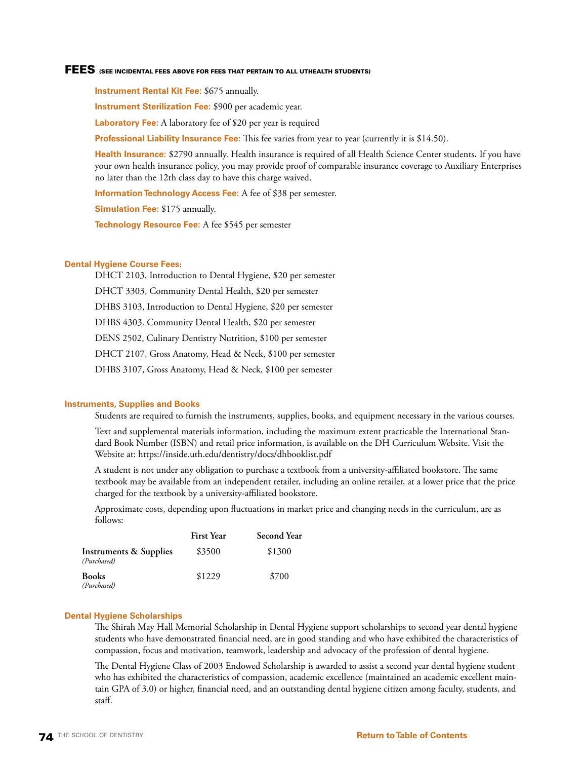## FEES (SEE INCIDENTAL FEES ABOVE FOR FEES THAT PERTAIN TO ALL UTHEALTH STUDENTS)

**Instrument Rental Kit Fee:** $675 annually.

**Instrument Sterilization Fee:** $900 per academic year.

**Laboratory Fee:** A laboratory fee of $20 per year is required

**Professional Liability Insurance Fee:** This fee varies from year to year (currently it is $14.50).

**Health Insurance:** $2790 annually. Health insurance is required of all Health Science Center students**.** If you have your own health insurance policy, you may provide proof of comparable insurance coverage to Auxiliary Enterprises no later than the 12th class day to have this charge waived.

**Information Technology Access Fee**: A fee of $38 per semester.

**Simulation Fee:** $175 annually.

**Technology Resource Fee:** A fee $545 per semester

### Dental Hygiene Course Fees:

DHCT 2103, Introduction to Dental Hygiene, $20 per semester

DHCT 3303, Community Dental Health, $20 per semester

DHBS 3103, Introduction to Dental Hygiene, $20 per semester

DHBS 4303. Community Dental Health, $20 per semester

DENS 2502, Culinary Dentistry Nutrition, $100 per semester

DHCT 2107, Gross Anatomy, Head & Neck, $100 per semester

DHBS 3107, Gross Anatomy, Head & Neck, $100 per semester

### Instruments, Supplies and Books

Students are required to furnish the instruments, supplies, books, and equipment necessary in the various courses.

Text and supplemental materials information, including the maximum extent practicable the International Standard Book Number (ISBN) and retail price information, is available on the DH Curriculum Website. Visit the Website at: https://inside.uth.edu/dentistry/docs/dhbooklist.pdf

A student is not under any obligation to purchase a textbook from a university-affiliated bookstore. The same textbook may be available from an independent retailer, including an online retailer, at a lower price that the price charged for the textbook by a university-affiliated bookstore.

Approximate costs, depending upon fluctuations in market price and changing needs in the curriculum, are as follows:

| | First Year | Second Year |
|---|---|---|
| **Instruments & Supplies** *(Purchased)* | $3500 | $1300 |
| **Books** *(Purchased)* | $1229 | $700 |

### Dental Hygiene Scholarships

The Shirah May Hall Memorial Scholarship in Dental Hygiene support scholarships to second year dental hygiene students who have demonstrated financial need, are in good standing and who have exhibited the characteristics of compassion, focus and motivation, teamwork, leadership and advocacy of the profession of dental hygiene.

The Dental Hygiene Class of 2003 Endowed Scholarship is awarded to assist a second year dental hygiene student who has exhibited the characteristics of compassion, academic excellence (maintained an academic excellent maintain GPA of 3.0) or higher, financial need, and an outstanding dental hygiene citizen among faculty, students, and staff.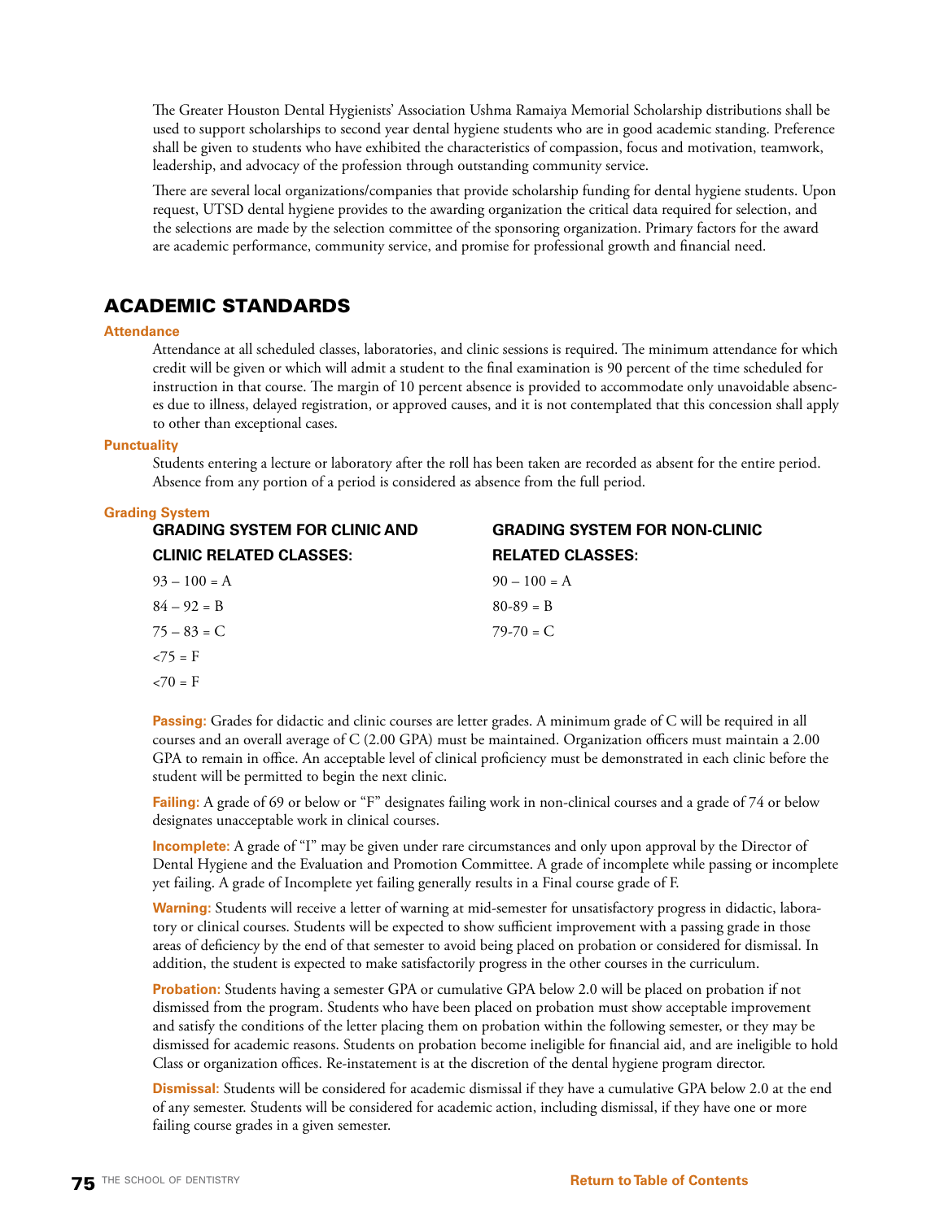The Greater Houston Dental Hygienists' Association Ushma Ramaiya Memorial Scholarship distributions shall be used to support scholarships to second year dental hygiene students who are in good academic standing. Preference shall be given to students who have exhibited the characteristics of compassion, focus and motivation, teamwork, leadership, and advocacy of the profession through outstanding community service.

There are several local organizations/companies that provide scholarship funding for dental hygiene students. Upon request, UTSD dental hygiene provides to the awarding organization the critical data required for selection, and the selections are made by the selection committee of the sponsoring organization. Primary factors for the award are academic performance, community service, and promise for professional growth and financial need.

## ACADEMIC STANDARDS

### Attendance

Attendance at all scheduled classes, laboratories, and clinic sessions is required. The minimum attendance for which credit will be given or which will admit a student to the final examination is 90 percent of the time scheduled for instruction in that course. The margin of 10 percent absence is provided to accommodate only unavoidable absences due to illness, delayed registration, or approved causes, and it is not contemplated that this concession shall apply to other than exceptional cases.

### Punctuality

Students entering a lecture or laboratory after the roll has been taken are recorded as absent for the entire period. Absence from any portion of a period is considered as absence from the full period.

### Grading System

| GRADING SYSTEM FOR CLINIC AND CLINIC RELATED CLASSES: | GRADING SYSTEM FOR NON-CLINIC RELATED CLASSES: |
|---|---|
| 93 – 100 = A | 90 – 100 = A |
| 84 – 92 = B | 80-89 = B |
| 75 – 83 = C | 79-70 = C |
| <75 = F | |
| <70 = F | |

**Passing:** Grades for didactic and clinic courses are letter grades. A minimum grade of C will be required in all courses and an overall average of C (2.00 GPA) must be maintained. Organization officers must maintain a 2.00 GPA to remain in office. An acceptable level of clinical proficiency must be demonstrated in each clinic before the student will be permitted to begin the next clinic.

**Failing:** A grade of 69 or below or "F" designates failing work in non-clinical courses and a grade of 74 or below designates unacceptable work in clinical courses.

**Incomplete:** A grade of "I" may be given under rare circumstances and only upon approval by the Director of Dental Hygiene and the Evaluation and Promotion Committee. A grade of incomplete while passing or incomplete yet failing. A grade of Incomplete yet failing generally results in a Final course grade of F.

**Warning:** Students will receive a letter of warning at mid-semester for unsatisfactory progress in didactic, laboratory or clinical courses. Students will be expected to show sufficient improvement with a passing grade in those areas of deficiency by the end of that semester to avoid being placed on probation or considered for dismissal. In addition, the student is expected to make satisfactorily progress in the other courses in the curriculum.

**Probation:** Students having a semester GPA or cumulative GPA below 2.0 will be placed on probation if not dismissed from the program. Students who have been placed on probation must show acceptable improvement and satisfy the conditions of the letter placing them on probation within the following semester, or they may be dismissed for academic reasons. Students on probation become ineligible for financial aid, and are ineligible to hold Class or organization offices. Re-instatement is at the discretion of the dental hygiene program director.

**Dismissal:** Students will be considered for academic dismissal if they have a cumulative GPA below 2.0 at the end of any semester. Students will be considered for academic action, including dismissal, if they have one or more failing course grades in a given semester.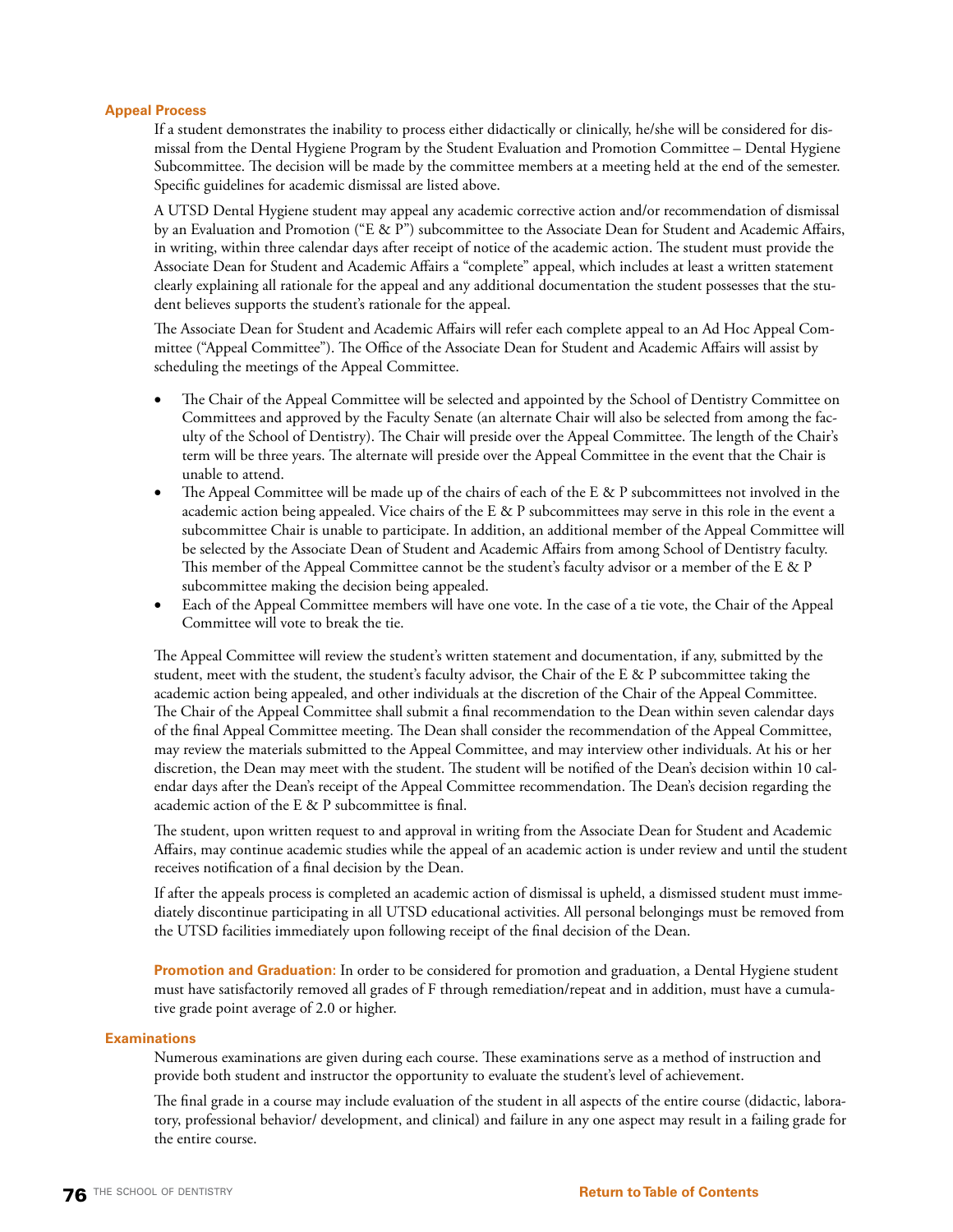### Appeal Process

If a student demonstrates the inability to process either didactically or clinically, he/she will be considered for dismissal from the Dental Hygiene Program by the Student Evaluation and Promotion Committee – Dental Hygiene Subcommittee. The decision will be made by the committee members at a meeting held at the end of the semester. Specific guidelines for academic dismissal are listed above.

A UTSD Dental Hygiene student may appeal any academic corrective action and/or recommendation of dismissal by an Evaluation and Promotion ("E & P") subcommittee to the Associate Dean for Student and Academic Affairs, in writing, within three calendar days after receipt of notice of the academic action. The student must provide the Associate Dean for Student and Academic Affairs a "complete" appeal, which includes at least a written statement clearly explaining all rationale for the appeal and any additional documentation the student possesses that the student believes supports the student's rationale for the appeal.

The Associate Dean for Student and Academic Affairs will refer each complete appeal to an Ad Hoc Appeal Committee ("Appeal Committee"). The Office of the Associate Dean for Student and Academic Affairs will assist by scheduling the meetings of the Appeal Committee.

- The Chair of the Appeal Committee will be selected and appointed by the School of Dentistry Committee on Committees and approved by the Faculty Senate (an alternate Chair will also be selected from among the faculty of the School of Dentistry). The Chair will preside over the Appeal Committee. The length of the Chair's term will be three years. The alternate will preside over the Appeal Committee in the event that the Chair is unable to attend.
- The Appeal Committee will be made up of the chairs of each of the E & P subcommittees not involved in the academic action being appealed. Vice chairs of the E & P subcommittees may serve in this role in the event a subcommittee Chair is unable to participate. In addition, an additional member of the Appeal Committee will be selected by the Associate Dean of Student and Academic Affairs from among School of Dentistry faculty. This member of the Appeal Committee cannot be the student's faculty advisor or a member of the E & P subcommittee making the decision being appealed.
- Each of the Appeal Committee members will have one vote. In the case of a tie vote, the Chair of the Appeal Committee will vote to break the tie.

The Appeal Committee will review the student's written statement and documentation, if any, submitted by the student, meet with the student, the student's faculty advisor, the Chair of the E & P subcommittee taking the academic action being appealed, and other individuals at the discretion of the Chair of the Appeal Committee. The Chair of the Appeal Committee shall submit a final recommendation to the Dean within seven calendar days of the final Appeal Committee meeting. The Dean shall consider the recommendation of the Appeal Committee, may review the materials submitted to the Appeal Committee, and may interview other individuals. At his or her discretion, the Dean may meet with the student. The student will be notified of the Dean's decision within 10 calendar days after the Dean's receipt of the Appeal Committee recommendation. The Dean's decision regarding the academic action of the E & P subcommittee is final.

The student, upon written request to and approval in writing from the Associate Dean for Student and Academic Affairs, may continue academic studies while the appeal of an academic action is under review and until the student receives notification of a final decision by the Dean.

If after the appeals process is completed an academic action of dismissal is upheld, a dismissed student must immediately discontinue participating in all UTSD educational activities. All personal belongings must be removed from the UTSD facilities immediately upon following receipt of the final decision of the Dean.

**Promotion and Graduation:** In order to be considered for promotion and graduation, a Dental Hygiene student must have satisfactorily removed all grades of F through remediation/repeat and in addition, must have a cumulative grade point average of 2.0 or higher.

### Examinations

Numerous examinations are given during each course. These examinations serve as a method of instruction and provide both student and instructor the opportunity to evaluate the student's level of achievement.

The final grade in a course may include evaluation of the student in all aspects of the entire course (didactic, laboratory, professional behavior/ development, and clinical) and failure in any one aspect may result in a failing grade for the entire course.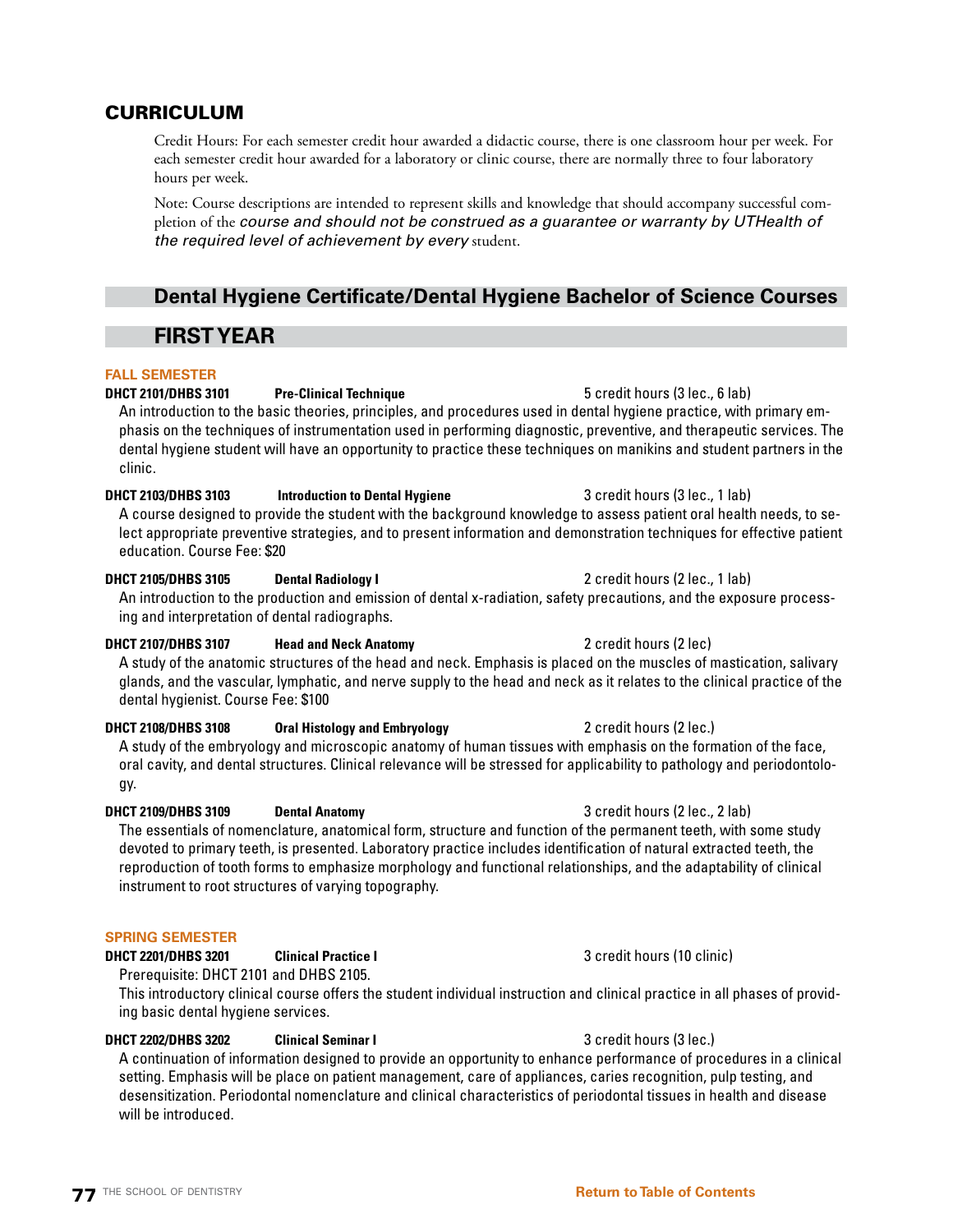## CURRICULUM

Credit Hours: For each semester credit hour awarded a didactic course, there is one classroom hour per week. For each semester credit hour awarded for a laboratory or clinic course, there are normally three to four laboratory hours per week.

Note: Course descriptions are intended to represent skills and knowledge that should accompany successful completion of the *course and should not be construed as a guarantee or warranty by UTHealth of the required level of achievement by every* student.

## Dental Hygiene Certificate/Dental Hygiene Bachelor of Science Courses

## FIRST YEAR

### FALL SEMESTER

**DHCT 2101/DHBS 3101** **Pre-Clinical Technique** 5 credit hours (3 lec., 6 lab)

An introduction to the basic theories, principles, and procedures used in dental hygiene practice, with primary emphasis on the techniques of instrumentation used in performing diagnostic, preventive, and therapeutic services. The dental hygiene student will have an opportunity to practice these techniques on manikins and student partners in the clinic.

**DHCT 2103/DHBS 3103** **Introduction to Dental Hygiene** 3 credit hours (3 lec., 1 lab)

A course designed to provide the student with the background knowledge to assess patient oral health needs, to select appropriate preventive strategies, and to present information and demonstration techniques for effective patient education. Course Fee: $20

**DHCT 2105/DHBS 3105** **Dental Radiology I** 2 credit hours (2 lec., 1 lab)

An introduction to the production and emission of dental x-radiation, safety precautions, and the exposure processing and interpretation of dental radiographs.

**DHCT 2107/DHBS 3107** **Head and Neck Anatomy** 2 credit hours (2 lec)

A study of the anatomic structures of the head and neck. Emphasis is placed on the muscles of mastication, salivary glands, and the vascular, lymphatic, and nerve supply to the head and neck as it relates to the clinical practice of the dental hygienist. Course Fee: $100

**DHCT 2108/DHBS 3108** **Oral Histology and Embryology** 2 credit hours (2 lec.)

A study of the embryology and microscopic anatomy of human tissues with emphasis on the formation of the face, oral cavity, and dental structures. Clinical relevance will be stressed for applicability to pathology and periodontology.

**DHCT 2109/DHBS 3109** **Dental Anatomy** 3 credit hours (2 lec., 2 lab)

The essentials of nomenclature, anatomical form, structure and function of the permanent teeth, with some study devoted to primary teeth, is presented. Laboratory practice includes identification of natural extracted teeth, the reproduction of tooth forms to emphasize morphology and functional relationships, and the adaptability of clinical instrument to root structures of varying topography.

### SPRING SEMESTER

**DHCT 2201/DHBS 3201** **Clinical Practice I** 3 credit hours (10 clinic)

Prerequisite: DHCT 2101 and DHBS 2105.

This introductory clinical course offers the student individual instruction and clinical practice in all phases of providing basic dental hygiene services.

**DHCT 2202/DHBS 3202** **Clinical Seminar I** 3 credit hours (3 lec.)

A continuation of information designed to provide an opportunity to enhance performance of procedures in a clinical setting. Emphasis will be place on patient management, care of appliances, caries recognition, pulp testing, and desensitization. Periodontal nomenclature and clinical characteristics of periodontal tissues in health and disease will be introduced.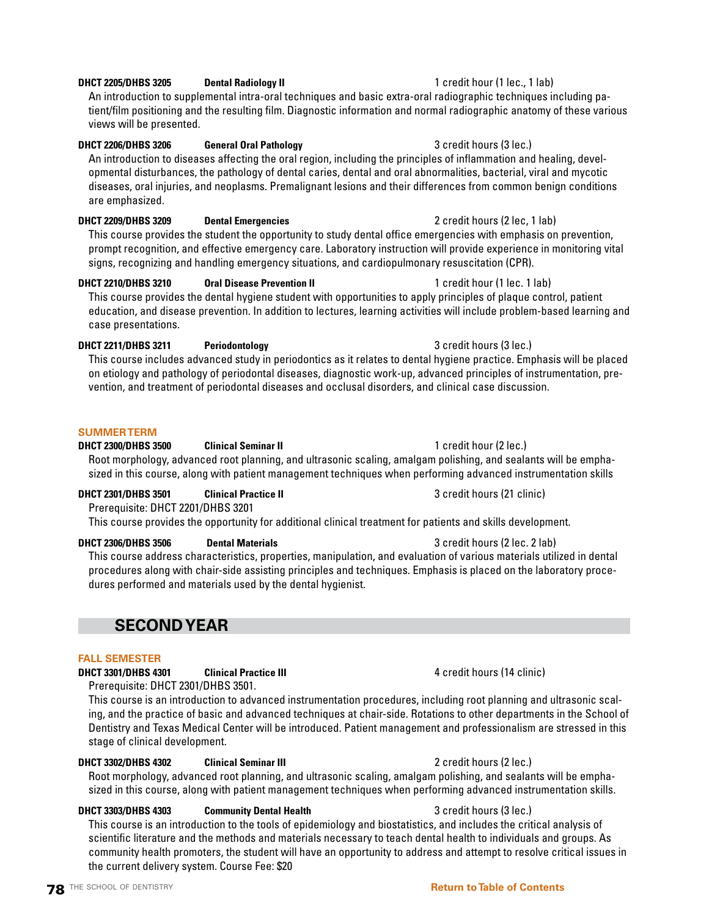**DHCT 2205/DHBS 3205 Dental Radiology II** 1 credit hour (1 lec., 1 lab)

An introduction to supplemental intra-oral techniques and basic extra-oral radiographic techniques including patient/film positioning and the resulting film. Diagnostic information and normal radiographic anatomy of these various views will be presented.

**DHCT 2206/DHBS 3206 General Oral Pathology** 3 credit hours (3 lec.)

An introduction to diseases affecting the oral region, including the principles of inflammation and healing, developmental disturbances, the pathology of dental caries, dental and oral abnormalities, bacterial, viral and mycotic diseases, oral injuries, and neoplasms. Premalignant lesions and their differences from common benign conditions are emphasized.

**DHCT 2209/DHBS 3209 Dental Emergencies** 2 credit hours (2 lec, 1 lab)

This course provides the student the opportunity to study dental office emergencies with emphasis on prevention, prompt recognition, and effective emergency care. Laboratory instruction will provide experience in monitoring vital signs, recognizing and handling emergency situations, and cardiopulmonary resuscitation (CPR).

**DHCT 2210/DHBS 3210 Oral Disease Prevention II** 1 credit hour (1 lec. 1 lab)

This course provides the dental hygiene student with opportunities to apply principles of plaque control, patient education, and disease prevention. In addition to lectures, learning activities will include problem-based learning and case presentations.

**DHCT 2211/DHBS 3211 Periodontology** 3 credit hours (3 lec.)

This course includes advanced study in periodontics as it relates to dental hygiene practice. Emphasis will be placed on etiology and pathology of periodontal diseases, diagnostic work-up, advanced principles of instrumentation, prevention, and treatment of periodontal diseases and occlusal disorders, and clinical case discussion.

### SUMMER TERM

**DHCT 2300/DHBS 3500 Clinical Seminar II** 1 credit hour (2 lec.)

Root morphology, advanced root planning, and ultrasonic scaling, amalgam polishing, and sealants will be emphasized in this course, along with patient management techniques when performing advanced instrumentation skills

**DHCT 2301/DHBS 3501 Clinical Practice II** 3 credit hours (21 clinic)

Prerequisite: DHCT 2201/DHBS 3201

This course provides the opportunity for additional clinical treatment for patients and skills development.

**DHCT 2306/DHBS 3506 Dental Materials** 3 credit hours (2 lec. 2 lab)

This course address characteristics, properties, manipulation, and evaluation of various materials utilized in dental procedures along with chair-side assisting principles and techniques. Emphasis is placed on the laboratory procedures performed and materials used by the dental hygienist.

## SECOND YEAR

### FALL SEMESTER

**DHCT 3301/DHBS 4301 Clinical Practice III** 4 credit hours (14 clinic)

Prerequisite: DHCT 2301/DHBS 3501.

This course is an introduction to advanced instrumentation procedures, including root planning and ultrasonic scaling, and the practice of basic and advanced techniques at chair-side. Rotations to other departments in the School of Dentistry and Texas Medical Center will be introduced. Patient management and professionalism are stressed in this stage of clinical development.

**DHCT 3302/DHBS 4302 Clinical Seminar III** 2 credit hours (2 lec.)

Root morphology, advanced root planning, and ultrasonic scaling, amalgam polishing, and sealants will be emphasized in this course, along with patient management techniques when performing advanced instrumentation skills.

**DHCT 3303/DHBS 4303 Community Dental Health** 3 credit hours (3 lec.)

This course is an introduction to the tools of epidemiology and biostatistics, and includes the critical analysis of scientific literature and the methods and materials necessary to teach dental health to individuals and groups. As community health promoters, the student will have an opportunity to address and attempt to resolve critical issues in the current delivery system. Course Fee: $20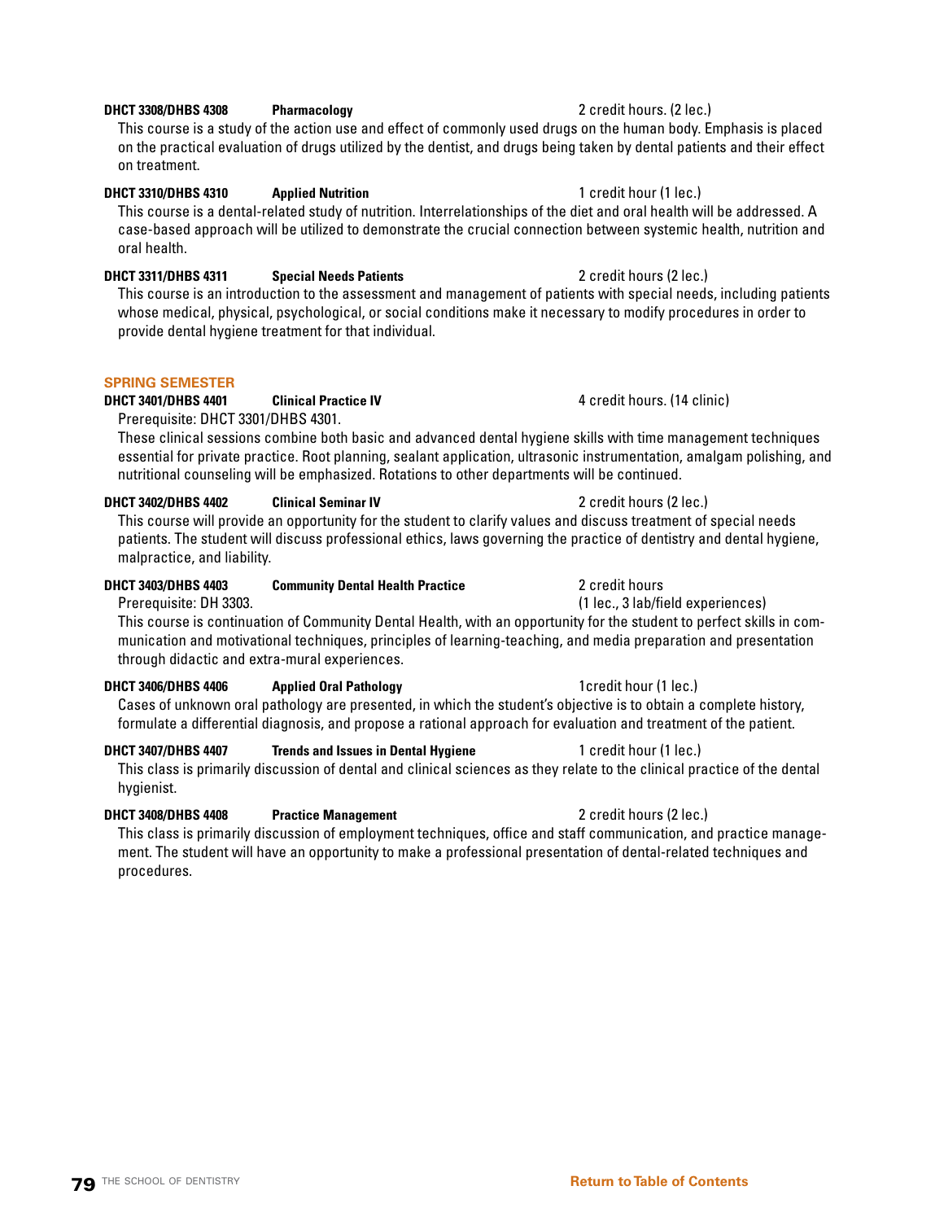**DHCT 3308/DHBS 4308** **Pharmacology** 2 credit hours. (2 lec.)

This course is a study of the action use and effect of commonly used drugs on the human body. Emphasis is placed on the practical evaluation of drugs utilized by the dentist, and drugs being taken by dental patients and their effect on treatment.

**DHCT 3310/DHBS 4310** **Applied Nutrition** 1 credit hour (1 lec.)

This course is a dental-related study of nutrition. Interrelationships of the diet and oral health will be addressed. A case-based approach will be utilized to demonstrate the crucial connection between systemic health, nutrition and oral health.

**DHCT 3311/DHBS 4311** **Special Needs Patients** 2 credit hours (2 lec.)

This course is an introduction to the assessment and management of patients with special needs, including patients whose medical, physical, psychological, or social conditions make it necessary to modify procedures in order to provide dental hygiene treatment for that individual.

## SPRING SEMESTER

**DHCT 3401/DHBS 4401** **Clinical Practice IV** 4 credit hours. (14 clinic)

Prerequisite: DHCT 3301/DHBS 4301.

These clinical sessions combine both basic and advanced dental hygiene skills with time management techniques essential for private practice. Root planning, sealant application, ultrasonic instrumentation, amalgam polishing, and nutritional counseling will be emphasized. Rotations to other departments will be continued.

**DHCT 3402/DHBS 4402** **Clinical Seminar IV** 2 credit hours (2 lec.)

This course will provide an opportunity for the student to clarify values and discuss treatment of special needs patients. The student will discuss professional ethics, laws governing the practice of dentistry and dental hygiene, malpractice, and liability.

**DHCT 3403/DHBS 4403** **Community Dental Health Practice** 2 credit hours (1 lec., 3 lab/field experiences)

Prerequisite: DH 3303.

This course is continuation of Community Dental Health, with an opportunity for the student to perfect skills in communication and motivational techniques, principles of learning-teaching, and media preparation and presentation through didactic and extra-mural experiences.

**DHCT 3406/DHBS 4406** **Applied Oral Pathology** 1credit hour (1 lec.)

Cases of unknown oral pathology are presented, in which the student's objective is to obtain a complete history, formulate a differential diagnosis, and propose a rational approach for evaluation and treatment of the patient.

**DHCT 3407/DHBS 4407** **Trends and Issues in Dental Hygiene** 1 credit hour (1 lec.)

This class is primarily discussion of dental and clinical sciences as they relate to the clinical practice of the dental hygienist.

**DHCT 3408/DHBS 4408** **Practice Management** 2 credit hours (2 lec.)

This class is primarily discussion of employment techniques, office and staff communication, and practice management. The student will have an opportunity to make a professional presentation of dental-related techniques and procedures.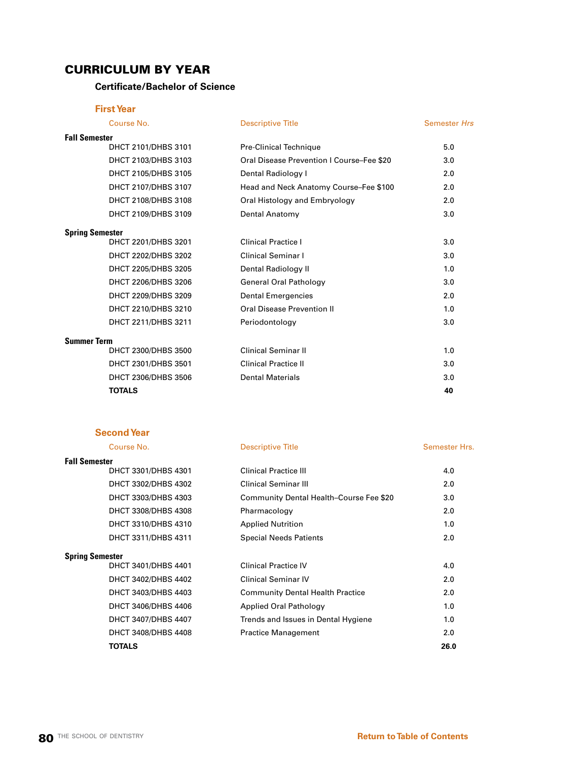# CURRICULUM BY YEAR

## Certificate/Bachelor of Science

### First Year

| Course No. | Descriptive Title | Semester *Hrs* |
|---|---|---|
| **Fall Semester** | | |
| DHCT 2101/DHBS 3101 | Pre-Clinical Technique | 5.0 |
| DHCT 2103/DHBS 3103 | Oral Disease Prevention I Course–Fee $20 | 3.0 |
| DHCT 2105/DHBS 3105 | Dental Radiology I | 2.0 |
| DHCT 2107/DHBS 3107 | Head and Neck Anatomy Course–Fee $100 | 2.0 |
| DHCT 2108/DHBS 3108 | Oral Histology and Embryology | 2.0 |
| DHCT 2109/DHBS 3109 | Dental Anatomy | 3.0 |
| **Spring Semester** | | |
| DHCT 2201/DHBS 3201 | Clinical Practice I | 3.0 |
| DHCT 2202/DHBS 3202 | Clinical Seminar I | 3.0 |
| DHCT 2205/DHBS 3205 | Dental Radiology II | 1.0 |
| DHCT 2206/DHBS 3206 | General Oral Pathology | 3.0 |
| DHCT 2209/DHBS 3209 | Dental Emergencies | 2.0 |
| DHCT 2210/DHBS 3210 | Oral Disease Prevention II | 1.0 |
| DHCT 2211/DHBS 3211 | Periodontology | 3.0 |
| **Summer Term** | | |
| DHCT 2300/DHBS 3500 | Clinical Seminar II | 1.0 |
| DHCT 2301/DHBS 3501 | Clinical Practice II | 3.0 |
| DHCT 2306/DHBS 3506 | Dental Materials | 3.0 |
| **TOTALS** | | **40** |

### Second Year

| Course No. | Descriptive Title | Semester Hrs. |
|---|---|---|
| **Fall Semester** | | |
| DHCT 3301/DHBS 4301 | Clinical Practice III | 4.0 |
| DHCT 3302/DHBS 4302 | Clinical Seminar III | 2.0 |
| DHCT 3303/DHBS 4303 | Community Dental Health–Course Fee $20 | 3.0 |
| DHCT 3308/DHBS 4308 | Pharmacology | 2.0 |
| DHCT 3310/DHBS 4310 | Applied Nutrition | 1.0 |
| DHCT 3311/DHBS 4311 | Special Needs Patients | 2.0 |
| **Spring Semester** | | |
| DHCT 3401/DHBS 4401 | Clinical Practice IV | 4.0 |
| DHCT 3402/DHBS 4402 | Clinical Seminar IV | 2.0 |
| DHCT 3403/DHBS 4403 | Community Dental Health Practice | 2.0 |
| DHCT 3406/DHBS 4406 | Applied Oral Pathology | 1.0 |
| DHCT 3407/DHBS 4407 | Trends and Issues in Dental Hygiene | 1.0 |
| DHCT 3408/DHBS 4408 | Practice Management | 2.0 |
| **TOTALS** | | **26.0** |

Return to Table of Contents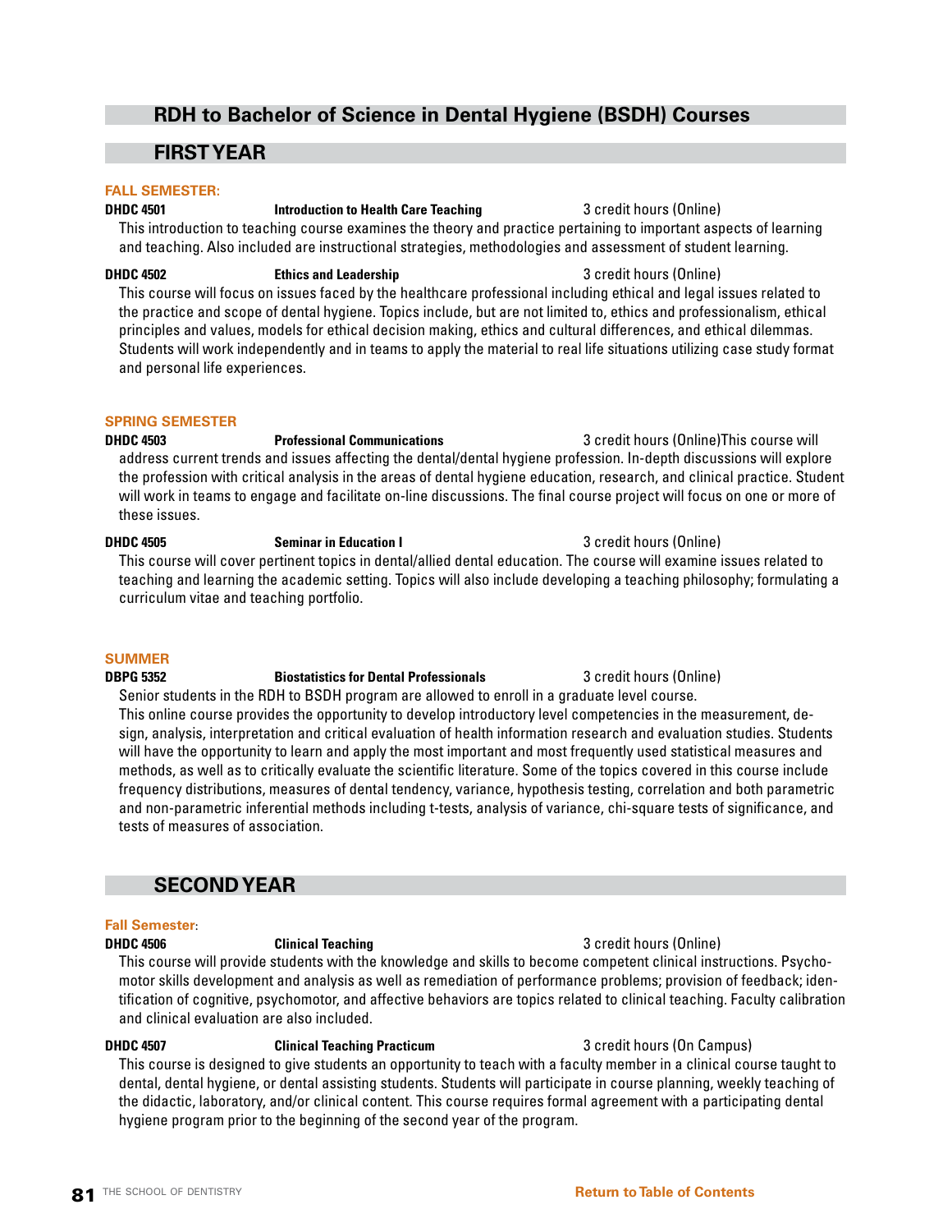## RDH to Bachelor of Science in Dental Hygiene (BSDH) Courses

## FIRST YEAR

### FALL SEMESTER:

**DHDC 4501** **Introduction to Health Care Teaching** 3 credit hours (Online)

This introduction to teaching course examines the theory and practice pertaining to important aspects of learning and teaching. Also included are instructional strategies, methodologies and assessment of student learning.

**DHDC 4502** **Ethics and Leadership** 3 credit hours (Online)

This course will focus on issues faced by the healthcare professional including ethical and legal issues related to the practice and scope of dental hygiene. Topics include, but are not limited to, ethics and professionalism, ethical principles and values, models for ethical decision making, ethics and cultural differences, and ethical dilemmas. Students will work independently and in teams to apply the material to real life situations utilizing case study format and personal life experiences.

### SPRING SEMESTER

**DHDC 4503** **Professional Communications** 3 credit hours (Online)This course will address current trends and issues affecting the dental/dental hygiene profession. In-depth discussions will explore the profession with critical analysis in the areas of dental hygiene education, research, and clinical practice. Student will work in teams to engage and facilitate on-line discussions. The final course project will focus on one or more of these issues.

**DHDC 4505** **Seminar in Education I** 3 credit hours (Online)

This course will cover pertinent topics in dental/allied dental education. The course will examine issues related to teaching and learning the academic setting. Topics will also include developing a teaching philosophy; formulating a curriculum vitae and teaching portfolio.

### SUMMER

**DBPG 5352** **Biostatistics for Dental Professionals** 3 credit hours (Online)

Senior students in the RDH to BSDH program are allowed to enroll in a graduate level course.

This online course provides the opportunity to develop introductory level competencies in the measurement, design, analysis, interpretation and critical evaluation of health information research and evaluation studies. Students will have the opportunity to learn and apply the most important and most frequently used statistical measures and methods, as well as to critically evaluate the scientific literature. Some of the topics covered in this course include frequency distributions, measures of dental tendency, variance, hypothesis testing, correlation and both parametric and non-parametric inferential methods including t-tests, analysis of variance, chi-square tests of significance, and tests of measures of association.

## SECOND YEAR

### Fall Semester:

**DHDC 4506** **Clinical Teaching** 3 credit hours (Online)

This course will provide students with the knowledge and skills to become competent clinical instructions. Psychomotor skills development and analysis as well as remediation of performance problems; provision of feedback; identification of cognitive, psychomotor, and affective behaviors are topics related to clinical teaching. Faculty calibration and clinical evaluation are also included.

**DHDC 4507** **Clinical Teaching Practicum** 3 credit hours (On Campus)

This course is designed to give students an opportunity to teach with a faculty member in a clinical course taught to dental, dental hygiene, or dental assisting students. Students will participate in course planning, weekly teaching of the didactic, laboratory, and/or clinical content. This course requires formal agreement with a participating dental hygiene program prior to the beginning of the second year of the program.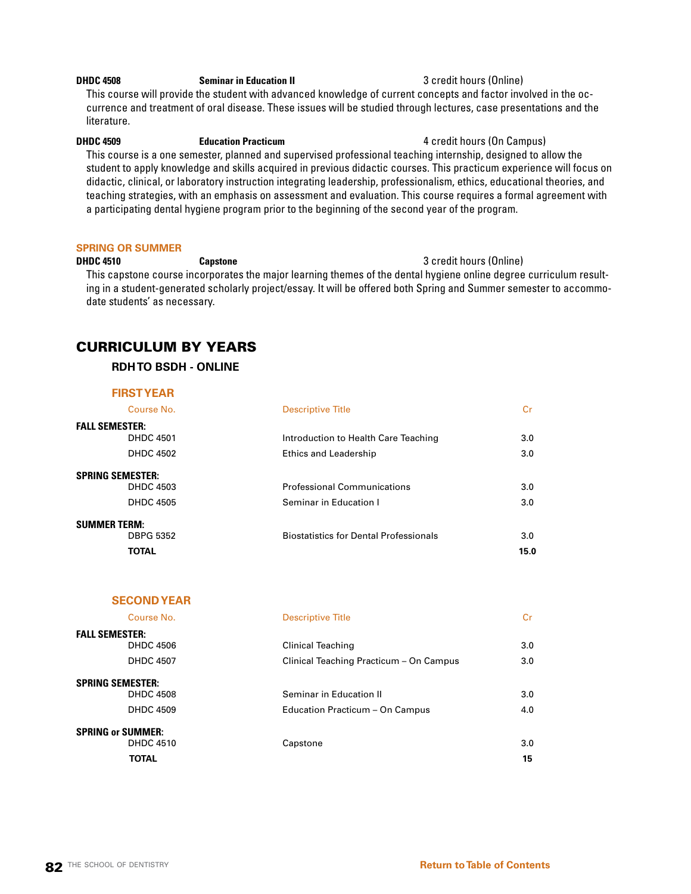**DHDC 4508** **Seminar in Education II** 3 credit hours (Online)

This course will provide the student with advanced knowledge of current concepts and factor involved in the occurrence and treatment of oral disease. These issues will be studied through lectures, case presentations and the literature.

**DHDC 4509** **Education Practicum** 4 credit hours (On Campus)

This course is a one semester, planned and supervised professional teaching internship, designed to allow the student to apply knowledge and skills acquired in previous didactic courses. This practicum experience will focus on didactic, clinical, or laboratory instruction integrating leadership, professionalism, ethics, educational theories, and teaching strategies, with an emphasis on assessment and evaluation. This course requires a formal agreement with a participating dental hygiene program prior to the beginning of the second year of the program.

**SPRING OR SUMMER**

**DHDC 4510** **Capstone** 3 credit hours (Online)

This capstone course incorporates the major learning themes of the dental hygiene online degree curriculum resulting in a student-generated scholarly project/essay. It will be offered both Spring and Summer semester to accommodate students' as necessary.

## CURRICULUM BY YEARS

### RDH TO BSDH - ONLINE

#### FIRST YEAR

| Course No. | Descriptive Title | Cr |
|---|---|---|
| **FALL SEMESTER:** | | |
| DHDC 4501 | Introduction to Health Care Teaching | 3.0 |
| DHDC 4502 | Ethics and Leadership | 3.0 |
| **SPRING SEMESTER:** | | |
| DHDC 4503 | Professional Communications | 3.0 |
| DHDC 4505 | Seminar in Education I | 3.0 |
| **SUMMER TERM:** | | |
| DBPG 5352 | Biostatistics for Dental Professionals | 3.0 |
| **TOTAL** | | **15.0** |

#### SECOND YEAR

| Course No. | Descriptive Title | Cr |
|---|---|---|
| **FALL SEMESTER:** | | |
| DHDC 4506 | Clinical Teaching | 3.0 |
| DHDC 4507 | Clinical Teaching Practicum – On Campus | 3.0 |
| **SPRING SEMESTER:** | | |
| DHDC 4508 | Seminar in Education II | 3.0 |
| DHDC 4509 | Education Practicum – On Campus | 4.0 |
| **SPRING or SUMMER:** | | |
| DHDC 4510 | Capstone | 3.0 |
| **TOTAL** | | **15** |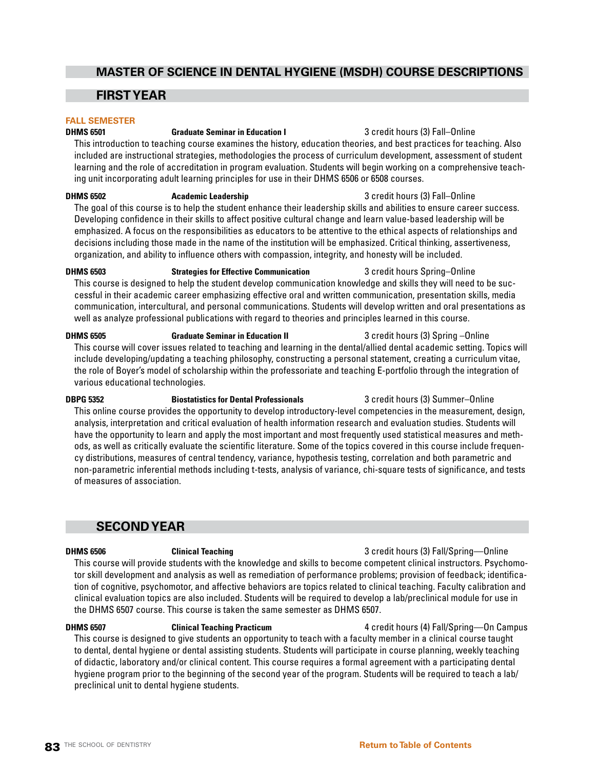## MASTER OF SCIENCE IN DENTAL HYGIENE (MSDH) COURSE DESCRIPTIONS

### FIRST YEAR

#### FALL SEMESTER

**DHMS 6501** **Graduate Seminar in Education I** 3 credit hours (3) Fall–Online

This introduction to teaching course examines the history, education theories, and best practices for teaching. Also included are instructional strategies, methodologies the process of curriculum development, assessment of student learning and the role of accreditation in program evaluation. Students will begin working on a comprehensive teaching unit incorporating adult learning principles for use in their DHMS 6506 or 6508 courses.

**DHMS 6502** **Academic Leadership** 3 credit hours (3) Fall–Online

The goal of this course is to help the student enhance their leadership skills and abilities to ensure career success. Developing confidence in their skills to affect positive cultural change and learn value-based leadership will be emphasized. A focus on the responsibilities as educators to be attentive to the ethical aspects of relationships and decisions including those made in the name of the institution will be emphasized. Critical thinking, assertiveness, organization, and ability to influence others with compassion, integrity, and honesty will be included.

**DHMS 6503** **Strategies for Effective Communication** 3 credit hours Spring–Online

This course is designed to help the student develop communication knowledge and skills they will need to be successful in their academic career emphasizing effective oral and written communication, presentation skills, media communication, intercultural, and personal communications. Students will develop written and oral presentations as well as analyze professional publications with regard to theories and principles learned in this course.

**DHMS 6505** **Graduate Seminar in Education II** 3 credit hours (3) Spring –Online

This course will cover issues related to teaching and learning in the dental/allied dental academic setting. Topics will include developing/updating a teaching philosophy, constructing a personal statement, creating a curriculum vitae, the role of Boyer's model of scholarship within the professoriate and teaching E-portfolio through the integration of various educational technologies.

**DBPG 5352** **Biostatistics for Dental Professionals** 3 credit hours (3) Summer–Online

This online course provides the opportunity to develop introductory-level competencies in the measurement, design, analysis, interpretation and critical evaluation of health information research and evaluation studies. Students will have the opportunity to learn and apply the most important and most frequently used statistical measures and methods, as well as critically evaluate the scientific literature. Some of the topics covered in this course include frequency distributions, measures of central tendency, variance, hypothesis testing, correlation and both parametric and non-parametric inferential methods including t-tests, analysis of variance, chi-square tests of significance, and tests of measures of association.

### SECOND YEAR

**DHMS 6506** **Clinical Teaching** 3 credit hours (3) Fall/Spring—Online

This course will provide students with the knowledge and skills to become competent clinical instructors. Psychomotor skill development and analysis as well as remediation of performance problems; provision of feedback; identification of cognitive, psychomotor, and affective behaviors are topics related to clinical teaching. Faculty calibration and clinical evaluation topics are also included. Students will be required to develop a lab/preclinical module for use in the DHMS 6507 course. This course is taken the same semester as DHMS 6507.

**DHMS 6507** **Clinical Teaching Practicum** 4 credit hours (4) Fall/Spring—On Campus

This course is designed to give students an opportunity to teach with a faculty member in a clinical course taught to dental, dental hygiene or dental assisting students. Students will participate in course planning, weekly teaching of didactic, laboratory and/or clinical content. This course requires a formal agreement with a participating dental hygiene program prior to the beginning of the second year of the program. Students will be required to teach a lab/preclinical unit to dental hygiene students.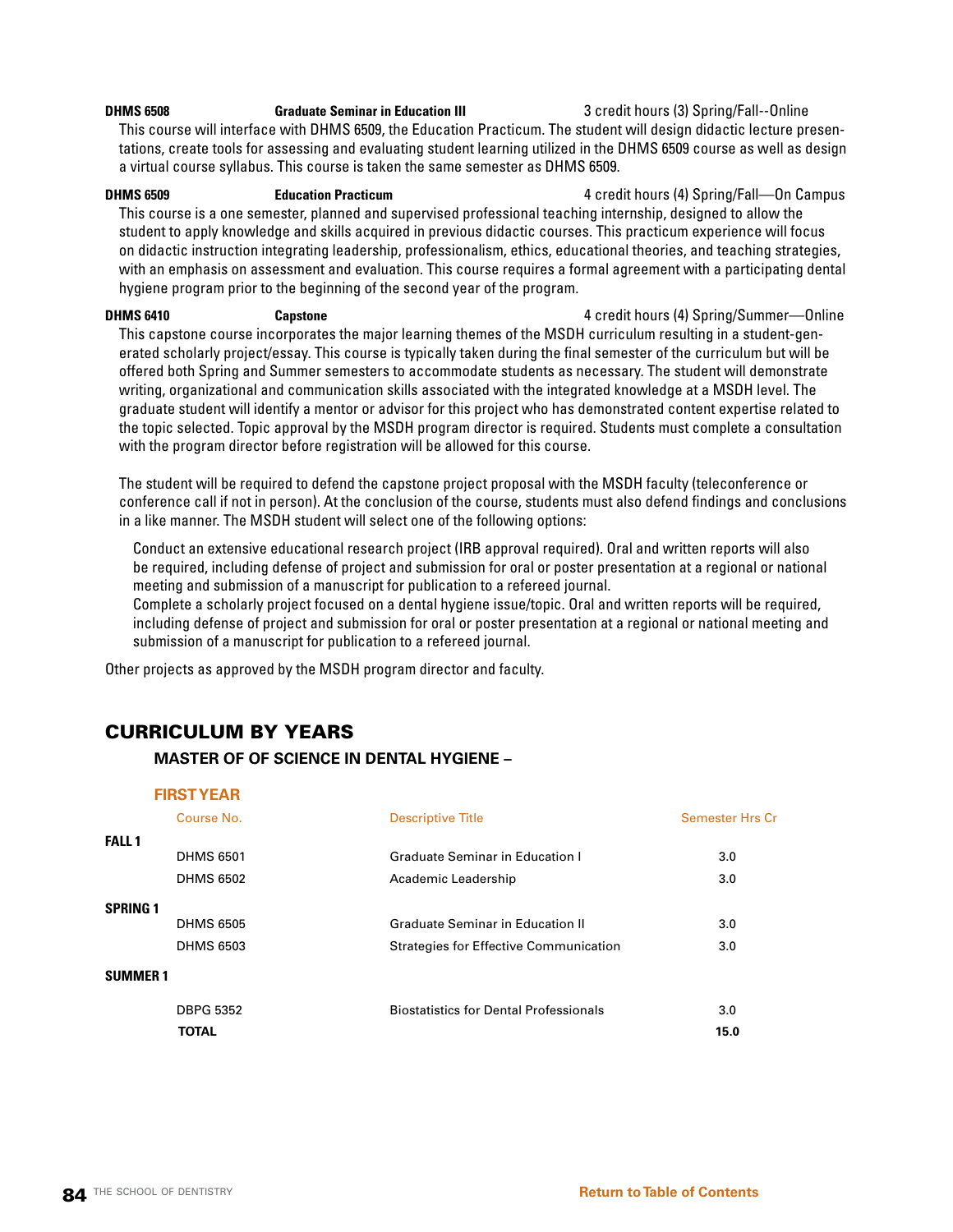**DHMS 6508** **Graduate Seminar in Education III** 3 credit hours (3) Spring/Fall--Online

This course will interface with DHMS 6509, the Education Practicum. The student will design didactic lecture presentations, create tools for assessing and evaluating student learning utilized in the DHMS 6509 course as well as design a virtual course syllabus. This course is taken the same semester as DHMS 6509.

**DHMS 6509** **Education Practicum** 4 credit hours (4) Spring/Fall—On Campus

This course is a one semester, planned and supervised professional teaching internship, designed to allow the student to apply knowledge and skills acquired in previous didactic courses. This practicum experience will focus on didactic instruction integrating leadership, professionalism, ethics, educational theories, and teaching strategies, with an emphasis on assessment and evaluation. This course requires a formal agreement with a participating dental hygiene program prior to the beginning of the second year of the program.

**DHMS 6410** **Capstone** 4 credit hours (4) Spring/Summer—Online

This capstone course incorporates the major learning themes of the MSDH curriculum resulting in a student-generated scholarly project/essay. This course is typically taken during the final semester of the curriculum but will be offered both Spring and Summer semesters to accommodate students as necessary. The student will demonstrate writing, organizational and communication skills associated with the integrated knowledge at a MSDH level. The graduate student will identify a mentor or advisor for this project who has demonstrated content expertise related to the topic selected. Topic approval by the MSDH program director is required. Students must complete a consultation with the program director before registration will be allowed for this course.

The student will be required to defend the capstone project proposal with the MSDH faculty (teleconference or conference call if not in person). At the conclusion of the course, students must also defend findings and conclusions in a like manner. The MSDH student will select one of the following options:

Conduct an extensive educational research project (IRB approval required). Oral and written reports will also be required, including defense of project and submission for oral or poster presentation at a regional or national meeting and submission of a manuscript for publication to a refereed journal.

Complete a scholarly project focused on a dental hygiene issue/topic. Oral and written reports will be required, including defense of project and submission for oral or poster presentation at a regional or national meeting and submission of a manuscript for publication to a refereed journal.

Other projects as approved by the MSDH program director and faculty.

## CURRICULUM BY YEARS

### MASTER OF OF SCIENCE IN DENTAL HYGIENE –

#### FIRST YEAR

| | Course No. | Descriptive Title | Semester Hrs Cr |
|---|---|---|---|
| **FALL 1** | | | |
| | DHMS 6501 | Graduate Seminar in Education I | 3.0 |
| | DHMS 6502 | Academic Leadership | 3.0 |
| **SPRING 1** | | | |
| | DHMS 6505 | Graduate Seminar in Education II | 3.0 |
| | DHMS 6503 | Strategies for Effective Communication | 3.0 |
| **SUMMER 1** | | | |
| | DBPG 5352 | Biostatistics for Dental Professionals | 3.0 |
| | **TOTAL** | | **15.0** |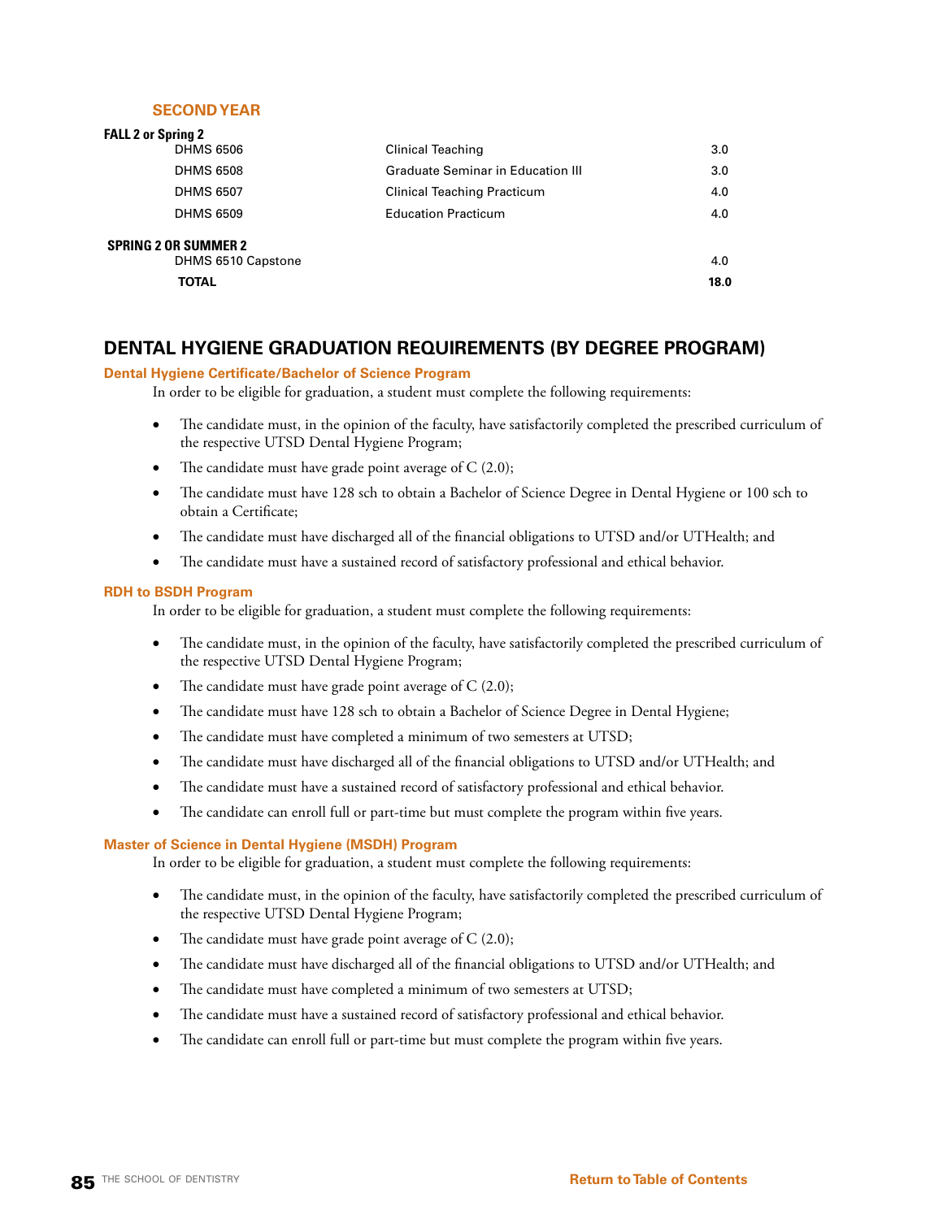### SECOND YEAR

| | | |
|---|---|---|
| **FALL 2 or Spring 2** | | |
| DHMS 6506 | Clinical Teaching | 3.0 |
| DHMS 6508 | Graduate Seminar in Education III | 3.0 |
| DHMS 6507 | Clinical Teaching Practicum | 4.0 |
| DHMS 6509 | Education Practicum | 4.0 |
| **SPRING 2 OR SUMMER 2** | | |
| DHMS 6510 Capstone | | 4.0 |
| **TOTAL** | | **18.0** |

## DENTAL HYGIENE GRADUATION REQUIREMENTS (BY DEGREE PROGRAM)

### Dental Hygiene Certificate/Bachelor of Science Program

In order to be eligible for graduation, a student must complete the following requirements:

- The candidate must, in the opinion of the faculty, have satisfactorily completed the prescribed curriculum of the respective UTSD Dental Hygiene Program;
- The candidate must have grade point average of C (2.0);
- The candidate must have 128 sch to obtain a Bachelor of Science Degree in Dental Hygiene or 100 sch to obtain a Certificate;
- The candidate must have discharged all of the financial obligations to UTSD and/or UTHealth; and
- The candidate must have a sustained record of satisfactory professional and ethical behavior.

### RDH to BSDH Program

In order to be eligible for graduation, a student must complete the following requirements:

- The candidate must, in the opinion of the faculty, have satisfactorily completed the prescribed curriculum of the respective UTSD Dental Hygiene Program;
- The candidate must have grade point average of C (2.0);
- The candidate must have 128 sch to obtain a Bachelor of Science Degree in Dental Hygiene;
- The candidate must have completed a minimum of two semesters at UTSD;
- The candidate must have discharged all of the financial obligations to UTSD and/or UTHealth; and
- The candidate must have a sustained record of satisfactory professional and ethical behavior.
- The candidate can enroll full or part-time but must complete the program within five years.

### Master of Science in Dental Hygiene (MSDH) Program

In order to be eligible for graduation, a student must complete the following requirements:

- The candidate must, in the opinion of the faculty, have satisfactorily completed the prescribed curriculum of the respective UTSD Dental Hygiene Program;
- The candidate must have grade point average of C (2.0);
- The candidate must have discharged all of the financial obligations to UTSD and/or UTHealth; and
- The candidate must have completed a minimum of two semesters at UTSD;
- The candidate must have a sustained record of satisfactory professional and ethical behavior.
- The candidate can enroll full or part-time but must complete the program within five years.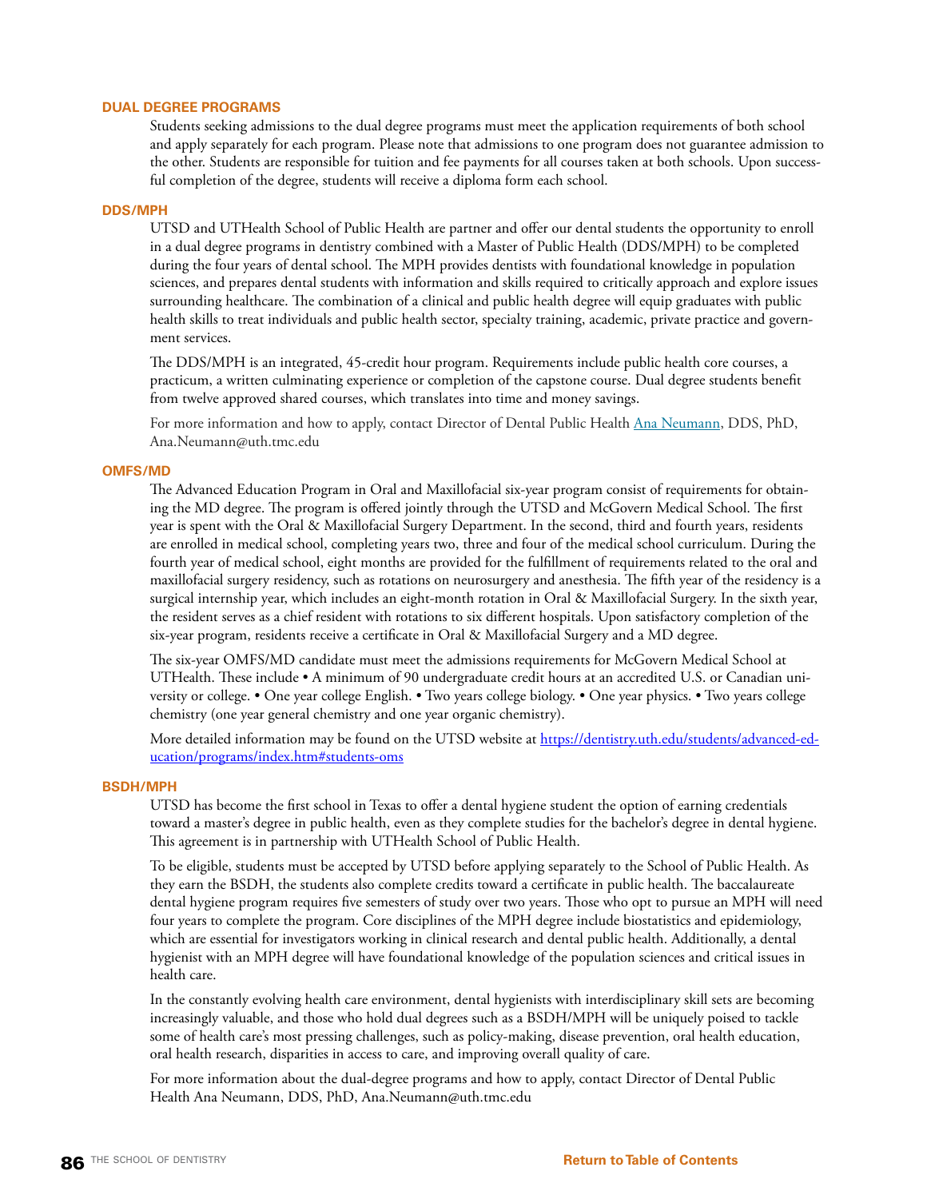## DUAL DEGREE PROGRAMS

Students seeking admissions to the dual degree programs must meet the application requirements of both school and apply separately for each program. Please note that admissions to one program does not guarantee admission to the other. Students are responsible for tuition and fee payments for all courses taken at both schools. Upon successful completion of the degree, students will receive a diploma form each school.

## DDS/MPH

UTSD and UTHealth School of Public Health are partner and offer our dental students the opportunity to enroll in a dual degree programs in dentistry combined with a Master of Public Health (DDS/MPH) to be completed during the four years of dental school. The MPH provides dentists with foundational knowledge in population sciences, and prepares dental students with information and skills required to critically approach and explore issues surrounding healthcare. The combination of a clinical and public health degree will equip graduates with public health skills to treat individuals and public health sector, specialty training, academic, private practice and government services.

The DDS/MPH is an integrated, 45-credit hour program. Requirements include public health core courses, a practicum, a written culminating experience or completion of the capstone course. Dual degree students benefit from twelve approved shared courses, which translates into time and money savings.

For more information and how to apply, contact Director of Dental Public Health Ana Neumann, DDS, PhD, Ana.Neumann@uth.tmc.edu

## OMFS/MD

The Advanced Education Program in Oral and Maxillofacial six-year program consist of requirements for obtaining the MD degree. The program is offered jointly through the UTSD and McGovern Medical School. The first year is spent with the Oral & Maxillofacial Surgery Department. In the second, third and fourth years, residents are enrolled in medical school, completing years two, three and four of the medical school curriculum. During the fourth year of medical school, eight months are provided for the fulfillment of requirements related to the oral and maxillofacial surgery residency, such as rotations on neurosurgery and anesthesia. The fifth year of the residency is a surgical internship year, which includes an eight-month rotation in Oral & Maxillofacial Surgery. In the sixth year, the resident serves as a chief resident with rotations to six different hospitals. Upon satisfactory completion of the six-year program, residents receive a certificate in Oral & Maxillofacial Surgery and a MD degree.

The six-year OMFS/MD candidate must meet the admissions requirements for McGovern Medical School at UTHealth. These include • A minimum of 90 undergraduate credit hours at an accredited U.S. or Canadian university or college. • One year college English. • Two years college biology. • One year physics. • Two years college chemistry (one year general chemistry and one year organic chemistry).

More detailed information may be found on the UTSD website at https://dentistry.uth.edu/students/advanced-education/programs/index.htm#students-oms

## BSDH/MPH

UTSD has become the first school in Texas to offer a dental hygiene student the option of earning credentials toward a master's degree in public health, even as they complete studies for the bachelor's degree in dental hygiene. This agreement is in partnership with UTHealth School of Public Health.

To be eligible, students must be accepted by UTSD before applying separately to the School of Public Health. As they earn the BSDH, the students also complete credits toward a certificate in public health. The baccalaureate dental hygiene program requires five semesters of study over two years. Those who opt to pursue an MPH will need four years to complete the program. Core disciplines of the MPH degree include biostatistics and epidemiology, which are essential for investigators working in clinical research and dental public health. Additionally, a dental hygienist with an MPH degree will have foundational knowledge of the population sciences and critical issues in health care.

In the constantly evolving health care environment, dental hygienists with interdisciplinary skill sets are becoming increasingly valuable, and those who hold dual degrees such as a BSDH/MPH will be uniquely poised to tackle some of health care's most pressing challenges, such as policy-making, disease prevention, oral health education, oral health research, disparities in access to care, and improving overall quality of care.

For more information about the dual-degree programs and how to apply, contact Director of Dental Public Health Ana Neumann, DDS, PhD, Ana.Neumann@uth.tmc.edu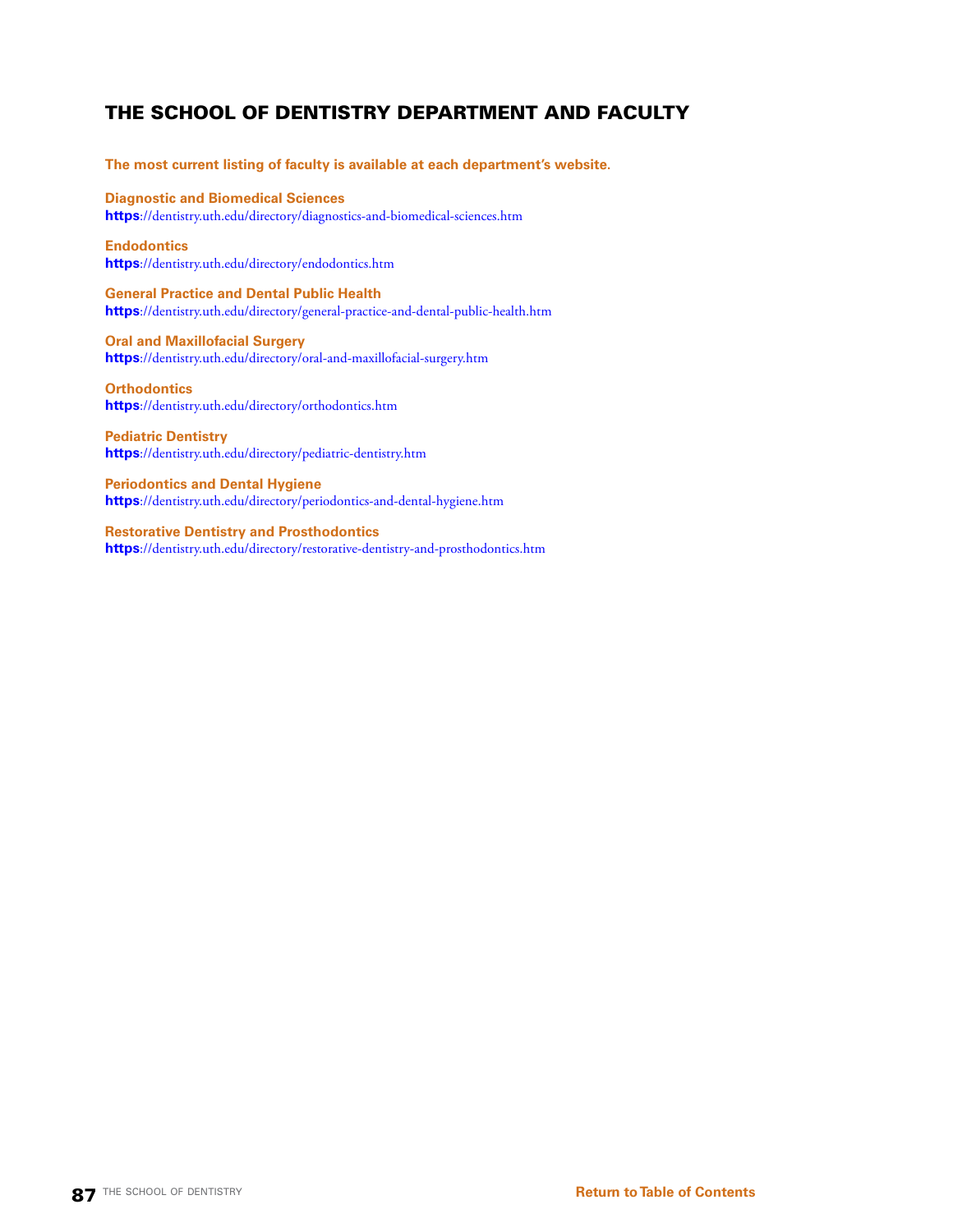# THE SCHOOL OF DENTISTRY DEPARTMENT AND FACULTY

**The most current listing of faculty is available at each department's website.**

**Diagnostic and Biomedical Sciences**
**https**://dentistry.uth.edu/directory/diagnostics-and-biomedical-sciences.htm

**Endodontics**
**https**://dentistry.uth.edu/directory/endodontics.htm

**General Practice and Dental Public Health**
**https**://dentistry.uth.edu/directory/general-practice-and-dental-public-health.htm

**Oral and Maxillofacial Surgery**
**https**://dentistry.uth.edu/directory/oral-and-maxillofacial-surgery.htm

**Orthodontics**
**https**://dentistry.uth.edu/directory/orthodontics.htm

**Pediatric Dentistry**
**https**://dentistry.uth.edu/directory/pediatric-dentistry.htm

**Periodontics and Dental Hygiene**
**https**://dentistry.uth.edu/directory/periodontics-and-dental-hygiene.htm

**Restorative Dentistry and Prosthodontics**
**https**://dentistry.uth.edu/directory/restorative-dentistry-and-prosthodontics.htm

**Return to Table of Contents**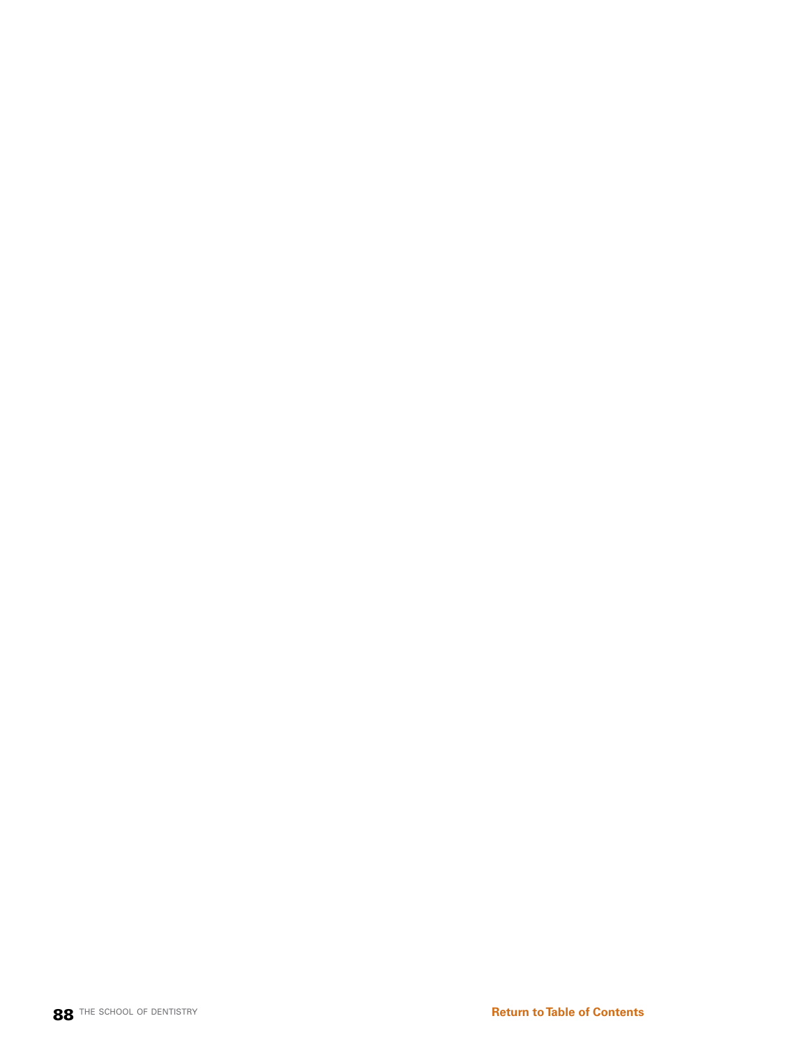[Return to Table of Contents](#)